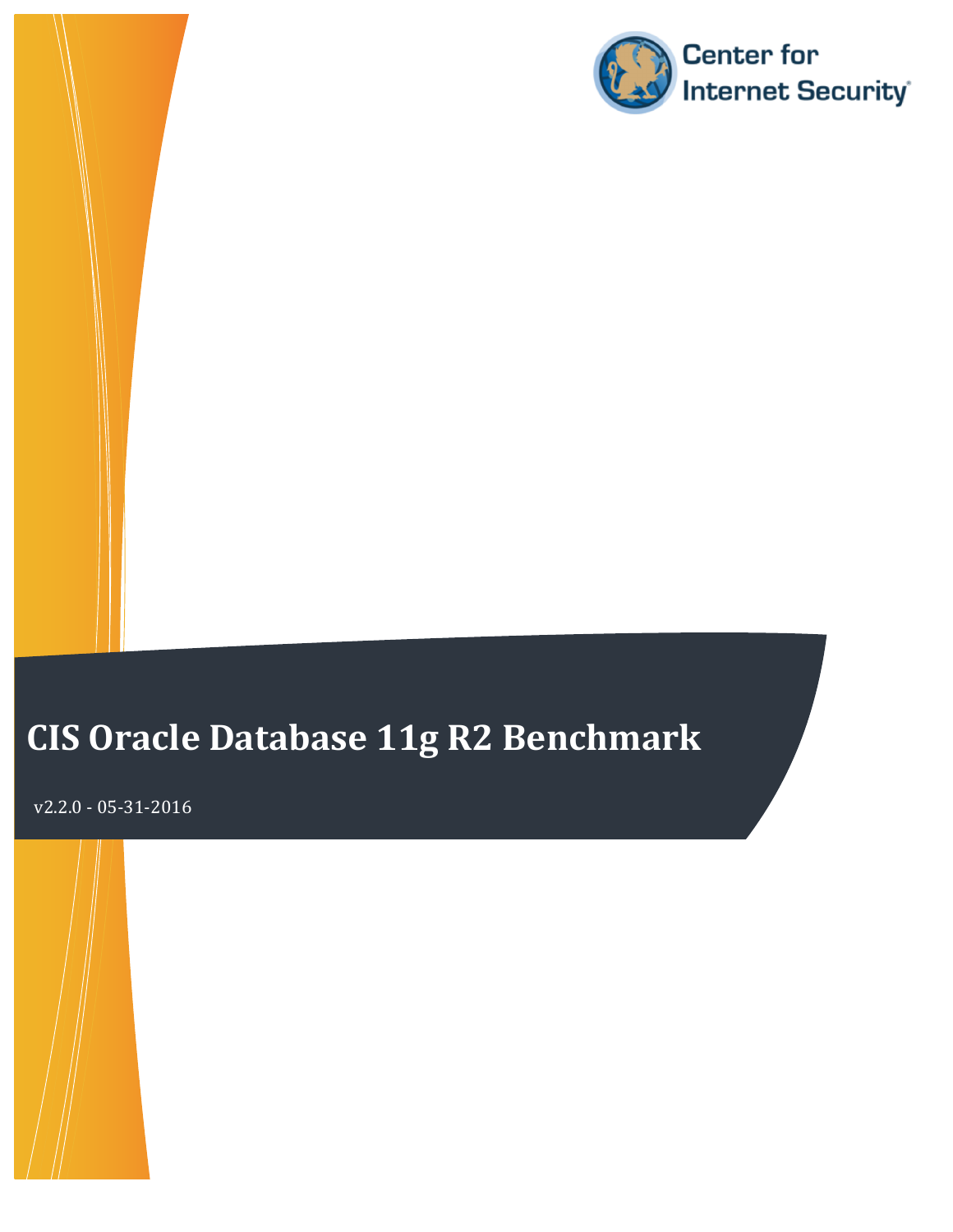Center for Internet Security

# CIS Oracle Database 11g R2 Benchmark

v2.2.0 - 05-31-2016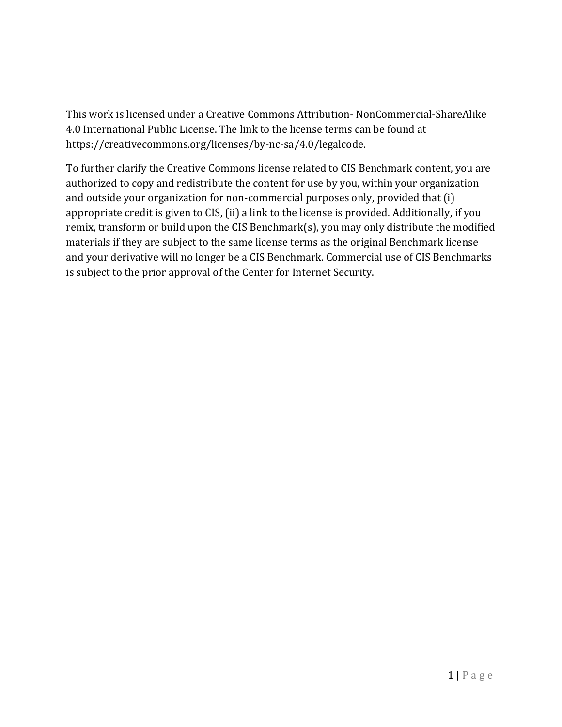This work is licensed under a Creative Commons Attribution- NonCommercial-ShareAlike 4.0 International Public License. The link to the license terms can be found at https://creativecommons.org/licenses/by-nc-sa/4.0/legalcode.

To further clarify the Creative Commons license related to CIS Benchmark content, you are authorized to copy and redistribute the content for use by you, within your organization and outside your organization for non-commercial purposes only, provided that (i) appropriate credit is given to CIS, (ii) a link to the license is provided. Additionally, if you remix, transform or build upon the CIS Benchmark(s), you may only distribute the modified materials if they are subject to the same license terms as the original Benchmark license and your derivative will no longer be a CIS Benchmark. Commercial use of CIS Benchmarks is subject to the prior approval of the Center for Internet Security.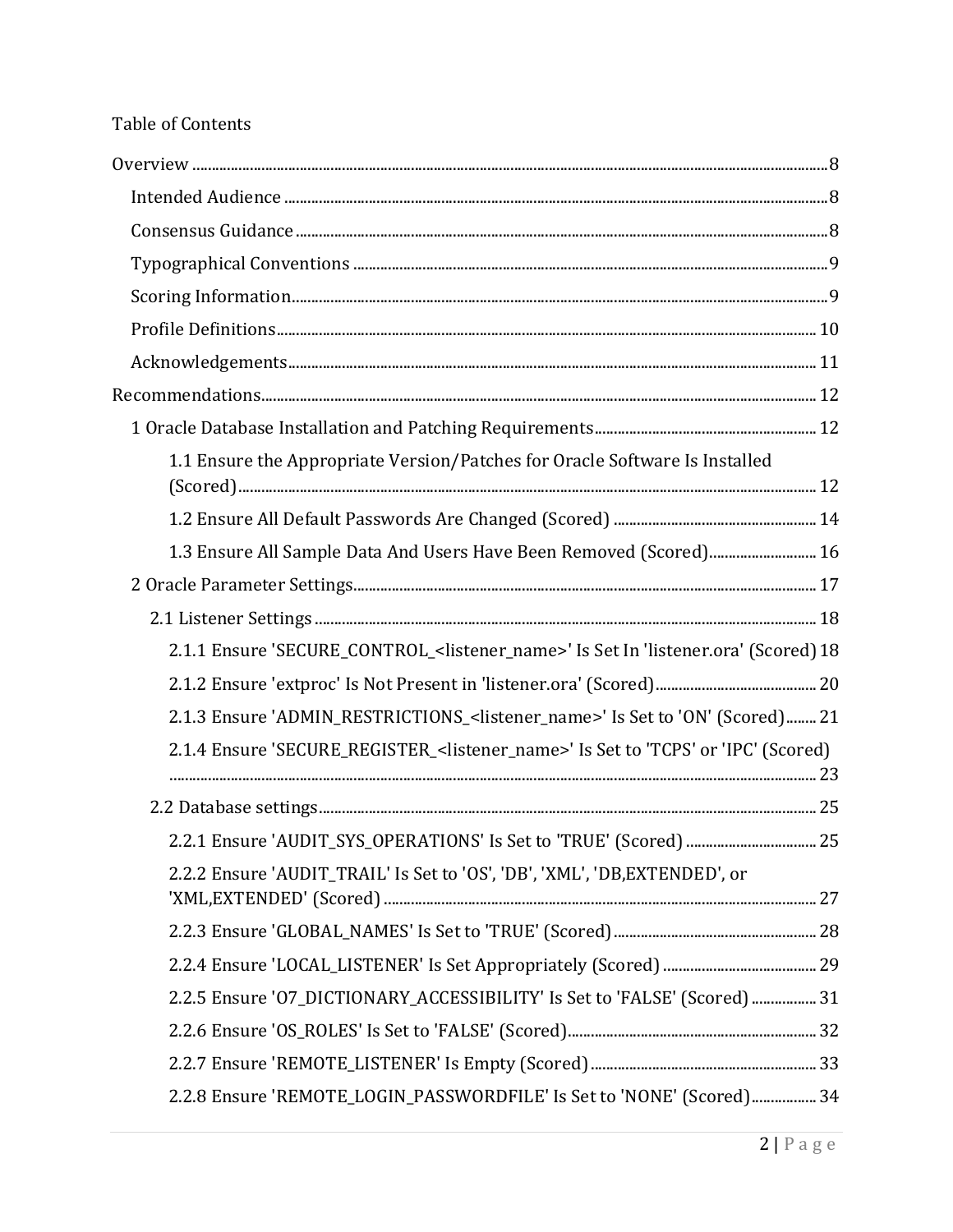Table of Contents

- Overview ........ 8
  - Intended Audience ........ 8
  - Consensus Guidance ........ 8
  - Typographical Conventions ........ 9
  - Scoring Information ........ 9
  - Profile Definitions ........ 10
  - Acknowledgements ........ 11
- Recommendations ........ 12
  - 1 Oracle Database Installation and Patching Requirements ........ 12
    - 1.1 Ensure the Appropriate Version/Patches for Oracle Software Is Installed (Scored) ........ 12
    - 1.2 Ensure All Default Passwords Are Changed (Scored) ........ 14
    - 1.3 Ensure All Sample Data And Users Have Been Removed (Scored) ........ 16
  - 2 Oracle Parameter Settings ........ 17
    - 2.1 Listener Settings ........ 18
      - 2.1.1 Ensure 'SECURE_CONTROL_<listener_name>' Is Set In 'listener.ora' (Scored) 18
      - 2.1.2 Ensure 'extproc' Is Not Present in 'listener.ora' (Scored) ........ 20
      - 2.1.3 Ensure 'ADMIN_RESTRICTIONS_<listener_name>' Is Set to 'ON' (Scored) ........ 21
      - 2.1.4 Ensure 'SECURE_REGISTER_<listener_name>' Is Set to 'TCPS' or 'IPC' (Scored) ........ 23
    - 2.2 Database settings ........ 25
      - 2.2.1 Ensure 'AUDIT_SYS_OPERATIONS' Is Set to 'TRUE' (Scored) ........ 25
      - 2.2.2 Ensure 'AUDIT_TRAIL' Is Set to 'OS', 'DB', 'XML', 'DB,EXTENDED', or 'XML,EXTENDED' (Scored) ........ 27
      - 2.2.3 Ensure 'GLOBAL_NAMES' Is Set to 'TRUE' (Scored) ........ 28
      - 2.2.4 Ensure 'LOCAL_LISTENER' Is Set Appropriately (Scored) ........ 29
      - 2.2.5 Ensure 'O7_DICTIONARY_ACCESSIBILITY' Is Set to 'FALSE' (Scored) ........ 31
      - 2.2.6 Ensure 'OS_ROLES' Is Set to 'FALSE' (Scored) ........ 32
      - 2.2.7 Ensure 'REMOTE_LISTENER' Is Empty (Scored) ........ 33
      - 2.2.8 Ensure 'REMOTE_LOGIN_PASSWORDFILE' Is Set to 'NONE' (Scored) ........ 34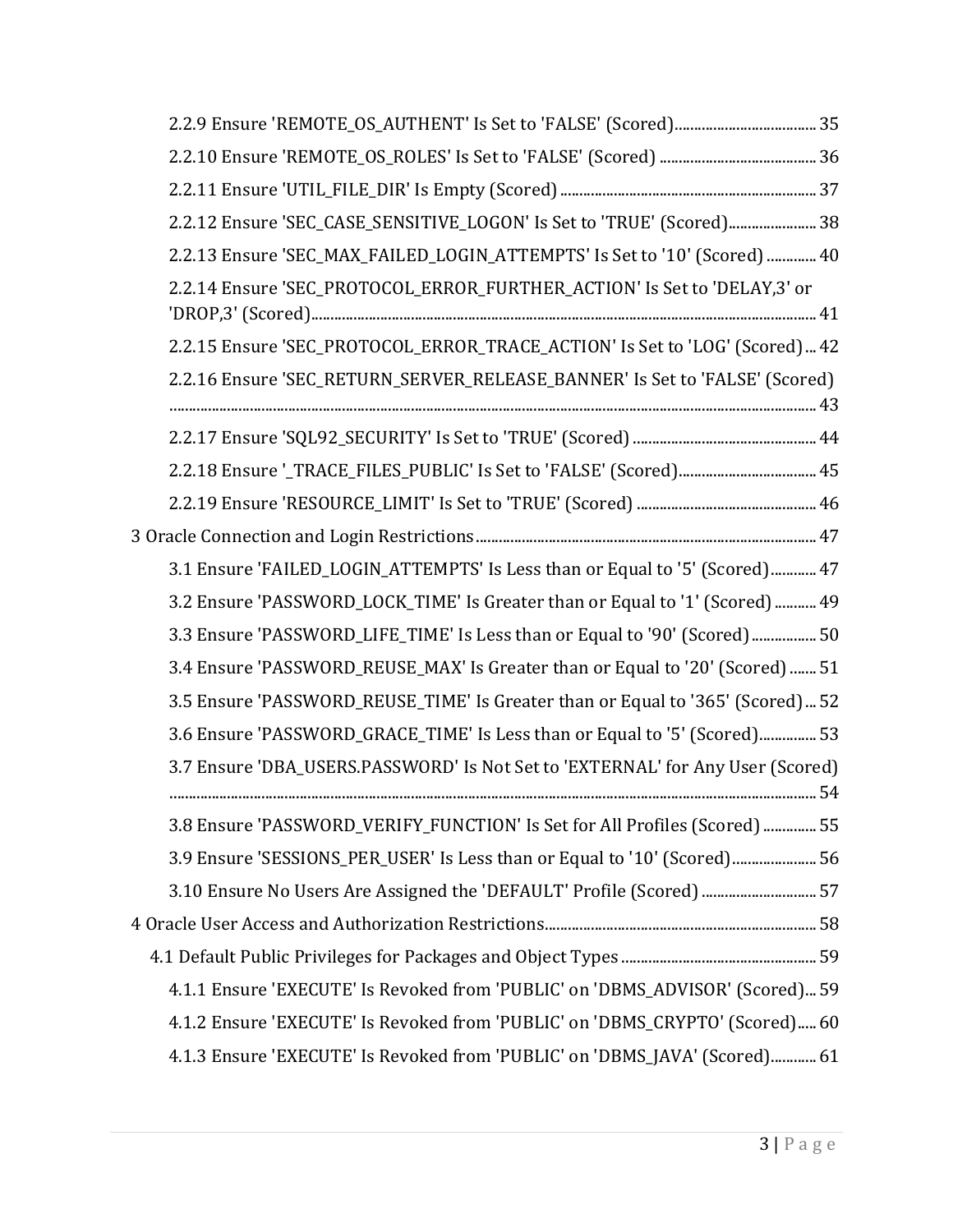2.2.9 Ensure 'REMOTE_OS_AUTHENT' Is Set to 'FALSE' (Scored) ........ 35

2.2.10 Ensure 'REMOTE_OS_ROLES' Is Set to 'FALSE' (Scored) ........ 36

2.2.11 Ensure 'UTIL_FILE_DIR' Is Empty (Scored) ........ 37

2.2.12 Ensure 'SEC_CASE_SENSITIVE_LOGON' Is Set to 'TRUE' (Scored) ........ 38

2.2.13 Ensure 'SEC_MAX_FAILED_LOGIN_ATTEMPTS' Is Set to '10' (Scored) ........ 40

2.2.14 Ensure 'SEC_PROTOCOL_ERROR_FURTHER_ACTION' Is Set to 'DELAY,3' or 'DROP,3' (Scored) ........ 41

2.2.15 Ensure 'SEC_PROTOCOL_ERROR_TRACE_ACTION' Is Set to 'LOG' (Scored) ... 42

2.2.16 Ensure 'SEC_RETURN_SERVER_RELEASE_BANNER' Is Set to 'FALSE' (Scored) ........ 43

2.2.17 Ensure 'SQL92_SECURITY' Is Set to 'TRUE' (Scored) ........ 44

2.2.18 Ensure '_TRACE_FILES_PUBLIC' Is Set to 'FALSE' (Scored) ........ 45

2.2.19 Ensure 'RESOURCE_LIMIT' Is Set to 'TRUE' (Scored) ........ 46

3 Oracle Connection and Login Restrictions ........ 47

3.1 Ensure 'FAILED_LOGIN_ATTEMPTS' Is Less than or Equal to '5' (Scored) ........ 47

3.2 Ensure 'PASSWORD_LOCK_TIME' Is Greater than or Equal to '1' (Scored) ........ 49

3.3 Ensure 'PASSWORD_LIFE_TIME' Is Less than or Equal to '90' (Scored) ........ 50

3.4 Ensure 'PASSWORD_REUSE_MAX' Is Greater than or Equal to '20' (Scored) ........ 51

3.5 Ensure 'PASSWORD_REUSE_TIME' Is Greater than or Equal to '365' (Scored) ... 52

3.6 Ensure 'PASSWORD_GRACE_TIME' Is Less than or Equal to '5' (Scored) ........ 53

3.7 Ensure 'DBA_USERS.PASSWORD' Is Not Set to 'EXTERNAL' for Any User (Scored) ........ 54

3.8 Ensure 'PASSWORD_VERIFY_FUNCTION' Is Set for All Profiles (Scored) ........ 55

3.9 Ensure 'SESSIONS_PER_USER' Is Less than or Equal to '10' (Scored) ........ 56

3.10 Ensure No Users Are Assigned the 'DEFAULT' Profile (Scored) ........ 57

4 Oracle User Access and Authorization Restrictions ........ 58

4.1 Default Public Privileges for Packages and Object Types ........ 59

4.1.1 Ensure 'EXECUTE' Is Revoked from 'PUBLIC' on 'DBMS_ADVISOR' (Scored) ... 59

4.1.2 Ensure 'EXECUTE' Is Revoked from 'PUBLIC' on 'DBMS_CRYPTO' (Scored) ..... 60

4.1.3 Ensure 'EXECUTE' Is Revoked from 'PUBLIC' on 'DBMS_JAVA' (Scored) ........ 61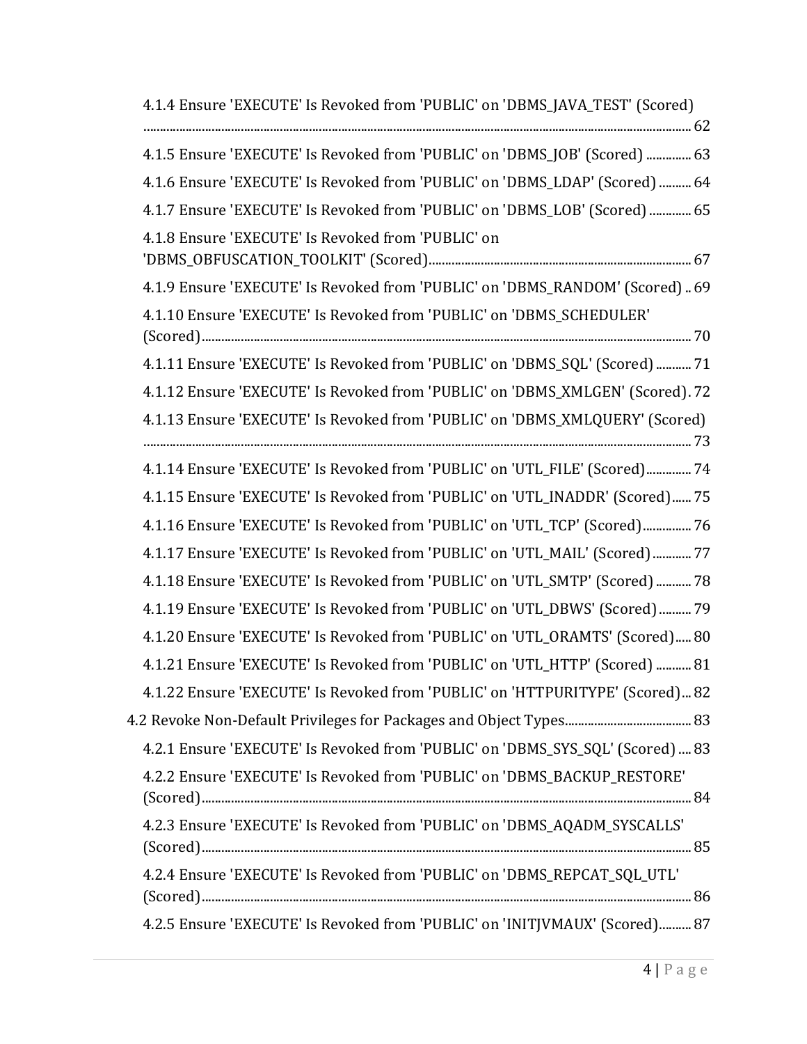4.1.4 Ensure 'EXECUTE' Is Revoked from 'PUBLIC' on 'DBMS_JAVA_TEST' (Scored) ..... 62

4.1.5 Ensure 'EXECUTE' Is Revoked from 'PUBLIC' on 'DBMS_JOB' (Scored) ..... 63

4.1.6 Ensure 'EXECUTE' Is Revoked from 'PUBLIC' on 'DBMS_LDAP' (Scored) ..... 64

4.1.7 Ensure 'EXECUTE' Is Revoked from 'PUBLIC' on 'DBMS_LOB' (Scored) ..... 65

4.1.8 Ensure 'EXECUTE' Is Revoked from 'PUBLIC' on 'DBMS_OBFUSCATION_TOOLKIT' (Scored) ..... 67

4.1.9 Ensure 'EXECUTE' Is Revoked from 'PUBLIC' on 'DBMS_RANDOM' (Scored) .. 69

4.1.10 Ensure 'EXECUTE' Is Revoked from 'PUBLIC' on 'DBMS_SCHEDULER' (Scored) ..... 70

4.1.11 Ensure 'EXECUTE' Is Revoked from 'PUBLIC' on 'DBMS_SQL' (Scored) ..... 71

4.1.12 Ensure 'EXECUTE' Is Revoked from 'PUBLIC' on 'DBMS_XMLGEN' (Scored). 72

4.1.13 Ensure 'EXECUTE' Is Revoked from 'PUBLIC' on 'DBMS_XMLQUERY' (Scored) ..... 73

4.1.14 Ensure 'EXECUTE' Is Revoked from 'PUBLIC' on 'UTL_FILE' (Scored) ..... 74

4.1.15 Ensure 'EXECUTE' Is Revoked from 'PUBLIC' on 'UTL_INADDR' (Scored) ..... 75

4.1.16 Ensure 'EXECUTE' Is Revoked from 'PUBLIC' on 'UTL_TCP' (Scored) ..... 76

4.1.17 Ensure 'EXECUTE' Is Revoked from 'PUBLIC' on 'UTL_MAIL' (Scored) ..... 77

4.1.18 Ensure 'EXECUTE' Is Revoked from 'PUBLIC' on 'UTL_SMTP' (Scored) ..... 78

4.1.19 Ensure 'EXECUTE' Is Revoked from 'PUBLIC' on 'UTL_DBWS' (Scored) ..... 79

4.1.20 Ensure 'EXECUTE' Is Revoked from 'PUBLIC' on 'UTL_ORAMTS' (Scored) ..... 80

4.1.21 Ensure 'EXECUTE' Is Revoked from 'PUBLIC' on 'UTL_HTTP' (Scored) ..... 81

4.1.22 Ensure 'EXECUTE' Is Revoked from 'PUBLIC' on 'HTTPURITYPE' (Scored) ... 82

4.2 Revoke Non-Default Privileges for Packages and Object Types ..... 83

4.2.1 Ensure 'EXECUTE' Is Revoked from 'PUBLIC' on 'DBMS_SYS_SQL' (Scored) .... 83

4.2.2 Ensure 'EXECUTE' Is Revoked from 'PUBLIC' on 'DBMS_BACKUP_RESTORE' (Scored) ..... 84

4.2.3 Ensure 'EXECUTE' Is Revoked from 'PUBLIC' on 'DBMS_AQADM_SYSCALLS' (Scored) ..... 85

4.2.4 Ensure 'EXECUTE' Is Revoked from 'PUBLIC' on 'DBMS_REPCAT_SQL_UTL' (Scored) ..... 86

4.2.5 Ensure 'EXECUTE' Is Revoked from 'PUBLIC' on 'INITJVMAUX' (Scored) ..... 87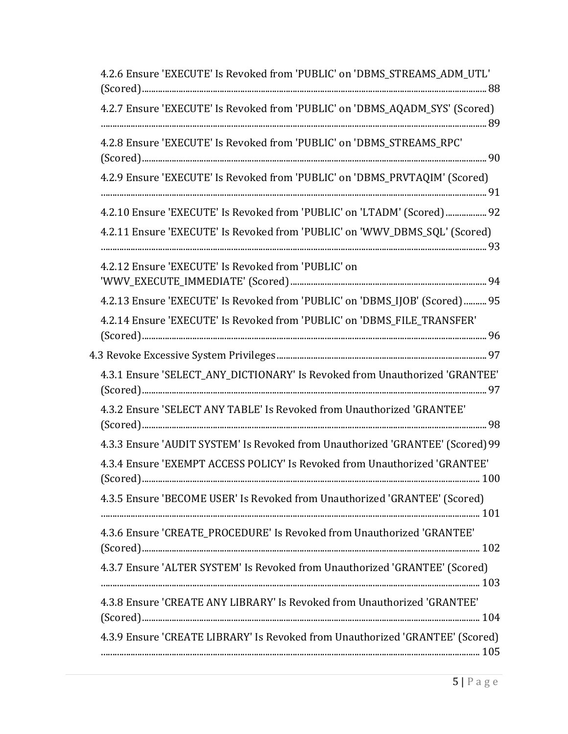- 4.2.6 Ensure 'EXECUTE' Is Revoked from 'PUBLIC' on 'DBMS_STREAMS_ADM_UTL' (Scored) ... 88
- 4.2.7 Ensure 'EXECUTE' Is Revoked from 'PUBLIC' on 'DBMS_AQADM_SYS' (Scored) ... 89
- 4.2.8 Ensure 'EXECUTE' Is Revoked from 'PUBLIC' on 'DBMS_STREAMS_RPC' (Scored) ... 90
- 4.2.9 Ensure 'EXECUTE' Is Revoked from 'PUBLIC' on 'DBMS_PRVTAQIM' (Scored) ... 91
- 4.2.10 Ensure 'EXECUTE' Is Revoked from 'PUBLIC' on 'LTADM' (Scored) ... 92
- 4.2.11 Ensure 'EXECUTE' Is Revoked from 'PUBLIC' on 'WWV_DBMS_SQL' (Scored) ... 93
- 4.2.12 Ensure 'EXECUTE' Is Revoked from 'PUBLIC' on 'WWV_EXECUTE_IMMEDIATE' (Scored) ... 94
- 4.2.13 Ensure 'EXECUTE' Is Revoked from 'PUBLIC' on 'DBMS_IJOB' (Scored) ... 95
- 4.2.14 Ensure 'EXECUTE' Is Revoked from 'PUBLIC' on 'DBMS_FILE_TRANSFER' (Scored) ... 96

4.3 Revoke Excessive System Privileges ... 97

- 4.3.1 Ensure 'SELECT_ANY_DICTIONARY' Is Revoked from Unauthorized 'GRANTEE' (Scored) ... 97
- 4.3.2 Ensure 'SELECT ANY TABLE' Is Revoked from Unauthorized 'GRANTEE' (Scored) ... 98
- 4.3.3 Ensure 'AUDIT SYSTEM' Is Revoked from Unauthorized 'GRANTEE' (Scored) 99
- 4.3.4 Ensure 'EXEMPT ACCESS POLICY' Is Revoked from Unauthorized 'GRANTEE' (Scored) ... 100
- 4.3.5 Ensure 'BECOME USER' Is Revoked from Unauthorized 'GRANTEE' (Scored) ... 101
- 4.3.6 Ensure 'CREATE_PROCEDURE' Is Revoked from Unauthorized 'GRANTEE' (Scored) ... 102
- 4.3.7 Ensure 'ALTER SYSTEM' Is Revoked from Unauthorized 'GRANTEE' (Scored) ... 103
- 4.3.8 Ensure 'CREATE ANY LIBRARY' Is Revoked from Unauthorized 'GRANTEE' (Scored) ... 104
- 4.3.9 Ensure 'CREATE LIBRARY' Is Revoked from Unauthorized 'GRANTEE' (Scored) ... 105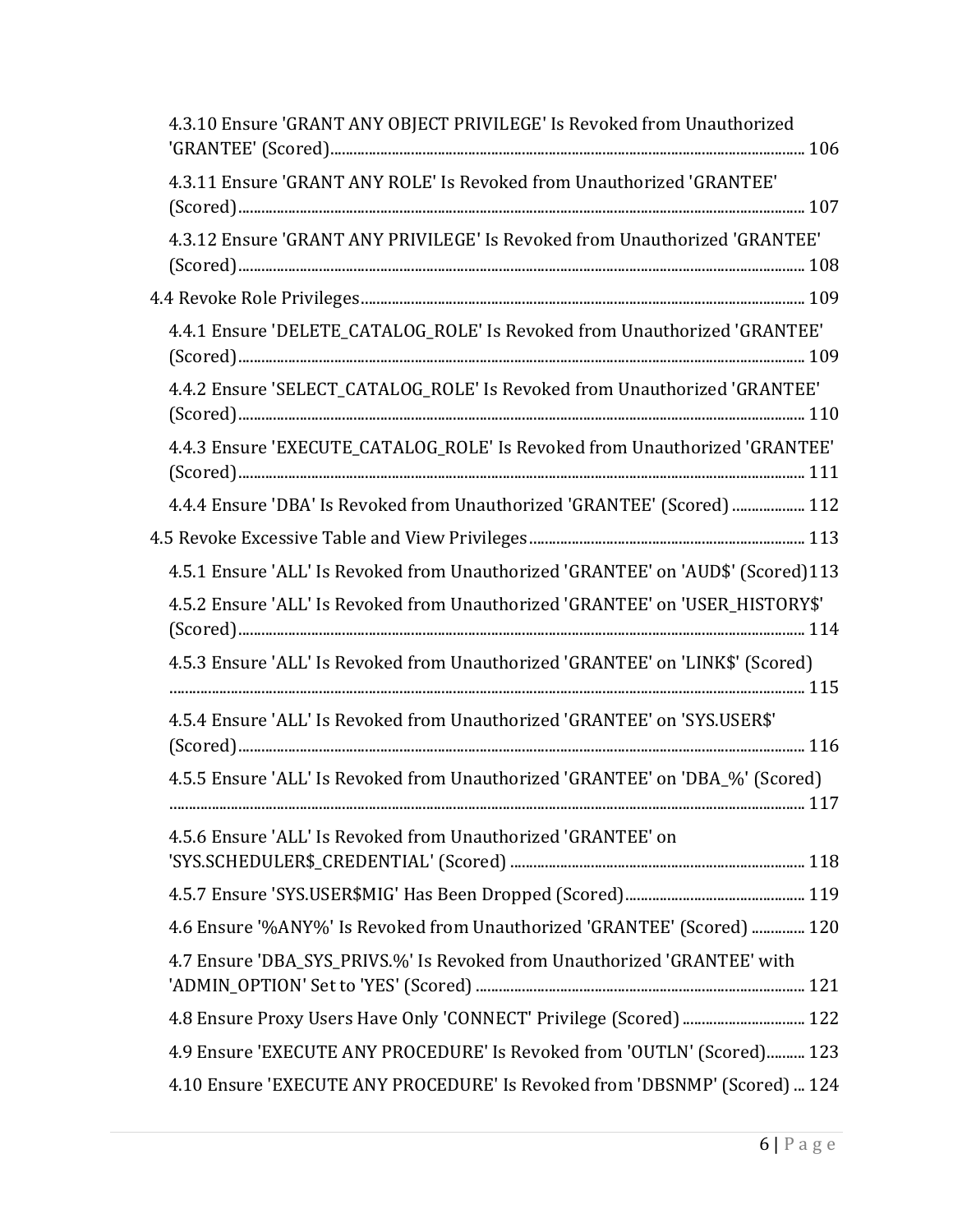4.3.10 Ensure 'GRANT ANY OBJECT PRIVILEGE' Is Revoked from Unauthorized 'GRANTEE' (Scored) ..... 106

4.3.11 Ensure 'GRANT ANY ROLE' Is Revoked from Unauthorized 'GRANTEE' (Scored) ..... 107

4.3.12 Ensure 'GRANT ANY PRIVILEGE' Is Revoked from Unauthorized 'GRANTEE' (Scored) ..... 108

4.4 Revoke Role Privileges ..... 109

4.4.1 Ensure 'DELETE_CATALOG_ROLE' Is Revoked from Unauthorized 'GRANTEE' (Scored) ..... 109

4.4.2 Ensure 'SELECT_CATALOG_ROLE' Is Revoked from Unauthorized 'GRANTEE' (Scored) ..... 110

4.4.3 Ensure 'EXECUTE_CATALOG_ROLE' Is Revoked from Unauthorized 'GRANTEE' (Scored) ..... 111

4.4.4 Ensure 'DBA' Is Revoked from Unauthorized 'GRANTEE' (Scored) ..... 112

4.5 Revoke Excessive Table and View Privileges ..... 113

4.5.1 Ensure 'ALL' Is Revoked from Unauthorized 'GRANTEE' on 'AUD$' (Scored) ..... 113

4.5.2 Ensure 'ALL' Is Revoked from Unauthorized 'GRANTEE' on 'USER_HISTORY$' (Scored) ..... 114

4.5.3 Ensure 'ALL' Is Revoked from Unauthorized 'GRANTEE' on 'LINK$' (Scored) ..... 115

4.5.4 Ensure 'ALL' Is Revoked from Unauthorized 'GRANTEE' on 'SYS.USER$' (Scored) ..... 116

4.5.5 Ensure 'ALL' Is Revoked from Unauthorized 'GRANTEE' on 'DBA_%' (Scored) ..... 117

4.5.6 Ensure 'ALL' Is Revoked from Unauthorized 'GRANTEE' on 'SYS.SCHEDULER$_CREDENTIAL' (Scored) ..... 118

4.5.7 Ensure 'SYS.USER$MIG' Has Been Dropped (Scored) ..... 119

4.6 Ensure '%ANY%' Is Revoked from Unauthorized 'GRANTEE' (Scored) ..... 120

4.7 Ensure 'DBA_SYS_PRIVS.%' Is Revoked from Unauthorized 'GRANTEE' with 'ADMIN_OPTION' Set to 'YES' (Scored) ..... 121

4.8 Ensure Proxy Users Have Only 'CONNECT' Privilege (Scored) ..... 122

4.9 Ensure 'EXECUTE ANY PROCEDURE' Is Revoked from 'OUTLN' (Scored) ..... 123

4.10 Ensure 'EXECUTE ANY PROCEDURE' Is Revoked from 'DBSNMP' (Scored) ..... 124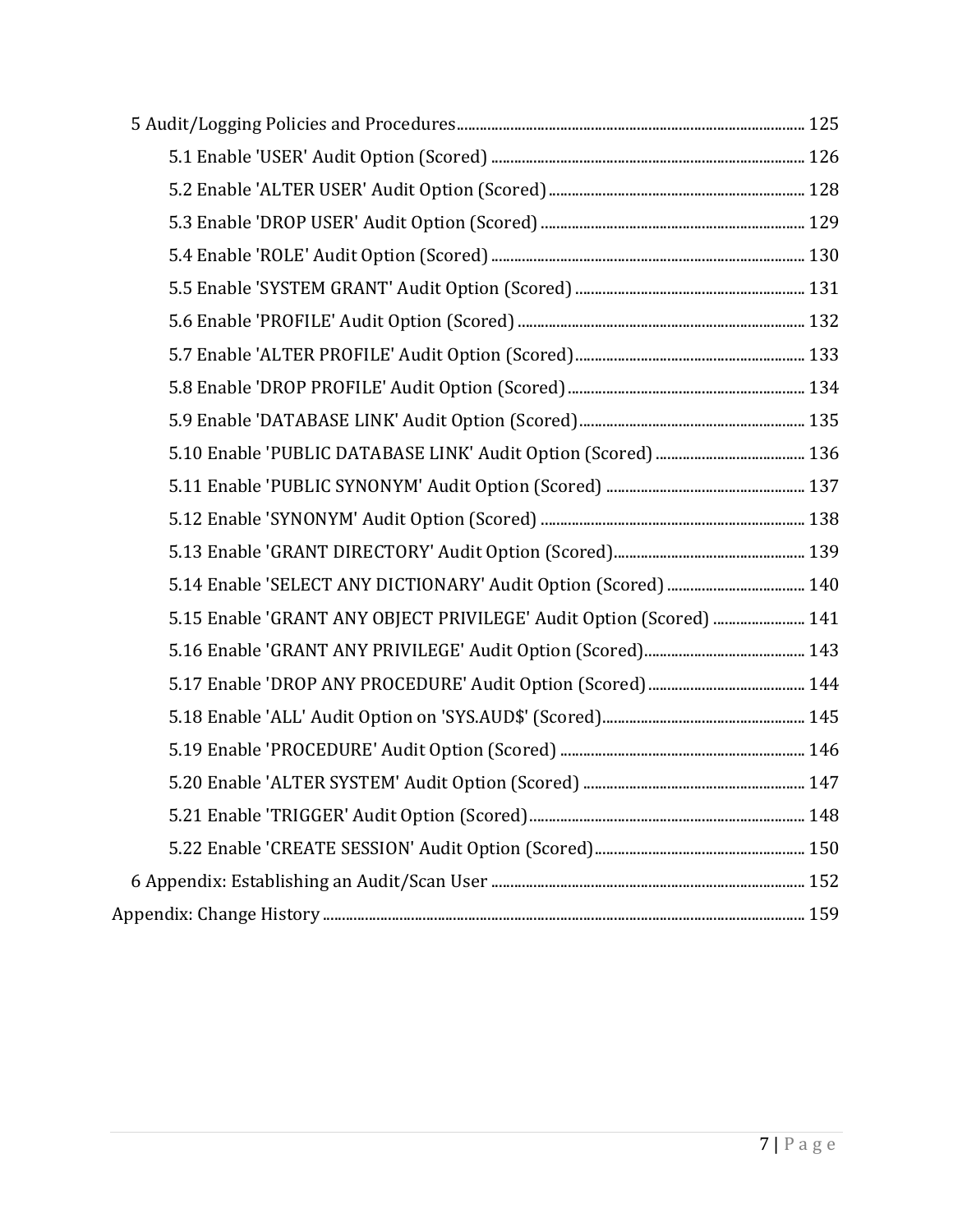5 Audit/Logging Policies and Procedures ........ 125
- 5.1 Enable 'USER' Audit Option (Scored) ........ 126
- 5.2 Enable 'ALTER USER' Audit Option (Scored) ........ 128
- 5.3 Enable 'DROP USER' Audit Option (Scored) ........ 129
- 5.4 Enable 'ROLE' Audit Option (Scored) ........ 130
- 5.5 Enable 'SYSTEM GRANT' Audit Option (Scored) ........ 131
- 5.6 Enable 'PROFILE' Audit Option (Scored) ........ 132
- 5.7 Enable 'ALTER PROFILE' Audit Option (Scored) ........ 133
- 5.8 Enable 'DROP PROFILE' Audit Option (Scored) ........ 134
- 5.9 Enable 'DATABASE LINK' Audit Option (Scored) ........ 135
- 5.10 Enable 'PUBLIC DATABASE LINK' Audit Option (Scored) ........ 136
- 5.11 Enable 'PUBLIC SYNONYM' Audit Option (Scored) ........ 137
- 5.12 Enable 'SYNONYM' Audit Option (Scored) ........ 138
- 5.13 Enable 'GRANT DIRECTORY' Audit Option (Scored) ........ 139
- 5.14 Enable 'SELECT ANY DICTIONARY' Audit Option (Scored) ........ 140
- 5.15 Enable 'GRANT ANY OBJECT PRIVILEGE' Audit Option (Scored) ........ 141
- 5.16 Enable 'GRANT ANY PRIVILEGE' Audit Option (Scored) ........ 143
- 5.17 Enable 'DROP ANY PROCEDURE' Audit Option (Scored) ........ 144
- 5.18 Enable 'ALL' Audit Option on 'SYS.AUD$' (Scored) ........ 145
- 5.19 Enable 'PROCEDURE' Audit Option (Scored) ........ 146
- 5.20 Enable 'ALTER SYSTEM' Audit Option (Scored) ........ 147
- 5.21 Enable 'TRIGGER' Audit Option (Scored) ........ 148
- 5.22 Enable 'CREATE SESSION' Audit Option (Scored) ........ 150

6 Appendix: Establishing an Audit/Scan User ........ 152

Appendix: Change History ........ 159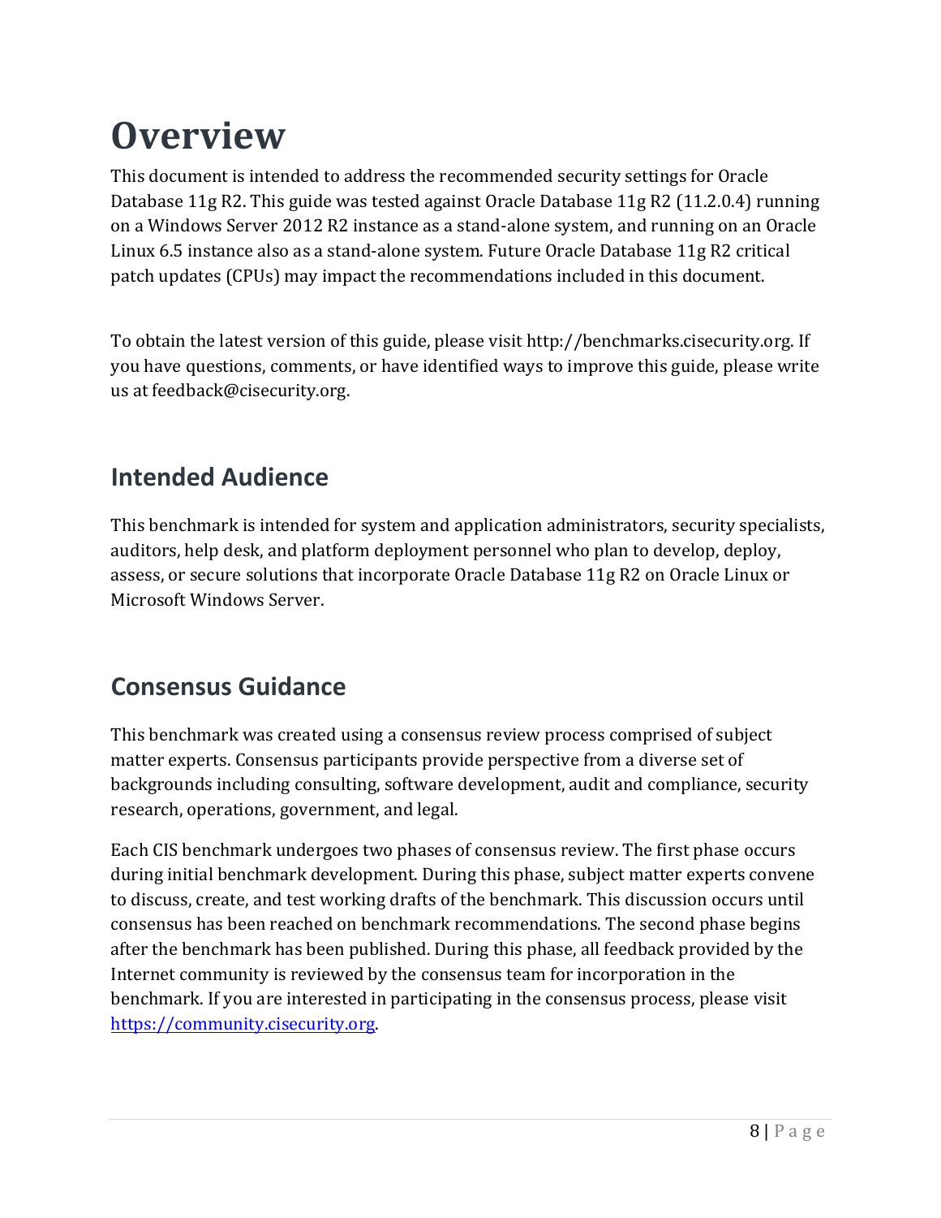# Overview

This document is intended to address the recommended security settings for Oracle Database 11g R2. This guide was tested against Oracle Database 11g R2 (11.2.0.4) running on a Windows Server 2012 R2 instance as a stand-alone system, and running on an Oracle Linux 6.5 instance also as a stand-alone system. Future Oracle Database 11g R2 critical patch updates (CPUs) may impact the recommendations included in this document.

To obtain the latest version of this guide, please visit http://benchmarks.cisecurity.org. If you have questions, comments, or have identified ways to improve this guide, please write us at feedback@cisecurity.org.

## Intended Audience

This benchmark is intended for system and application administrators, security specialists, auditors, help desk, and platform deployment personnel who plan to develop, deploy, assess, or secure solutions that incorporate Oracle Database 11g R2 on Oracle Linux or Microsoft Windows Server.

## Consensus Guidance

This benchmark was created using a consensus review process comprised of subject matter experts. Consensus participants provide perspective from a diverse set of backgrounds including consulting, software development, audit and compliance, security research, operations, government, and legal.

Each CIS benchmark undergoes two phases of consensus review. The first phase occurs during initial benchmark development. During this phase, subject matter experts convene to discuss, create, and test working drafts of the benchmark. This discussion occurs until consensus has been reached on benchmark recommendations. The second phase begins after the benchmark has been published. During this phase, all feedback provided by the Internet community is reviewed by the consensus team for incorporation in the benchmark. If you are interested in participating in the consensus process, please visit https://community.cisecurity.org.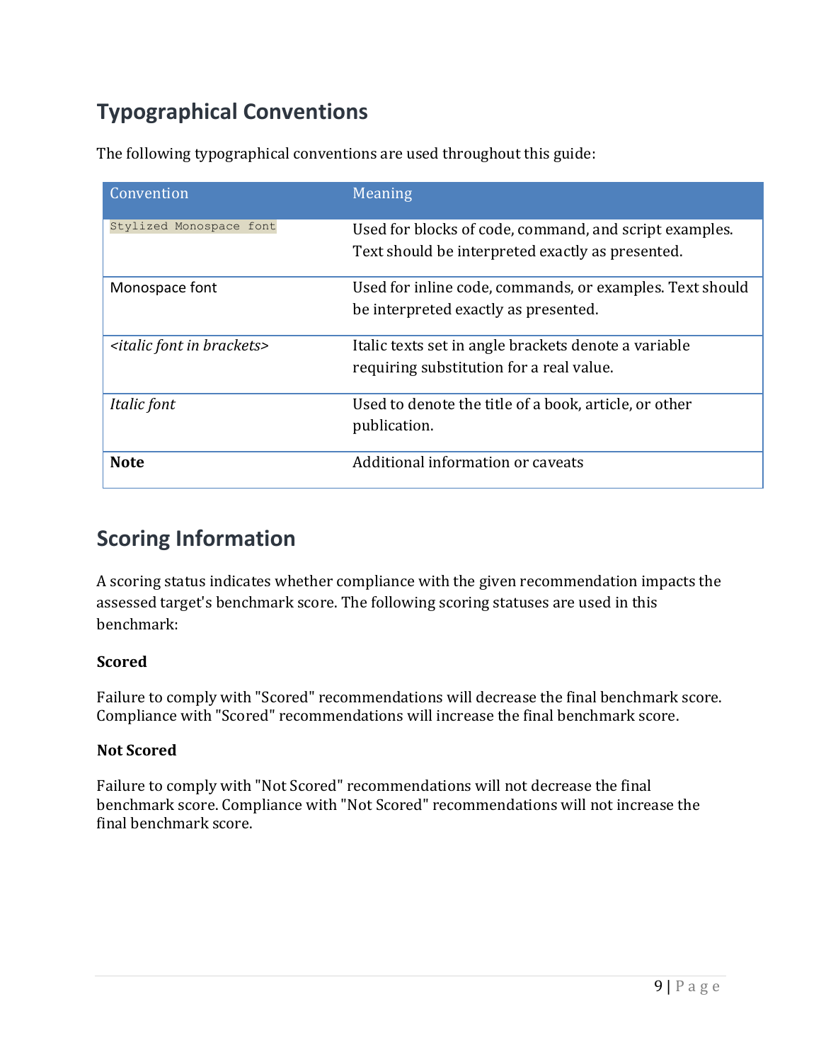## Typographical Conventions

The following typographical conventions are used throughout this guide:

| Convention | Meaning |
|---|---|
| `Stylized Monospace font` | Used for blocks of code, command, and script examples. Text should be interpreted exactly as presented. |
| `Monospace font` | Used for inline code, commands, or examples. Text should be interpreted exactly as presented. |
| *<italic font in brackets>* | Italic texts set in angle brackets denote a variable requiring substitution for a real value. |
| *Italic font* | Used to denote the title of a book, article, or other publication. |
| **Note** | Additional information or caveats |

## Scoring Information

A scoring status indicates whether compliance with the given recommendation impacts the assessed target's benchmark score. The following scoring statuses are used in this benchmark:

**Scored**

Failure to comply with "Scored" recommendations will decrease the final benchmark score. Compliance with "Scored" recommendations will increase the final benchmark score.

**Not Scored**

Failure to comply with "Not Scored" recommendations will not decrease the final benchmark score. Compliance with "Not Scored" recommendations will not increase the final benchmark score.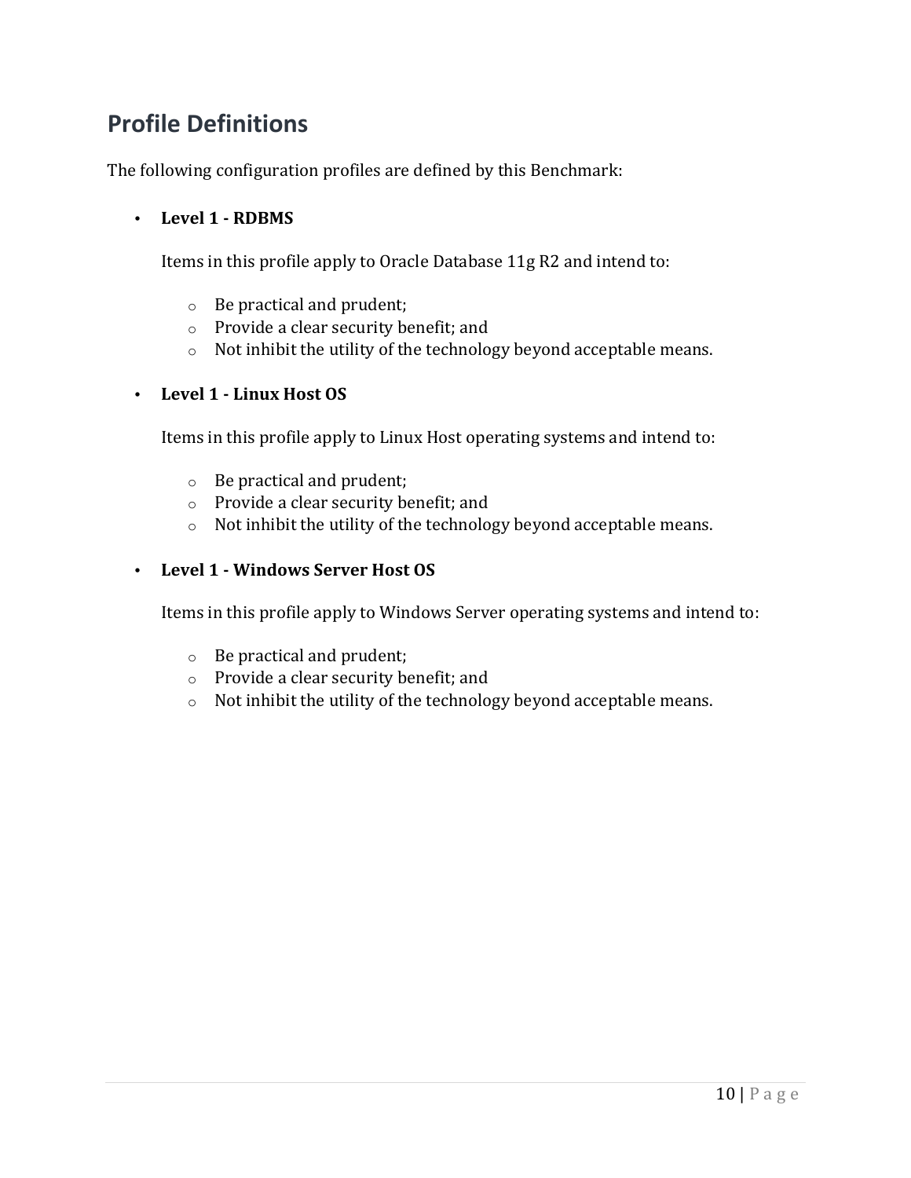# Profile Definitions

The following configuration profiles are defined by this Benchmark:

- **Level 1 - RDBMS**

  Items in this profile apply to Oracle Database 11g R2 and intend to:

  - Be practical and prudent;
  - Provide a clear security benefit; and
  - Not inhibit the utility of the technology beyond acceptable means.

- **Level 1 - Linux Host OS**

  Items in this profile apply to Linux Host operating systems and intend to:

  - Be practical and prudent;
  - Provide a clear security benefit; and
  - Not inhibit the utility of the technology beyond acceptable means.

- **Level 1 - Windows Server Host OS**

  Items in this profile apply to Windows Server operating systems and intend to:

  - Be practical and prudent;
  - Provide a clear security benefit; and
  - Not inhibit the utility of the technology beyond acceptable means.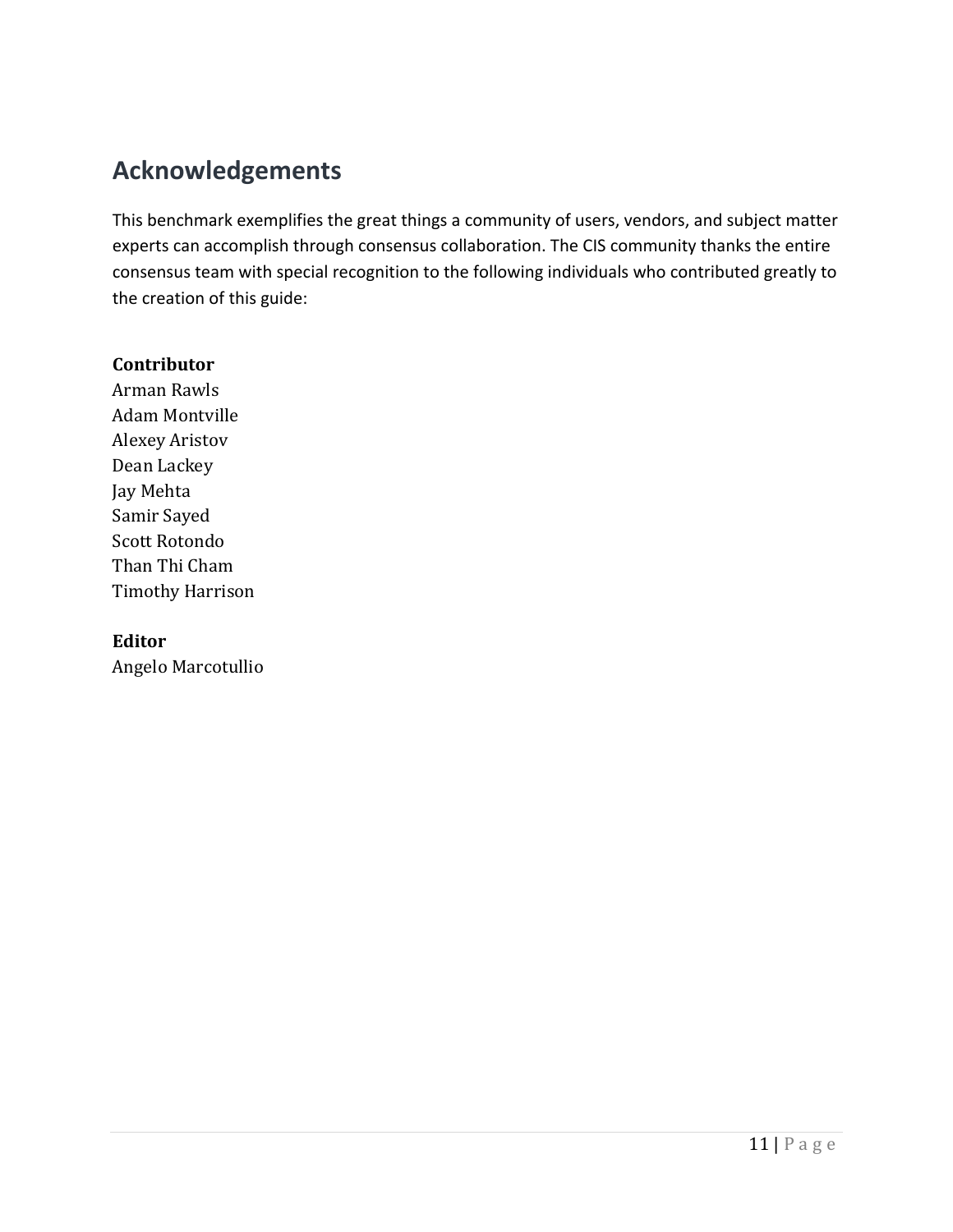# Acknowledgements

This benchmark exemplifies the great things a community of users, vendors, and subject matter experts can accomplish through consensus collaboration. The CIS community thanks the entire consensus team with special recognition to the following individuals who contributed greatly to the creation of this guide:

**Contributor**
Arman Rawls
Adam Montville
Alexey Aristov
Dean Lackey
Jay Mehta
Samir Sayed
Scott Rotondo
Than Thi Cham
Timothy Harrison

**Editor**
Angelo Marcotullio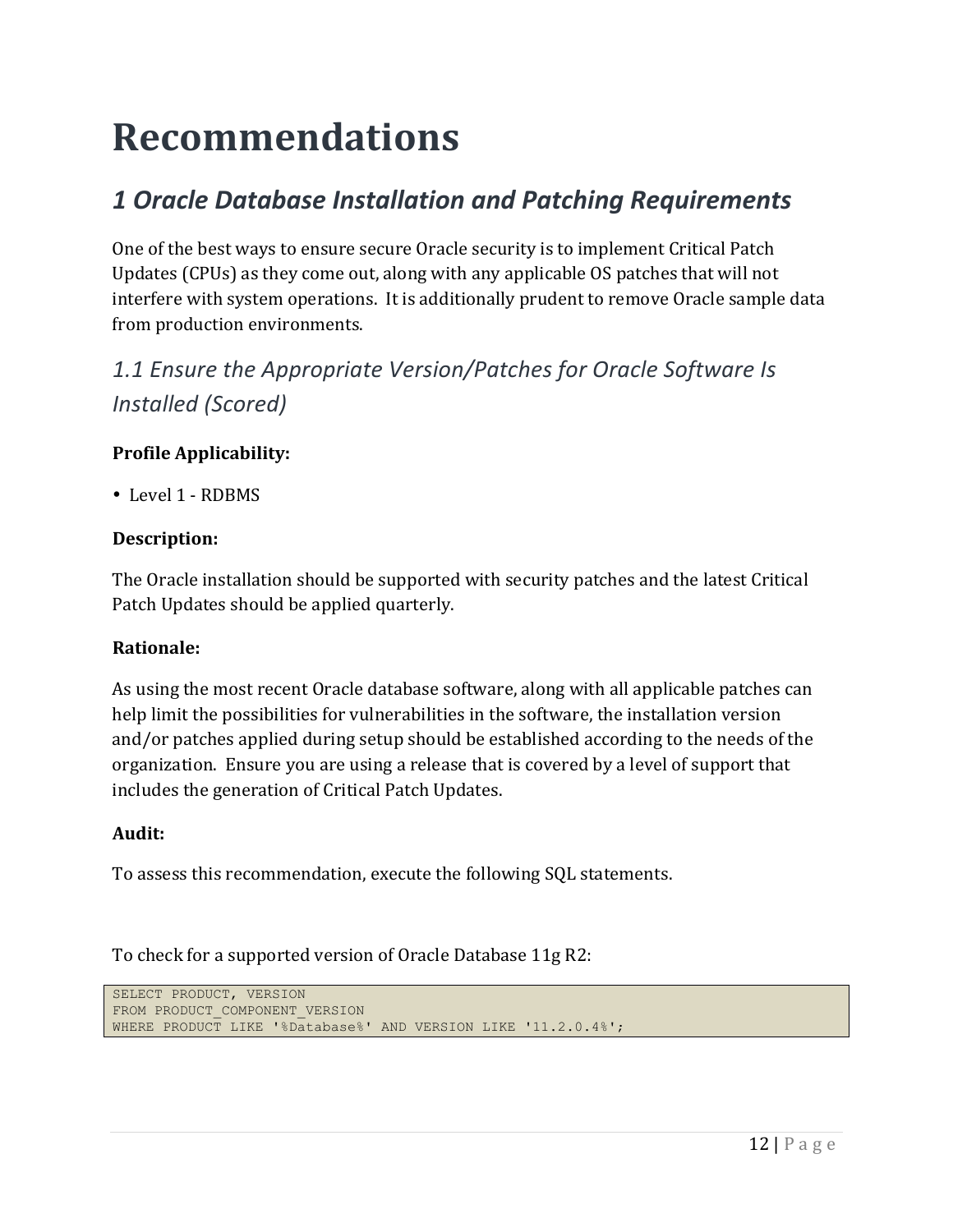# Recommendations

## *1 Oracle Database Installation and Patching Requirements*

One of the best ways to ensure secure Oracle security is to implement Critical Patch Updates (CPUs) as they come out, along with any applicable OS patches that will not interfere with system operations. It is additionally prudent to remove Oracle sample data from production environments.

### *1.1 Ensure the Appropriate Version/Patches for Oracle Software Is Installed (Scored)*

**Profile Applicability:**

- Level 1 - RDBMS

**Description:**

The Oracle installation should be supported with security patches and the latest Critical Patch Updates should be applied quarterly.

**Rationale:**

As using the most recent Oracle database software, along with all applicable patches can help limit the possibilities for vulnerabilities in the software, the installation version and/or patches applied during setup should be established according to the needs of the organization. Ensure you are using a release that is covered by a level of support that includes the generation of Critical Patch Updates.

**Audit:**

To assess this recommendation, execute the following SQL statements.

To check for a supported version of Oracle Database 11g R2:

```
SELECT PRODUCT, VERSION
FROM PRODUCT_COMPONENT_VERSION
WHERE PRODUCT LIKE '%Database%' AND VERSION LIKE '11.2.0.4%';
```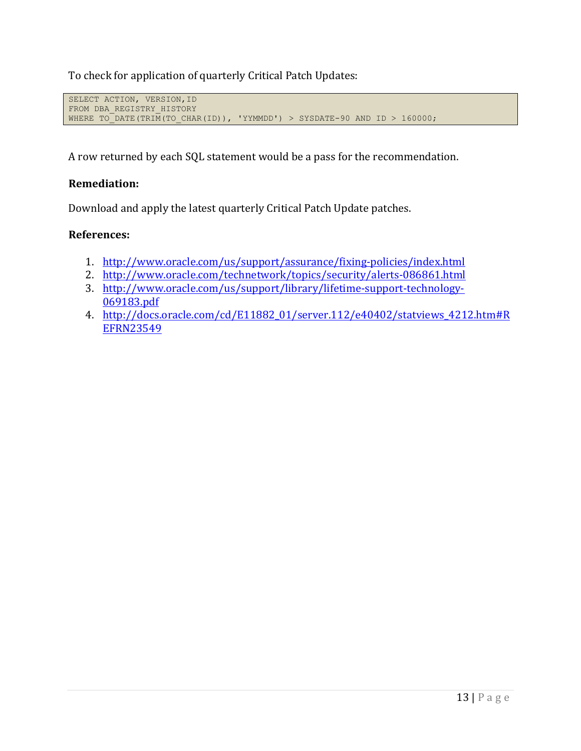To check for application of quarterly Critical Patch Updates:

```
SELECT ACTION, VERSION,ID
FROM DBA_REGISTRY_HISTORY
WHERE TO_DATE(TRIM(TO_CHAR(ID)), 'YYMMDD') > SYSDATE-90 AND ID > 160000;
```

A row returned by each SQL statement would be a pass for the recommendation.

**Remediation:**

Download and apply the latest quarterly Critical Patch Update patches.

**References:**

1. http://www.oracle.com/us/support/assurance/fixing-policies/index.html
2. http://www.oracle.com/technetwork/topics/security/alerts-086861.html
3. http://www.oracle.com/us/support/library/lifetime-support-technology-069183.pdf
4. http://docs.oracle.com/cd/E11882_01/server.112/e40402/statviews_4212.htm#REFRN23549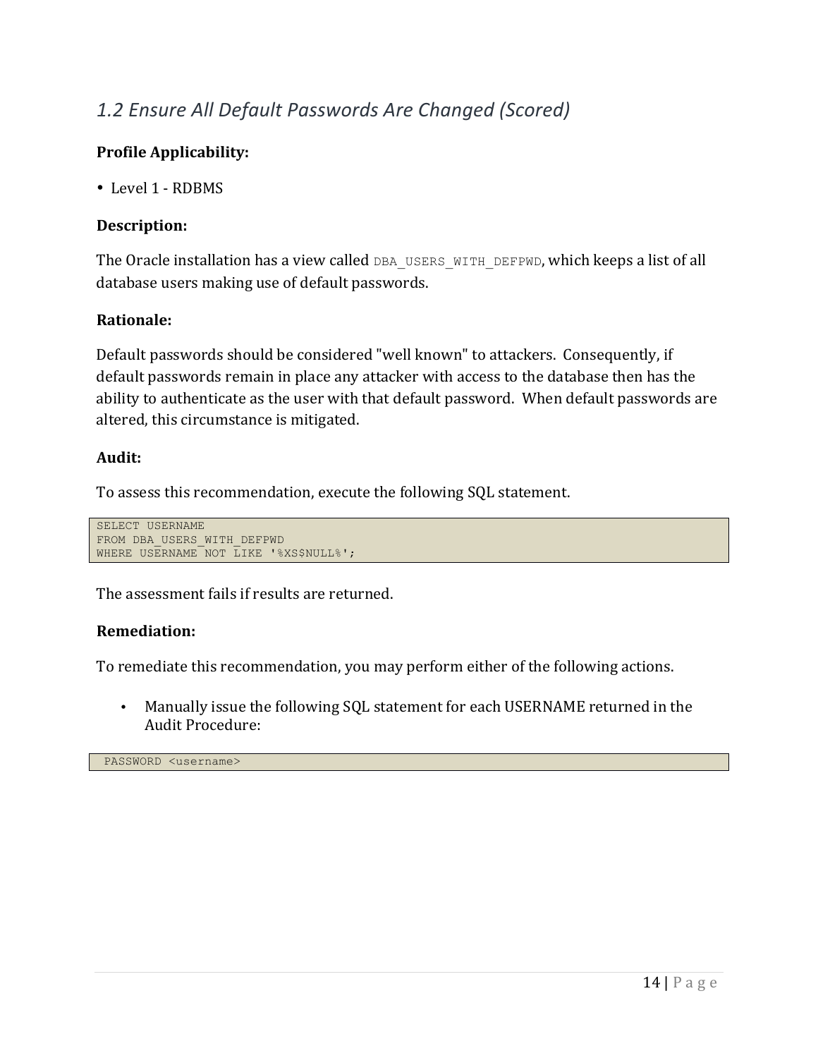## *1.2 Ensure All Default Passwords Are Changed (Scored)*

**Profile Applicability:**

- Level 1 - RDBMS

**Description:**

The Oracle installation has a view called `DBA_USERS_WITH_DEFPWD`, which keeps a list of all database users making use of default passwords.

**Rationale:**

Default passwords should be considered "well known" to attackers. Consequently, if default passwords remain in place any attacker with access to the database then has the ability to authenticate as the user with that default password. When default passwords are altered, this circumstance is mitigated.

**Audit:**

To assess this recommendation, execute the following SQL statement.

```
SELECT USERNAME
FROM DBA_USERS_WITH_DEFPWD
WHERE USERNAME NOT LIKE '%XS$NULL%';
```

The assessment fails if results are returned.

**Remediation:**

To remediate this recommendation, you may perform either of the following actions.

- Manually issue the following SQL statement for each USERNAME returned in the Audit Procedure:

```
PASSWORD <username>
```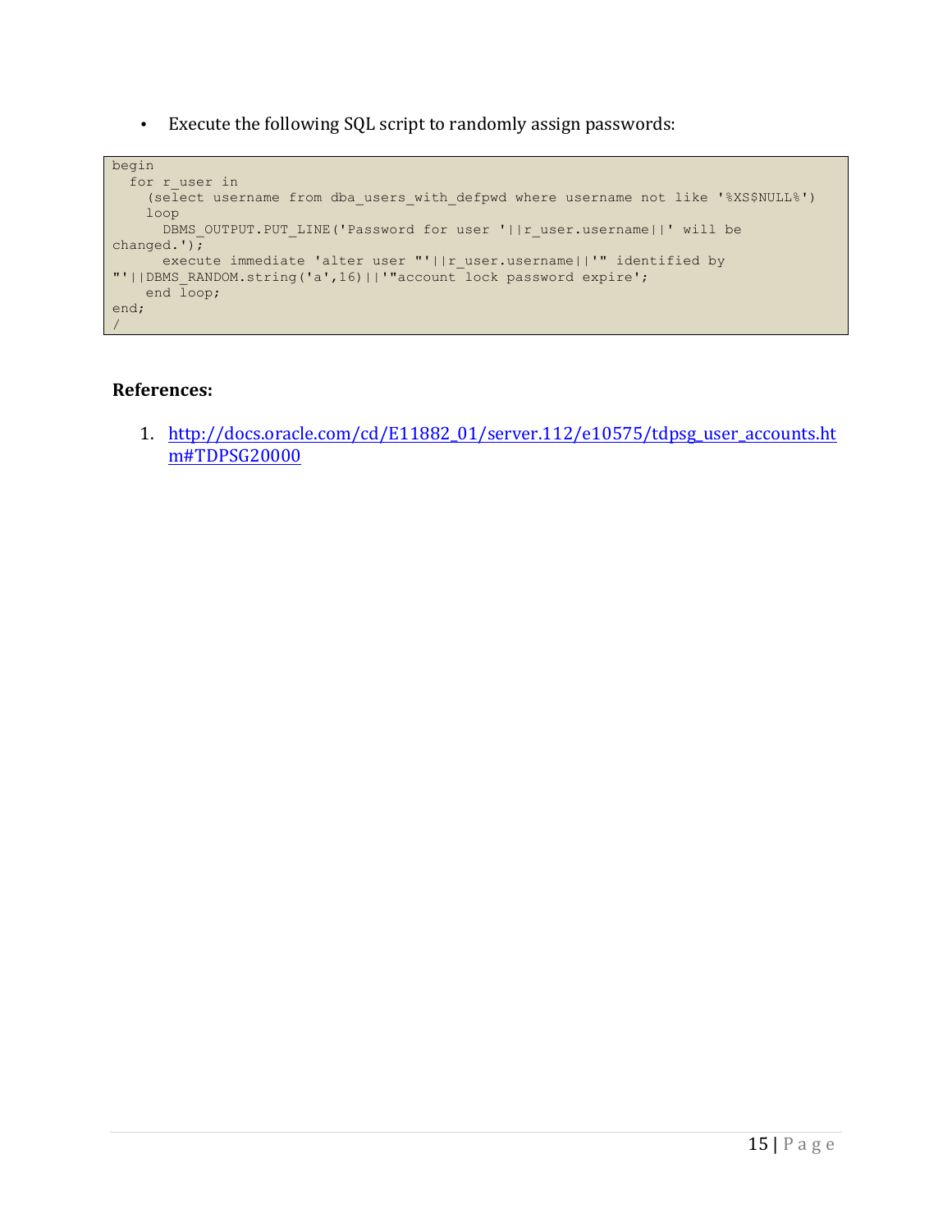- Execute the following SQL script to randomly assign passwords:

```
begin
  for r_user in
    (select username from dba_users_with_defpwd where username not like '%XS$NULL%')
    loop
      DBMS_OUTPUT.PUT_LINE('Password for user '||r_user.username||' will be
changed.');
      execute immediate 'alter user "'||r_user.username||'" identified by
"'||DBMS_RANDOM.string('a',16)||'"account lock password expire';
    end loop;
end;
/
```

**References:**

1. http://docs.oracle.com/cd/E11882_01/server.112/e10575/tdpsg_user_accounts.htm#TDPSG20000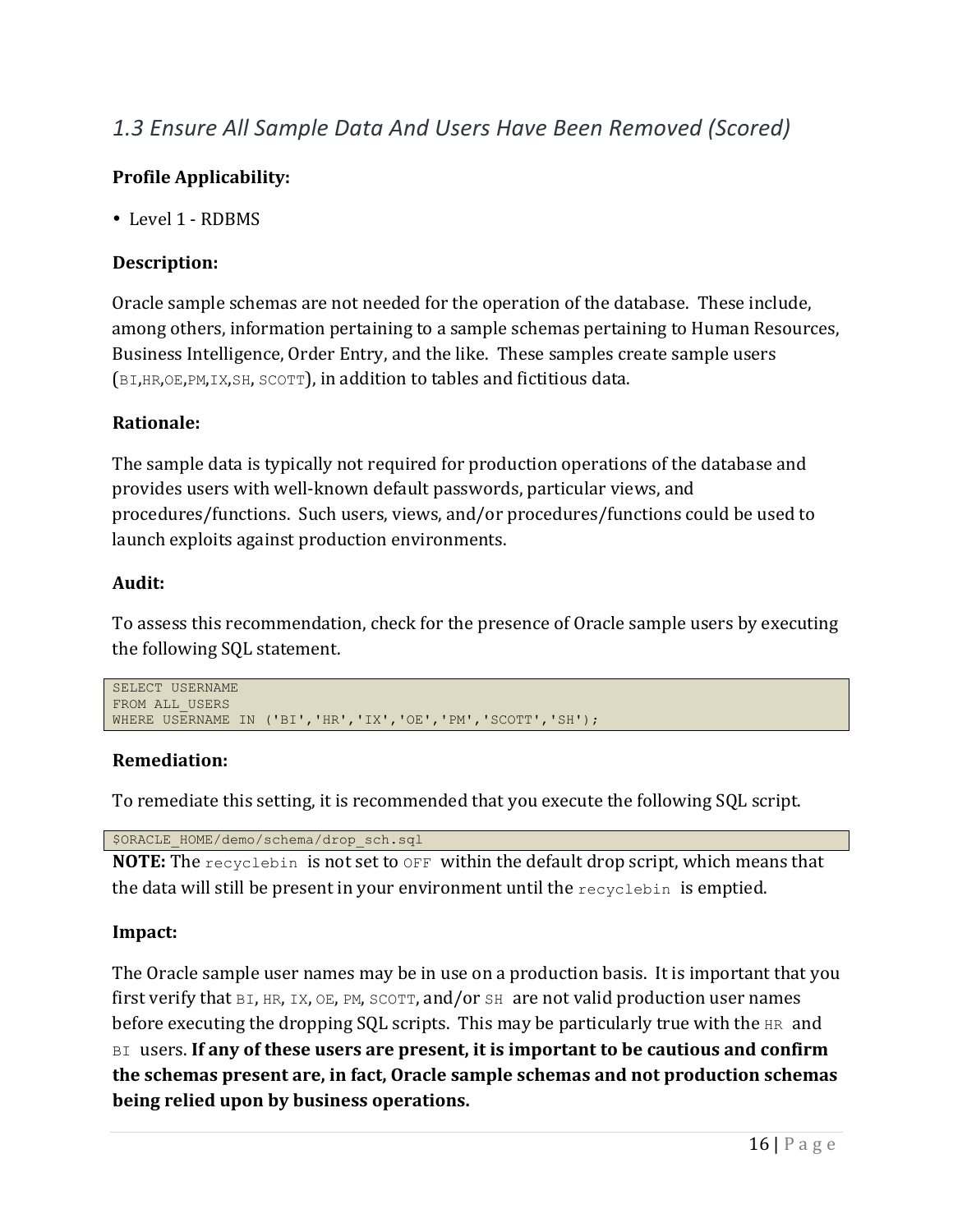## *1.3 Ensure All Sample Data And Users Have Been Removed (Scored)*

**Profile Applicability:**

- Level 1 - RDBMS

**Description:**

Oracle sample schemas are not needed for the operation of the database. These include, among others, information pertaining to a sample schemas pertaining to Human Resources, Business Intelligence, Order Entry, and the like. These samples create sample users (`BI`,`HR`,`OE`,`PM`,`IX`,`SH`, `SCOTT`), in addition to tables and fictitious data.

**Rationale:**

The sample data is typically not required for production operations of the database and provides users with well-known default passwords, particular views, and procedures/functions. Such users, views, and/or procedures/functions could be used to launch exploits against production environments.

**Audit:**

To assess this recommendation, check for the presence of Oracle sample users by executing the following SQL statement.

```
SELECT USERNAME
FROM ALL_USERS
WHERE USERNAME IN ('BI','HR','IX','OE','PM','SCOTT','SH');
```

**Remediation:**

To remediate this setting, it is recommended that you execute the following SQL script.

```
$ORACLE_HOME/demo/schema/drop_sch.sql
```

**NOTE:** The `recyclebin` is not set to `OFF` within the default drop script, which means that the data will still be present in your environment until the `recyclebin` is emptied.

**Impact:**

The Oracle sample user names may be in use on a production basis. It is important that you first verify that `BI`, `HR`, `IX`, `OE`, `PM`, `SCOTT`, and/or `SH` are not valid production user names before executing the dropping SQL scripts. This may be particularly true with the `HR` and `BI` users. **If any of these users are present, it is important to be cautious and confirm the schemas present are, in fact, Oracle sample schemas and not production schemas being relied upon by business operations.**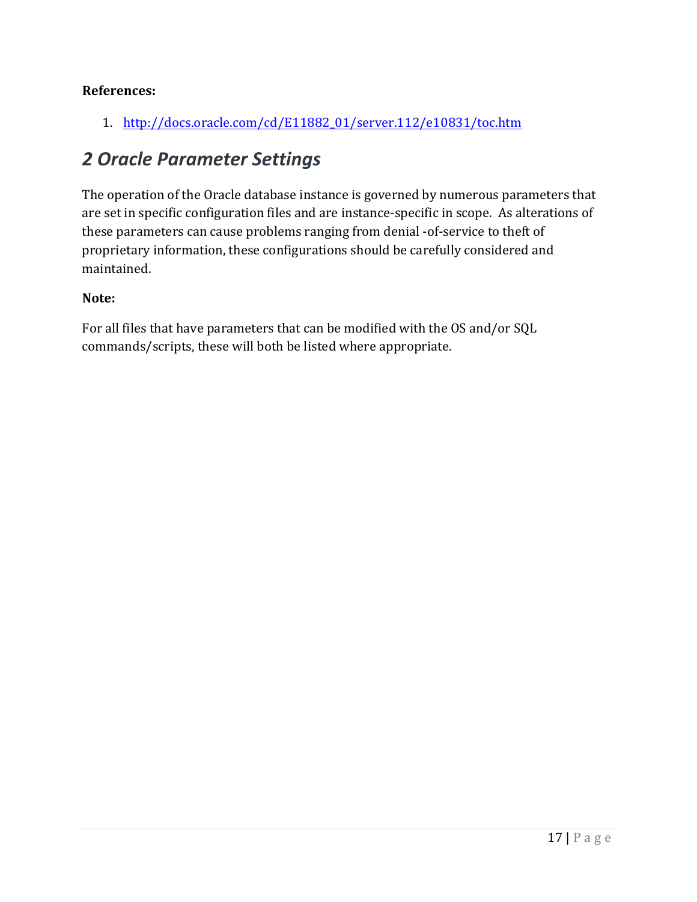**References:**

1. http://docs.oracle.com/cd/E11882_01/server.112/e10831/toc.htm

# 2 Oracle Parameter Settings

The operation of the Oracle database instance is governed by numerous parameters that are set in specific configuration files and are instance-specific in scope. As alterations of these parameters can cause problems ranging from denial -of-service to theft of proprietary information, these configurations should be carefully considered and maintained.

**Note:**

For all files that have parameters that can be modified with the OS and/or SQL commands/scripts, these will both be listed where appropriate.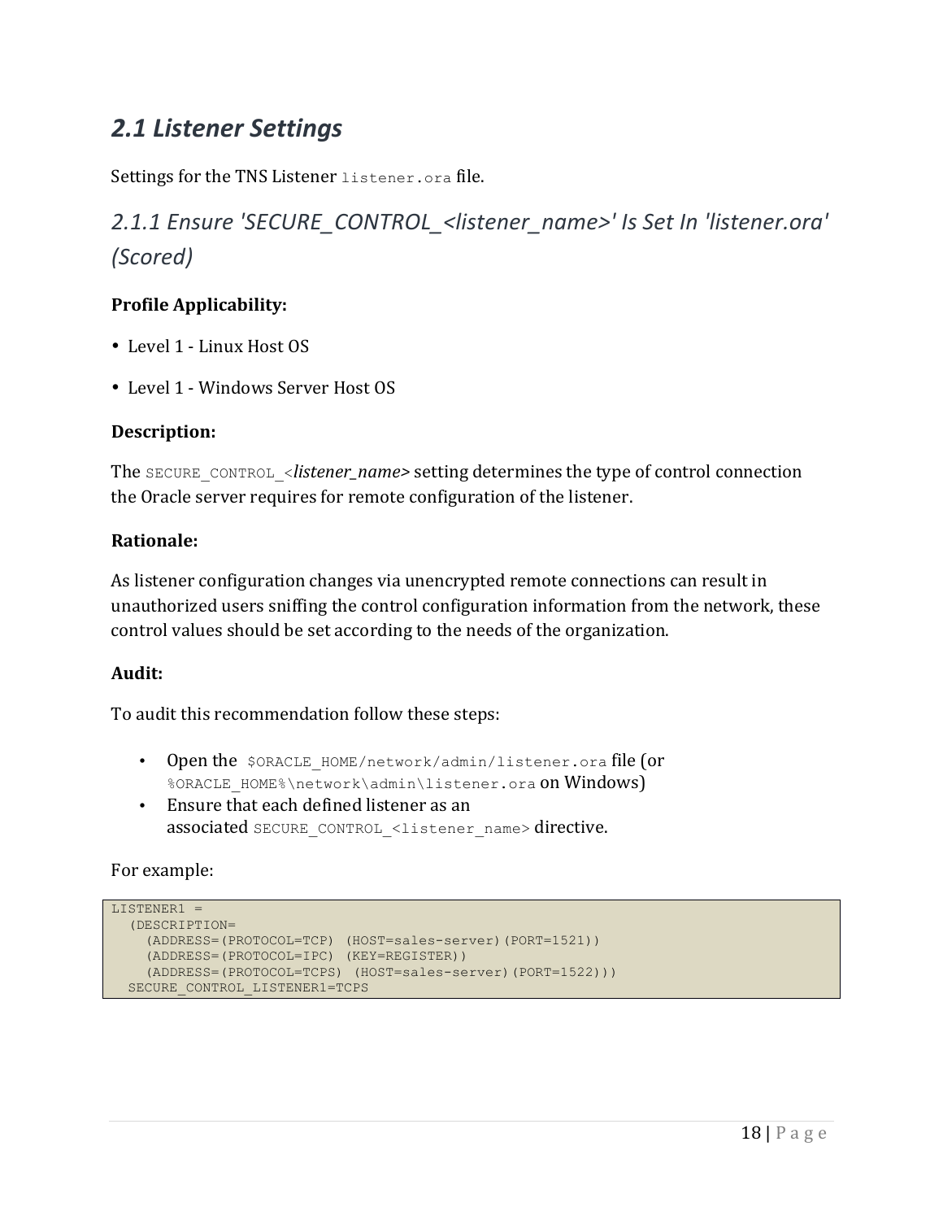## *2.1 Listener Settings*

Settings for the TNS Listener `listener.ora` file.

### *2.1.1 Ensure 'SECURE_CONTROL_<listener_name>' Is Set In 'listener.ora' (Scored)*

**Profile Applicability:**

- Level 1 - Linux Host OS
- Level 1 - Windows Server Host OS

**Description:**

The `SECURE_CONTROL_<`*listener_name*> setting determines the type of control connection the Oracle server requires for remote configuration of the listener.

**Rationale:**

As listener configuration changes via unencrypted remote connections can result in unauthorized users sniffing the control configuration information from the network, these control values should be set according to the needs of the organization.

**Audit:**

To audit this recommendation follow these steps:

- Open the `$ORACLE_HOME/network/admin/listener.ora` file (or `%ORACLE_HOME%\network\admin\listener.ora` on Windows)
- Ensure that each defined listener as an associated `SECURE_CONTROL_<listener_name>` directive.

For example:

```
LISTENER1 =
  (DESCRIPTION=
    (ADDRESS=(PROTOCOL=TCP) (HOST=sales-server)(PORT=1521))
    (ADDRESS=(PROTOCOL=IPC) (KEY=REGISTER))
    (ADDRESS=(PROTOCOL=TCPS) (HOST=sales-server)(PORT=1522)))
  SECURE_CONTROL_LISTENER1=TCPS
```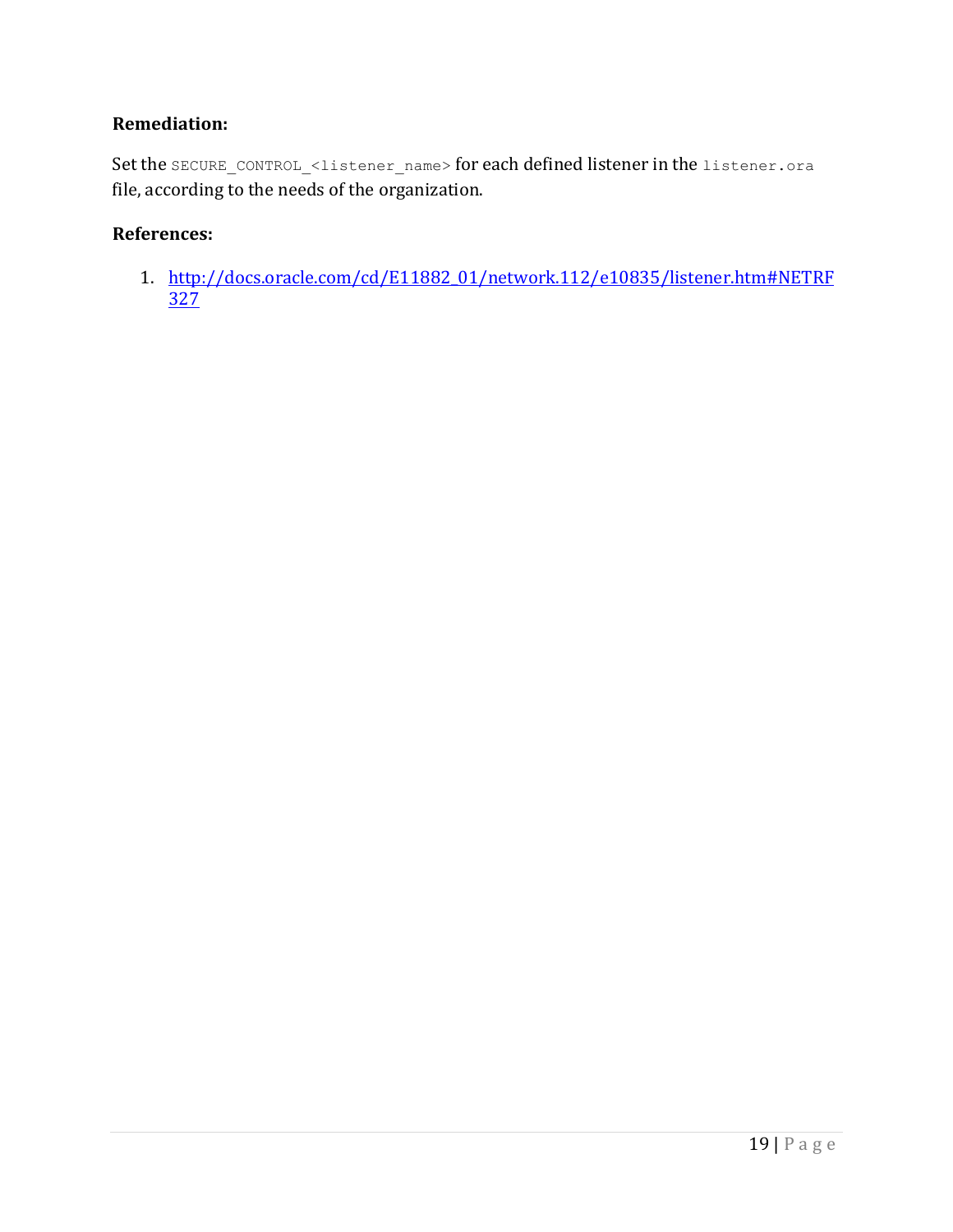**Remediation:**

Set the `SECURE_CONTROL_<listener_name>` for each defined listener in the `listener.ora` file, according to the needs of the organization.

**References:**

1. http://docs.oracle.com/cd/E11882_01/network.112/e10835/listener.htm#NETRF327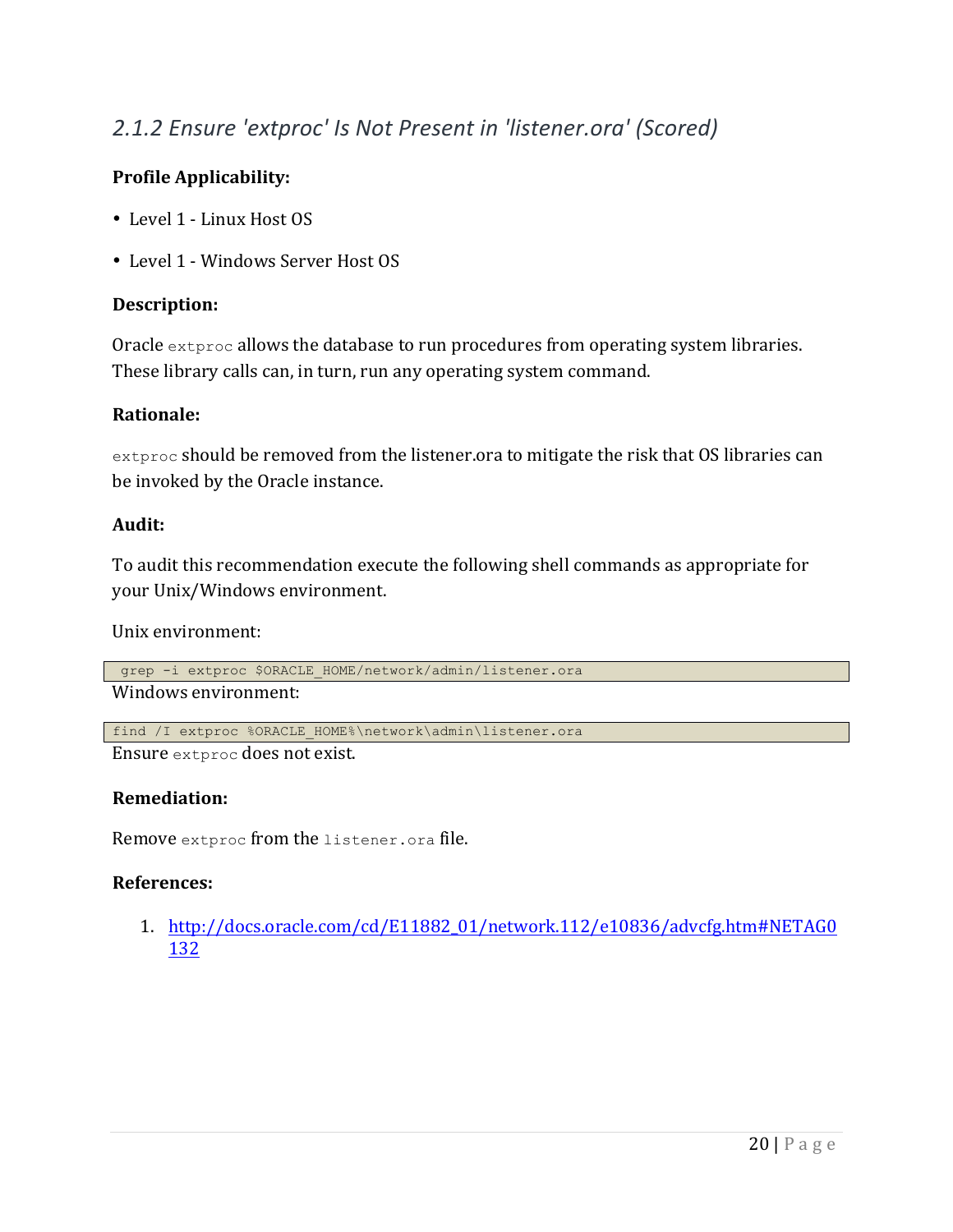## *2.1.2 Ensure 'extproc' Is Not Present in 'listener.ora' (Scored)*

**Profile Applicability:**

- Level 1 - Linux Host OS
- Level 1 - Windows Server Host OS

**Description:**

Oracle `extproc` allows the database to run procedures from operating system libraries. These library calls can, in turn, run any operating system command.

**Rationale:**

`extproc` should be removed from the listener.ora to mitigate the risk that OS libraries can be invoked by the Oracle instance.

**Audit:**

To audit this recommendation execute the following shell commands as appropriate for your Unix/Windows environment.

Unix environment:

```
grep -i extproc $ORACLE_HOME/network/admin/listener.ora
```

Windows environment:

```
find /I extproc %ORACLE_HOME%\network\admin\listener.ora
```

Ensure `extproc` does not exist.

**Remediation:**

Remove `extproc` from the `listener.ora` file.

**References:**

1. http://docs.oracle.com/cd/E11882_01/network.112/e10836/advcfg.htm#NETAG0132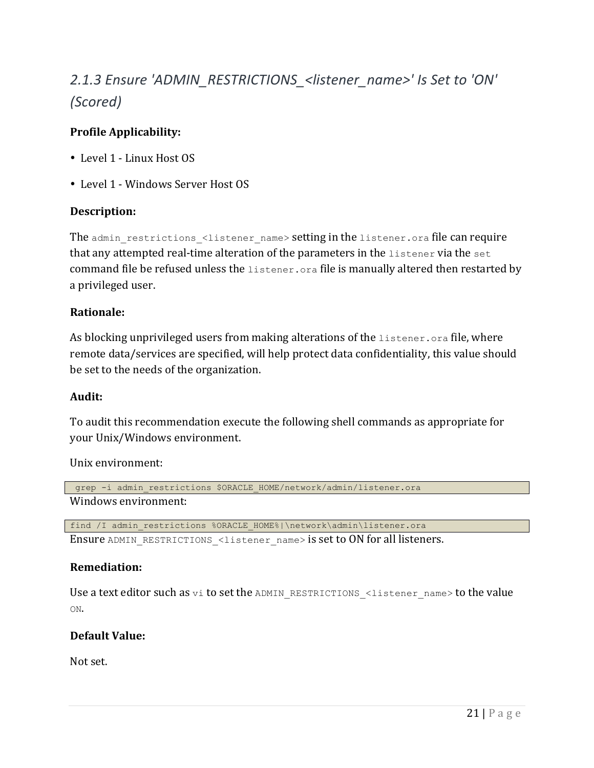## 2.1.3 Ensure 'ADMIN_RESTRICTIONS_<listener_name>' Is Set to 'ON' (Scored)

**Profile Applicability:**

- Level 1 - Linux Host OS
- Level 1 - Windows Server Host OS

**Description:**

The `admin_restrictions_<listener_name>` setting in the `listener.ora` file can require that any attempted real-time alteration of the parameters in the `listener` via the `set` command file be refused unless the `listener.ora` file is manually altered then restarted by a privileged user.

**Rationale:**

As blocking unprivileged users from making alterations of the `listener.ora` file, where remote data/services are specified, will help protect data confidentiality, this value should be set to the needs of the organization.

**Audit:**

To audit this recommendation execute the following shell commands as appropriate for your Unix/Windows environment.

Unix environment:

```
grep -i admin_restrictions $ORACLE_HOME/network/admin/listener.ora
```

Windows environment:

```
find /I admin_restrictions %ORACLE_HOME%|\network\admin\listener.ora
```

Ensure `ADMIN_RESTRICTIONS_<listener_name>` is set to ON for all listeners.

**Remediation:**

Use a text editor such as `vi` to set the `ADMIN_RESTRICTIONS_<listener_name>` to the value `ON`.

**Default Value:**

Not set.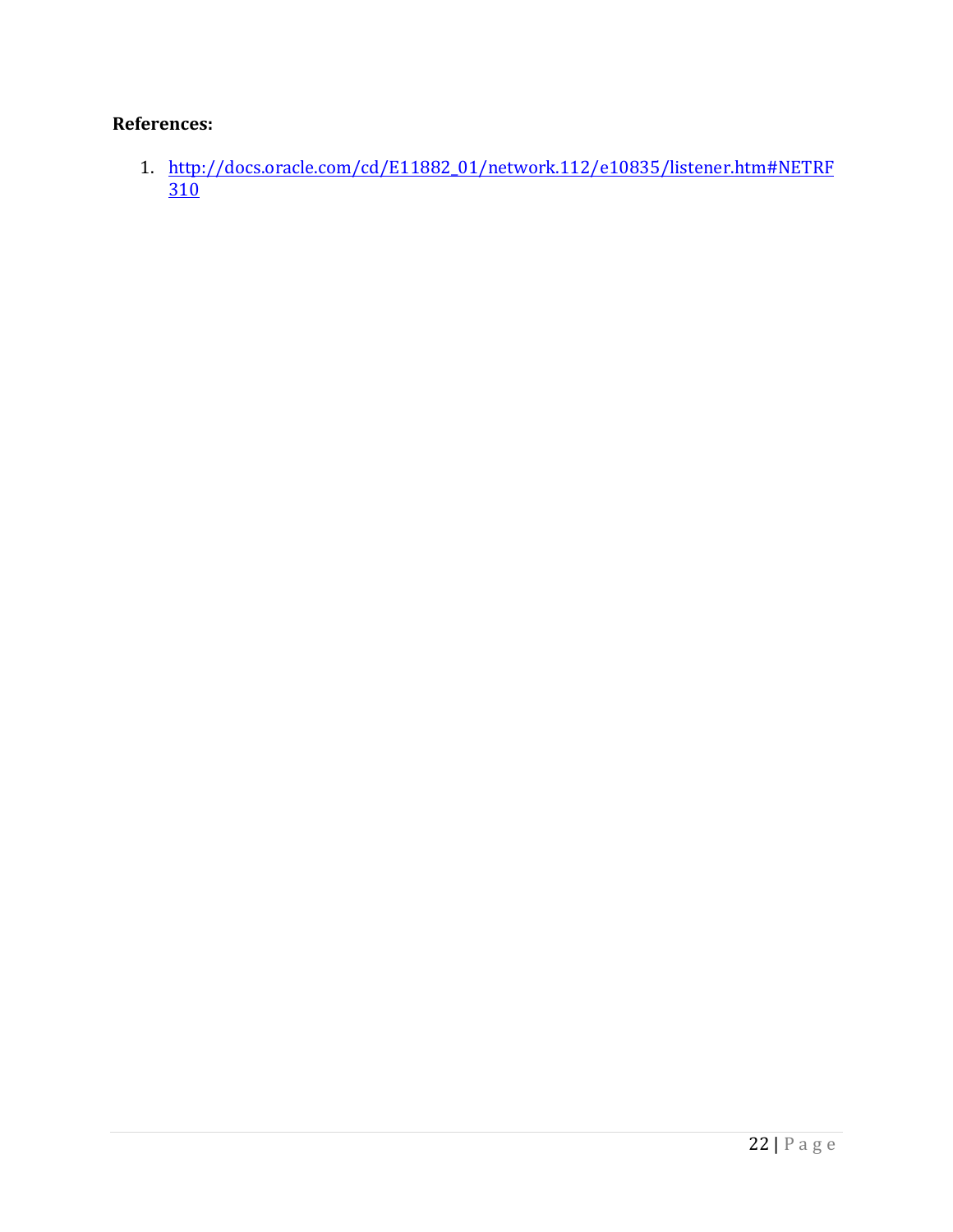**References:**

1. http://docs.oracle.com/cd/E11882_01/network.112/e10835/listener.htm#NETRF310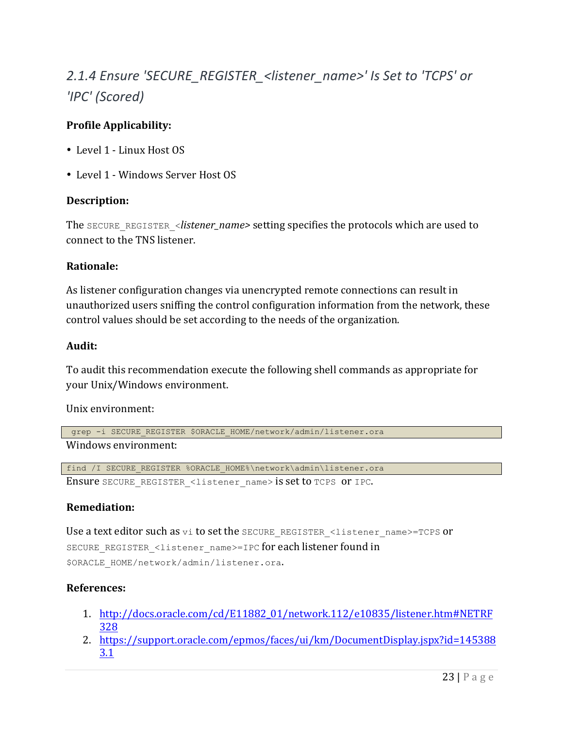### *2.1.4 Ensure 'SECURE_REGISTER_<listener_name>' Is Set to 'TCPS' or 'IPC' (Scored)*

**Profile Applicability:**

- Level 1 - Linux Host OS
- Level 1 - Windows Server Host OS

**Description:**

The `SECURE_REGISTER_`*<listener_name>* setting specifies the protocols which are used to connect to the TNS listener.

**Rationale:**

As listener configuration changes via unencrypted remote connections can result in unauthorized users sniffing the control configuration information from the network, these control values should be set according to the needs of the organization.

**Audit:**

To audit this recommendation execute the following shell commands as appropriate for your Unix/Windows environment.

Unix environment:

```
grep -i SECURE_REGISTER $ORACLE_HOME/network/admin/listener.ora
```

Windows environment:

```
find /I SECURE_REGISTER %ORACLE_HOME%\network\admin\listener.ora
```

Ensure `SECURE_REGISTER_<listener_name>` is set to `TCPS` or `IPC`.

**Remediation:**

Use a text editor such as `vi` to set the `SECURE_REGISTER_<listener_name>=TCPS` or `SECURE_REGISTER_<listener_name>=IPC` for each listener found in `$ORACLE_HOME/network/admin/listener.ora`.

**References:**

1. http://docs.oracle.com/cd/E11882_01/network.112/e10835/listener.htm#NETRF328
2. https://support.oracle.com/epmos/faces/ui/km/DocumentDisplay.jspx?id=1453883.1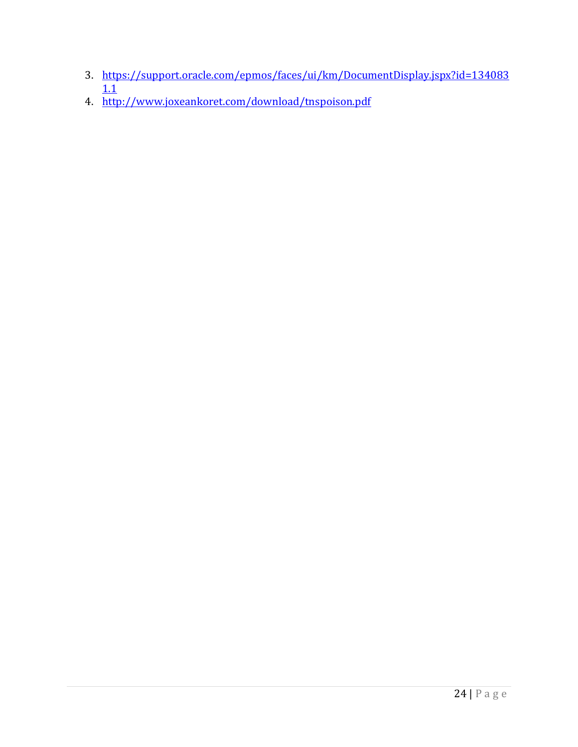3. https://support.oracle.com/epmos/faces/ui/km/DocumentDisplay.jspx?id=1340831.1
4. http://www.joxeankoret.com/download/tnspoison.pdf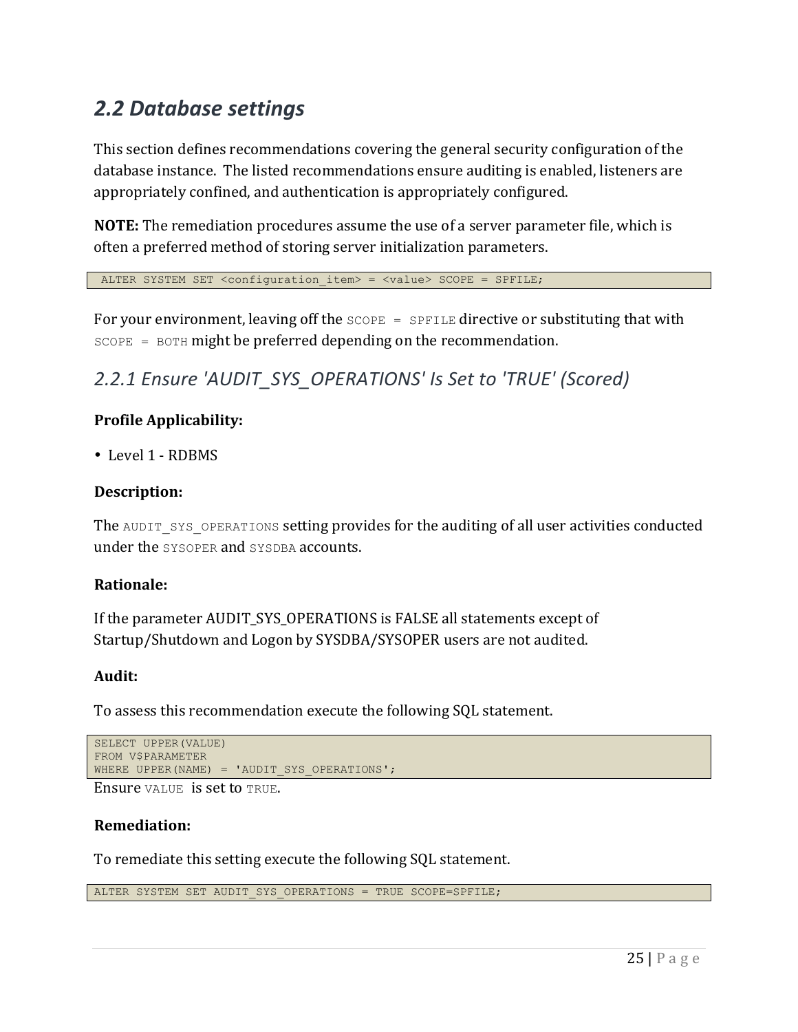## 2.2 Database settings

This section defines recommendations covering the general security configuration of the database instance. The listed recommendations ensure auditing is enabled, listeners are appropriately confined, and authentication is appropriately configured.

**NOTE:** The remediation procedures assume the use of a server parameter file, which is often a preferred method of storing server initialization parameters.

```
ALTER SYSTEM SET <configuration_item> = <value> SCOPE = SPFILE;
```

For your environment, leaving off the `SCOPE = SPFILE` directive or substituting that with `SCOPE = BOTH` might be preferred depending on the recommendation.

### 2.2.1 Ensure 'AUDIT_SYS_OPERATIONS' Is Set to 'TRUE' (Scored)

**Profile Applicability:**

- Level 1 - RDBMS

**Description:**

The `AUDIT_SYS_OPERATIONS` setting provides for the auditing of all user activities conducted under the `SYSOPER` and `SYSDBA` accounts.

**Rationale:**

If the parameter AUDIT_SYS_OPERATIONS is FALSE all statements except of Startup/Shutdown and Logon by SYSDBA/SYSOPER users are not audited.

**Audit:**

To assess this recommendation execute the following SQL statement.

```
SELECT UPPER(VALUE)
FROM V$PARAMETER
WHERE UPPER(NAME) = 'AUDIT_SYS_OPERATIONS';
```

Ensure `VALUE` is set to `TRUE`.

**Remediation:**

To remediate this setting execute the following SQL statement.

```
ALTER SYSTEM SET AUDIT_SYS_OPERATIONS = TRUE SCOPE=SPFILE;
```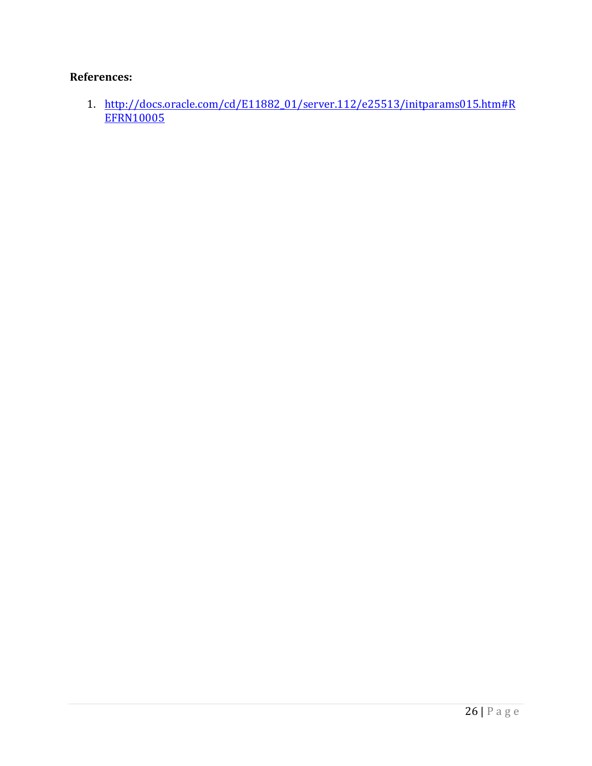**References:**

1. [http://docs.oracle.com/cd/E11882_01/server.112/e25513/initparams015.htm#REFRN10005](http://docs.oracle.com/cd/E11882_01/server.112/e25513/initparams015.htm#REFRN10005)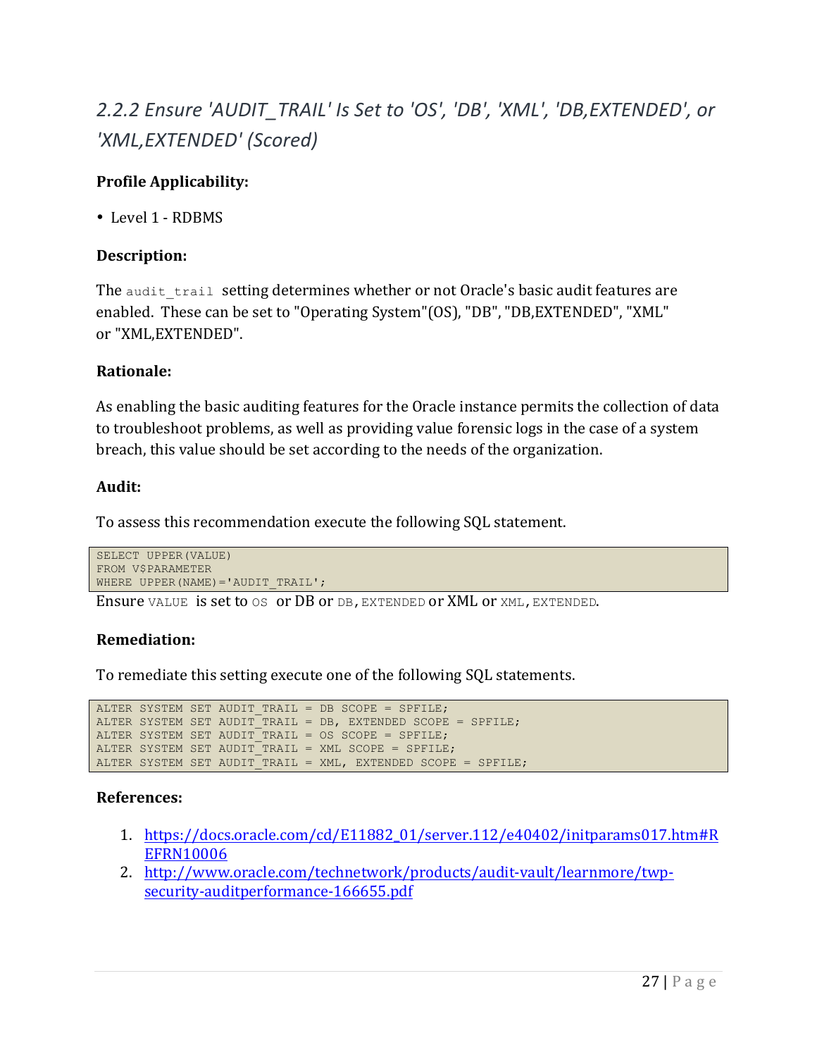## 2.2.2 Ensure 'AUDIT_TRAIL' Is Set to 'OS', 'DB', 'XML', 'DB,EXTENDED', or 'XML,EXTENDED' (Scored)

**Profile Applicability:**

- Level 1 - RDBMS

**Description:**

The `audit_trail` setting determines whether or not Oracle's basic audit features are enabled. These can be set to "Operating System"(OS), "DB", "DB,EXTENDED", "XML" or "XML,EXTENDED".

**Rationale:**

As enabling the basic auditing features for the Oracle instance permits the collection of data to troubleshoot problems, as well as providing value forensic logs in the case of a system breach, this value should be set according to the needs of the organization.

**Audit:**

To assess this recommendation execute the following SQL statement.

```
SELECT UPPER(VALUE)
FROM V$PARAMETER
WHERE UPPER(NAME)='AUDIT_TRAIL';
```

Ensure `VALUE` is set to `OS` or DB or `DB,EXTENDED` or XML or `XML,EXTENDED`.

**Remediation:**

To remediate this setting execute one of the following SQL statements.

```
ALTER SYSTEM SET AUDIT_TRAIL = DB SCOPE = SPFILE;
ALTER SYSTEM SET AUDIT_TRAIL = DB, EXTENDED SCOPE = SPFILE;
ALTER SYSTEM SET AUDIT_TRAIL = OS SCOPE = SPFILE;
ALTER SYSTEM SET AUDIT_TRAIL = XML SCOPE = SPFILE;
ALTER SYSTEM SET AUDIT_TRAIL = XML, EXTENDED SCOPE = SPFILE;
```

**References:**

1. https://docs.oracle.com/cd/E11882_01/server.112/e40402/initparams017.htm#REFRN10006
2. http://www.oracle.com/technetwork/products/audit-vault/learnmore/twp-security-auditperformance-166655.pdf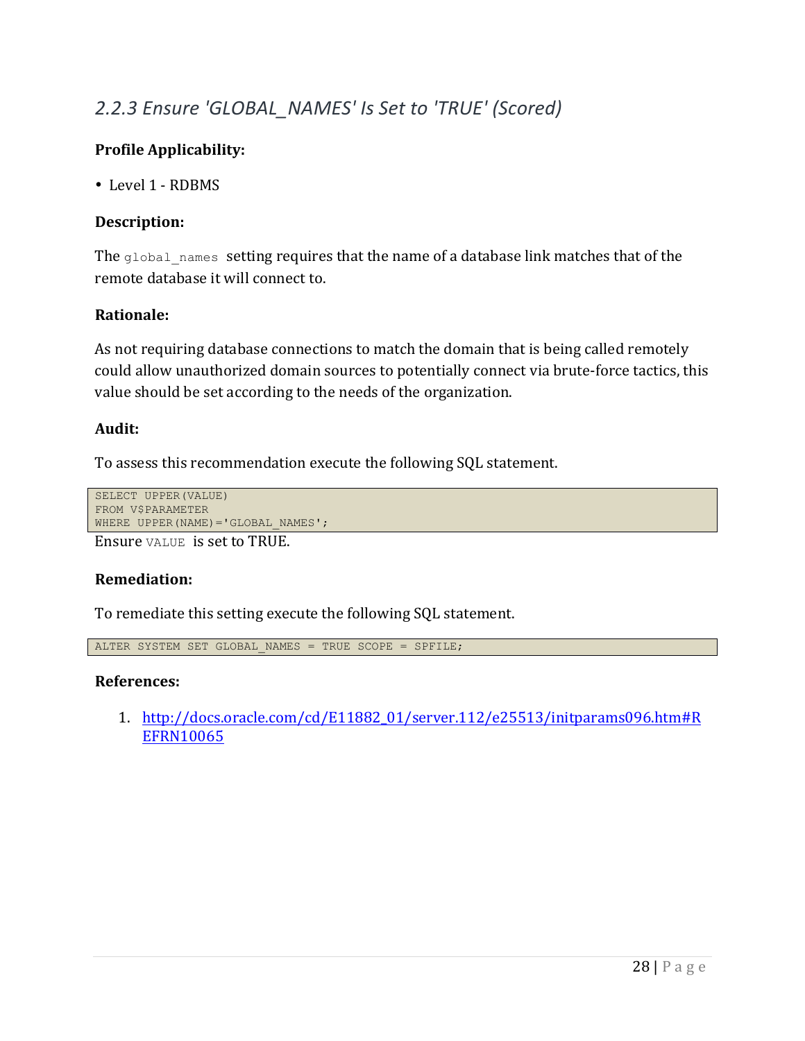## *2.2.3 Ensure 'GLOBAL_NAMES' Is Set to 'TRUE' (Scored)*

**Profile Applicability:**

- Level 1 - RDBMS

**Description:**

The `global_names` setting requires that the name of a database link matches that of the remote database it will connect to.

**Rationale:**

As not requiring database connections to match the domain that is being called remotely could allow unauthorized domain sources to potentially connect via brute-force tactics, this value should be set according to the needs of the organization.

**Audit:**

To assess this recommendation execute the following SQL statement.

```
SELECT UPPER(VALUE)
FROM V$PARAMETER
WHERE UPPER(NAME)='GLOBAL_NAMES';
```

Ensure `VALUE` is set to TRUE.

**Remediation:**

To remediate this setting execute the following SQL statement.

```
ALTER SYSTEM SET GLOBAL_NAMES = TRUE SCOPE = SPFILE;
```

**References:**

1. http://docs.oracle.com/cd/E11882_01/server.112/e25513/initparams096.htm#REFRN10065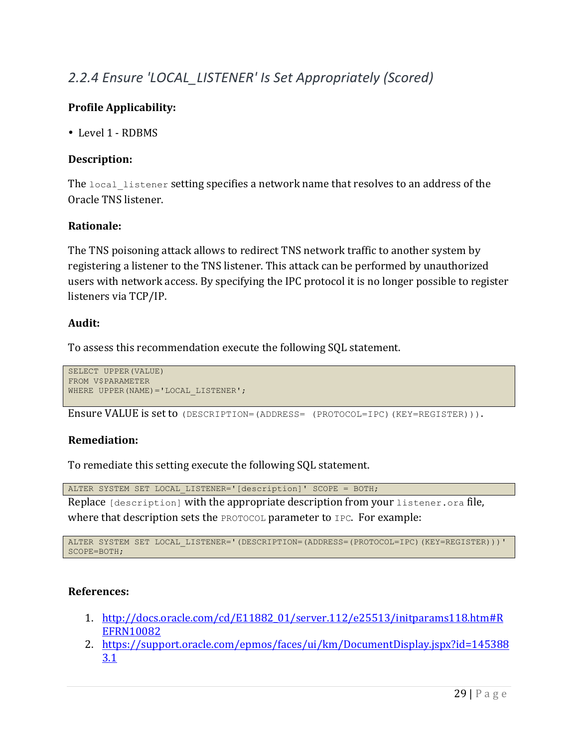## 2.2.4 Ensure 'LOCAL_LISTENER' Is Set Appropriately (Scored)

**Profile Applicability:**

- Level 1 - RDBMS

**Description:**

The `local_listener` setting specifies a network name that resolves to an address of the Oracle TNS listener.

**Rationale:**

The TNS poisoning attack allows to redirect TNS network traffic to another system by registering a listener to the TNS listener. This attack can be performed by unauthorized users with network access. By specifying the IPC protocol it is no longer possible to register listeners via TCP/IP.

**Audit:**

To assess this recommendation execute the following SQL statement.

```
SELECT UPPER(VALUE)
FROM V$PARAMETER
WHERE UPPER(NAME)='LOCAL_LISTENER';
```

Ensure VALUE is set to `(DESCRIPTION=(ADDRESS= (PROTOCOL=IPC)(KEY=REGISTER)))`.

**Remediation:**

To remediate this setting execute the following SQL statement.

```
ALTER SYSTEM SET LOCAL_LISTENER='[description]' SCOPE = BOTH;
```

Replace `[description]` with the appropriate description from your `listener.ora` file, where that description sets the `PROTOCOL` parameter to `IPC`. For example:

```
ALTER SYSTEM SET LOCAL_LISTENER='(DESCRIPTION=(ADDRESS=(PROTOCOL=IPC)(KEY=REGISTER)))'
SCOPE=BOTH;
```

**References:**

1. http://docs.oracle.com/cd/E11882_01/server.112/e25513/initparams118.htm#REFRN10082
2. https://support.oracle.com/epmos/faces/ui/km/DocumentDisplay.jspx?id=1453883.1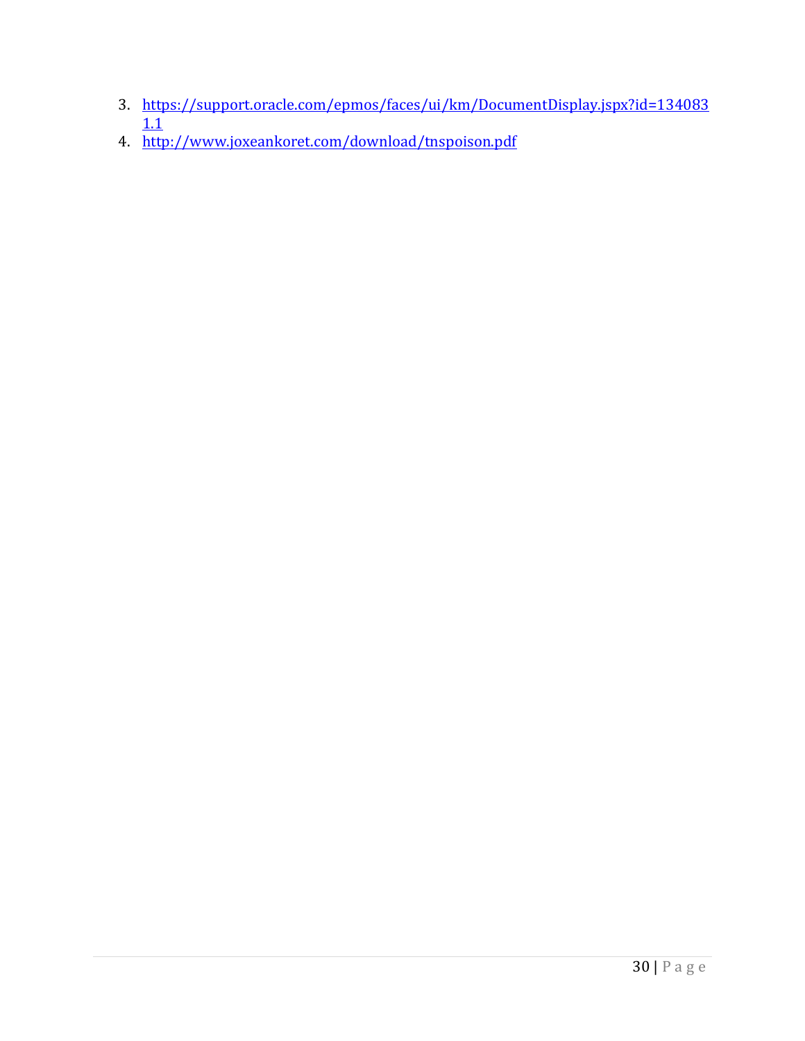3. https://support.oracle.com/epmos/faces/ui/km/DocumentDisplay.jspx?id=1340831.1
4. http://www.joxeankoret.com/download/tnspoison.pdf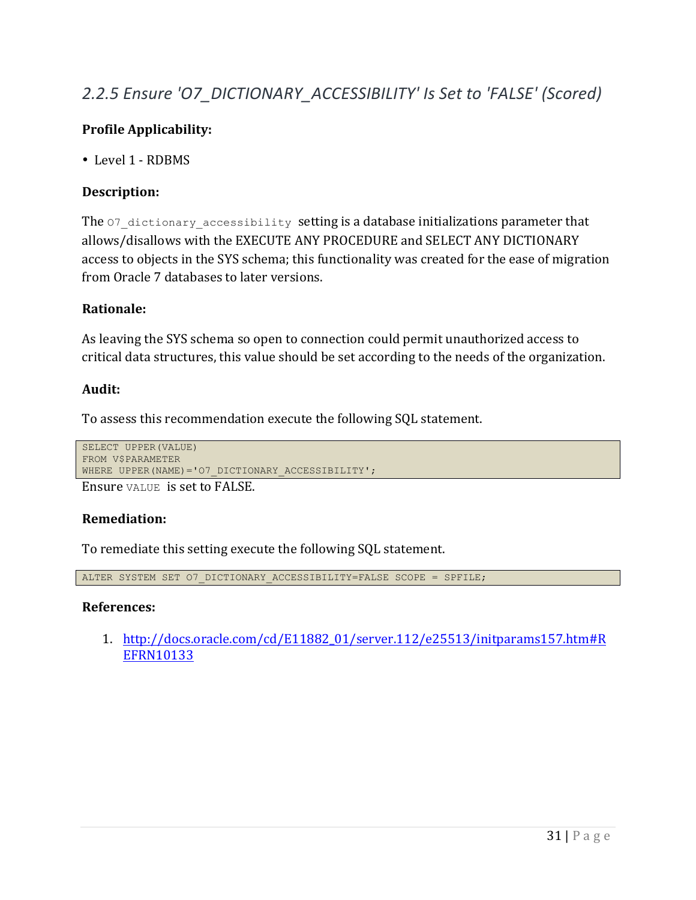## 2.2.5 Ensure 'O7_DICTIONARY_ACCESSIBILITY' Is Set to 'FALSE' (Scored)

**Profile Applicability:**

- Level 1 - RDBMS

**Description:**

The `O7_dictionary_accessibility` setting is a database initializations parameter that allows/disallows with the EXECUTE ANY PROCEDURE and SELECT ANY DICTIONARY access to objects in the SYS schema; this functionality was created for the ease of migration from Oracle 7 databases to later versions.

**Rationale:**

As leaving the SYS schema so open to connection could permit unauthorized access to critical data structures, this value should be set according to the needs of the organization.

**Audit:**

To assess this recommendation execute the following SQL statement.

```
SELECT UPPER(VALUE)
FROM V$PARAMETER
WHERE UPPER(NAME)='O7_DICTIONARY_ACCESSIBILITY';
```

Ensure `VALUE` is set to FALSE.

**Remediation:**

To remediate this setting execute the following SQL statement.

```
ALTER SYSTEM SET O7_DICTIONARY_ACCESSIBILITY=FALSE SCOPE = SPFILE;
```

**References:**

1. http://docs.oracle.com/cd/E11882_01/server.112/e25513/initparams157.htm#REFRN10133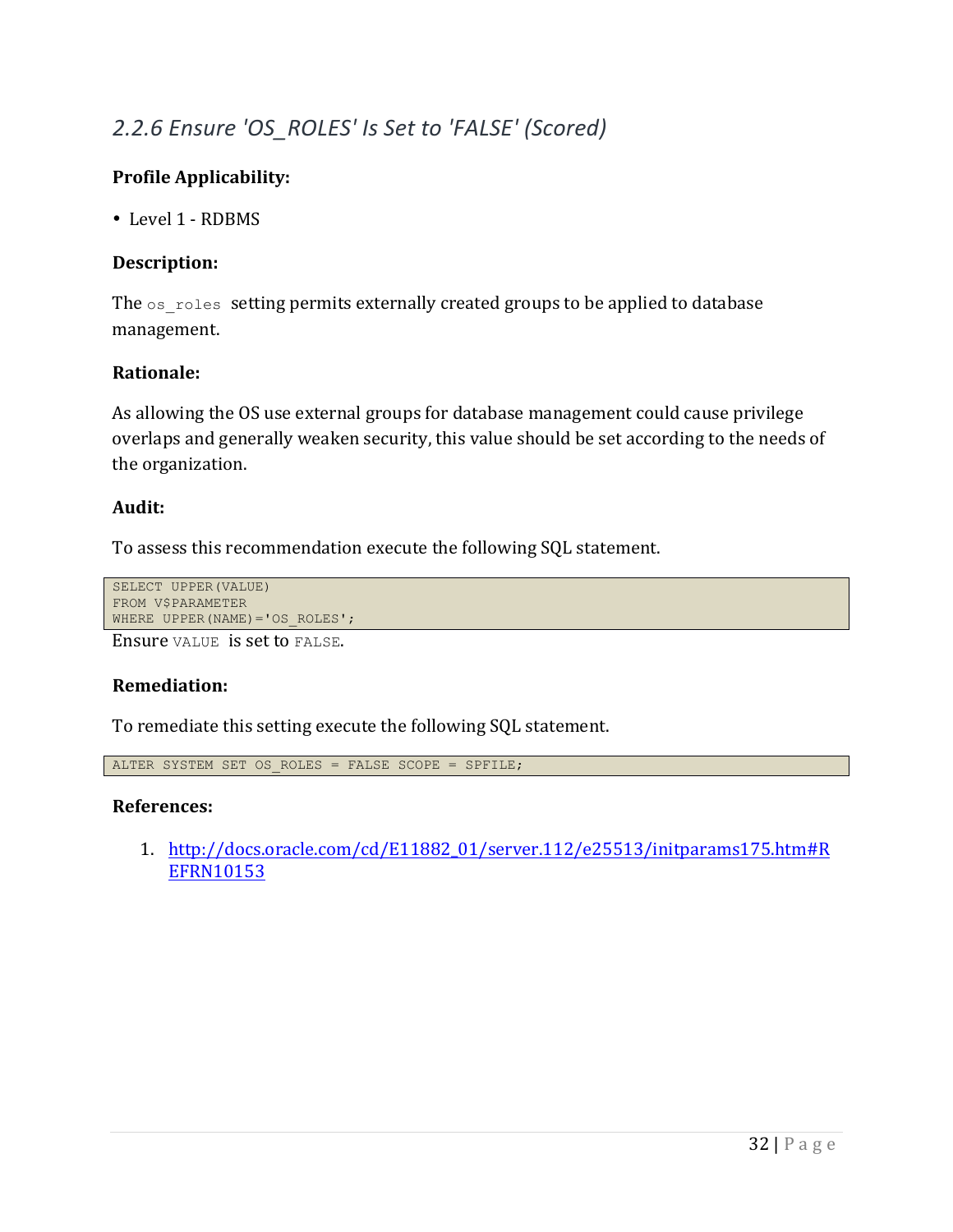## *2.2.6 Ensure 'OS_ROLES' Is Set to 'FALSE' (Scored)*

**Profile Applicability:**

- Level 1 - RDBMS

**Description:**

The `os_roles` setting permits externally created groups to be applied to database management.

**Rationale:**

As allowing the OS use external groups for database management could cause privilege overlaps and generally weaken security, this value should be set according to the needs of the organization.

**Audit:**

To assess this recommendation execute the following SQL statement.

```
SELECT UPPER(VALUE)
FROM V$PARAMETER
WHERE UPPER(NAME)='OS_ROLES';
```

Ensure `VALUE` is set to `FALSE`.

**Remediation:**

To remediate this setting execute the following SQL statement.

```
ALTER SYSTEM SET OS_ROLES = FALSE SCOPE = SPFILE;
```

**References:**

1. http://docs.oracle.com/cd/E11882_01/server.112/e25513/initparams175.htm#REFRN10153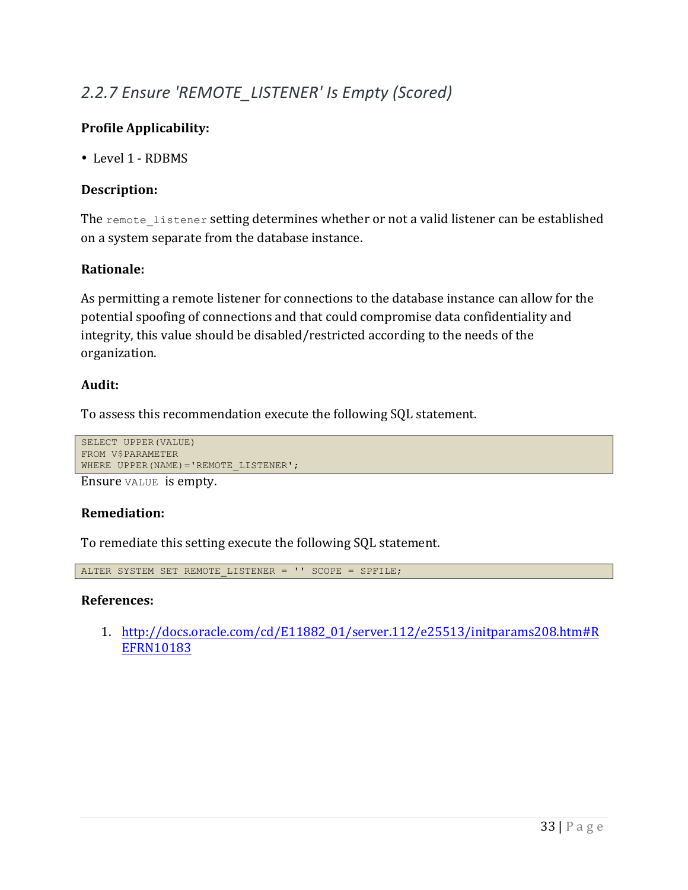## *2.2.7 Ensure 'REMOTE_LISTENER' Is Empty (Scored)*

**Profile Applicability:**

- Level 1 - RDBMS

**Description:**

The `remote_listener` setting determines whether or not a valid listener can be established on a system separate from the database instance.

**Rationale:**

As permitting a remote listener for connections to the database instance can allow for the potential spoofing of connections and that could compromise data confidentiality and integrity, this value should be disabled/restricted according to the needs of the organization.

**Audit:**

To assess this recommendation execute the following SQL statement.

```
SELECT UPPER(VALUE)
FROM V$PARAMETER
WHERE UPPER(NAME)='REMOTE_LISTENER';
```

Ensure `VALUE` is empty.

**Remediation:**

To remediate this setting execute the following SQL statement.

```
ALTER SYSTEM SET REMOTE_LISTENER = '' SCOPE = SPFILE;
```

**References:**

1. [http://docs.oracle.com/cd/E11882_01/server.112/e25513/initparams208.htm#REFRN10183](http://docs.oracle.com/cd/E11882_01/server.112/e25513/initparams208.htm#REFRN10183)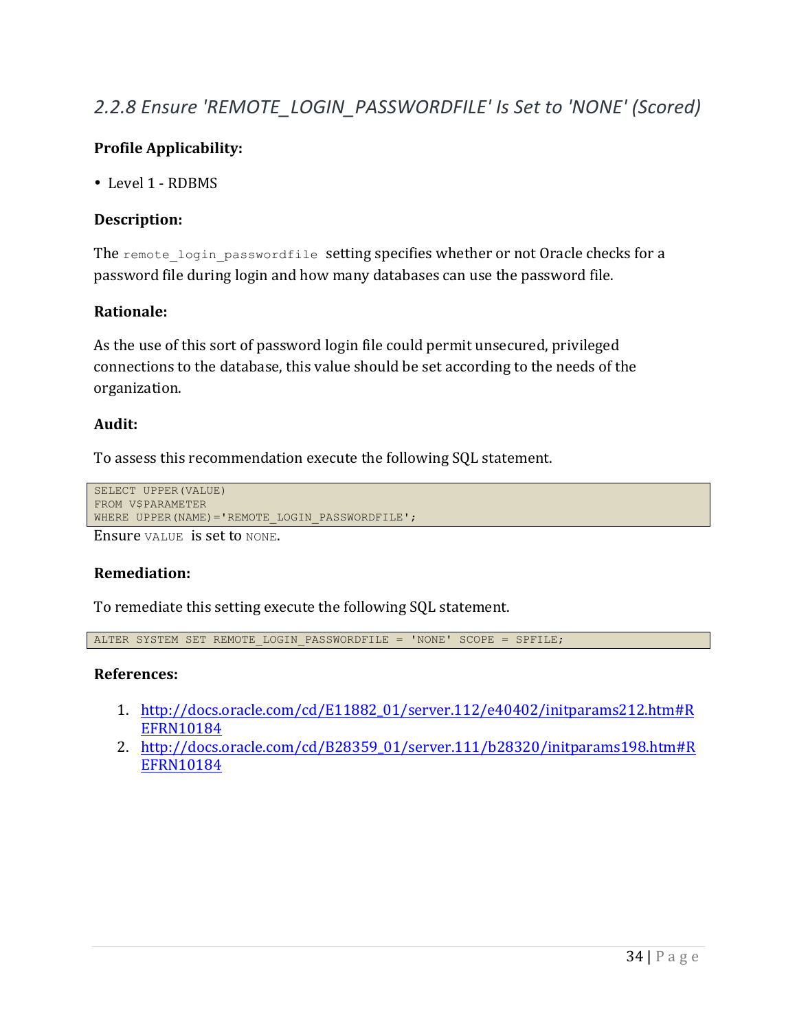### 2.2.8 Ensure 'REMOTE_LOGIN_PASSWORDFILE' Is Set to 'NONE' (Scored)

**Profile Applicability:**

- Level 1 - RDBMS

**Description:**

The `remote_login_passwordfile` setting specifies whether or not Oracle checks for a password file during login and how many databases can use the password file.

**Rationale:**

As the use of this sort of password login file could permit unsecured, privileged connections to the database, this value should be set according to the needs of the organization.

**Audit:**

To assess this recommendation execute the following SQL statement.

```
SELECT UPPER(VALUE)
FROM V$PARAMETER
WHERE UPPER(NAME)='REMOTE_LOGIN_PASSWORDFILE';
```

Ensure `VALUE` is set to `NONE`.

**Remediation:**

To remediate this setting execute the following SQL statement.

```
ALTER SYSTEM SET REMOTE_LOGIN_PASSWORDFILE = 'NONE' SCOPE = SPFILE;
```

**References:**

1. http://docs.oracle.com/cd/E11882_01/server.112/e40402/initparams212.htm#REFRN10184
2. http://docs.oracle.com/cd/B28359_01/server.111/b28320/initparams198.htm#REFRN10184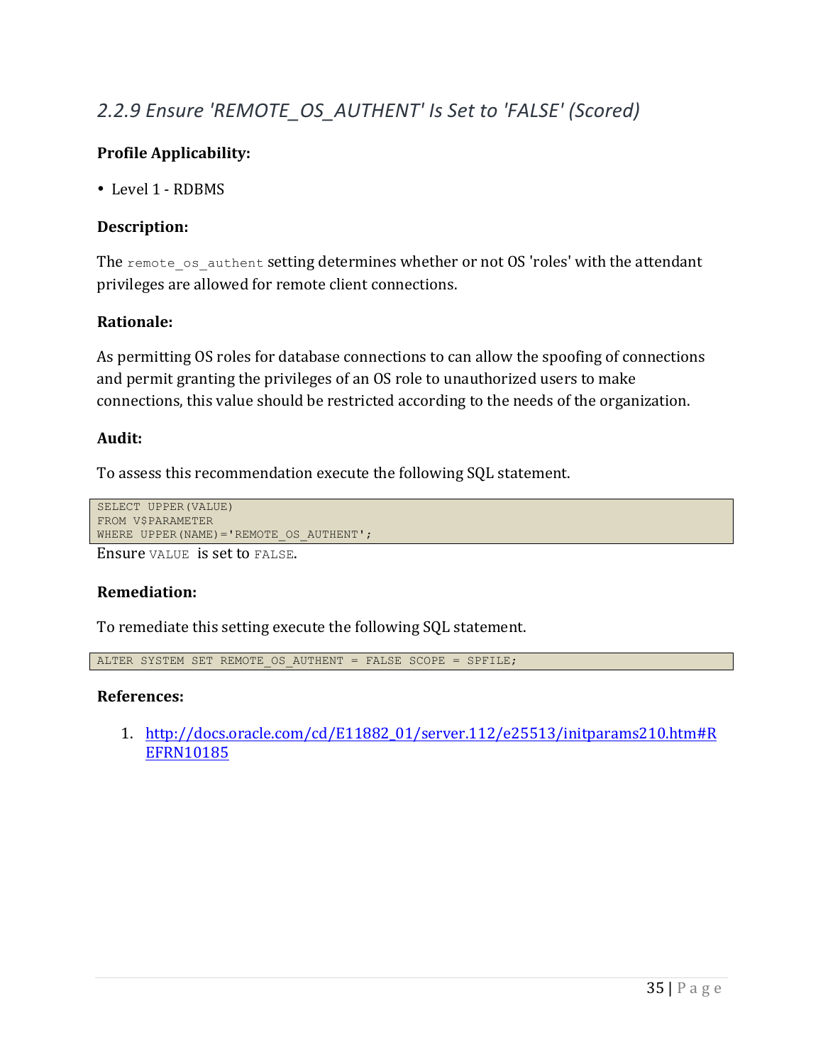### *2.2.9 Ensure 'REMOTE_OS_AUTHENT' Is Set to 'FALSE' (Scored)*

**Profile Applicability:**

- Level 1 - RDBMS

**Description:**

The `remote_os_authent` setting determines whether or not OS 'roles' with the attendant privileges are allowed for remote client connections.

**Rationale:**

As permitting OS roles for database connections to can allow the spoofing of connections and permit granting the privileges of an OS role to unauthorized users to make connections, this value should be restricted according to the needs of the organization.

**Audit:**

To assess this recommendation execute the following SQL statement.

```
SELECT UPPER(VALUE)
FROM V$PARAMETER
WHERE UPPER(NAME)='REMOTE_OS_AUTHENT';
```

Ensure `VALUE` is set to `FALSE`.

**Remediation:**

To remediate this setting execute the following SQL statement.

```
ALTER SYSTEM SET REMOTE_OS_AUTHENT = FALSE SCOPE = SPFILE;
```

**References:**

1. http://docs.oracle.com/cd/E11882_01/server.112/e25513/initparams210.htm#REFRN10185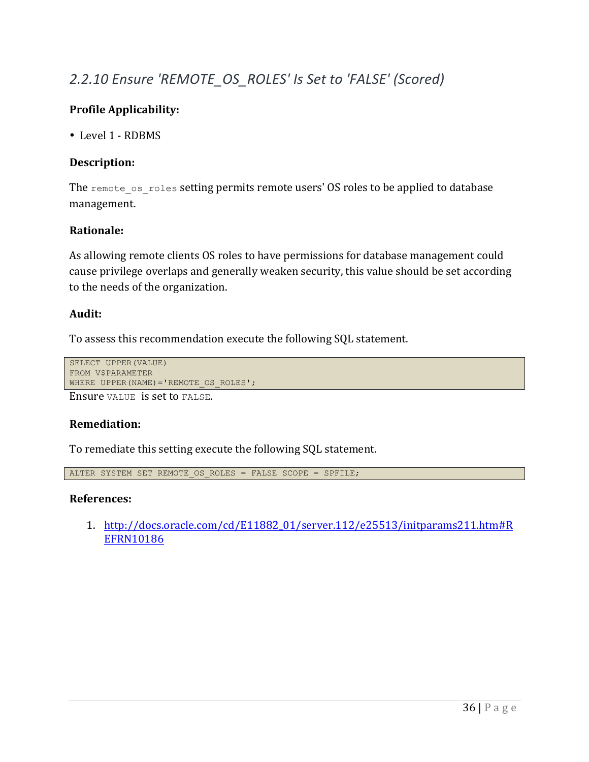## *2.2.10 Ensure 'REMOTE_OS_ROLES' Is Set to 'FALSE' (Scored)*

**Profile Applicability:**

- Level 1 - RDBMS

**Description:**

The `remote_os_roles` setting permits remote users' OS roles to be applied to database management.

**Rationale:**

As allowing remote clients OS roles to have permissions for database management could cause privilege overlaps and generally weaken security, this value should be set according to the needs of the organization.

**Audit:**

To assess this recommendation execute the following SQL statement.

```
SELECT UPPER(VALUE)
FROM V$PARAMETER
WHERE UPPER(NAME)='REMOTE_OS_ROLES';
```

Ensure `VALUE` is set to `FALSE`.

**Remediation:**

To remediate this setting execute the following SQL statement.

```
ALTER SYSTEM SET REMOTE_OS_ROLES = FALSE SCOPE = SPFILE;
```

**References:**

1. http://docs.oracle.com/cd/E11882_01/server.112/e25513/initparams211.htm#REFRN10186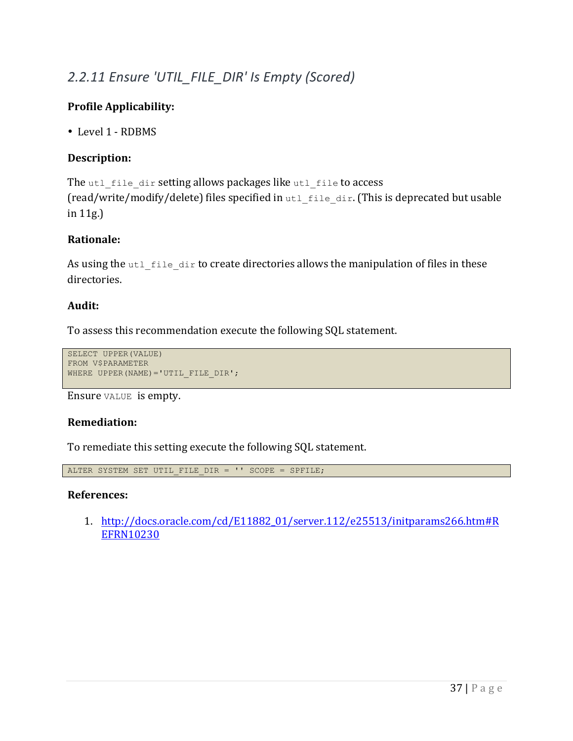## *2.2.11 Ensure 'UTIL_FILE_DIR' Is Empty (Scored)*

**Profile Applicability:**

- Level 1 - RDBMS

**Description:**

The `utl_file_dir` setting allows packages like `utl_file` to access (read/write/modify/delete) files specified in `utl_file_dir`. (This is deprecated but usable in 11g.)

**Rationale:**

As using the `utl_file_dir` to create directories allows the manipulation of files in these directories.

**Audit:**

To assess this recommendation execute the following SQL statement.

```
SELECT UPPER(VALUE)
FROM V$PARAMETER
WHERE UPPER(NAME)='UTIL_FILE_DIR';
```

Ensure `VALUE` is empty.

**Remediation:**

To remediate this setting execute the following SQL statement.

```
ALTER SYSTEM SET UTIL_FILE_DIR = '' SCOPE = SPFILE;
```

**References:**

1. http://docs.oracle.com/cd/E11882_01/server.112/e25513/initparams266.htm#REFRN10230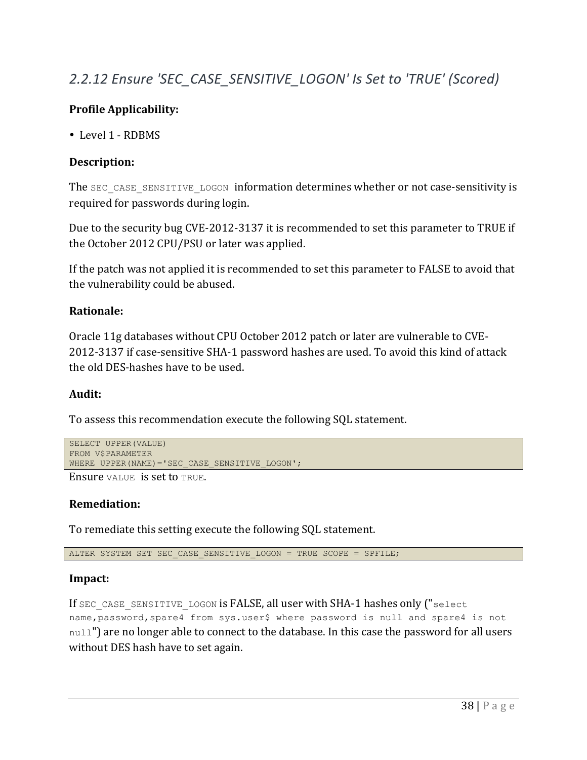## *2.2.12 Ensure 'SEC_CASE_SENSITIVE_LOGON' Is Set to 'TRUE' (Scored)*

**Profile Applicability:**

- Level 1 - RDBMS

**Description:**

The `SEC_CASE_SENSITIVE_LOGON` information determines whether or not case-sensitivity is required for passwords during login.

Due to the security bug CVE-2012-3137 it is recommended to set this parameter to TRUE if the October 2012 CPU/PSU or later was applied.

If the patch was not applied it is recommended to set this parameter to FALSE to avoid that the vulnerability could be abused.

**Rationale:**

Oracle 11g databases without CPU October 2012 patch or later are vulnerable to CVE-2012-3137 if case-sensitive SHA-1 password hashes are used. To avoid this kind of attack the old DES-hashes have to be used.

**Audit:**

To assess this recommendation execute the following SQL statement.

```
SELECT UPPER(VALUE)
FROM V$PARAMETER
WHERE UPPER(NAME)='SEC_CASE_SENSITIVE_LOGON';
```

Ensure `VALUE` is set to `TRUE`.

**Remediation:**

To remediate this setting execute the following SQL statement.

```
ALTER SYSTEM SET SEC_CASE_SENSITIVE_LOGON = TRUE SCOPE = SPFILE;
```

**Impact:**

If `SEC_CASE_SENSITIVE_LOGON` is FALSE, all user with SHA-1 hashes only ("`select name,password,spare4 from sys.user$ where password is null and spare4 is not null`") are no longer able to connect to the database. In this case the password for all users without DES hash have to set again.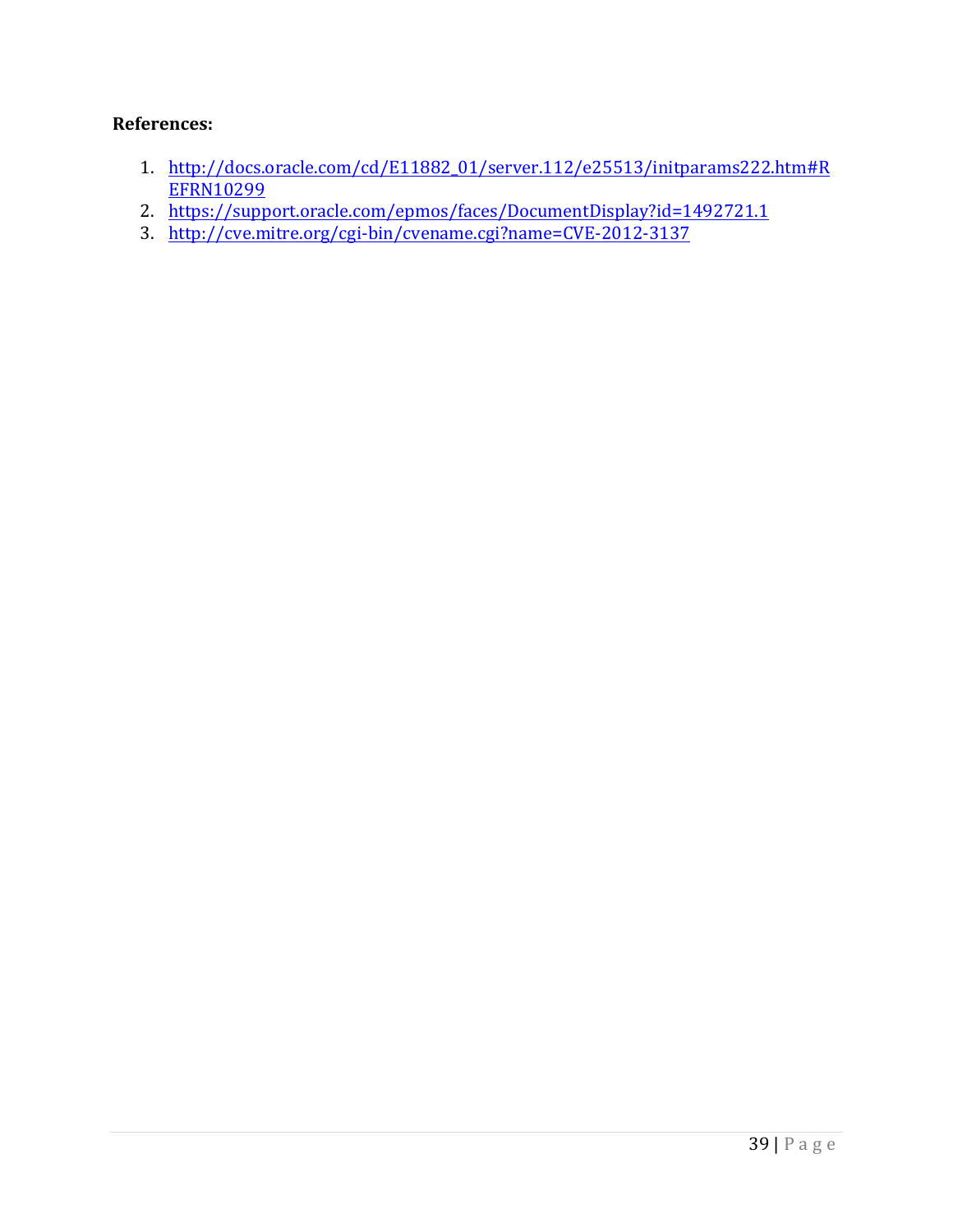**References:**

1. http://docs.oracle.com/cd/E11882_01/server.112/e25513/initparams222.htm#REFRN10299
2. https://support.oracle.com/epmos/faces/DocumentDisplay?id=1492721.1
3. http://cve.mitre.org/cgi-bin/cvename.cgi?name=CVE-2012-3137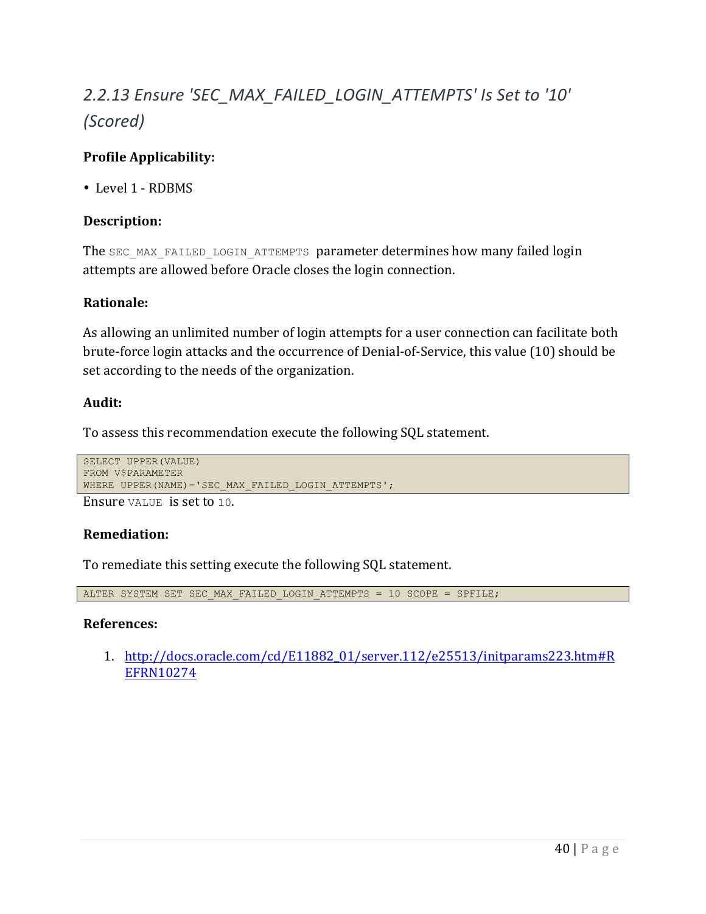## *2.2.13 Ensure 'SEC_MAX_FAILED_LOGIN_ATTEMPTS' Is Set to '10' (Scored)*

**Profile Applicability:**

- Level 1 - RDBMS

**Description:**

The `SEC_MAX_FAILED_LOGIN_ATTEMPTS` parameter determines how many failed login attempts are allowed before Oracle closes the login connection.

**Rationale:**

As allowing an unlimited number of login attempts for a user connection can facilitate both brute-force login attacks and the occurrence of Denial-of-Service, this value (10) should be set according to the needs of the organization.

**Audit:**

To assess this recommendation execute the following SQL statement.

```
SELECT UPPER(VALUE)
FROM V$PARAMETER
WHERE UPPER(NAME)='SEC_MAX_FAILED_LOGIN_ATTEMPTS';
```

Ensure `VALUE` is set to `10`.

**Remediation:**

To remediate this setting execute the following SQL statement.

```
ALTER SYSTEM SET SEC_MAX_FAILED_LOGIN_ATTEMPTS = 10 SCOPE = SPFILE;
```

**References:**

1. [http://docs.oracle.com/cd/E11882_01/server.112/e25513/initparams223.htm#REFRN10274](http://docs.oracle.com/cd/E11882_01/server.112/e25513/initparams223.htm#REFRN10274)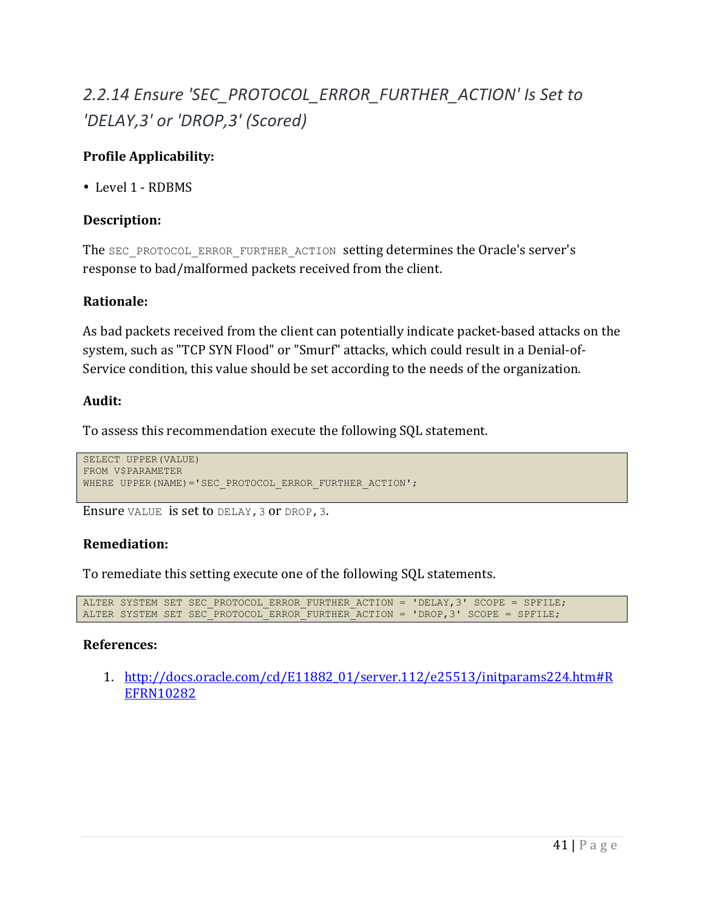## *2.2.14 Ensure 'SEC_PROTOCOL_ERROR_FURTHER_ACTION' Is Set to 'DELAY,3' or 'DROP,3' (Scored)*

**Profile Applicability:**

- Level 1 - RDBMS

**Description:**

The `SEC_PROTOCOL_ERROR_FURTHER_ACTION` setting determines the Oracle's server's response to bad/malformed packets received from the client.

**Rationale:**

As bad packets received from the client can potentially indicate packet-based attacks on the system, such as "TCP SYN Flood" or "Smurf" attacks, which could result in a Denial-of-Service condition, this value should be set according to the needs of the organization.

**Audit:**

To assess this recommendation execute the following SQL statement.

```
SELECT UPPER(VALUE)
FROM V$PARAMETER
WHERE UPPER(NAME)='SEC_PROTOCOL_ERROR_FURTHER_ACTION';
```

Ensure `VALUE` is set to `DELAY,3` or `DROP,3`.

**Remediation:**

To remediate this setting execute one of the following SQL statements.

```
ALTER SYSTEM SET SEC_PROTOCOL_ERROR_FURTHER_ACTION = 'DELAY,3' SCOPE = SPFILE;
ALTER SYSTEM SET SEC_PROTOCOL_ERROR_FURTHER_ACTION = 'DROP,3' SCOPE = SPFILE;
```

**References:**

1. http://docs.oracle.com/cd/E11882_01/server.112/e25513/initparams224.htm#REFRN10282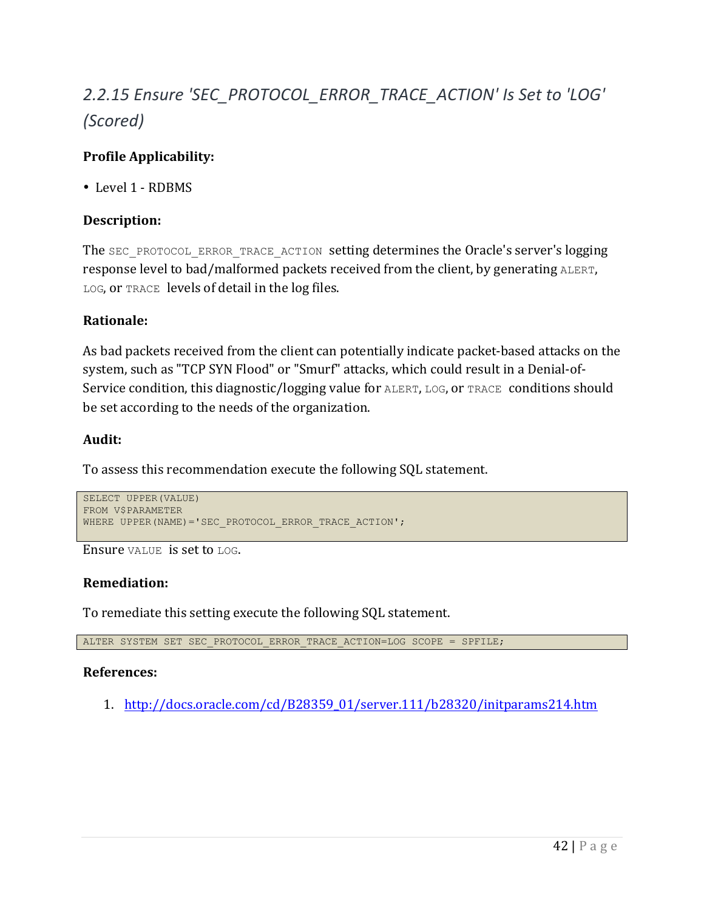## *2.2.15 Ensure 'SEC_PROTOCOL_ERROR_TRACE_ACTION' Is Set to 'LOG' (Scored)*

**Profile Applicability:**

- Level 1 - RDBMS

**Description:**

The `SEC_PROTOCOL_ERROR_TRACE_ACTION` setting determines the Oracle's server's logging response level to bad/malformed packets received from the client, by generating `ALERT`, `LOG`, or `TRACE` levels of detail in the log files.

**Rationale:**

As bad packets received from the client can potentially indicate packet-based attacks on the system, such as "TCP SYN Flood" or "Smurf" attacks, which could result in a Denial-of-Service condition, this diagnostic/logging value for `ALERT`, `LOG`, or `TRACE` conditions should be set according to the needs of the organization.

**Audit:**

To assess this recommendation execute the following SQL statement.

```
SELECT UPPER(VALUE)
FROM V$PARAMETER
WHERE UPPER(NAME)='SEC_PROTOCOL_ERROR_TRACE_ACTION';
```

Ensure `VALUE` is set to `LOG`.

**Remediation:**

To remediate this setting execute the following SQL statement.

```
ALTER SYSTEM SET SEC_PROTOCOL_ERROR_TRACE_ACTION=LOG SCOPE = SPFILE;
```

**References:**

1. http://docs.oracle.com/cd/B28359_01/server.111/b28320/initparams214.htm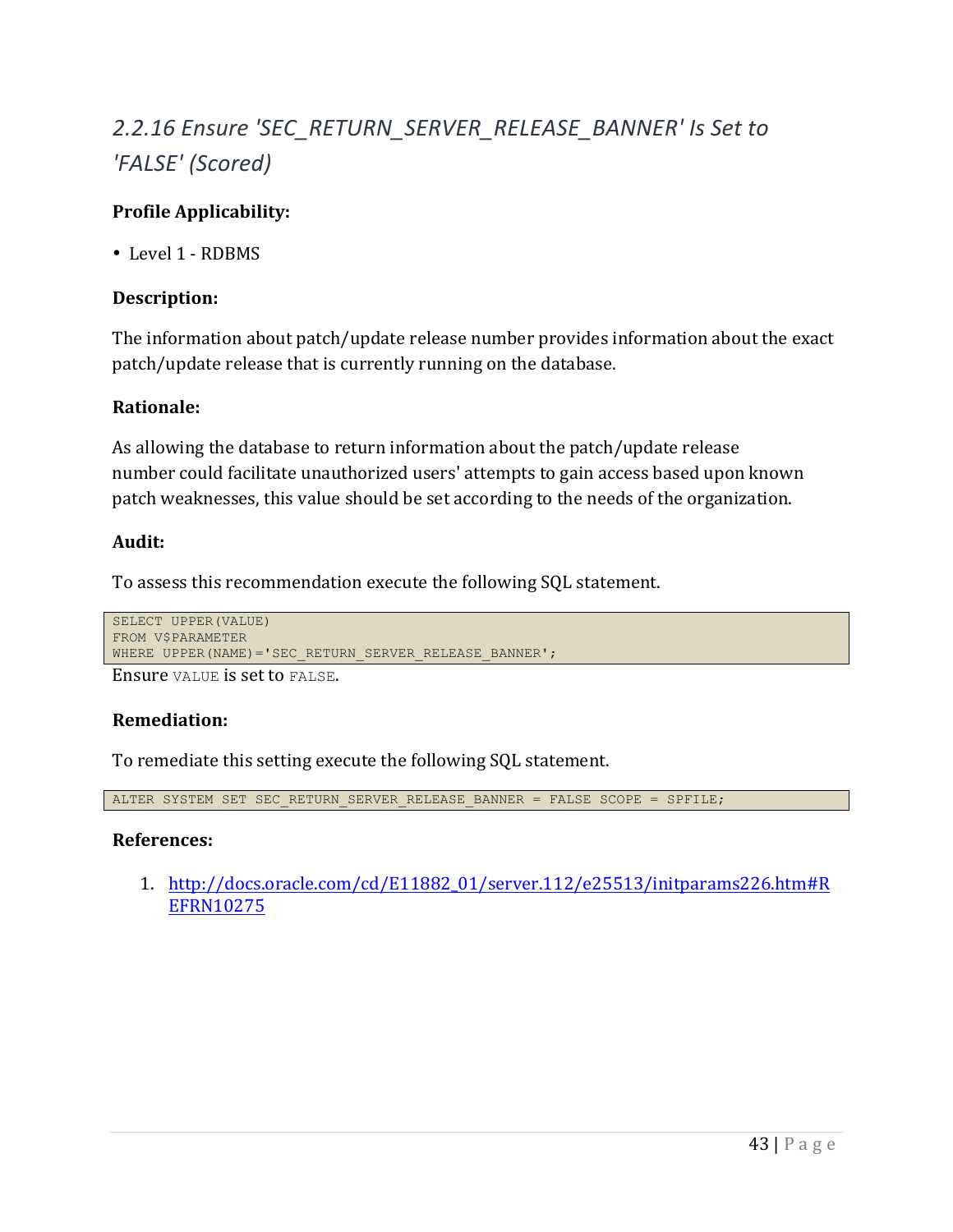## *2.2.16 Ensure 'SEC_RETURN_SERVER_RELEASE_BANNER' Is Set to 'FALSE' (Scored)*

**Profile Applicability:**

- Level 1 - RDBMS

**Description:**

The information about patch/update release number provides information about the exact patch/update release that is currently running on the database.

**Rationale:**

As allowing the database to return information about the patch/update release number could facilitate unauthorized users' attempts to gain access based upon known patch weaknesses, this value should be set according to the needs of the organization.

**Audit:**

To assess this recommendation execute the following SQL statement.

```
SELECT UPPER(VALUE)
FROM V$PARAMETER
WHERE UPPER(NAME)='SEC_RETURN_SERVER_RELEASE_BANNER';
```

Ensure `VALUE` is set to `FALSE`.

**Remediation:**

To remediate this setting execute the following SQL statement.

```
ALTER SYSTEM SET SEC_RETURN_SERVER_RELEASE_BANNER = FALSE SCOPE = SPFILE;
```

**References:**

1. http://docs.oracle.com/cd/E11882_01/server.112/e25513/initparams226.htm#REFRN10275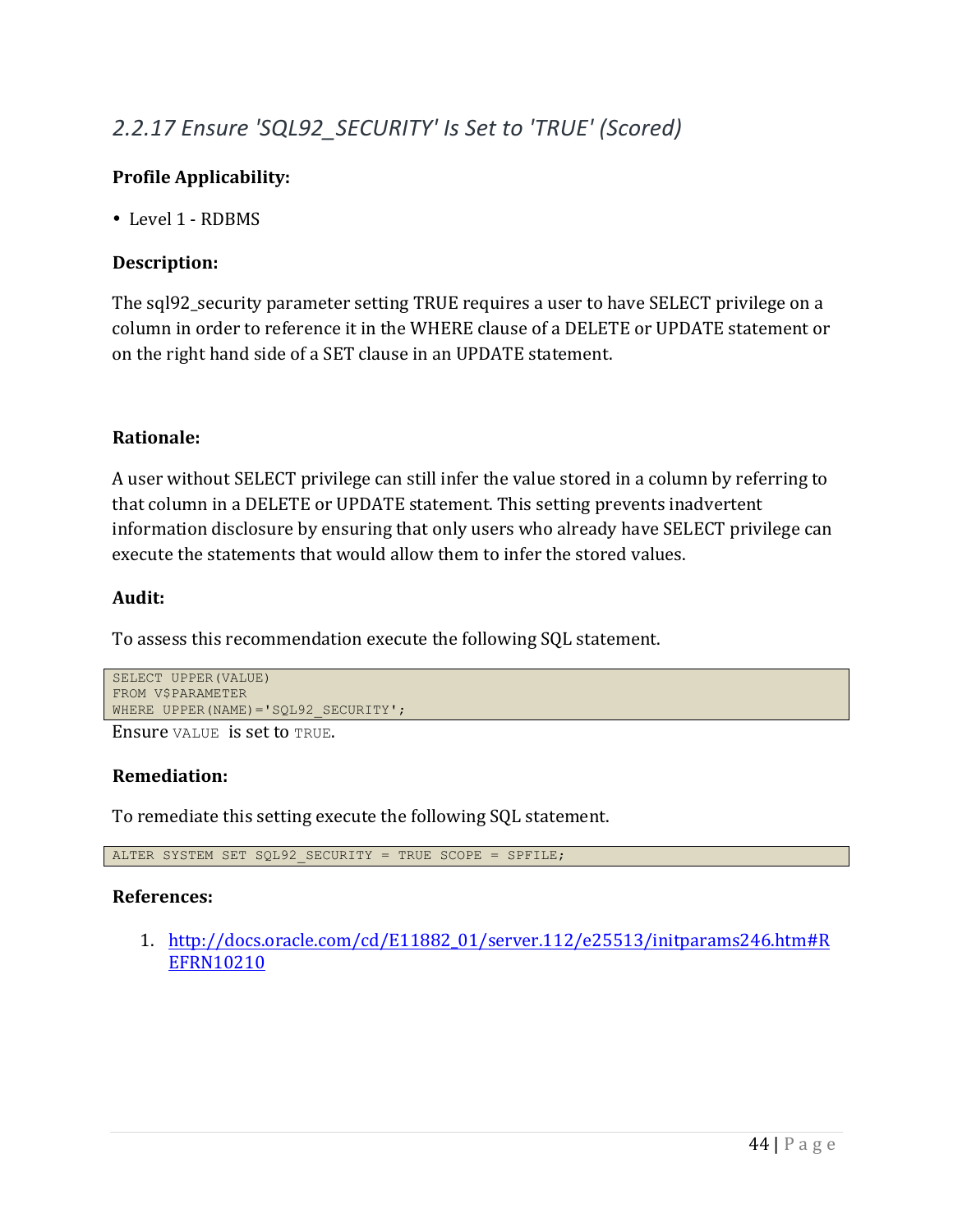## *2.2.17 Ensure 'SQL92_SECURITY' Is Set to 'TRUE' (Scored)*

**Profile Applicability:**

- Level 1 - RDBMS

**Description:**

The sql92_security parameter setting TRUE requires a user to have SELECT privilege on a column in order to reference it in the WHERE clause of a DELETE or UPDATE statement or on the right hand side of a SET clause in an UPDATE statement.

**Rationale:**

A user without SELECT privilege can still infer the value stored in a column by referring to that column in a DELETE or UPDATE statement. This setting prevents inadvertent information disclosure by ensuring that only users who already have SELECT privilege can execute the statements that would allow them to infer the stored values.

**Audit:**

To assess this recommendation execute the following SQL statement.

```
SELECT UPPER(VALUE)
FROM V$PARAMETER
WHERE UPPER(NAME)='SQL92_SECURITY';
```

Ensure `VALUE` is set to `TRUE`.

**Remediation:**

To remediate this setting execute the following SQL statement.

```
ALTER SYSTEM SET SQL92_SECURITY = TRUE SCOPE = SPFILE;
```

**References:**

1. http://docs.oracle.com/cd/E11882_01/server.112/e25513/initparams246.htm#REFRN10210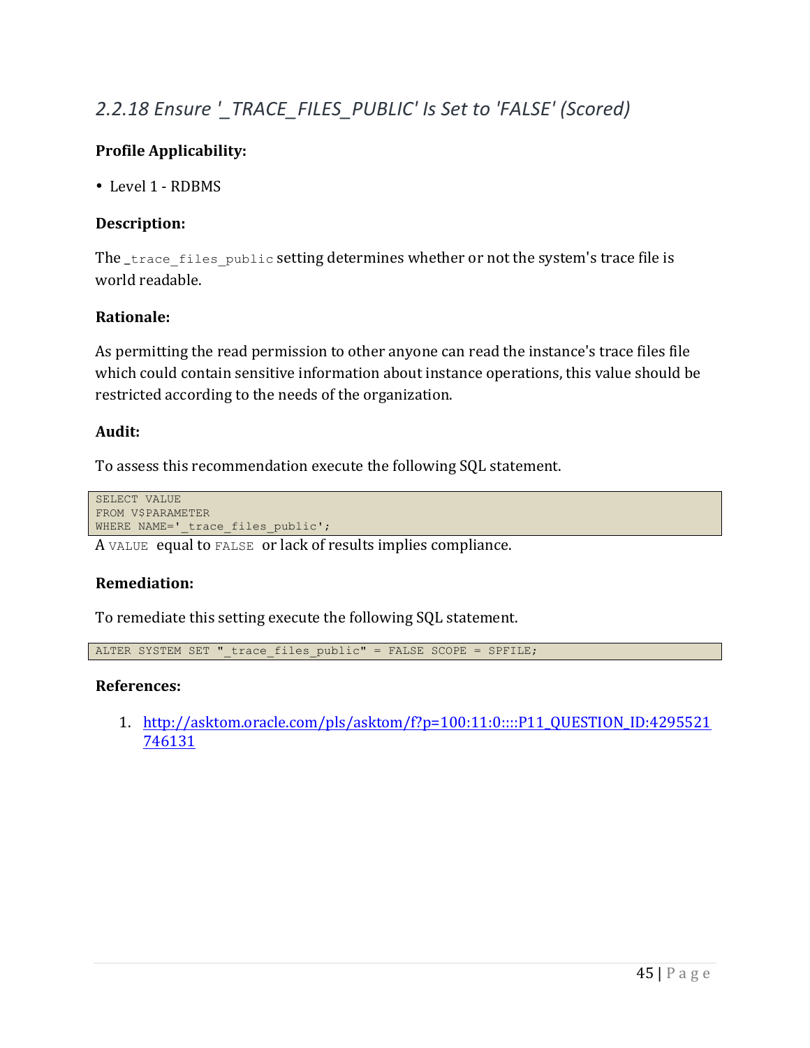### 2.2.18 Ensure '_TRACE_FILES_PUBLIC' Is Set to 'FALSE' (Scored)

**Profile Applicability:**

- Level 1 - RDBMS

**Description:**

The `_trace_files_public` setting determines whether or not the system's trace file is world readable.

**Rationale:**

As permitting the read permission to other anyone can read the instance's trace files file which could contain sensitive information about instance operations, this value should be restricted according to the needs of the organization.

**Audit:**

To assess this recommendation execute the following SQL statement.

```
SELECT VALUE
FROM V$PARAMETER
WHERE NAME='_trace_files_public';
```

A `VALUE` equal to `FALSE` or lack of results implies compliance.

**Remediation:**

To remediate this setting execute the following SQL statement.

```
ALTER SYSTEM SET "_trace_files_public" = FALSE SCOPE = SPFILE;
```

**References:**

1. http://asktom.oracle.com/pls/asktom/f?p=100:11:0::::P11_QUESTION_ID:4295521746131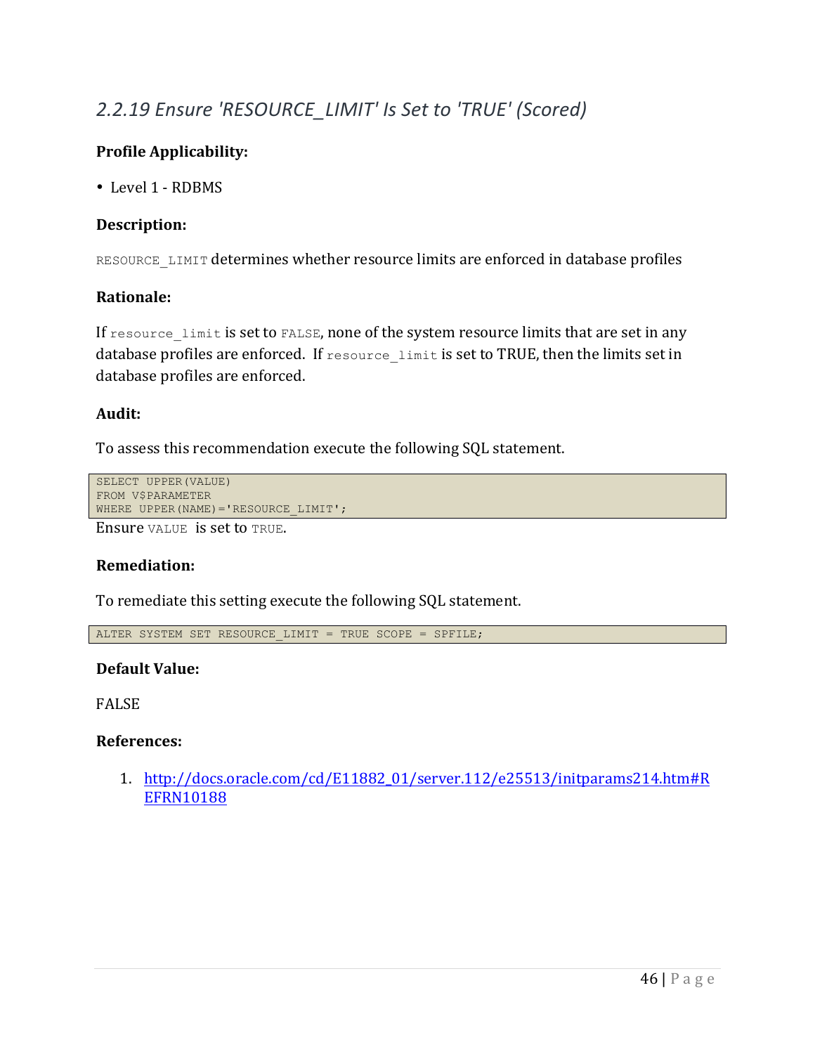## *2.2.19 Ensure 'RESOURCE_LIMIT' Is Set to 'TRUE' (Scored)*

**Profile Applicability:**

- Level 1 - RDBMS

**Description:**

`RESOURCE_LIMIT` determines whether resource limits are enforced in database profiles

**Rationale:**

If `resource_limit` is set to `FALSE`, none of the system resource limits that are set in any database profiles are enforced. If `resource_limit` is set to TRUE, then the limits set in database profiles are enforced.

**Audit:**

To assess this recommendation execute the following SQL statement.

```
SELECT UPPER(VALUE)
FROM V$PARAMETER
WHERE UPPER(NAME)='RESOURCE_LIMIT';
```

Ensure `VALUE` is set to `TRUE`.

**Remediation:**

To remediate this setting execute the following SQL statement.

```
ALTER SYSTEM SET RESOURCE_LIMIT = TRUE SCOPE = SPFILE;
```

**Default Value:**

FALSE

**References:**

1. http://docs.oracle.com/cd/E11882_01/server.112/e25513/initparams214.htm#REFRN10188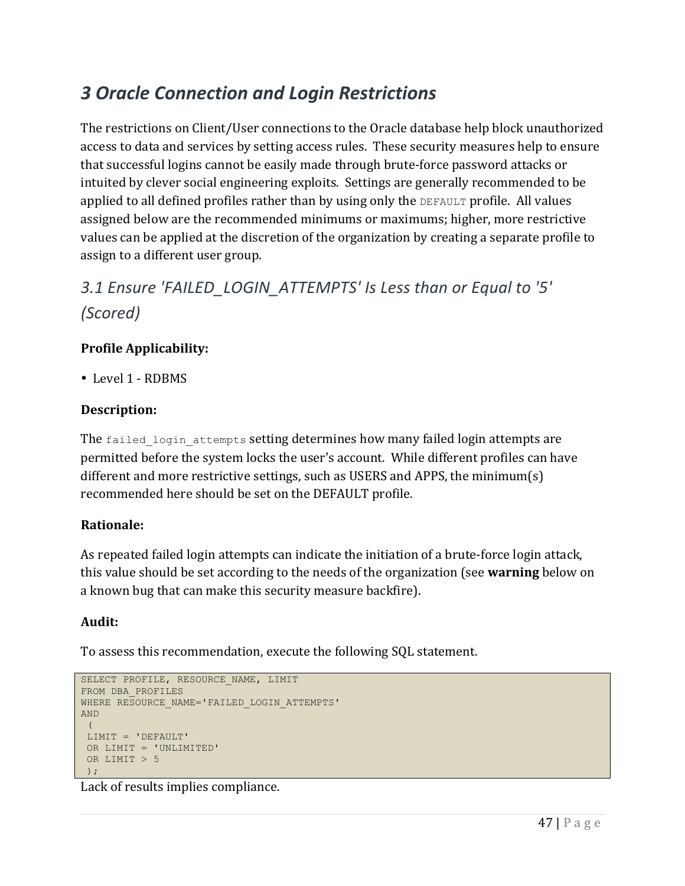# 3 Oracle Connection and Login Restrictions

The restrictions on Client/User connections to the Oracle database help block unauthorized access to data and services by setting access rules. These security measures help to ensure that successful logins cannot be easily made through brute-force password attacks or intuited by clever social engineering exploits. Settings are generally recommended to be applied to all defined profiles rather than by using only the `DEFAULT` profile. All values assigned below are the recommended minimums or maximums; higher, more restrictive values can be applied at the discretion of the organization by creating a separate profile to assign to a different user group.

## 3.1 Ensure 'FAILED_LOGIN_ATTEMPTS' Is Less than or Equal to '5' (Scored)

**Profile Applicability:**

- Level 1 - RDBMS

**Description:**

The `failed_login_attempts` setting determines how many failed login attempts are permitted before the system locks the user's account. While different profiles can have different and more restrictive settings, such as USERS and APPS, the minimum(s) recommended here should be set on the DEFAULT profile.

**Rationale:**

As repeated failed login attempts can indicate the initiation of a brute-force login attack, this value should be set according to the needs of the organization (see **warning** below on a known bug that can make this security measure backfire).

**Audit:**

To assess this recommendation, execute the following SQL statement.

```
SELECT PROFILE, RESOURCE_NAME, LIMIT
FROM DBA_PROFILES
WHERE RESOURCE_NAME='FAILED_LOGIN_ATTEMPTS'
AND
 (
 LIMIT = 'DEFAULT'
 OR LIMIT = 'UNLIMITED'
 OR LIMIT > 5
 );
```

Lack of results implies compliance.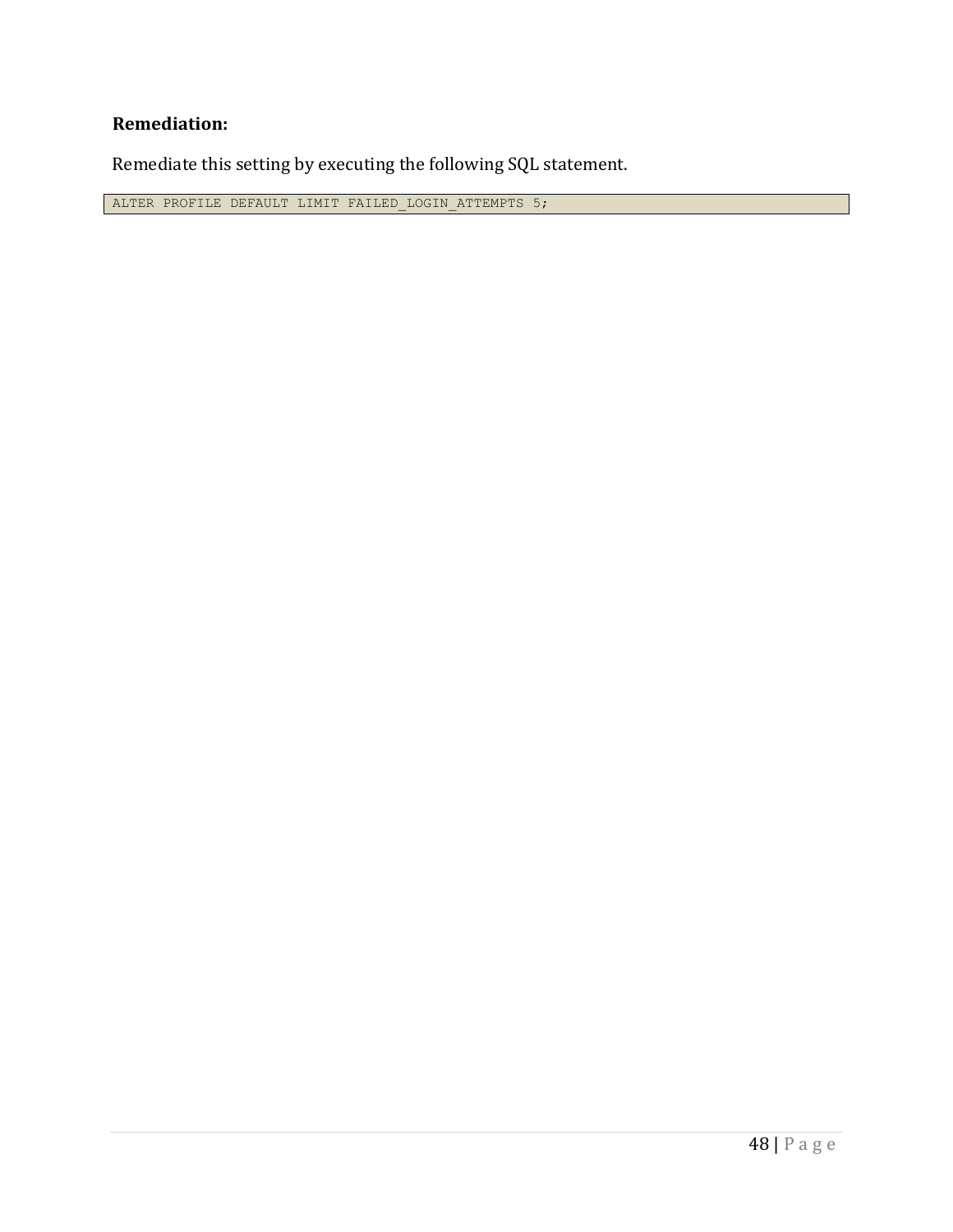**Remediation:**

Remediate this setting by executing the following SQL statement.

```
ALTER PROFILE DEFAULT LIMIT FAILED_LOGIN_ATTEMPTS 5;
```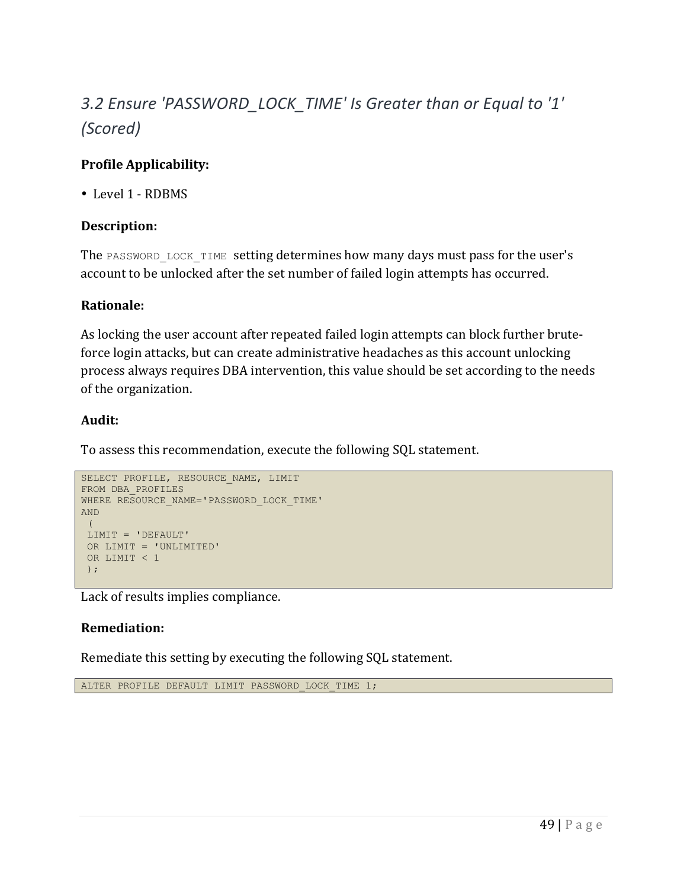## *3.2 Ensure 'PASSWORD_LOCK_TIME' Is Greater than or Equal to '1' (Scored)*

**Profile Applicability:**

- Level 1 - RDBMS

**Description:**

The `PASSWORD_LOCK_TIME` setting determines how many days must pass for the user's account to be unlocked after the set number of failed login attempts has occurred.

**Rationale:**

As locking the user account after repeated failed login attempts can block further brute-force login attacks, but can create administrative headaches as this account unlocking process always requires DBA intervention, this value should be set according to the needs of the organization.

**Audit:**

To assess this recommendation, execute the following SQL statement.

```
SELECT PROFILE, RESOURCE_NAME, LIMIT
FROM DBA_PROFILES
WHERE RESOURCE_NAME='PASSWORD_LOCK_TIME'
AND
 (
 LIMIT = 'DEFAULT'
 OR LIMIT = 'UNLIMITED'
 OR LIMIT < 1
 );
```

Lack of results implies compliance.

**Remediation:**

Remediate this setting by executing the following SQL statement.

```
ALTER PROFILE DEFAULT LIMIT PASSWORD_LOCK_TIME 1;
```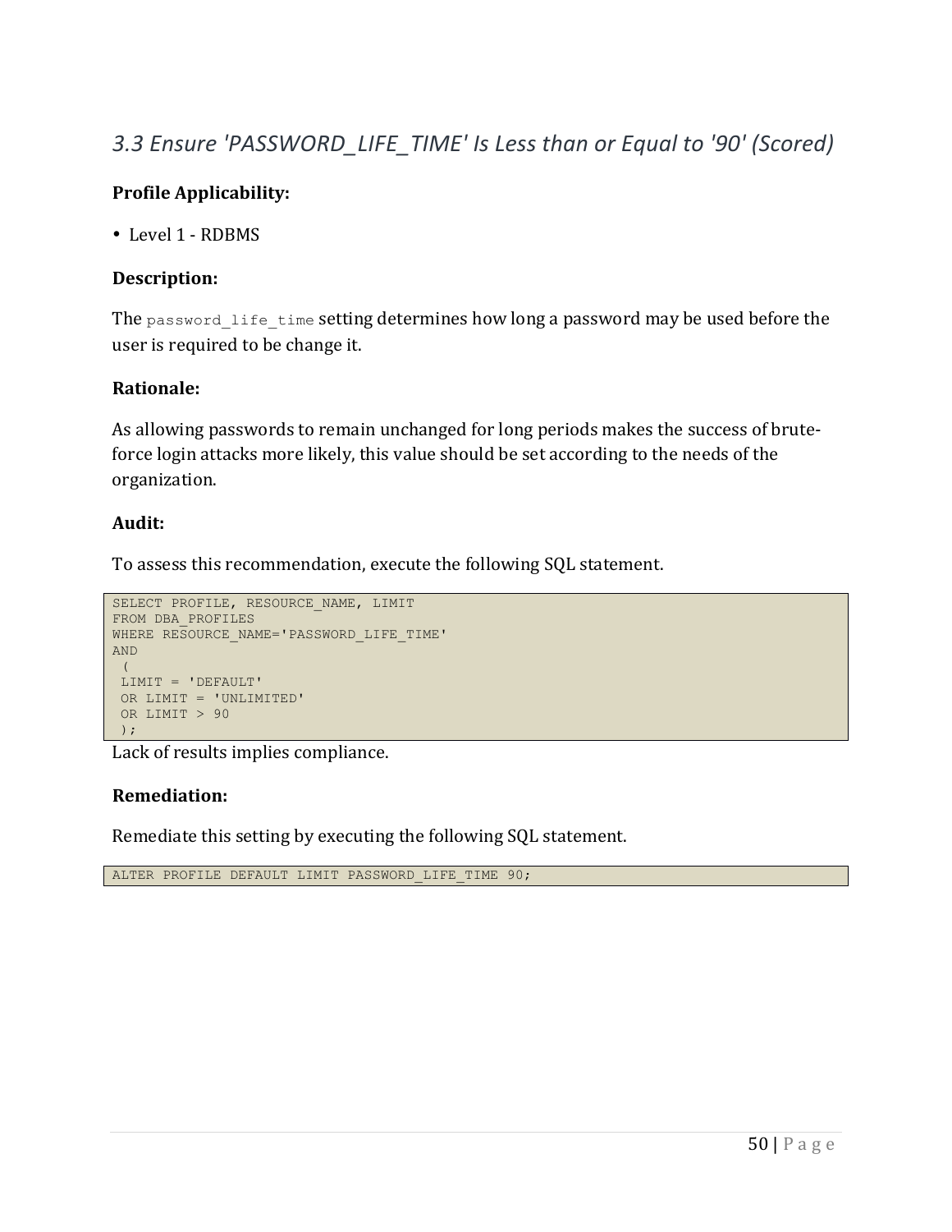## *3.3 Ensure 'PASSWORD_LIFE_TIME' Is Less than or Equal to '90' (Scored)*

**Profile Applicability:**

- Level 1 - RDBMS

**Description:**

The `password_life_time` setting determines how long a password may be used before the user is required to be change it.

**Rationale:**

As allowing passwords to remain unchanged for long periods makes the success of brute-force login attacks more likely, this value should be set according to the needs of the organization.

**Audit:**

To assess this recommendation, execute the following SQL statement.

```
SELECT PROFILE, RESOURCE_NAME, LIMIT
FROM DBA_PROFILES
WHERE RESOURCE_NAME='PASSWORD_LIFE_TIME'
AND
 (
 LIMIT = 'DEFAULT'
 OR LIMIT = 'UNLIMITED'
 OR LIMIT > 90
 );
```

Lack of results implies compliance.

**Remediation:**

Remediate this setting by executing the following SQL statement.

```
ALTER PROFILE DEFAULT LIMIT PASSWORD_LIFE_TIME 90;
```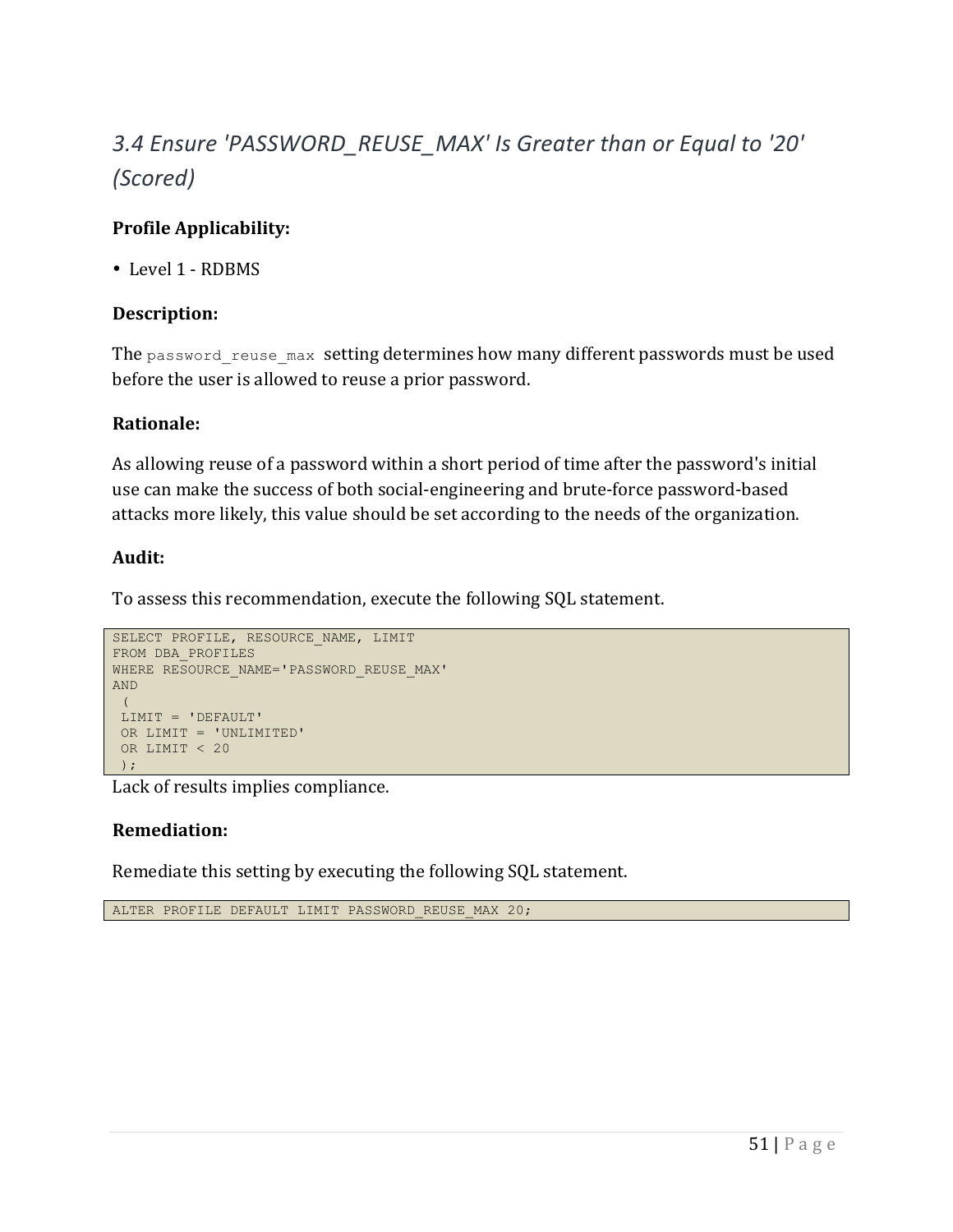## *3.4 Ensure 'PASSWORD_REUSE_MAX' Is Greater than or Equal to '20' (Scored)*

**Profile Applicability:**

- Level 1 - RDBMS

**Description:**

The `password_reuse_max` setting determines how many different passwords must be used before the user is allowed to reuse a prior password.

**Rationale:**

As allowing reuse of a password within a short period of time after the password's initial use can make the success of both social-engineering and brute-force password-based attacks more likely, this value should be set according to the needs of the organization.

**Audit:**

To assess this recommendation, execute the following SQL statement.

```
SELECT PROFILE, RESOURCE_NAME, LIMIT
FROM DBA_PROFILES
WHERE RESOURCE_NAME='PASSWORD_REUSE_MAX'
AND
 (
 LIMIT = 'DEFAULT'
 OR LIMIT = 'UNLIMITED'
 OR LIMIT < 20
 );
```

Lack of results implies compliance.

**Remediation:**

Remediate this setting by executing the following SQL statement.

```
ALTER PROFILE DEFAULT LIMIT PASSWORD_REUSE_MAX 20;
```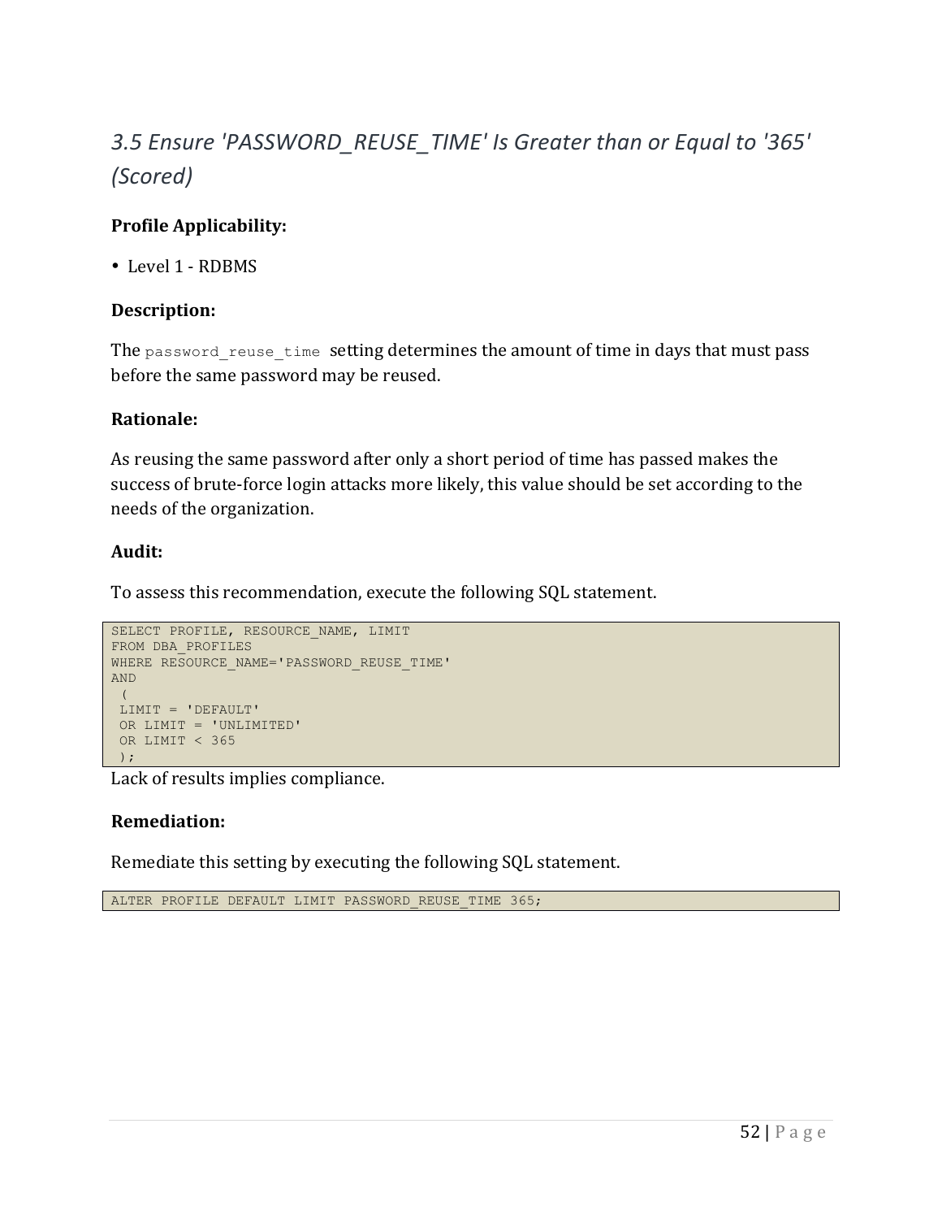## *3.5 Ensure 'PASSWORD_REUSE_TIME' Is Greater than or Equal to '365' (Scored)*

**Profile Applicability:**

- Level 1 - RDBMS

**Description:**

The `password_reuse_time` setting determines the amount of time in days that must pass before the same password may be reused.

**Rationale:**

As reusing the same password after only a short period of time has passed makes the success of brute-force login attacks more likely, this value should be set according to the needs of the organization.

**Audit:**

To assess this recommendation, execute the following SQL statement.

```
SELECT PROFILE, RESOURCE_NAME, LIMIT
FROM DBA_PROFILES
WHERE RESOURCE_NAME='PASSWORD_REUSE_TIME'
AND
 (
 LIMIT = 'DEFAULT'
 OR LIMIT = 'UNLIMITED'
 OR LIMIT < 365
 );
```

Lack of results implies compliance.

**Remediation:**

Remediate this setting by executing the following SQL statement.

```
ALTER PROFILE DEFAULT LIMIT PASSWORD_REUSE_TIME 365;
```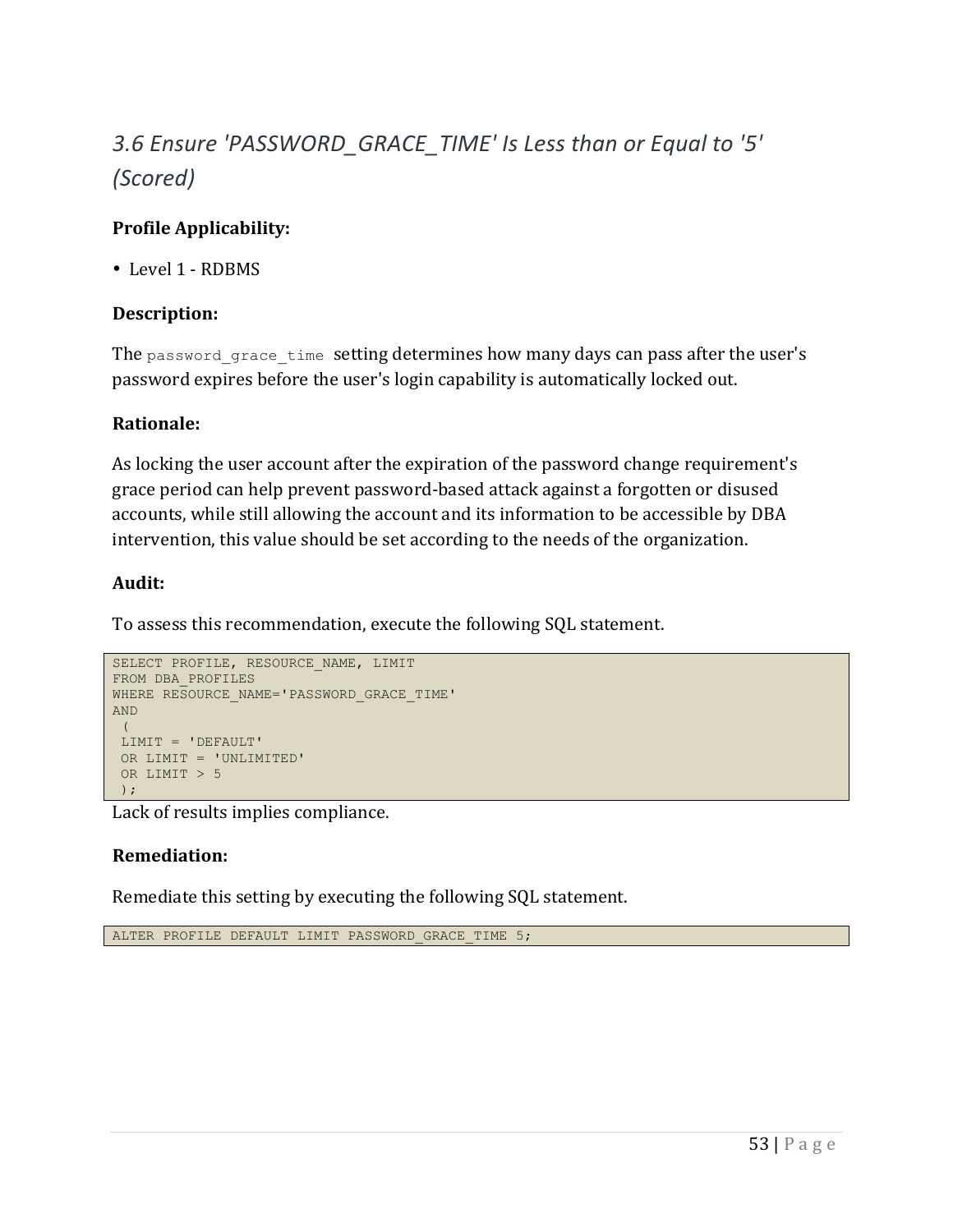## *3.6 Ensure 'PASSWORD_GRACE_TIME' Is Less than or Equal to '5' (Scored)*

**Profile Applicability:**

- Level 1 - RDBMS

**Description:**

The `password_grace_time` setting determines how many days can pass after the user's password expires before the user's login capability is automatically locked out.

**Rationale:**

As locking the user account after the expiration of the password change requirement's grace period can help prevent password-based attack against a forgotten or disused accounts, while still allowing the account and its information to be accessible by DBA intervention, this value should be set according to the needs of the organization.

**Audit:**

To assess this recommendation, execute the following SQL statement.

```
SELECT PROFILE, RESOURCE_NAME, LIMIT
FROM DBA_PROFILES
WHERE RESOURCE_NAME='PASSWORD_GRACE_TIME'
AND
 (
 LIMIT = 'DEFAULT'
 OR LIMIT = 'UNLIMITED'
 OR LIMIT > 5
 );
```

Lack of results implies compliance.

**Remediation:**

Remediate this setting by executing the following SQL statement.

```
ALTER PROFILE DEFAULT LIMIT PASSWORD_GRACE_TIME 5;
```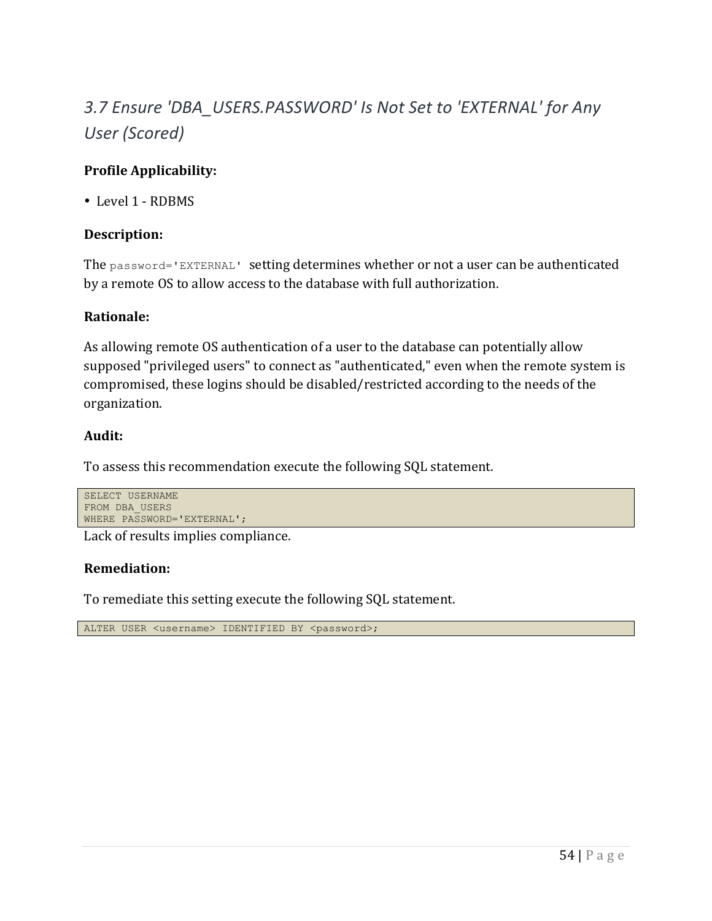## *3.7 Ensure 'DBA_USERS.PASSWORD' Is Not Set to 'EXTERNAL' for Any User (Scored)*

**Profile Applicability:**

- Level 1 - RDBMS

**Description:**

The `password='EXTERNAL'` setting determines whether or not a user can be authenticated by a remote OS to allow access to the database with full authorization.

**Rationale:**

As allowing remote OS authentication of a user to the database can potentially allow supposed "privileged users" to connect as "authenticated," even when the remote system is compromised, these logins should be disabled/restricted according to the needs of the organization.

**Audit:**

To assess this recommendation execute the following SQL statement.

```
SELECT USERNAME
FROM DBA_USERS
WHERE PASSWORD='EXTERNAL';
```

Lack of results implies compliance.

**Remediation:**

To remediate this setting execute the following SQL statement.

```
ALTER USER <username> IDENTIFIED BY <password>;
```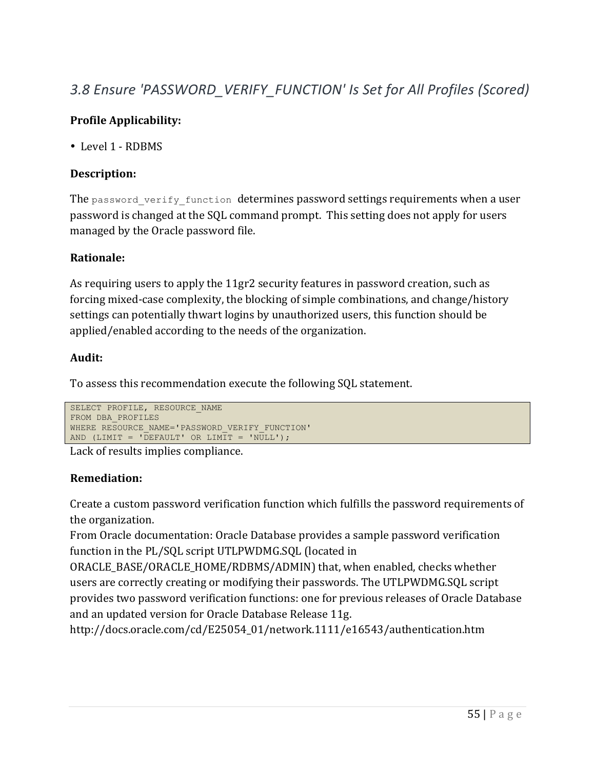## *3.8 Ensure 'PASSWORD_VERIFY_FUNCTION' Is Set for All Profiles (Scored)*

**Profile Applicability:**

- Level 1 - RDBMS

**Description:**

The `password_verify_function` determines password settings requirements when a user password is changed at the SQL command prompt. This setting does not apply for users managed by the Oracle password file.

**Rationale:**

As requiring users to apply the 11gr2 security features in password creation, such as forcing mixed-case complexity, the blocking of simple combinations, and change/history settings can potentially thwart logins by unauthorized users, this function should be applied/enabled according to the needs of the organization.

**Audit:**

To assess this recommendation execute the following SQL statement.

```
SELECT PROFILE, RESOURCE_NAME
FROM DBA_PROFILES
WHERE RESOURCE_NAME='PASSWORD_VERIFY_FUNCTION'
AND (LIMIT = 'DEFAULT' OR LIMIT = 'NULL');
```

Lack of results implies compliance.

**Remediation:**

Create a custom password verification function which fulfills the password requirements of the organization.
From Oracle documentation: Oracle Database provides a sample password verification function in the PL/SQL script UTLPWDMG.SQL (located in ORACLE_BASE/ORACLE_HOME/RDBMS/ADMIN) that, when enabled, checks whether users are correctly creating or modifying their passwords. The UTLPWDMG.SQL script provides two password verification functions: one for previous releases of Oracle Database and an updated version for Oracle Database Release 11g.
http://docs.oracle.com/cd/E25054_01/network.1111/e16543/authentication.htm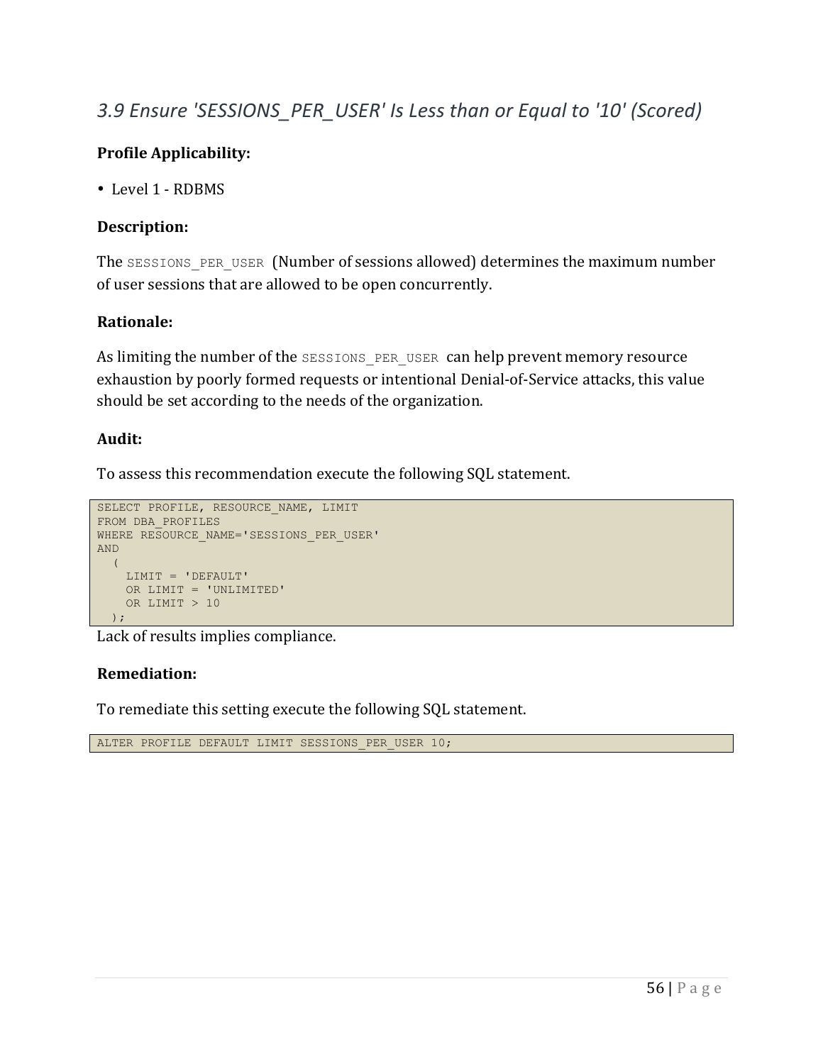## *3.9 Ensure 'SESSIONS_PER_USER' Is Less than or Equal to '10' (Scored)*

**Profile Applicability:**

- Level 1 - RDBMS

**Description:**

The `SESSIONS_PER_USER` (Number of sessions allowed) determines the maximum number of user sessions that are allowed to be open concurrently.

**Rationale:**

As limiting the number of the `SESSIONS_PER_USER` can help prevent memory resource exhaustion by poorly formed requests or intentional Denial-of-Service attacks, this value should be set according to the needs of the organization.

**Audit:**

To assess this recommendation execute the following SQL statement.

```
SELECT PROFILE, RESOURCE_NAME, LIMIT
FROM DBA_PROFILES
WHERE RESOURCE_NAME='SESSIONS_PER_USER'
AND
  (
    LIMIT = 'DEFAULT'
    OR LIMIT = 'UNLIMITED'
    OR LIMIT > 10
  );
```

Lack of results implies compliance.

**Remediation:**

To remediate this setting execute the following SQL statement.

```
ALTER PROFILE DEFAULT LIMIT SESSIONS_PER_USER 10;
```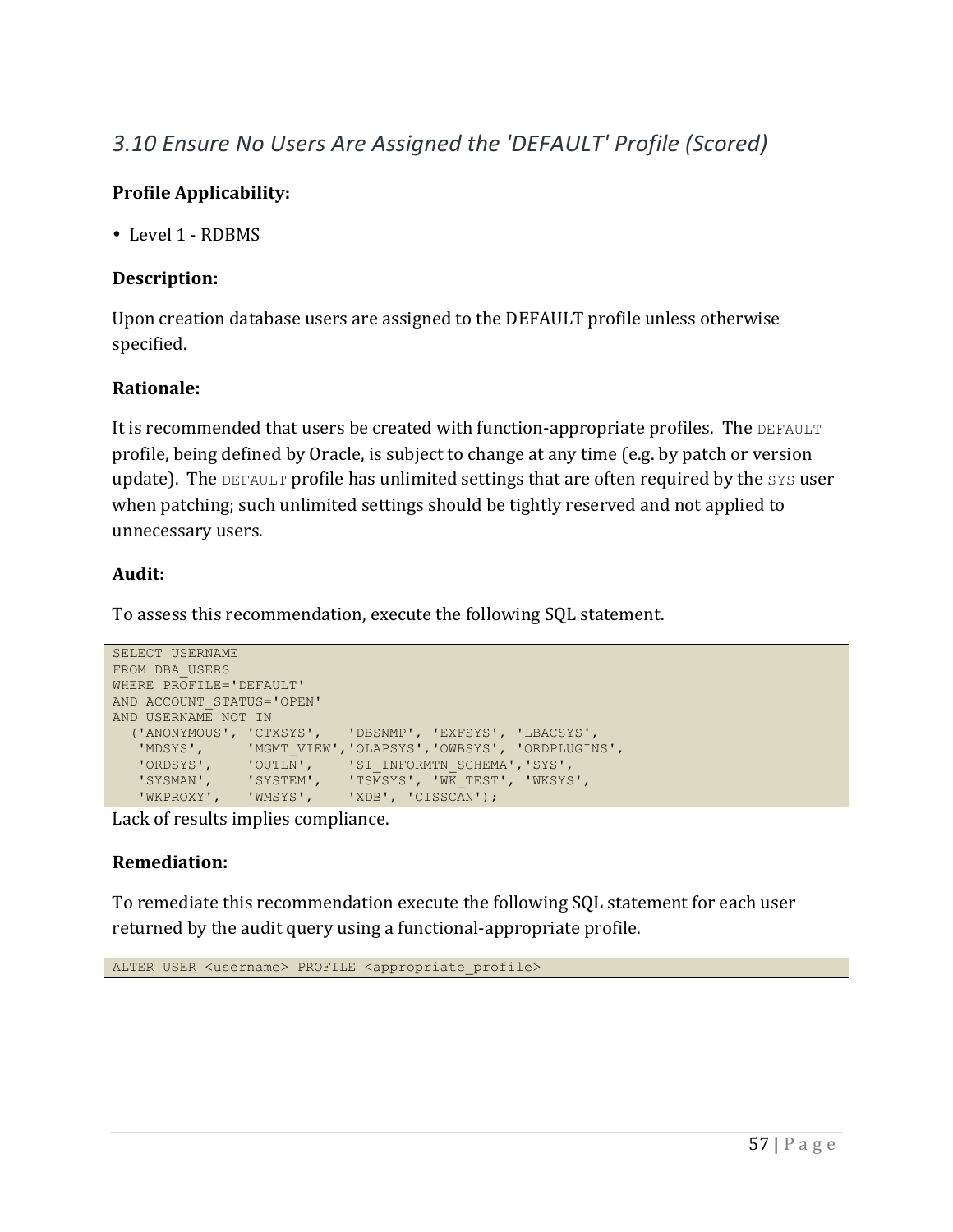## *3.10 Ensure No Users Are Assigned the 'DEFAULT' Profile (Scored)*

**Profile Applicability:**

- Level 1 - RDBMS

**Description:**

Upon creation database users are assigned to the DEFAULT profile unless otherwise specified.

**Rationale:**

It is recommended that users be created with function-appropriate profiles. The `DEFAULT` profile, being defined by Oracle, is subject to change at any time (e.g. by patch or version update). The `DEFAULT` profile has unlimited settings that are often required by the `SYS` user when patching; such unlimited settings should be tightly reserved and not applied to unnecessary users.

**Audit:**

To assess this recommendation, execute the following SQL statement.

```
SELECT USERNAME
FROM DBA_USERS
WHERE PROFILE='DEFAULT'
AND ACCOUNT_STATUS='OPEN'
AND USERNAME NOT IN
  ('ANONYMOUS', 'CTXSYS',   'DBSNMP', 'EXFSYS', 'LBACSYS',
   'MDSYS',     'MGMT_VIEW','OLAPSYS','OWBSYS', 'ORDPLUGINS',
   'ORDSYS',    'OUTLN',    'SI_INFORMTN_SCHEMA','SYS',
   'SYSMAN',    'SYSTEM',   'TSMSYS', 'WK_TEST', 'WKSYS',
   'WKPROXY',   'WMSYS',    'XDB', 'CISSCAN');
```

Lack of results implies compliance.

**Remediation:**

To remediate this recommendation execute the following SQL statement for each user returned by the audit query using a functional-appropriate profile.

```
ALTER USER <username> PROFILE <appropriate_profile>
```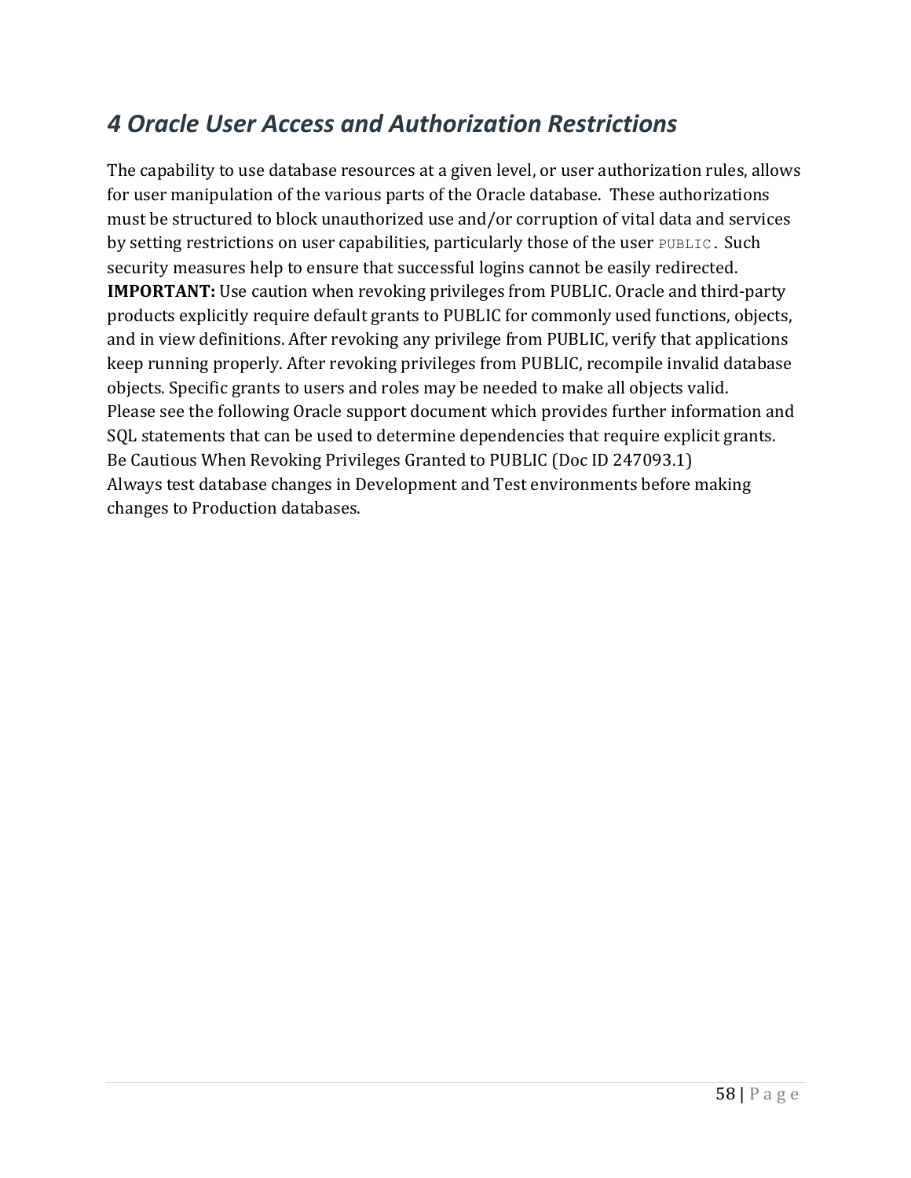# *4 Oracle User Access and Authorization Restrictions*

The capability to use database resources at a given level, or user authorization rules, allows for user manipulation of the various parts of the Oracle database. These authorizations must be structured to block unauthorized use and/or corruption of vital data and services by setting restrictions on user capabilities, particularly those of the user `PUBLIC`. Such security measures help to ensure that successful logins cannot be easily redirected.

**IMPORTANT:** Use caution when revoking privileges from PUBLIC. Oracle and third-party products explicitly require default grants to PUBLIC for commonly used functions, objects, and in view definitions. After revoking any privilege from PUBLIC, verify that applications keep running properly. After revoking privileges from PUBLIC, recompile invalid database objects. Specific grants to users and roles may be needed to make all objects valid.

Please see the following Oracle support document which provides further information and SQL statements that can be used to determine dependencies that require explicit grants.

Be Cautious When Revoking Privileges Granted to PUBLIC (Doc ID 247093.1)

Always test database changes in Development and Test environments before making changes to Production databases.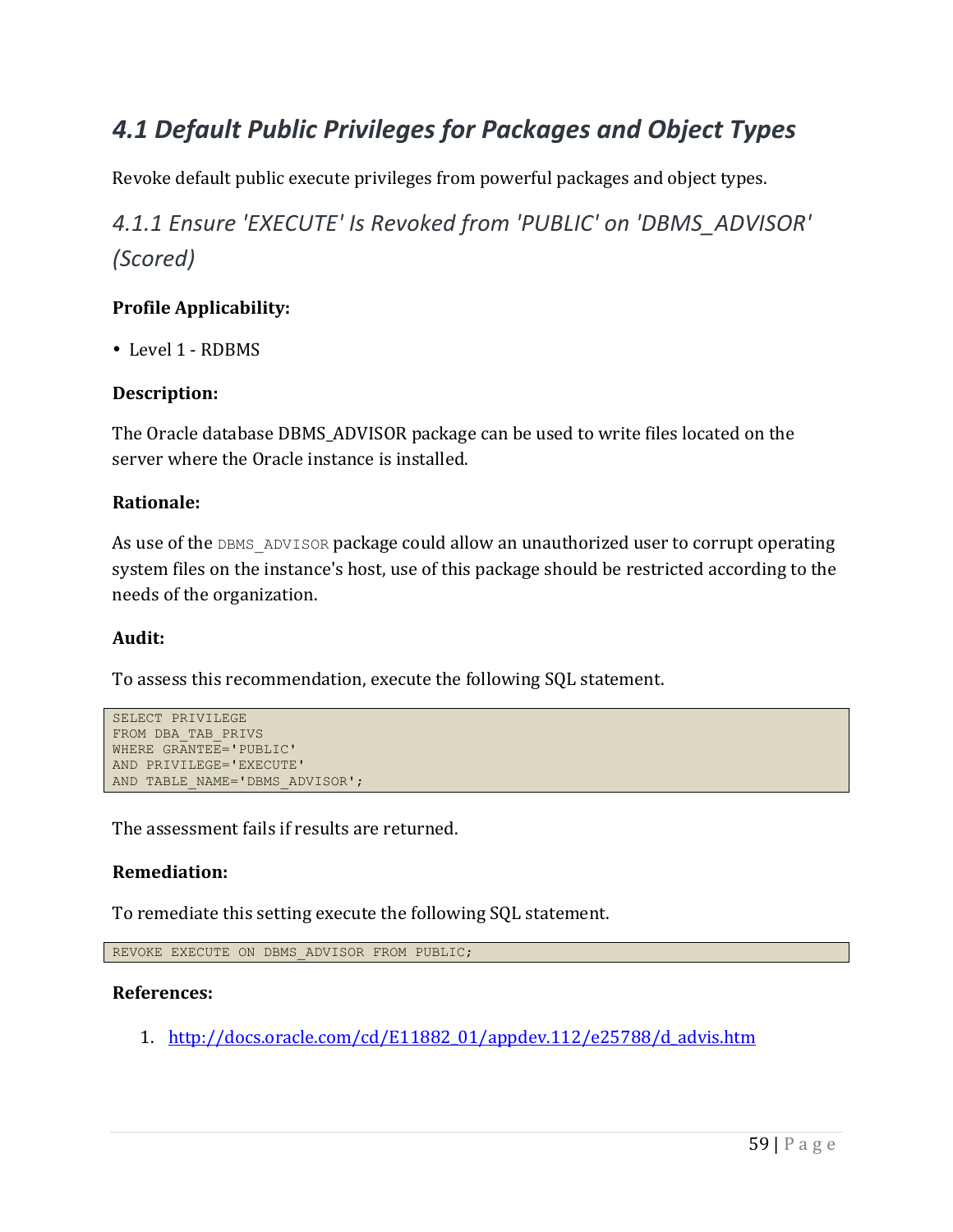## *4.1 Default Public Privileges for Packages and Object Types*

Revoke default public execute privileges from powerful packages and object types.

### *4.1.1 Ensure 'EXECUTE' Is Revoked from 'PUBLIC' on 'DBMS_ADVISOR' (Scored)*

**Profile Applicability:**

- Level 1 - RDBMS

**Description:**

The Oracle database DBMS_ADVISOR package can be used to write files located on the server where the Oracle instance is installed.

**Rationale:**

As use of the `DBMS_ADVISOR` package could allow an unauthorized user to corrupt operating system files on the instance's host, use of this package should be restricted according to the needs of the organization.

**Audit:**

To assess this recommendation, execute the following SQL statement.

```
SELECT PRIVILEGE
FROM DBA_TAB_PRIVS
WHERE GRANTEE='PUBLIC'
AND PRIVILEGE='EXECUTE'
AND TABLE_NAME='DBMS_ADVISOR';
```

The assessment fails if results are returned.

**Remediation:**

To remediate this setting execute the following SQL statement.

```
REVOKE EXECUTE ON DBMS_ADVISOR FROM PUBLIC;
```

**References:**

1. http://docs.oracle.com/cd/E11882_01/appdev.112/e25788/d_advis.htm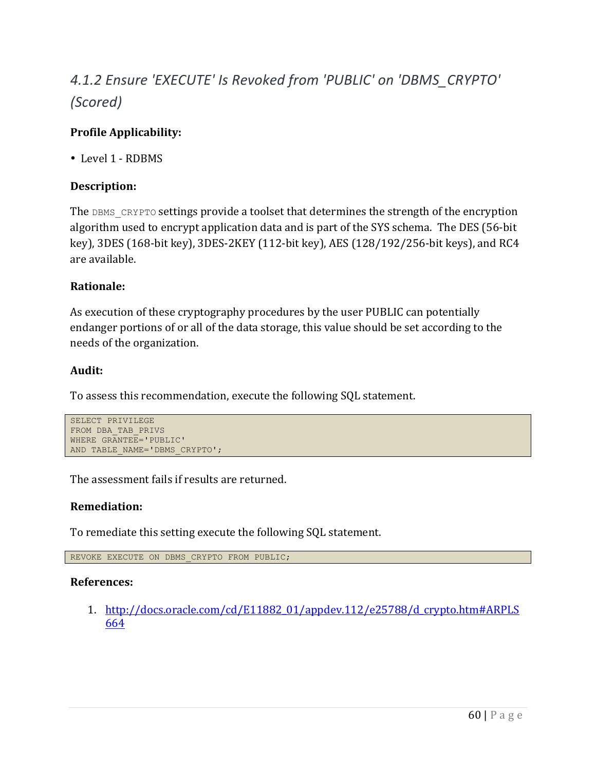### *4.1.2 Ensure 'EXECUTE' Is Revoked from 'PUBLIC' on 'DBMS_CRYPTO' (Scored)*

**Profile Applicability:**

- Level 1 - RDBMS

**Description:**

The `DBMS_CRYPTO` settings provide a toolset that determines the strength of the encryption algorithm used to encrypt application data and is part of the SYS schema. The DES (56-bit key), 3DES (168-bit key), 3DES-2KEY (112-bit key), AES (128/192/256-bit keys), and RC4 are available.

**Rationale:**

As execution of these cryptography procedures by the user PUBLIC can potentially endanger portions of or all of the data storage, this value should be set according to the needs of the organization.

**Audit:**

To assess this recommendation, execute the following SQL statement.

```
SELECT PRIVILEGE
FROM DBA_TAB_PRIVS
WHERE GRANTEE='PUBLIC'
AND TABLE_NAME='DBMS_CRYPTO';
```

The assessment fails if results are returned.

**Remediation:**

To remediate this setting execute the following SQL statement.

```
REVOKE EXECUTE ON DBMS_CRYPTO FROM PUBLIC;
```

**References:**

1. http://docs.oracle.com/cd/E11882_01/appdev.112/e25788/d_crypto.htm#ARPLS664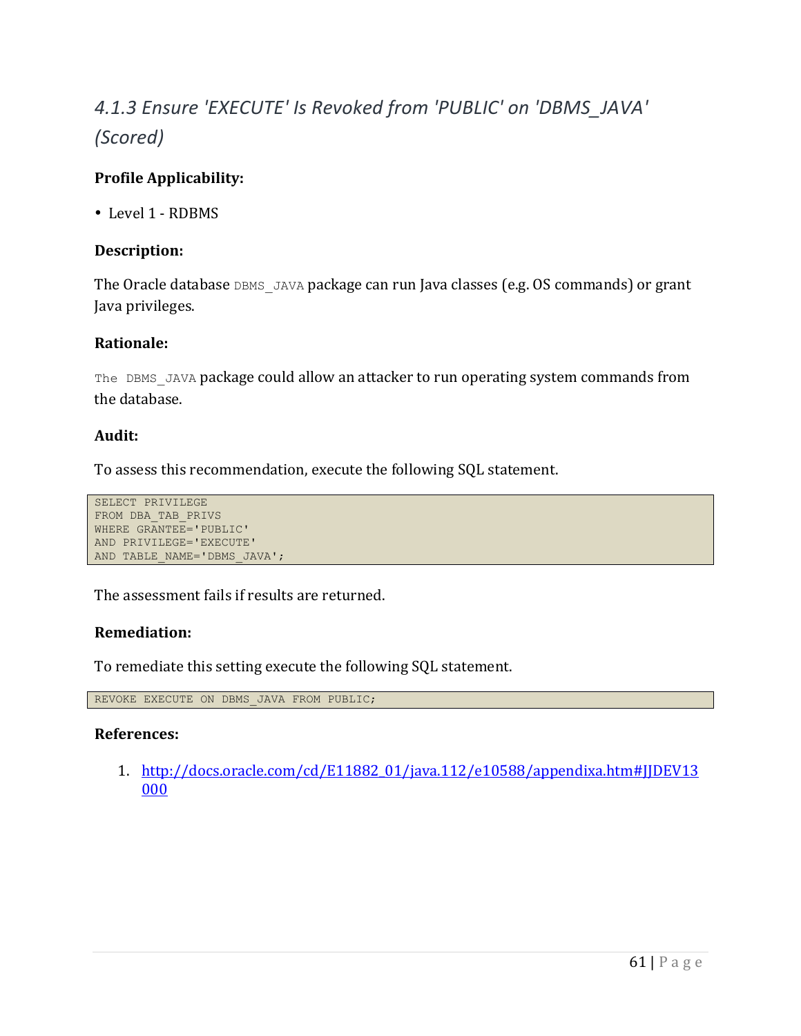### *4.1.3 Ensure 'EXECUTE' Is Revoked from 'PUBLIC' on 'DBMS_JAVA' (Scored)*

**Profile Applicability:**

- Level 1 - RDBMS

**Description:**

The Oracle database `DBMS_JAVA` package can run Java classes (e.g. OS commands) or grant Java privileges.

**Rationale:**

`The DBMS_JAVA` package could allow an attacker to run operating system commands from the database.

**Audit:**

To assess this recommendation, execute the following SQL statement.

```
SELECT PRIVILEGE
FROM DBA_TAB_PRIVS
WHERE GRANTEE='PUBLIC'
AND PRIVILEGE='EXECUTE'
AND TABLE_NAME='DBMS_JAVA';
```

The assessment fails if results are returned.

**Remediation:**

To remediate this setting execute the following SQL statement.

```
REVOKE EXECUTE ON DBMS_JAVA FROM PUBLIC;
```

**References:**

1. http://docs.oracle.com/cd/E11882_01/java.112/e10588/appendixa.htm#JJDEV13000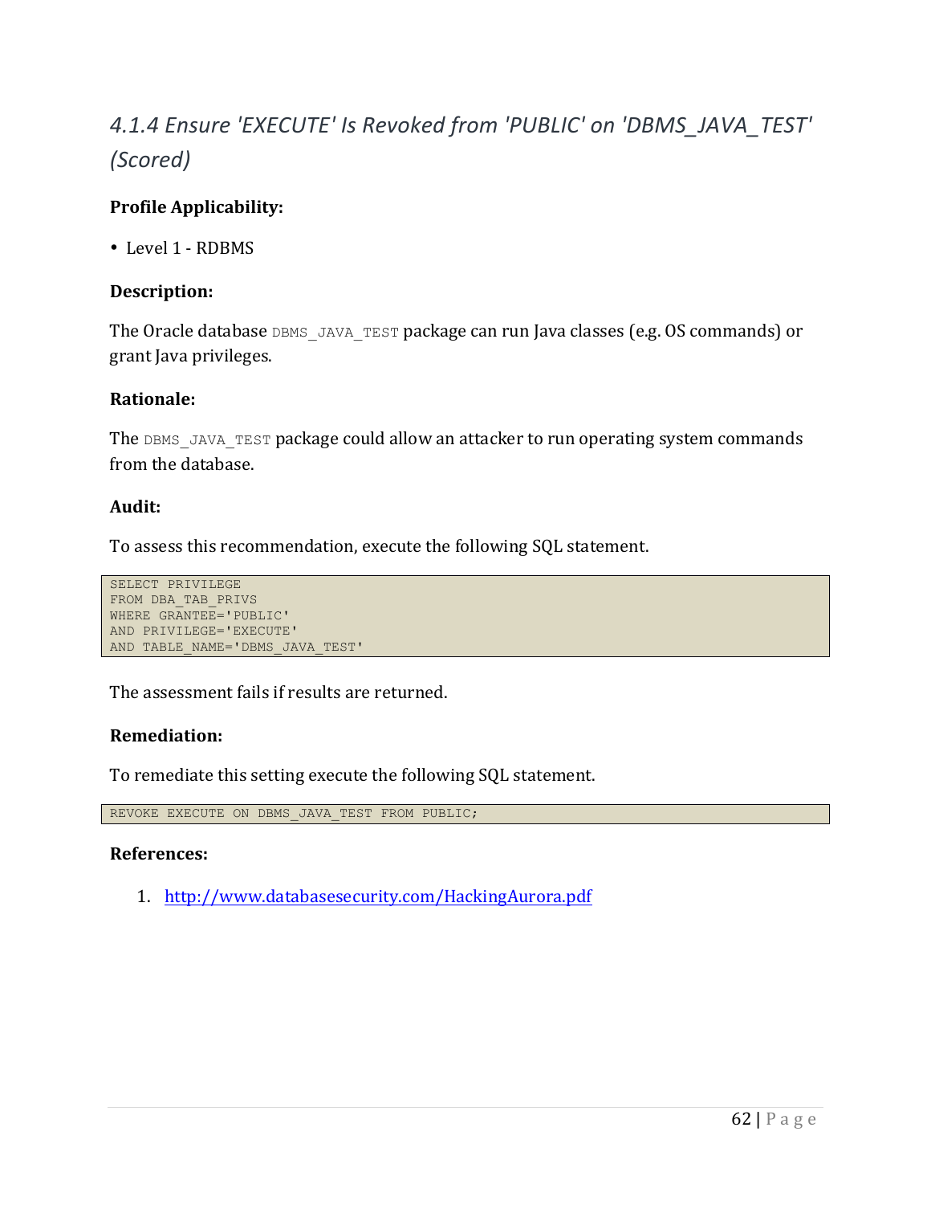### 4.1.4 Ensure 'EXECUTE' Is Revoked from 'PUBLIC' on 'DBMS_JAVA_TEST' (Scored)

**Profile Applicability:**

- Level 1 - RDBMS

**Description:**

The Oracle database `DBMS_JAVA_TEST` package can run Java classes (e.g. OS commands) or grant Java privileges.

**Rationale:**

The `DBMS_JAVA_TEST` package could allow an attacker to run operating system commands from the database.

**Audit:**

To assess this recommendation, execute the following SQL statement.

```
SELECT PRIVILEGE
FROM DBA_TAB_PRIVS
WHERE GRANTEE='PUBLIC'
AND PRIVILEGE='EXECUTE'
AND TABLE_NAME='DBMS_JAVA_TEST'
```

The assessment fails if results are returned.

**Remediation:**

To remediate this setting execute the following SQL statement.

```
REVOKE EXECUTE ON DBMS_JAVA_TEST FROM PUBLIC;
```

**References:**

1. http://www.databasesecurity.com/HackingAurora.pdf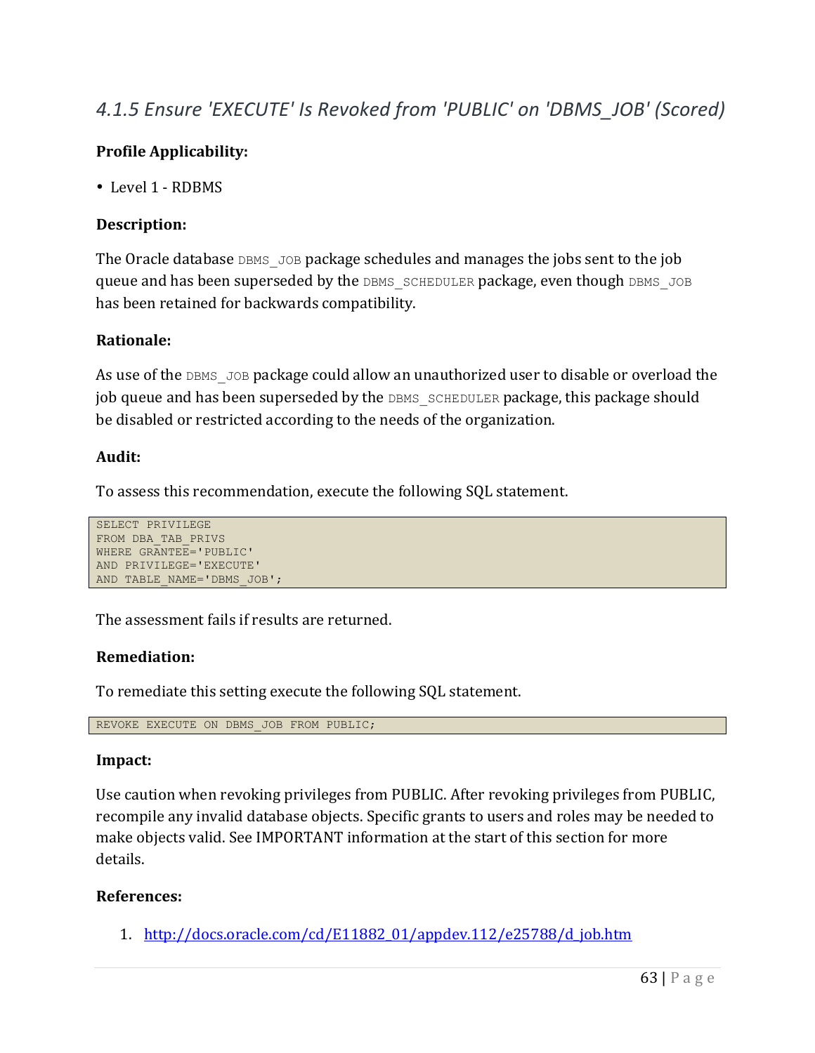### 4.1.5 Ensure 'EXECUTE' Is Revoked from 'PUBLIC' on 'DBMS_JOB' (Scored)

**Profile Applicability:**

- Level 1 - RDBMS

**Description:**

The Oracle database DBMS_JOB package schedules and manages the jobs sent to the job queue and has been superseded by the DBMS_SCHEDULER package, even though DBMS_JOB has been retained for backwards compatibility.

**Rationale:**

As use of the DBMS_JOB package could allow an unauthorized user to disable or overload the job queue and has been superseded by the DBMS_SCHEDULER package, this package should be disabled or restricted according to the needs of the organization.

**Audit:**

To assess this recommendation, execute the following SQL statement.

```
SELECT PRIVILEGE
FROM DBA_TAB_PRIVS
WHERE GRANTEE='PUBLIC'
AND PRIVILEGE='EXECUTE'
AND TABLE_NAME='DBMS_JOB';
```

The assessment fails if results are returned.

**Remediation:**

To remediate this setting execute the following SQL statement.

```
REVOKE EXECUTE ON DBMS_JOB FROM PUBLIC;
```

**Impact:**

Use caution when revoking privileges from PUBLIC. After revoking privileges from PUBLIC, recompile any invalid database objects. Specific grants to users and roles may be needed to make objects valid. See IMPORTANT information at the start of this section for more details.

**References:**

1. http://docs.oracle.com/cd/E11882_01/appdev.112/e25788/d_job.htm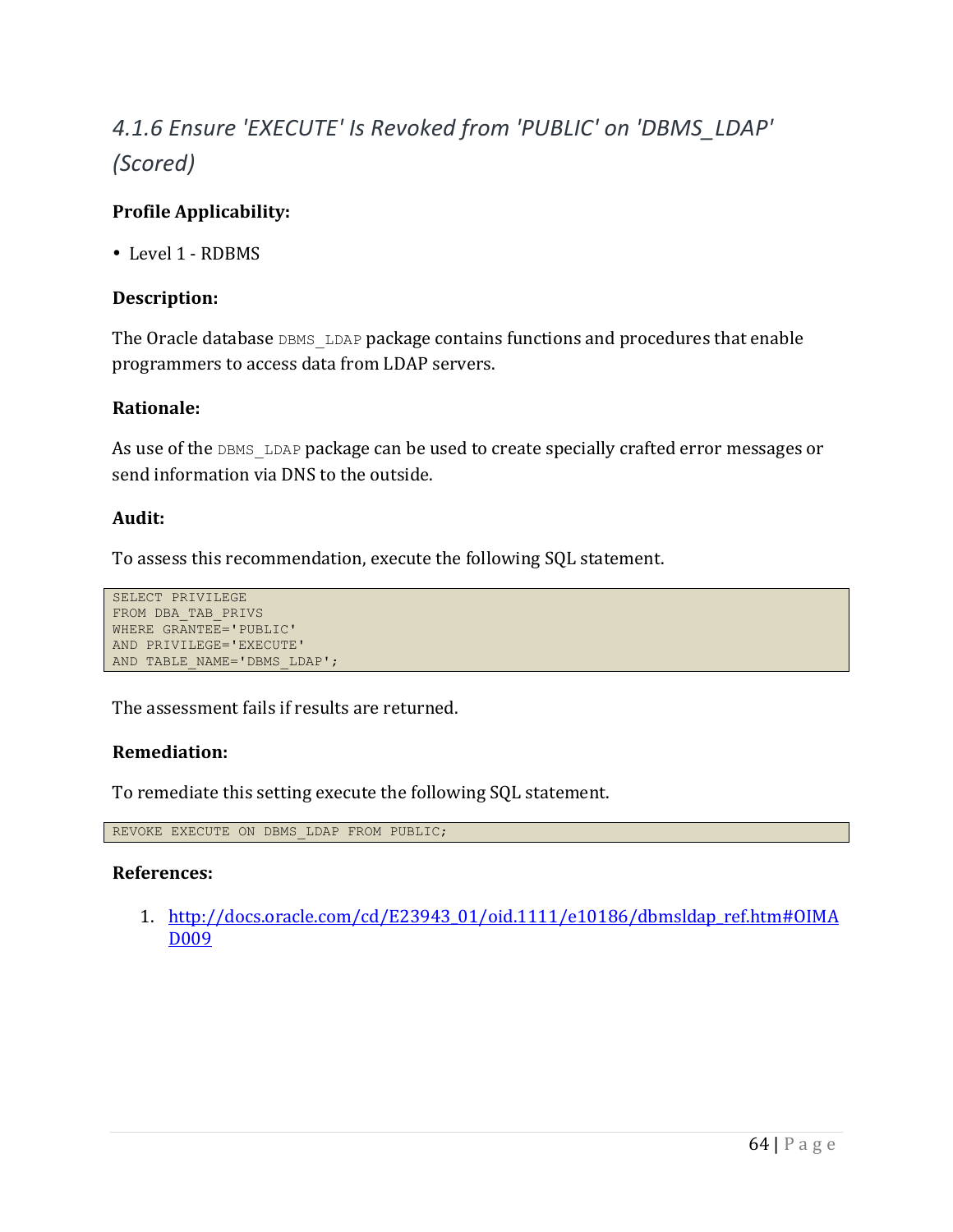### *4.1.6 Ensure 'EXECUTE' Is Revoked from 'PUBLIC' on 'DBMS_LDAP' (Scored)*

**Profile Applicability:**

- Level 1 - RDBMS

**Description:**

The Oracle database DBMS_LDAP package contains functions and procedures that enable programmers to access data from LDAP servers.

**Rationale:**

As use of the DBMS_LDAP package can be used to create specially crafted error messages or send information via DNS to the outside.

**Audit:**

To assess this recommendation, execute the following SQL statement.

```
SELECT PRIVILEGE
FROM DBA_TAB_PRIVS
WHERE GRANTEE='PUBLIC'
AND PRIVILEGE='EXECUTE'
AND TABLE_NAME='DBMS_LDAP';
```

The assessment fails if results are returned.

**Remediation:**

To remediate this setting execute the following SQL statement.

```
REVOKE EXECUTE ON DBMS_LDAP FROM PUBLIC;
```

**References:**

1. http://docs.oracle.com/cd/E23943_01/oid.1111/e10186/dbmsldap_ref.htm#OIMAD009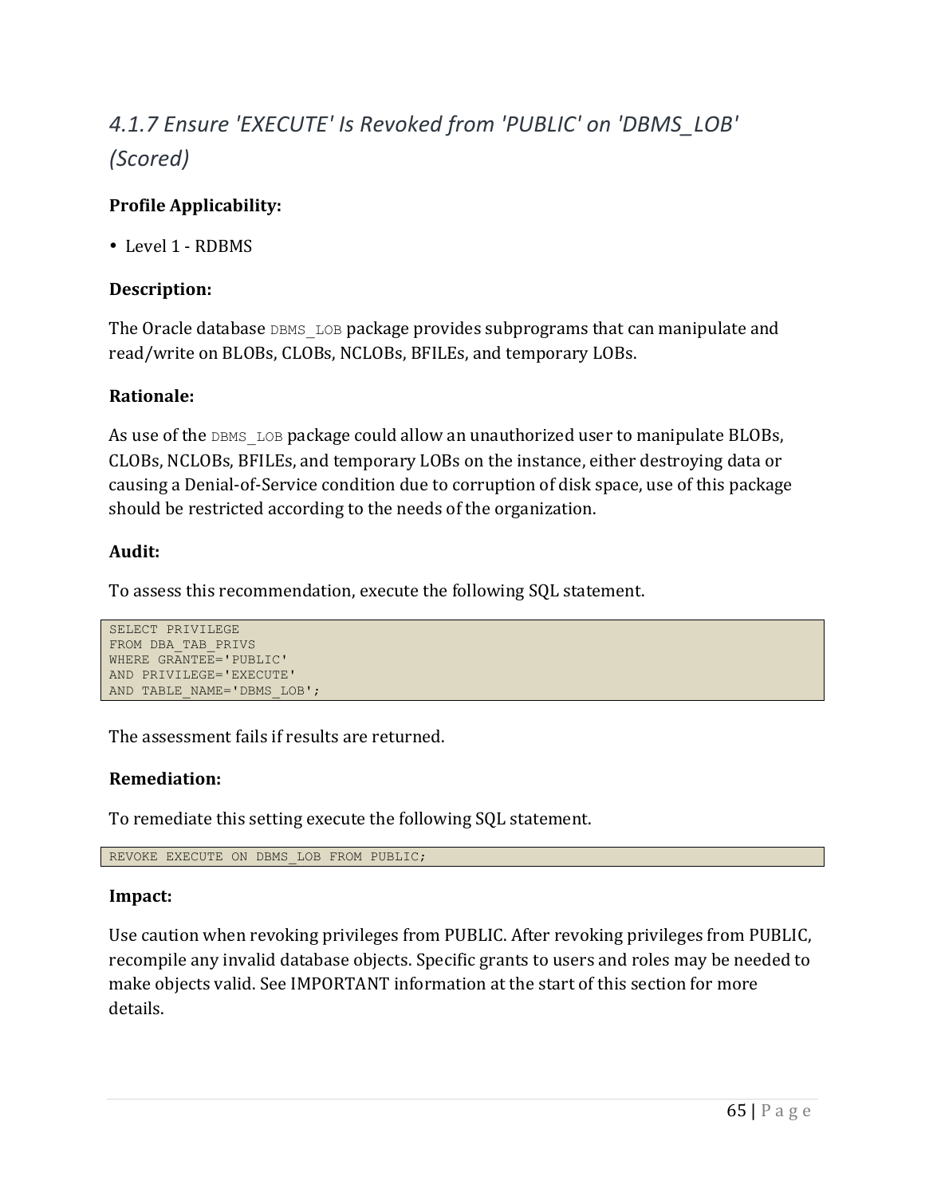### *4.1.7 Ensure 'EXECUTE' Is Revoked from 'PUBLIC' on 'DBMS_LOB' (Scored)*

**Profile Applicability:**

- Level 1 - RDBMS

**Description:**

The Oracle database DBMS_LOB package provides subprograms that can manipulate and read/write on BLOBs, CLOBs, NCLOBs, BFILEs, and temporary LOBs.

**Rationale:**

As use of the DBMS_LOB package could allow an unauthorized user to manipulate BLOBs, CLOBs, NCLOBs, BFILEs, and temporary LOBs on the instance, either destroying data or causing a Denial-of-Service condition due to corruption of disk space, use of this package should be restricted according to the needs of the organization.

**Audit:**

To assess this recommendation, execute the following SQL statement.

```
SELECT PRIVILEGE
FROM DBA_TAB_PRIVS
WHERE GRANTEE='PUBLIC'
AND PRIVILEGE='EXECUTE'
AND TABLE_NAME='DBMS_LOB';
```

The assessment fails if results are returned.

**Remediation:**

To remediate this setting execute the following SQL statement.

```
REVOKE EXECUTE ON DBMS_LOB FROM PUBLIC;
```

**Impact:**

Use caution when revoking privileges from PUBLIC. After revoking privileges from PUBLIC, recompile any invalid database objects. Specific grants to users and roles may be needed to make objects valid. See IMPORTANT information at the start of this section for more details.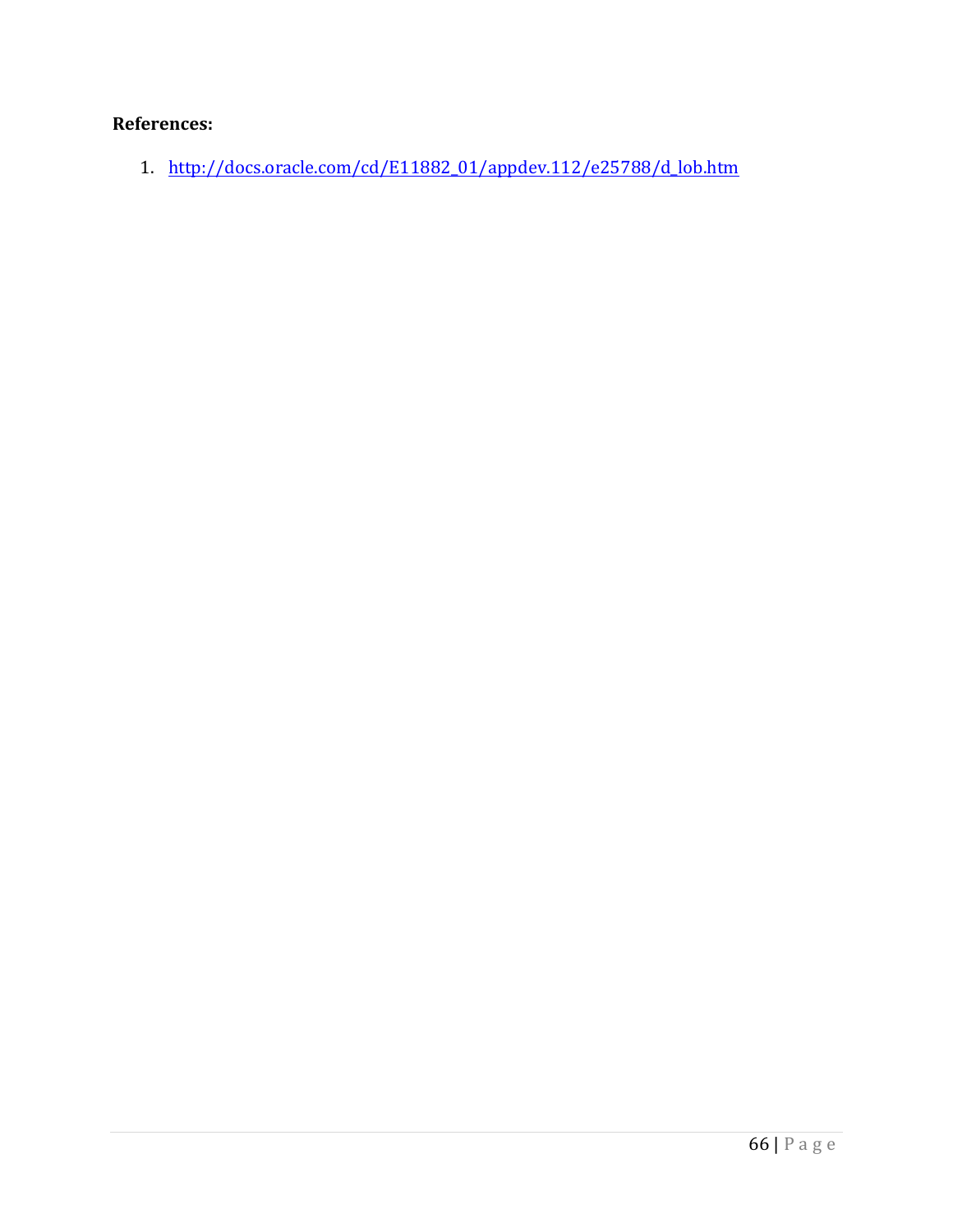**References:**

1. [http://docs.oracle.com/cd/E11882_01/appdev.112/e25788/d_lob.htm](http://docs.oracle.com/cd/E11882_01/appdev.112/e25788/d_lob.htm)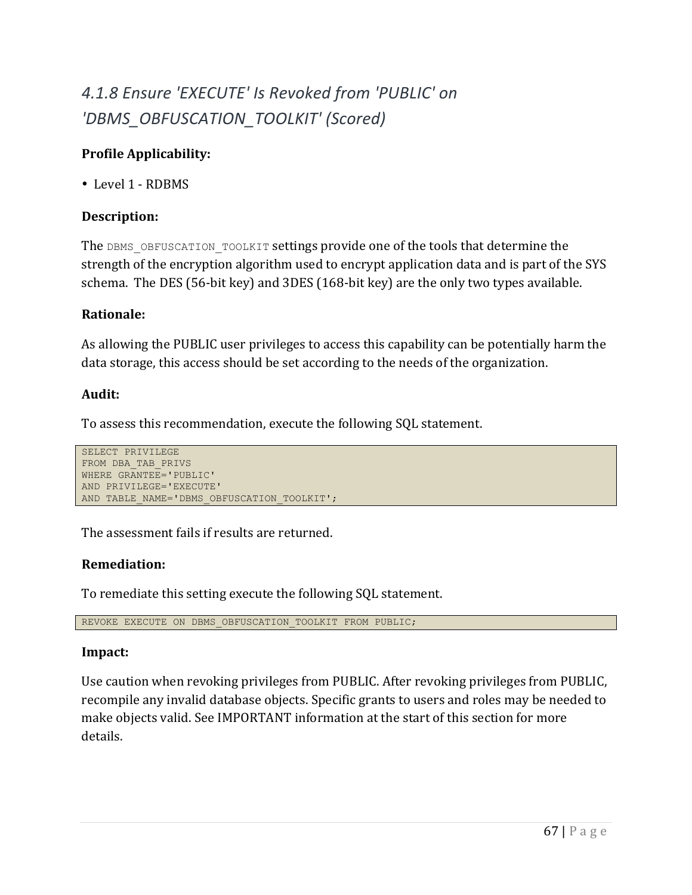## *4.1.8 Ensure 'EXECUTE' Is Revoked from 'PUBLIC' on 'DBMS_OBFUSCATION_TOOLKIT' (Scored)*

**Profile Applicability:**

- Level 1 - RDBMS

**Description:**

The `DBMS_OBFUSCATION_TOOLKIT` settings provide one of the tools that determine the strength of the encryption algorithm used to encrypt application data and is part of the SYS schema. The DES (56-bit key) and 3DES (168-bit key) are the only two types available.

**Rationale:**

As allowing the PUBLIC user privileges to access this capability can be potentially harm the data storage, this access should be set according to the needs of the organization.

**Audit:**

To assess this recommendation, execute the following SQL statement.

```
SELECT PRIVILEGE
FROM DBA_TAB_PRIVS
WHERE GRANTEE='PUBLIC'
AND PRIVILEGE='EXECUTE'
AND TABLE_NAME='DBMS_OBFUSCATION_TOOLKIT';
```

The assessment fails if results are returned.

**Remediation:**

To remediate this setting execute the following SQL statement.

```
REVOKE EXECUTE ON DBMS_OBFUSCATION_TOOLKIT FROM PUBLIC;
```

**Impact:**

Use caution when revoking privileges from PUBLIC. After revoking privileges from PUBLIC, recompile any invalid database objects. Specific grants to users and roles may be needed to make objects valid. See IMPORTANT information at the start of this section for more details.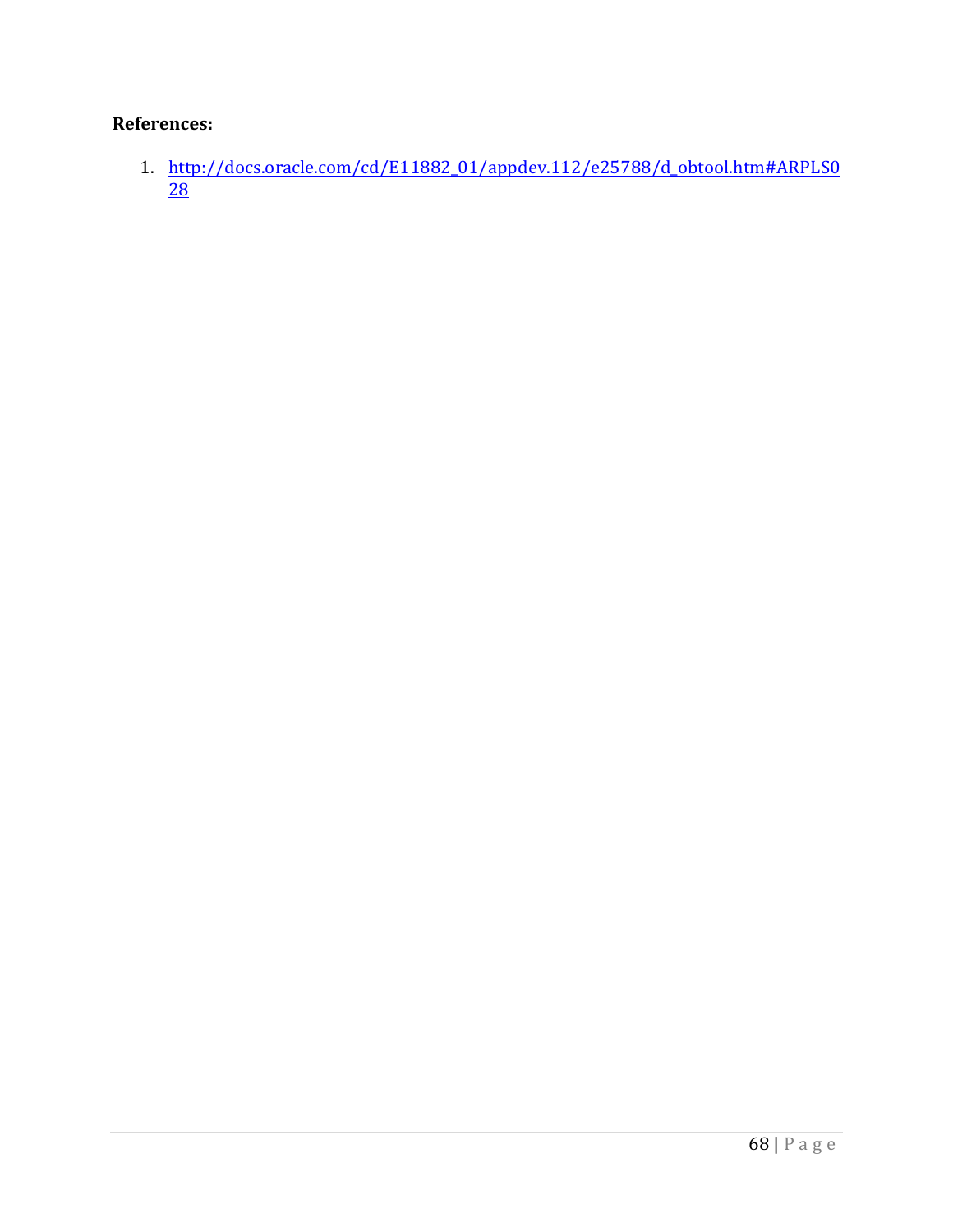**References:**

1. http://docs.oracle.com/cd/E11882_01/appdev.112/e25788/d_obtool.htm#ARPLS028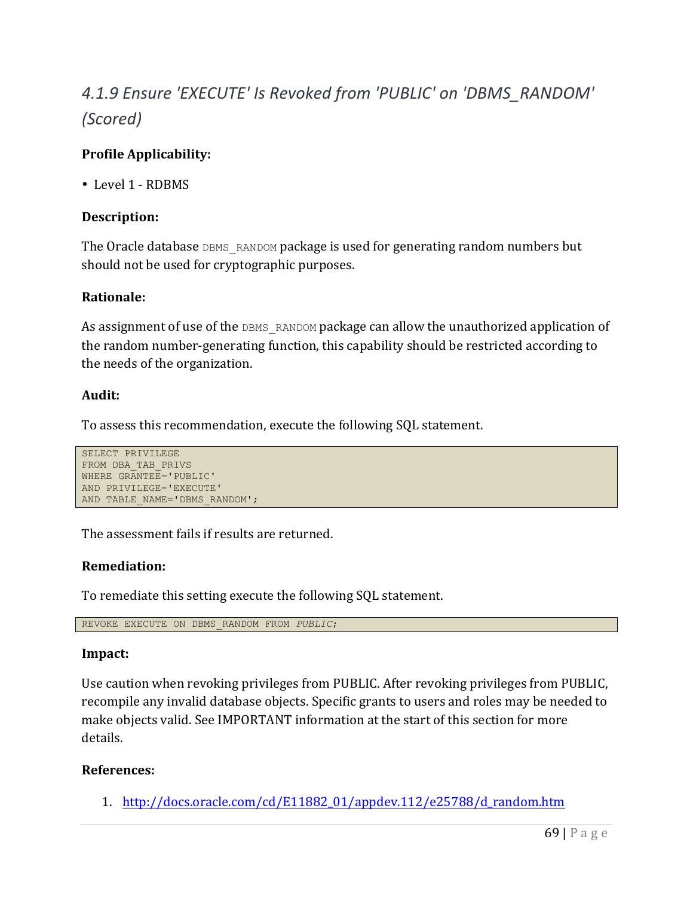### 4.1.9 Ensure 'EXECUTE' Is Revoked from 'PUBLIC' on 'DBMS_RANDOM' (Scored)

**Profile Applicability:**

- Level 1 - RDBMS

**Description:**

The Oracle database DBMS_RANDOM package is used for generating random numbers but should not be used for cryptographic purposes.

**Rationale:**

As assignment of use of the DBMS_RANDOM package can allow the unauthorized application of the random number-generating function, this capability should be restricted according to the needs of the organization.

**Audit:**

To assess this recommendation, execute the following SQL statement.

```
SELECT PRIVILEGE
FROM DBA_TAB_PRIVS
WHERE GRANTEE='PUBLIC'
AND PRIVILEGE='EXECUTE'
AND TABLE_NAME='DBMS_RANDOM';
```

The assessment fails if results are returned.

**Remediation:**

To remediate this setting execute the following SQL statement.

```
REVOKE EXECUTE ON DBMS_RANDOM FROM PUBLIC;
```

**Impact:**

Use caution when revoking privileges from PUBLIC. After revoking privileges from PUBLIC, recompile any invalid database objects. Specific grants to users and roles may be needed to make objects valid. See IMPORTANT information at the start of this section for more details.

**References:**

1. http://docs.oracle.com/cd/E11882_01/appdev.112/e25788/d_random.htm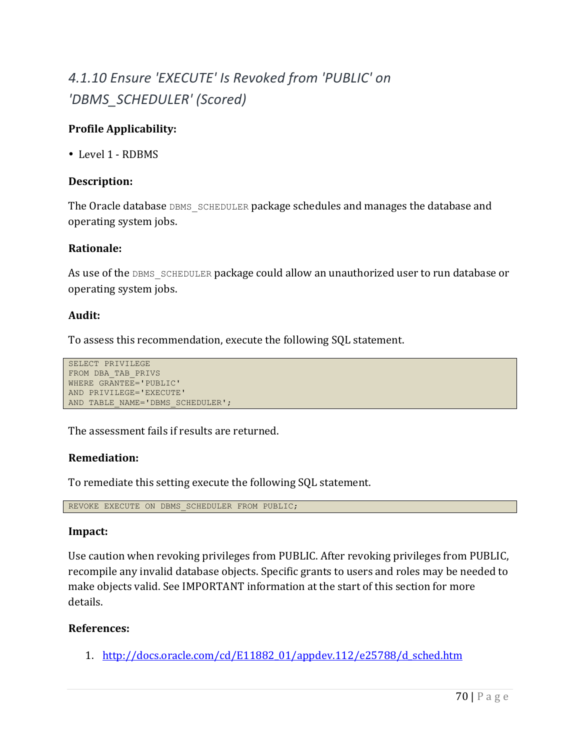## *4.1.10 Ensure 'EXECUTE' Is Revoked from 'PUBLIC' on 'DBMS_SCHEDULER' (Scored)*

**Profile Applicability:**

- Level 1 - RDBMS

**Description:**

The Oracle database `DBMS_SCHEDULER` package schedules and manages the database and operating system jobs.

**Rationale:**

As use of the `DBMS_SCHEDULER` package could allow an unauthorized user to run database or operating system jobs.

**Audit:**

To assess this recommendation, execute the following SQL statement.

```
SELECT PRIVILEGE
FROM DBA_TAB_PRIVS
WHERE GRANTEE='PUBLIC'
AND PRIVILEGE='EXECUTE'
AND TABLE_NAME='DBMS_SCHEDULER';
```

The assessment fails if results are returned.

**Remediation:**

To remediate this setting execute the following SQL statement.

```
REVOKE EXECUTE ON DBMS_SCHEDULER FROM PUBLIC;
```

**Impact:**

Use caution when revoking privileges from PUBLIC. After revoking privileges from PUBLIC, recompile any invalid database objects. Specific grants to users and roles may be needed to make objects valid. See IMPORTANT information at the start of this section for more details.

**References:**

1. http://docs.oracle.com/cd/E11882_01/appdev.112/e25788/d_sched.htm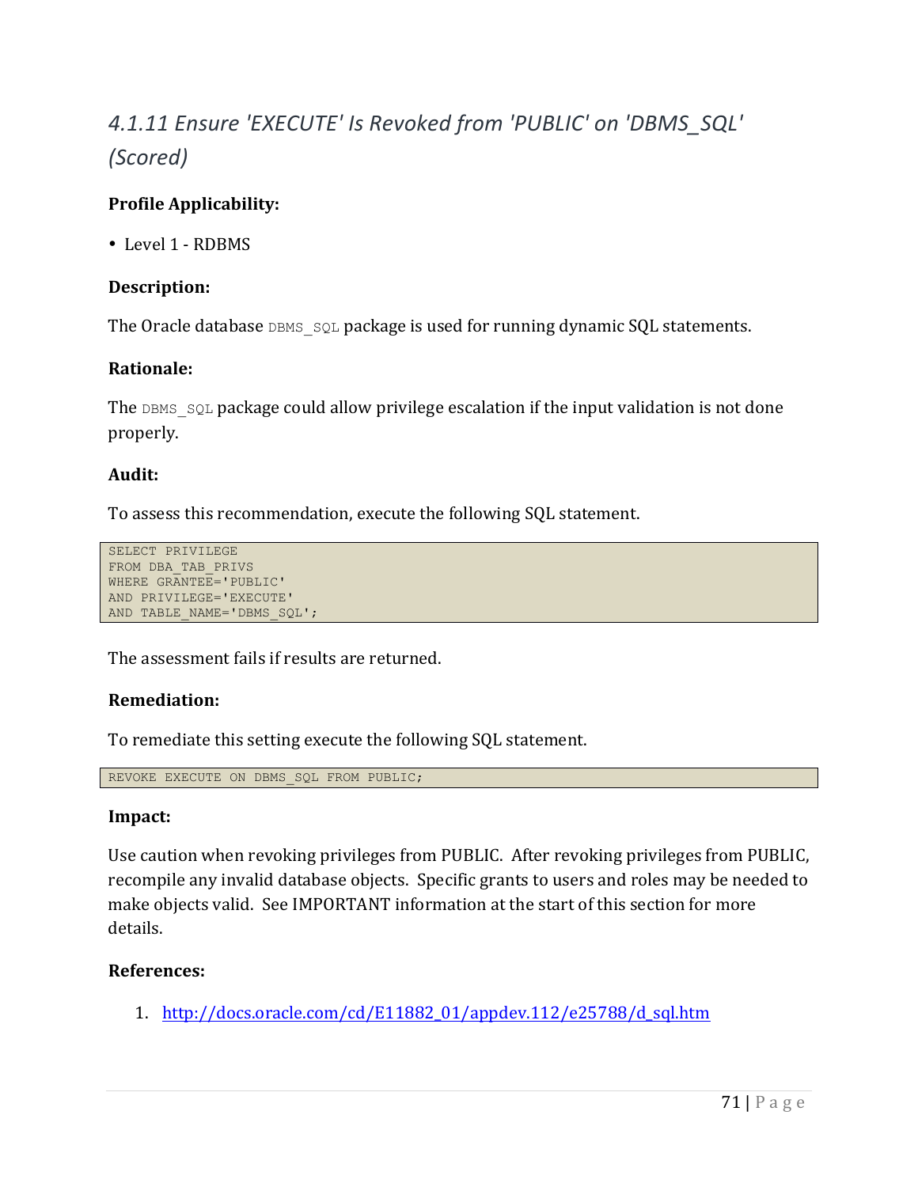### *4.1.11 Ensure 'EXECUTE' Is Revoked from 'PUBLIC' on 'DBMS_SQL' (Scored)*

**Profile Applicability:**

- Level 1 - RDBMS

**Description:**

The Oracle database `DBMS_SQL` package is used for running dynamic SQL statements.

**Rationale:**

The `DBMS_SQL` package could allow privilege escalation if the input validation is not done properly.

**Audit:**

To assess this recommendation, execute the following SQL statement.

```
SELECT PRIVILEGE
FROM DBA_TAB_PRIVS
WHERE GRANTEE='PUBLIC'
AND PRIVILEGE='EXECUTE'
AND TABLE_NAME='DBMS_SQL';
```

The assessment fails if results are returned.

**Remediation:**

To remediate this setting execute the following SQL statement.

```
REVOKE EXECUTE ON DBMS_SQL FROM PUBLIC;
```

**Impact:**

Use caution when revoking privileges from PUBLIC. After revoking privileges from PUBLIC, recompile any invalid database objects. Specific grants to users and roles may be needed to make objects valid. See IMPORTANT information at the start of this section for more details.

**References:**

1. http://docs.oracle.com/cd/E11882_01/appdev.112/e25788/d_sql.htm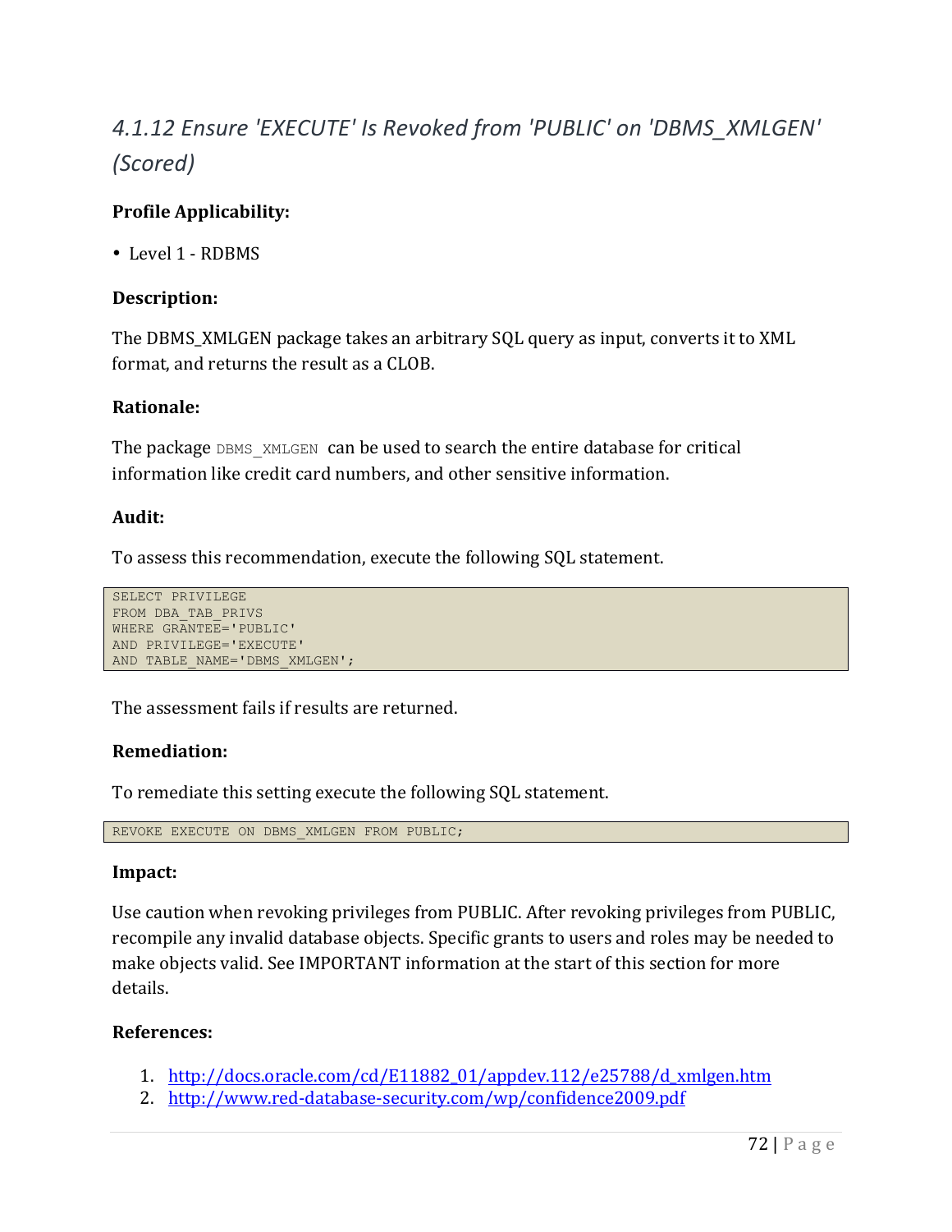## *4.1.12 Ensure 'EXECUTE' Is Revoked from 'PUBLIC' on 'DBMS_XMLGEN' (Scored)*

**Profile Applicability:**

- Level 1 - RDBMS

**Description:**

The DBMS_XMLGEN package takes an arbitrary SQL query as input, converts it to XML format, and returns the result as a CLOB.

**Rationale:**

The package `DBMS_XMLGEN` can be used to search the entire database for critical information like credit card numbers, and other sensitive information.

**Audit:**

To assess this recommendation, execute the following SQL statement.

```
SELECT PRIVILEGE
FROM DBA_TAB_PRIVS
WHERE GRANTEE='PUBLIC'
AND PRIVILEGE='EXECUTE'
AND TABLE_NAME='DBMS_XMLGEN';
```

The assessment fails if results are returned.

**Remediation:**

To remediate this setting execute the following SQL statement.

```
REVOKE EXECUTE ON DBMS_XMLGEN FROM PUBLIC;
```

**Impact:**

Use caution when revoking privileges from PUBLIC. After revoking privileges from PUBLIC, recompile any invalid database objects. Specific grants to users and roles may be needed to make objects valid. See IMPORTANT information at the start of this section for more details.

**References:**

1. http://docs.oracle.com/cd/E11882_01/appdev.112/e25788/d_xmlgen.htm
2. http://www.red-database-security.com/wp/confidence2009.pdf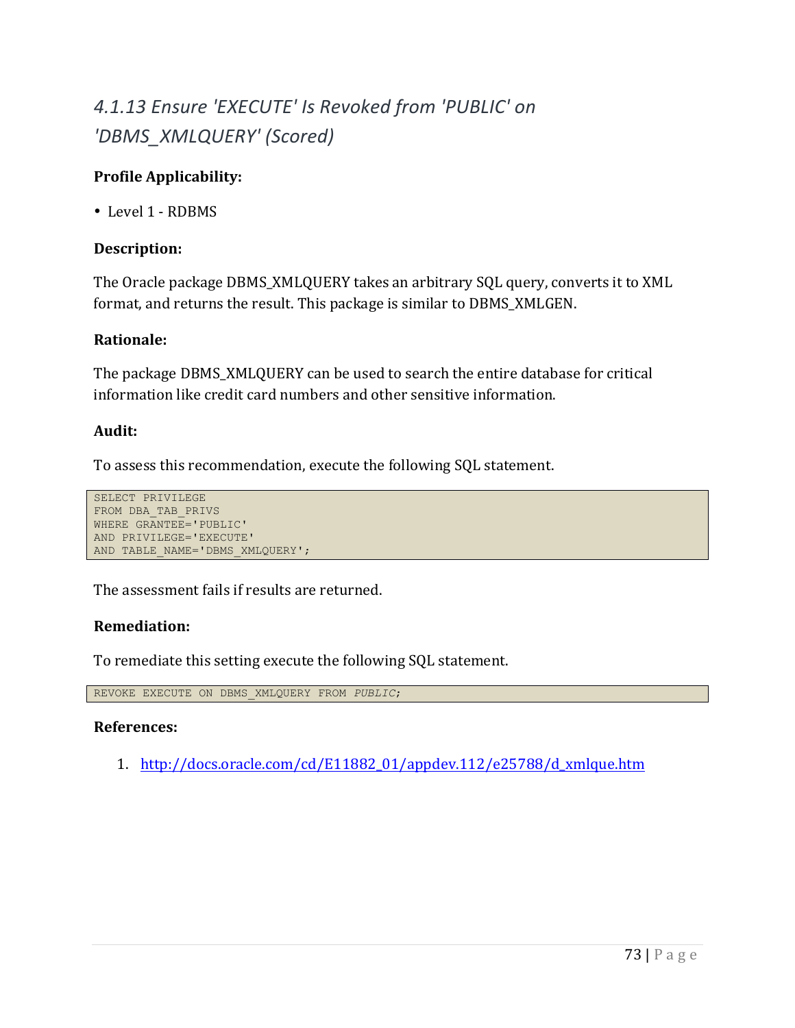## *4.1.13 Ensure 'EXECUTE' Is Revoked from 'PUBLIC' on 'DBMS_XMLQUERY' (Scored)*

**Profile Applicability:**

- Level 1 - RDBMS

**Description:**

The Oracle package DBMS_XMLQUERY takes an arbitrary SQL query, converts it to XML format, and returns the result. This package is similar to DBMS_XMLGEN.

**Rationale:**

The package DBMS_XMLQUERY can be used to search the entire database for critical information like credit card numbers and other sensitive information.

**Audit:**

To assess this recommendation, execute the following SQL statement.

```
SELECT PRIVILEGE
FROM DBA_TAB_PRIVS
WHERE GRANTEE='PUBLIC'
AND PRIVILEGE='EXECUTE'
AND TABLE_NAME='DBMS_XMLQUERY';
```

The assessment fails if results are returned.

**Remediation:**

To remediate this setting execute the following SQL statement.

```
REVOKE EXECUTE ON DBMS_XMLQUERY FROM PUBLIC;
```

**References:**

1. http://docs.oracle.com/cd/E11882_01/appdev.112/e25788/d_xmlque.htm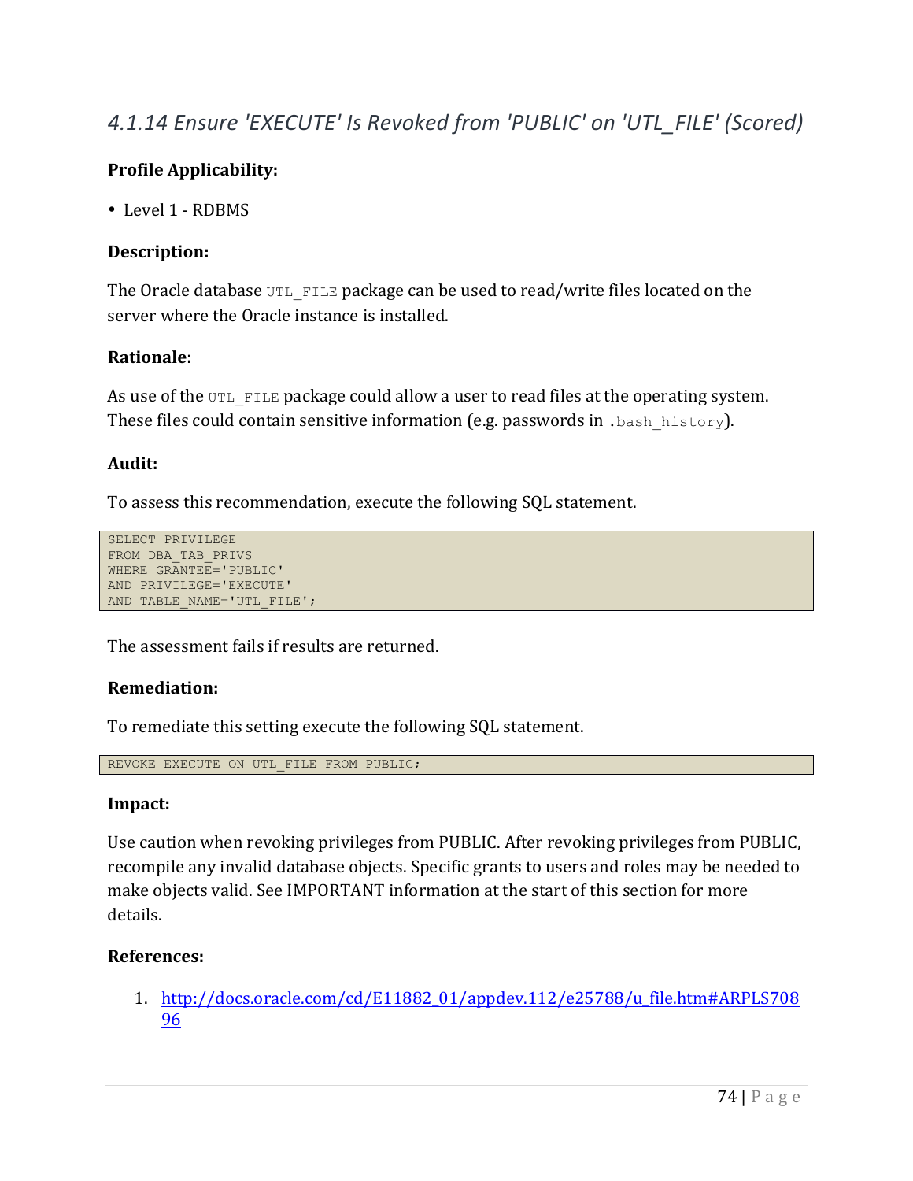## *4.1.14 Ensure 'EXECUTE' Is Revoked from 'PUBLIC' on 'UTL_FILE' (Scored)*

**Profile Applicability:**

- Level 1 - RDBMS

**Description:**

The Oracle database `UTL_FILE` package can be used to read/write files located on the server where the Oracle instance is installed.

**Rationale:**

As use of the `UTL_FILE` package could allow a user to read files at the operating system. These files could contain sensitive information (e.g. passwords in `.bash_history`).

**Audit:**

To assess this recommendation, execute the following SQL statement.

```
SELECT PRIVILEGE
FROM DBA_TAB_PRIVS
WHERE GRANTEE='PUBLIC'
AND PRIVILEGE='EXECUTE'
AND TABLE_NAME='UTL_FILE';
```

The assessment fails if results are returned.

**Remediation:**

To remediate this setting execute the following SQL statement.

```
REVOKE EXECUTE ON UTL_FILE FROM PUBLIC;
```

**Impact:**

Use caution when revoking privileges from PUBLIC. After revoking privileges from PUBLIC, recompile any invalid database objects. Specific grants to users and roles may be needed to make objects valid. See IMPORTANT information at the start of this section for more details.

**References:**

1. [http://docs.oracle.com/cd/E11882_01/appdev.112/e25788/u_file.htm#ARPLS70896](http://docs.oracle.com/cd/E11882_01/appdev.112/e25788/u_file.htm#ARPLS70896)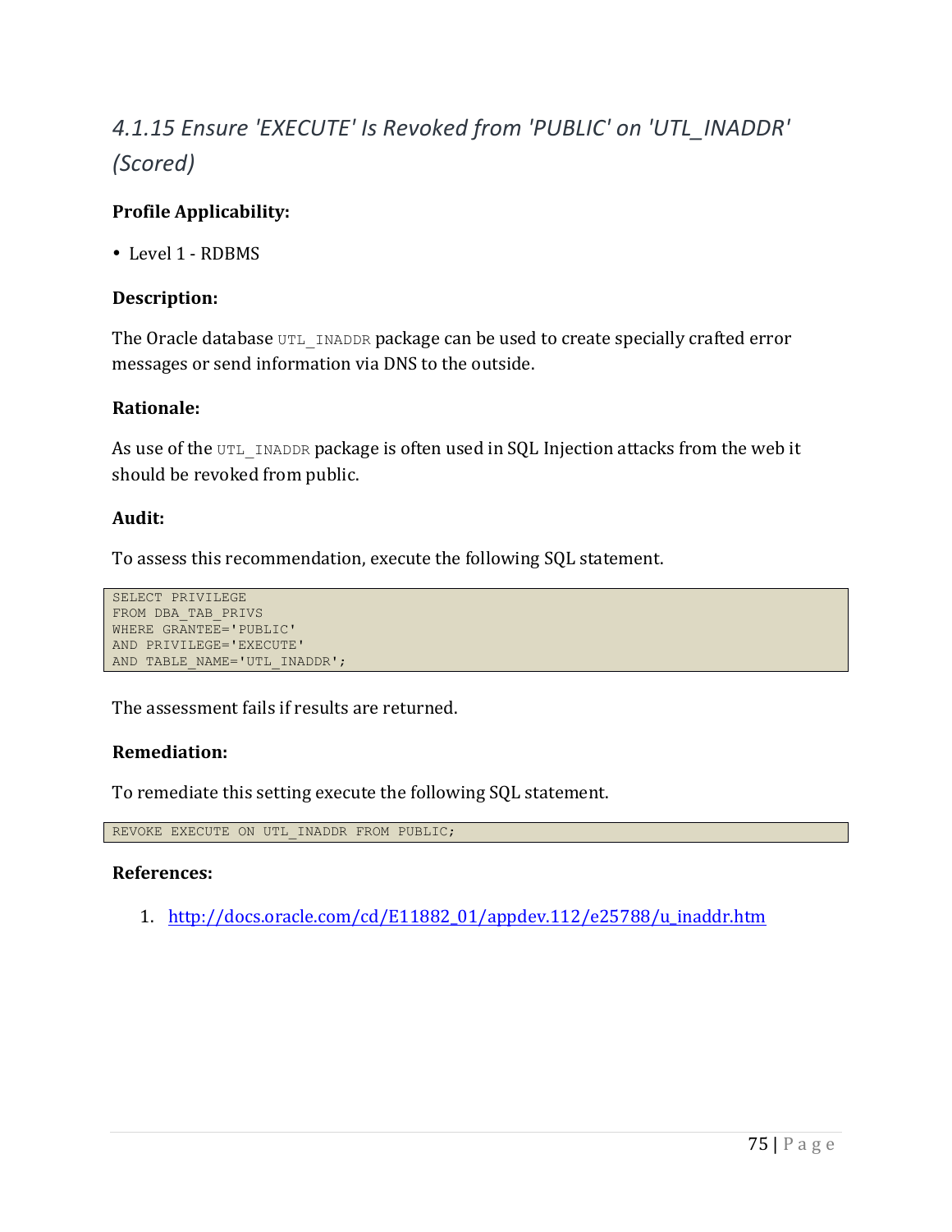## *4.1.15 Ensure 'EXECUTE' Is Revoked from 'PUBLIC' on 'UTL_INADDR' (Scored)*

**Profile Applicability:**

- Level 1 - RDBMS

**Description:**

The Oracle database `UTL_INADDR` package can be used to create specially crafted error messages or send information via DNS to the outside.

**Rationale:**

As use of the `UTL_INADDR` package is often used in SQL Injection attacks from the web it should be revoked from public.

**Audit:**

To assess this recommendation, execute the following SQL statement.

```
SELECT PRIVILEGE
FROM DBA_TAB_PRIVS
WHERE GRANTEE='PUBLIC'
AND PRIVILEGE='EXECUTE'
AND TABLE_NAME='UTL_INADDR';
```

The assessment fails if results are returned.

**Remediation:**

To remediate this setting execute the following SQL statement.

```
REVOKE EXECUTE ON UTL_INADDR FROM PUBLIC;
```

**References:**

1. http://docs.oracle.com/cd/E11882_01/appdev.112/e25788/u_inaddr.htm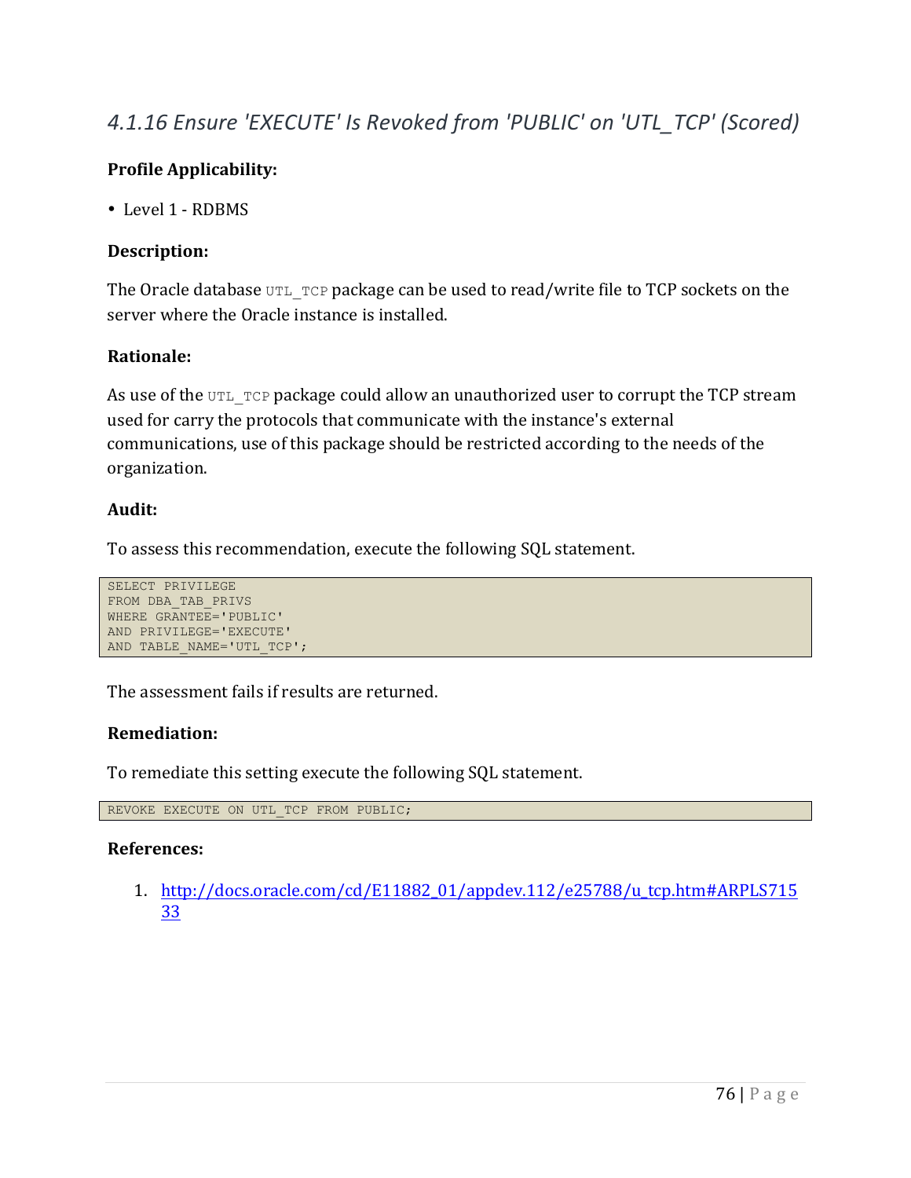### *4.1.16 Ensure 'EXECUTE' Is Revoked from 'PUBLIC' on 'UTL_TCP' (Scored)*

**Profile Applicability:**

- Level 1 - RDBMS

**Description:**

The Oracle database `UTL_TCP` package can be used to read/write file to TCP sockets on the server where the Oracle instance is installed.

**Rationale:**

As use of the `UTL_TCP` package could allow an unauthorized user to corrupt the TCP stream used for carry the protocols that communicate with the instance's external communications, use of this package should be restricted according to the needs of the organization.

**Audit:**

To assess this recommendation, execute the following SQL statement.

```
SELECT PRIVILEGE
FROM DBA_TAB_PRIVS
WHERE GRANTEE='PUBLIC'
AND PRIVILEGE='EXECUTE'
AND TABLE_NAME='UTL_TCP';
```

The assessment fails if results are returned.

**Remediation:**

To remediate this setting execute the following SQL statement.

```
REVOKE EXECUTE ON UTL_TCP FROM PUBLIC;
```

**References:**

1. http://docs.oracle.com/cd/E11882_01/appdev.112/e25788/u_tcp.htm#ARPLS71533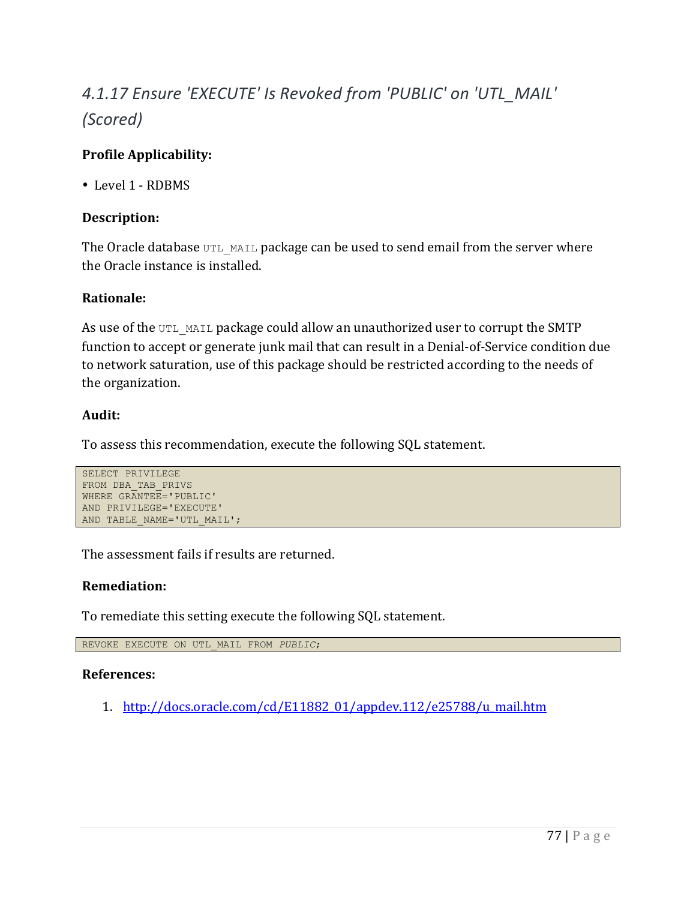## *4.1.17 Ensure 'EXECUTE' Is Revoked from 'PUBLIC' on 'UTL_MAIL' (Scored)*

**Profile Applicability:**

- Level 1 - RDBMS

**Description:**

The Oracle database `UTL_MAIL` package can be used to send email from the server where the Oracle instance is installed.

**Rationale:**

As use of the `UTL_MAIL` package could allow an unauthorized user to corrupt the SMTP function to accept or generate junk mail that can result in a Denial-of-Service condition due to network saturation, use of this package should be restricted according to the needs of the organization.

**Audit:**

To assess this recommendation, execute the following SQL statement.

```
SELECT PRIVILEGE
FROM DBA_TAB_PRIVS
WHERE GRANTEE='PUBLIC'
AND PRIVILEGE='EXECUTE'
AND TABLE_NAME='UTL_MAIL';
```

The assessment fails if results are returned.

**Remediation:**

To remediate this setting execute the following SQL statement.

```
REVOKE EXECUTE ON UTL_MAIL FROM PUBLIC;
```

**References:**

1. http://docs.oracle.com/cd/E11882_01/appdev.112/e25788/u_mail.htm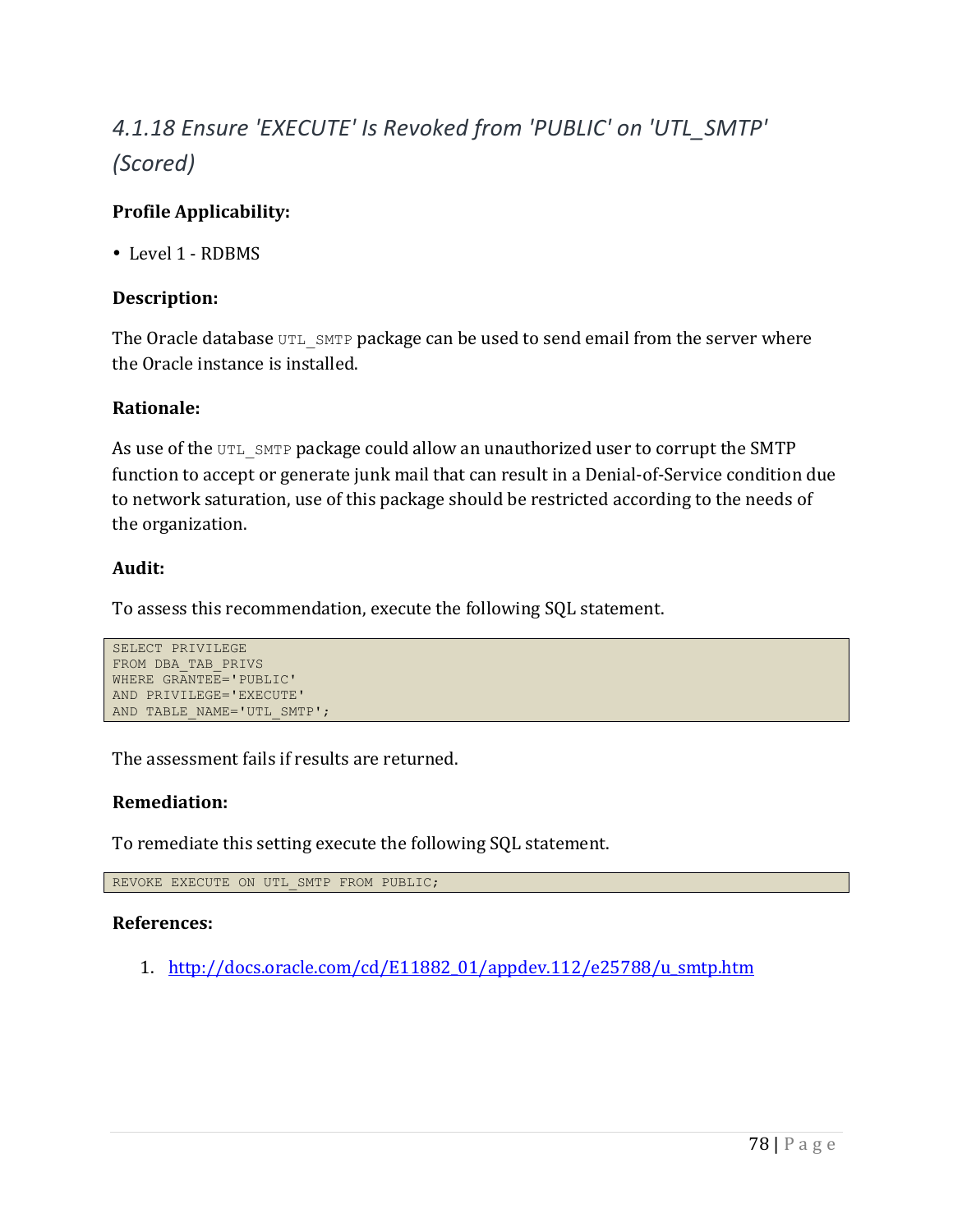### *4.1.18 Ensure 'EXECUTE' Is Revoked from 'PUBLIC' on 'UTL_SMTP' (Scored)*

**Profile Applicability:**

- Level 1 - RDBMS

**Description:**

The Oracle database `UTL_SMTP` package can be used to send email from the server where the Oracle instance is installed.

**Rationale:**

As use of the `UTL_SMTP` package could allow an unauthorized user to corrupt the SMTP function to accept or generate junk mail that can result in a Denial-of-Service condition due to network saturation, use of this package should be restricted according to the needs of the organization.

**Audit:**

To assess this recommendation, execute the following SQL statement.

```
SELECT PRIVILEGE
FROM DBA_TAB_PRIVS
WHERE GRANTEE='PUBLIC'
AND PRIVILEGE='EXECUTE'
AND TABLE_NAME='UTL_SMTP';
```

The assessment fails if results are returned.

**Remediation:**

To remediate this setting execute the following SQL statement.

```
REVOKE EXECUTE ON UTL_SMTP FROM PUBLIC;
```

**References:**

1. http://docs.oracle.com/cd/E11882_01/appdev.112/e25788/u_smtp.htm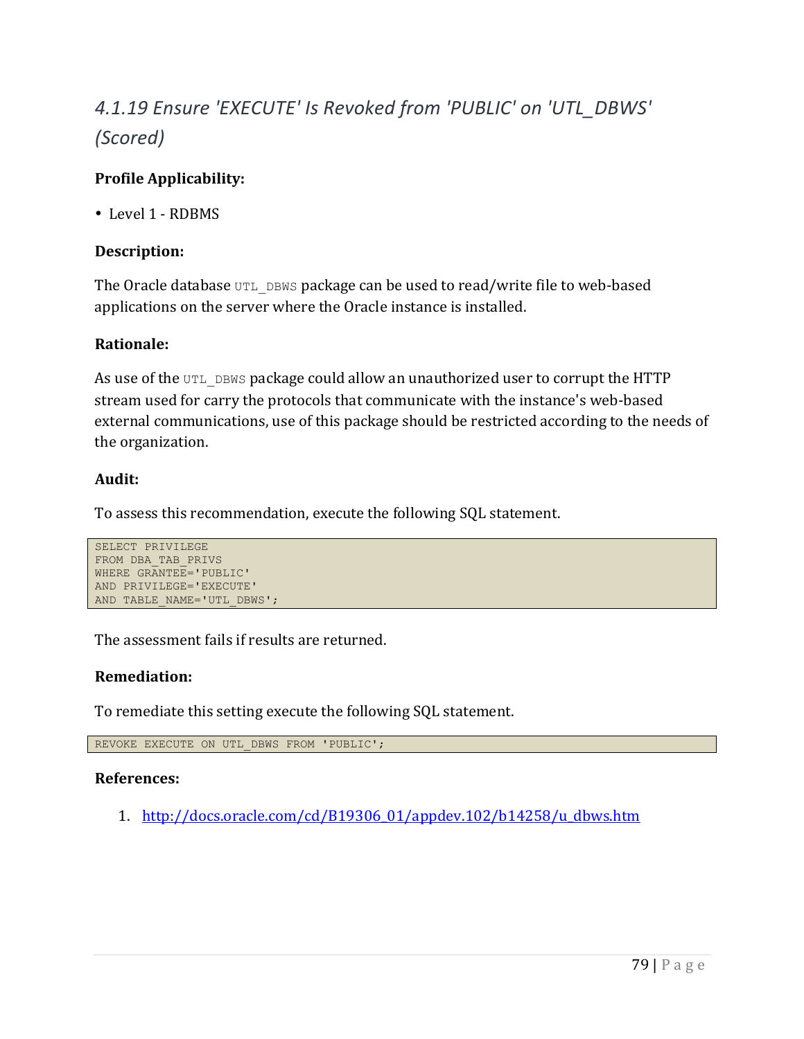# *4.1.19 Ensure 'EXECUTE' Is Revoked from 'PUBLIC' on 'UTL_DBWS' (Scored)*

**Profile Applicability:**

- Level 1 - RDBMS

**Description:**

The Oracle database `UTL_DBWS` package can be used to read/write file to web-based applications on the server where the Oracle instance is installed.

**Rationale:**

As use of the `UTL_DBWS` package could allow an unauthorized user to corrupt the HTTP stream used for carry the protocols that communicate with the instance's web-based external communications, use of this package should be restricted according to the needs of the organization.

**Audit:**

To assess this recommendation, execute the following SQL statement.

```
SELECT PRIVILEGE
FROM DBA_TAB_PRIVS
WHERE GRANTEE='PUBLIC'
AND PRIVILEGE='EXECUTE'
AND TABLE_NAME='UTL_DBWS';
```

The assessment fails if results are returned.

**Remediation:**

To remediate this setting execute the following SQL statement.

```
REVOKE EXECUTE ON UTL_DBWS FROM 'PUBLIC';
```

**References:**

1. http://docs.oracle.com/cd/B19306_01/appdev.102/b14258/u_dbws.htm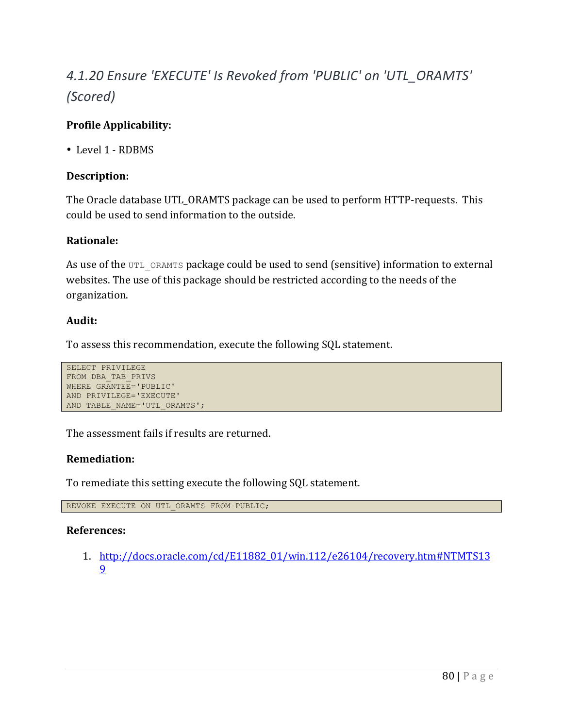## *4.1.20 Ensure 'EXECUTE' Is Revoked from 'PUBLIC' on 'UTL_ORAMTS' (Scored)*

**Profile Applicability:**

- Level 1 - RDBMS

**Description:**

The Oracle database UTL_ORAMTS package can be used to perform HTTP-requests. This could be used to send information to the outside.

**Rationale:**

As use of the `UTL_ORAMTS` package could be used to send (sensitive) information to external websites. The use of this package should be restricted according to the needs of the organization.

**Audit:**

To assess this recommendation, execute the following SQL statement.

```
SELECT PRIVILEGE
FROM DBA_TAB_PRIVS
WHERE GRANTEE='PUBLIC'
AND PRIVILEGE='EXECUTE'
AND TABLE_NAME='UTL_ORAMTS';
```

The assessment fails if results are returned.

**Remediation:**

To remediate this setting execute the following SQL statement.

```
REVOKE EXECUTE ON UTL_ORAMTS FROM PUBLIC;
```

**References:**

1. http://docs.oracle.com/cd/E11882_01/win.112/e26104/recovery.htm#NTMTS139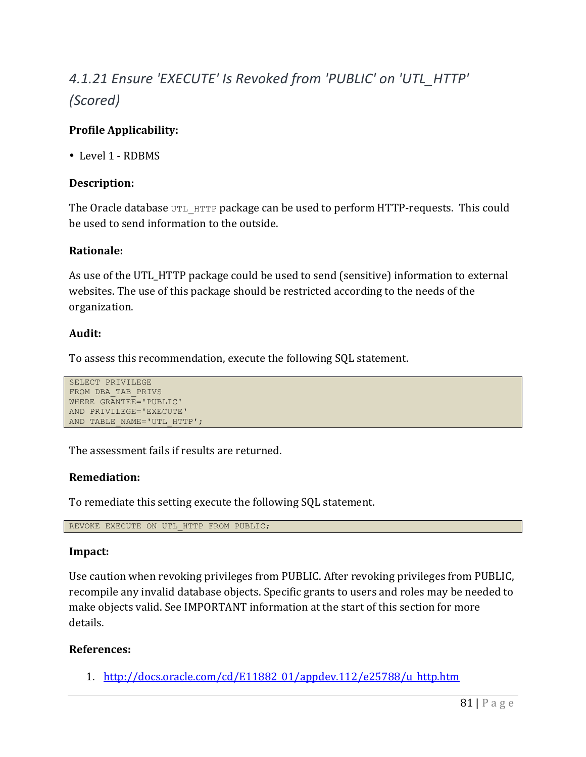### *4.1.21 Ensure 'EXECUTE' Is Revoked from 'PUBLIC' on 'UTL_HTTP' (Scored)*

**Profile Applicability:**

- Level 1 - RDBMS

**Description:**

The Oracle database `UTL_HTTP` package can be used to perform HTTP-requests. This could be used to send information to the outside.

**Rationale:**

As use of the UTL_HTTP package could be used to send (sensitive) information to external websites. The use of this package should be restricted according to the needs of the organization.

**Audit:**

To assess this recommendation, execute the following SQL statement.

```
SELECT PRIVILEGE
FROM DBA_TAB_PRIVS
WHERE GRANTEE='PUBLIC'
AND PRIVILEGE='EXECUTE'
AND TABLE_NAME='UTL_HTTP';
```

The assessment fails if results are returned.

**Remediation:**

To remediate this setting execute the following SQL statement.

```
REVOKE EXECUTE ON UTL_HTTP FROM PUBLIC;
```

**Impact:**

Use caution when revoking privileges from PUBLIC. After revoking privileges from PUBLIC, recompile any invalid database objects. Specific grants to users and roles may be needed to make objects valid. See IMPORTANT information at the start of this section for more details.

**References:**

1. http://docs.oracle.com/cd/E11882_01/appdev.112/e25788/u_http.htm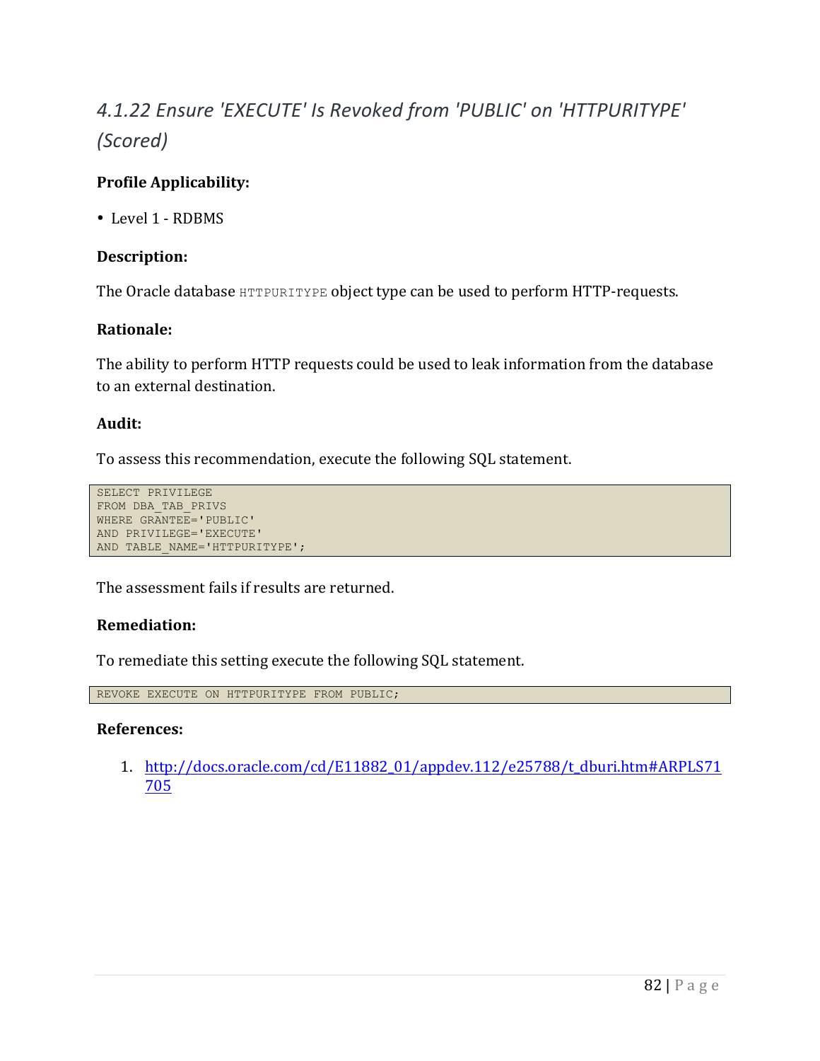### 4.1.22 Ensure 'EXECUTE' Is Revoked from 'PUBLIC' on 'HTTPURITYPE' (Scored)

**Profile Applicability:**

- Level 1 - RDBMS

**Description:**

The Oracle database `HTTPURITYPE` object type can be used to perform HTTP-requests.

**Rationale:**

The ability to perform HTTP requests could be used to leak information from the database to an external destination.

**Audit:**

To assess this recommendation, execute the following SQL statement.

```
SELECT PRIVILEGE
FROM DBA_TAB_PRIVS
WHERE GRANTEE='PUBLIC'
AND PRIVILEGE='EXECUTE'
AND TABLE_NAME='HTTPURITYPE';
```

The assessment fails if results are returned.

**Remediation:**

To remediate this setting execute the following SQL statement.

```
REVOKE EXECUTE ON HTTPURITYPE FROM PUBLIC;
```

**References:**

1. http://docs.oracle.com/cd/E11882_01/appdev.112/e25788/t_dburi.htm#ARPLS71705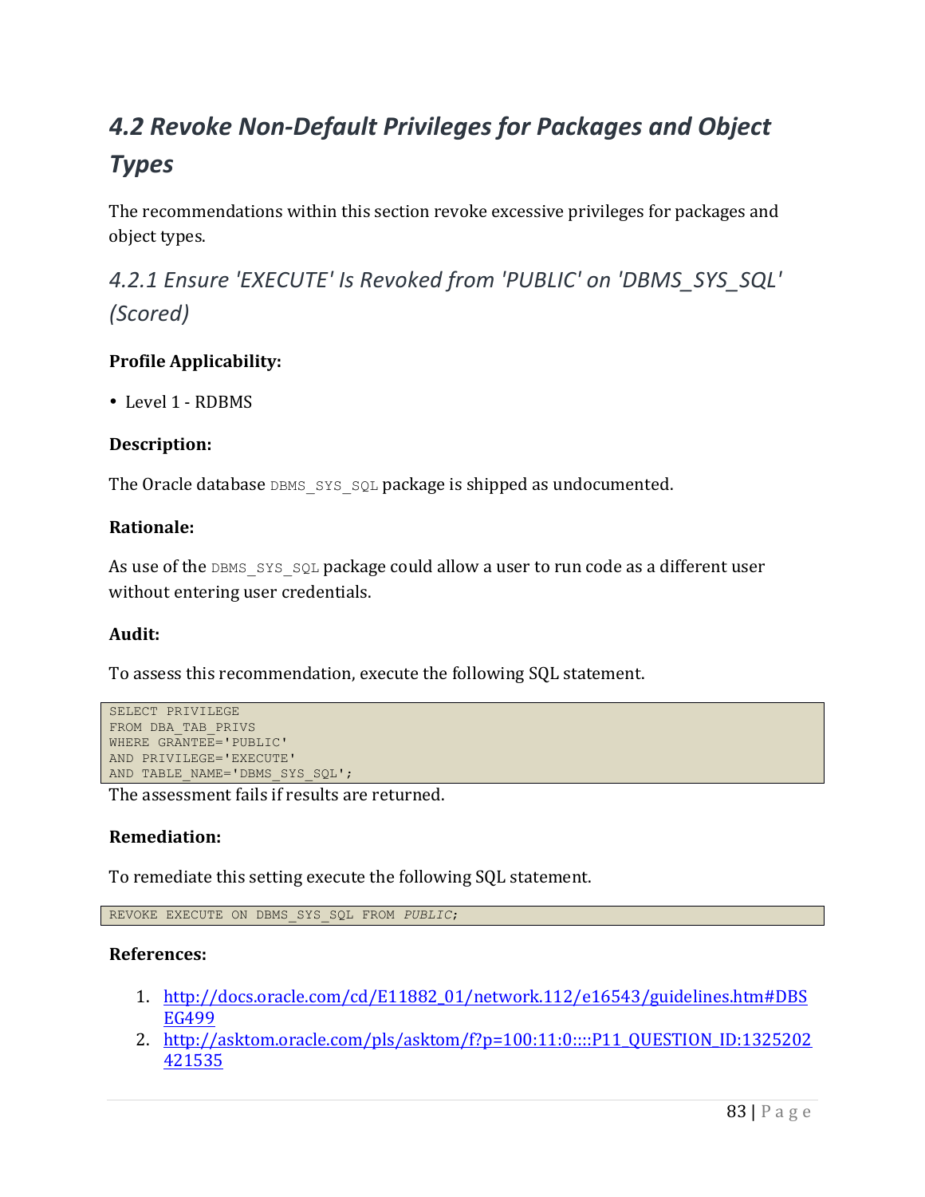## 4.2 Revoke Non-Default Privileges for Packages and Object Types

The recommendations within this section revoke excessive privileges for packages and object types.

### 4.2.1 Ensure 'EXECUTE' Is Revoked from 'PUBLIC' on 'DBMS_SYS_SQL' (Scored)

**Profile Applicability:**

- Level 1 - RDBMS

**Description:**

The Oracle database `DBMS_SYS_SQL` package is shipped as undocumented.

**Rationale:**

As use of the `DBMS_SYS_SQL` package could allow a user to run code as a different user without entering user credentials.

**Audit:**

To assess this recommendation, execute the following SQL statement.

```
SELECT PRIVILEGE
FROM DBA_TAB_PRIVS
WHERE GRANTEE='PUBLIC'
AND PRIVILEGE='EXECUTE'
AND TABLE_NAME='DBMS_SYS_SQL';
```

The assessment fails if results are returned.

**Remediation:**

To remediate this setting execute the following SQL statement.

```
REVOKE EXECUTE ON DBMS_SYS_SQL FROM PUBLIC;
```

**References:**

1. http://docs.oracle.com/cd/E11882_01/network.112/e16543/guidelines.htm#DBSEG499
2. http://asktom.oracle.com/pls/asktom/f?p=100:11:0::::P11_QUESTION_ID:1325202421535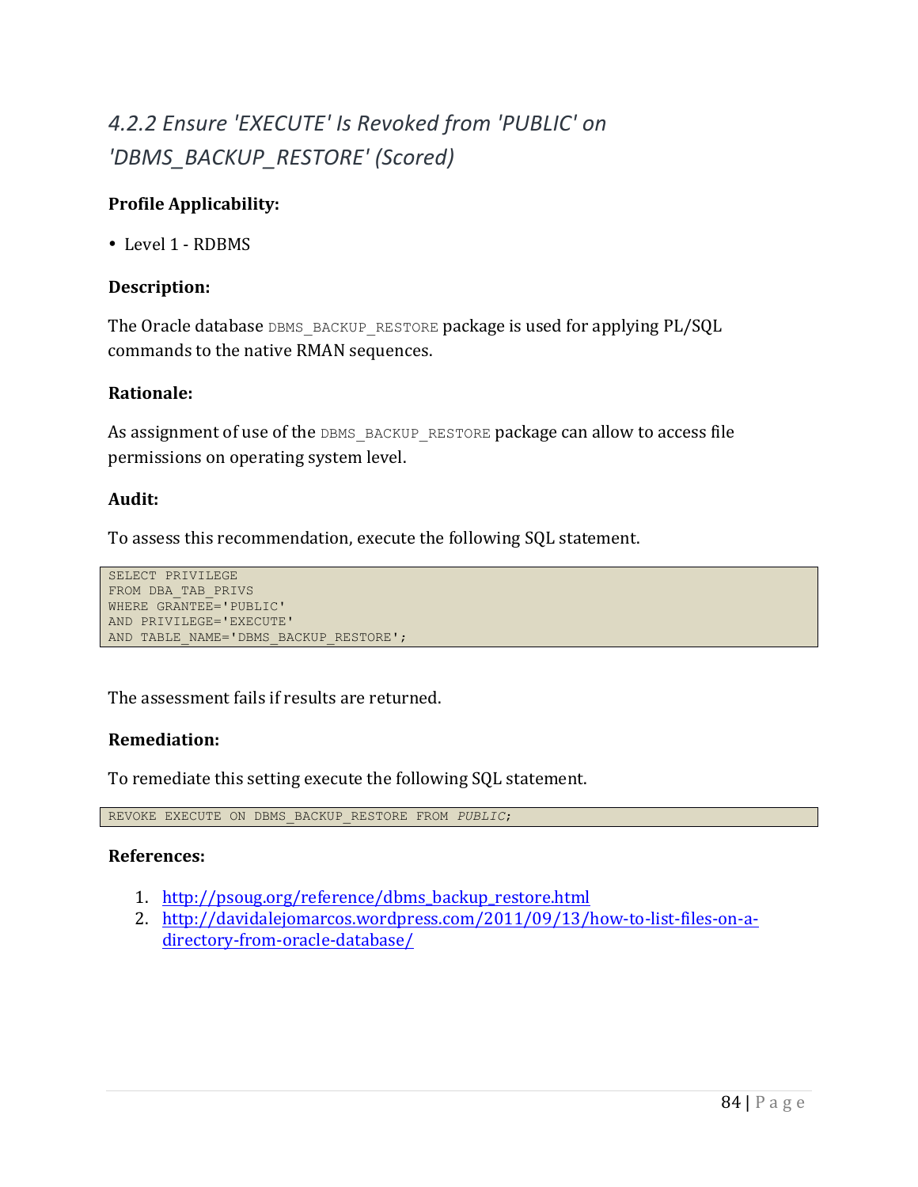### *4.2.2 Ensure 'EXECUTE' Is Revoked from 'PUBLIC' on 'DBMS_BACKUP_RESTORE' (Scored)*

**Profile Applicability:**

- Level 1 - RDBMS

**Description:**

The Oracle database `DBMS_BACKUP_RESTORE` package is used for applying PL/SQL commands to the native RMAN sequences.

**Rationale:**

As assignment of use of the `DBMS_BACKUP_RESTORE` package can allow to access file permissions on operating system level.

**Audit:**

To assess this recommendation, execute the following SQL statement.

```
SELECT PRIVILEGE
FROM DBA_TAB_PRIVS
WHERE GRANTEE='PUBLIC'
AND PRIVILEGE='EXECUTE'
AND TABLE_NAME='DBMS_BACKUP_RESTORE';
```

The assessment fails if results are returned.

**Remediation:**

To remediate this setting execute the following SQL statement.

```
REVOKE EXECUTE ON DBMS_BACKUP_RESTORE FROM PUBLIC;
```

**References:**

1. http://psoug.org/reference/dbms_backup_restore.html
2. http://davidalejomarcos.wordpress.com/2011/09/13/how-to-list-files-on-a-directory-from-oracle-database/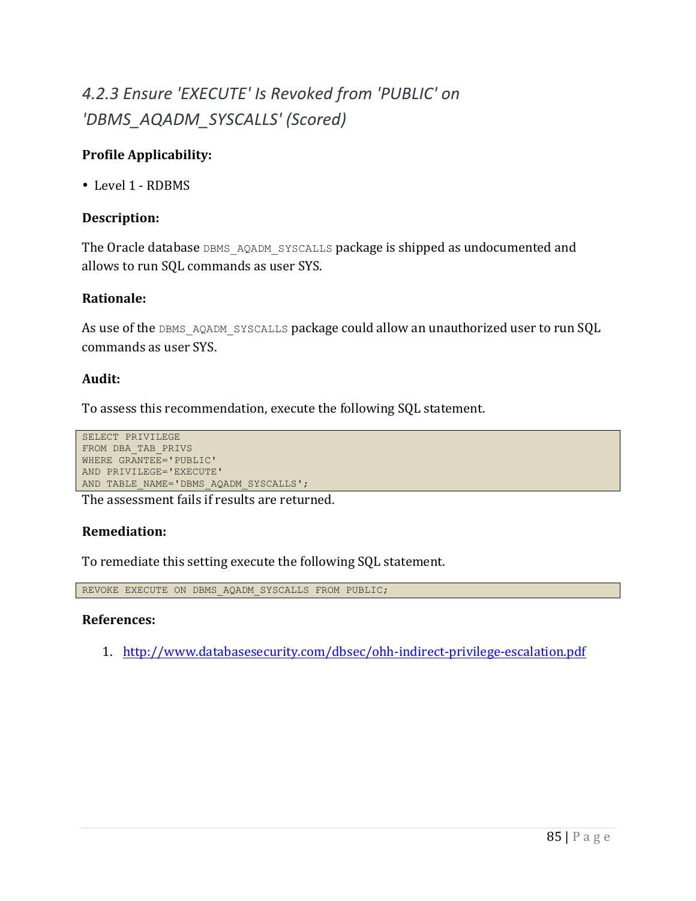### *4.2.3 Ensure 'EXECUTE' Is Revoked from 'PUBLIC' on 'DBMS_AQADM_SYSCALLS' (Scored)*

**Profile Applicability:**

- Level 1 - RDBMS

**Description:**

The Oracle database `DBMS_AQADM_SYSCALLS` package is shipped as undocumented and allows to run SQL commands as user SYS.

**Rationale:**

As use of the `DBMS_AQADM_SYSCALLS` package could allow an unauthorized user to run SQL commands as user SYS.

**Audit:**

To assess this recommendation, execute the following SQL statement.

```
SELECT PRIVILEGE
FROM DBA_TAB_PRIVS
WHERE GRANTEE='PUBLIC'
AND PRIVILEGE='EXECUTE'
AND TABLE_NAME='DBMS_AQADM_SYSCALLS';
```

The assessment fails if results are returned.

**Remediation:**

To remediate this setting execute the following SQL statement.

```
REVOKE EXECUTE ON DBMS_AQADM_SYSCALLS FROM PUBLIC;
```

**References:**

1. http://www.databasesecurity.com/dbsec/ohh-indirect-privilege-escalation.pdf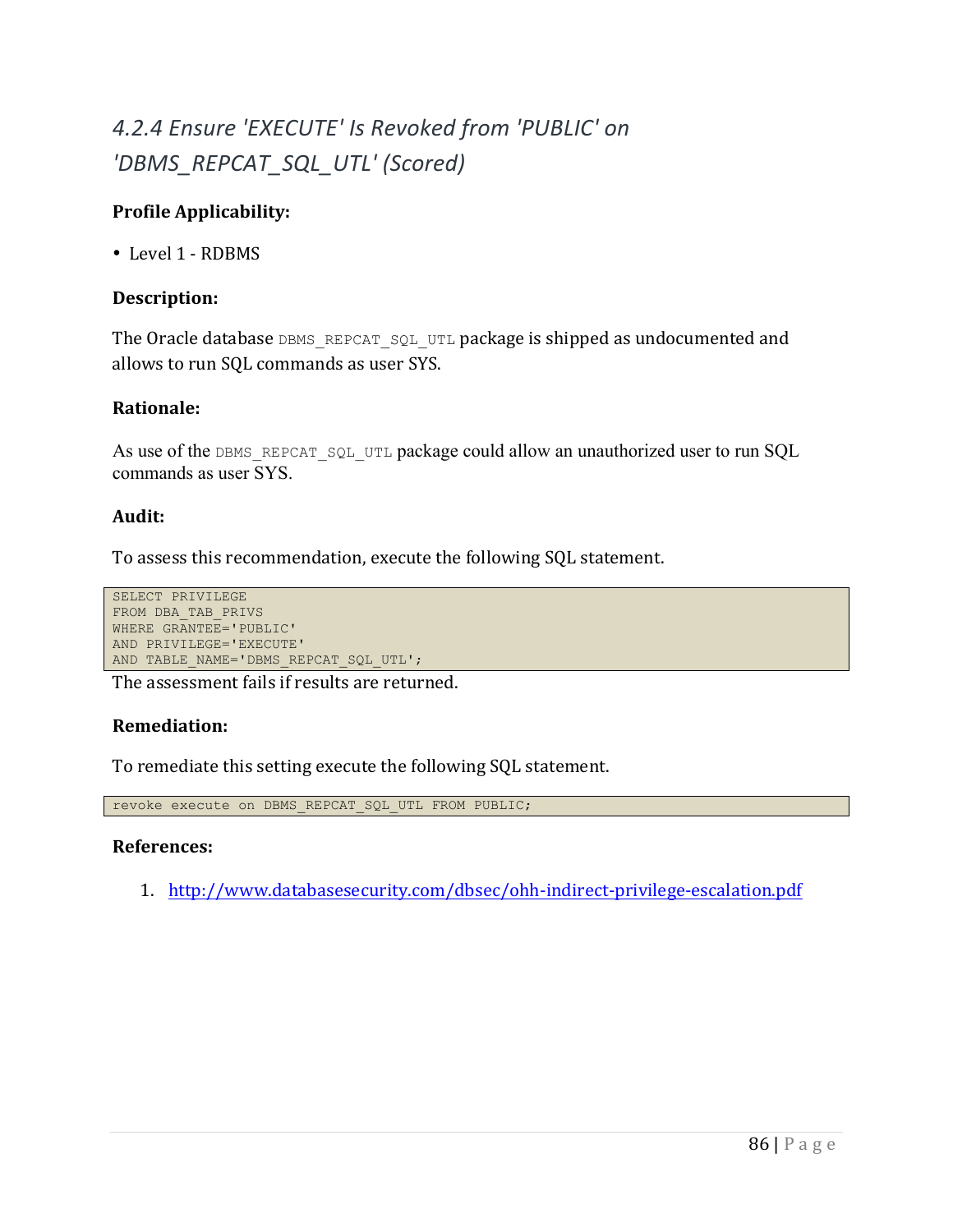# *4.2.4 Ensure 'EXECUTE' Is Revoked from 'PUBLIC' on 'DBMS_REPCAT_SQL_UTL' (Scored)*

**Profile Applicability:**

- Level 1 - RDBMS

**Description:**

The Oracle database `DBMS_REPCAT_SQL_UTL` package is shipped as undocumented and allows to run SQL commands as user SYS.

**Rationale:**

As use of the `DBMS_REPCAT_SQL_UTL` package could allow an unauthorized user to run SQL commands as user SYS.

**Audit:**

To assess this recommendation, execute the following SQL statement.

```
SELECT PRIVILEGE
FROM DBA_TAB_PRIVS
WHERE GRANTEE='PUBLIC'
AND PRIVILEGE='EXECUTE'
AND TABLE_NAME='DBMS_REPCAT_SQL_UTL';
```

The assessment fails if results are returned.

**Remediation:**

To remediate this setting execute the following SQL statement.

```
revoke execute on DBMS_REPCAT_SQL_UTL FROM PUBLIC;
```

**References:**

1. http://www.databasesecurity.com/dbsec/ohh-indirect-privilege-escalation.pdf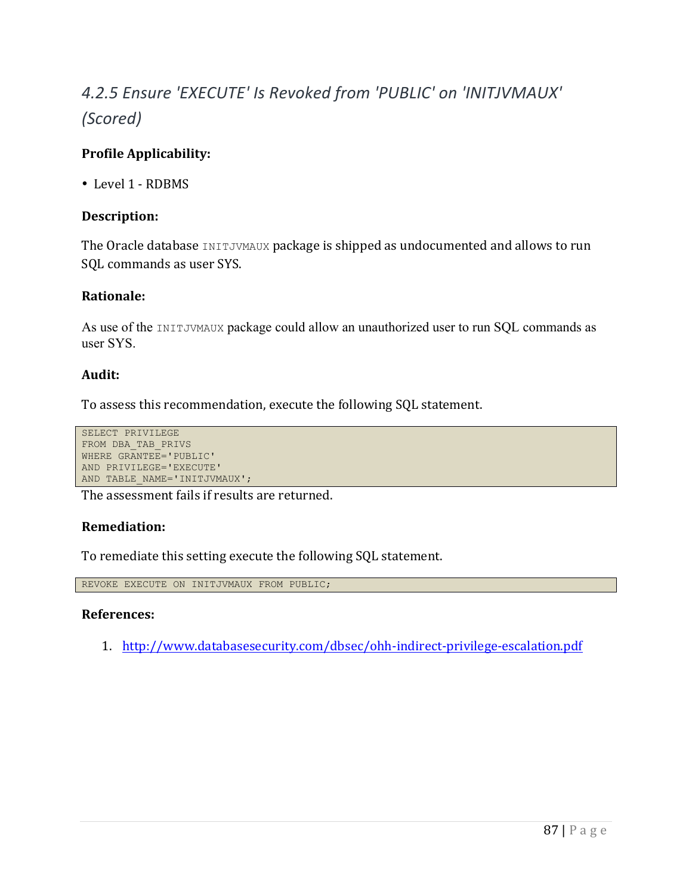### *4.2.5 Ensure 'EXECUTE' Is Revoked from 'PUBLIC' on 'INITJVMAUX' (Scored)*

**Profile Applicability:**

- Level 1 - RDBMS

**Description:**

The Oracle database `INITJVMAUX` package is shipped as undocumented and allows to run SQL commands as user SYS.

**Rationale:**

As use of the `INITJVMAUX` package could allow an unauthorized user to run SQL commands as user SYS.

**Audit:**

To assess this recommendation, execute the following SQL statement.

```
SELECT PRIVILEGE
FROM DBA_TAB_PRIVS
WHERE GRANTEE='PUBLIC'
AND PRIVILEGE='EXECUTE'
AND TABLE_NAME='INITJVMAUX';
```

The assessment fails if results are returned.

**Remediation:**

To remediate this setting execute the following SQL statement.

```
REVOKE EXECUTE ON INITJVMAUX FROM PUBLIC;
```

**References:**

1. http://www.databasesecurity.com/dbsec/ohh-indirect-privilege-escalation.pdf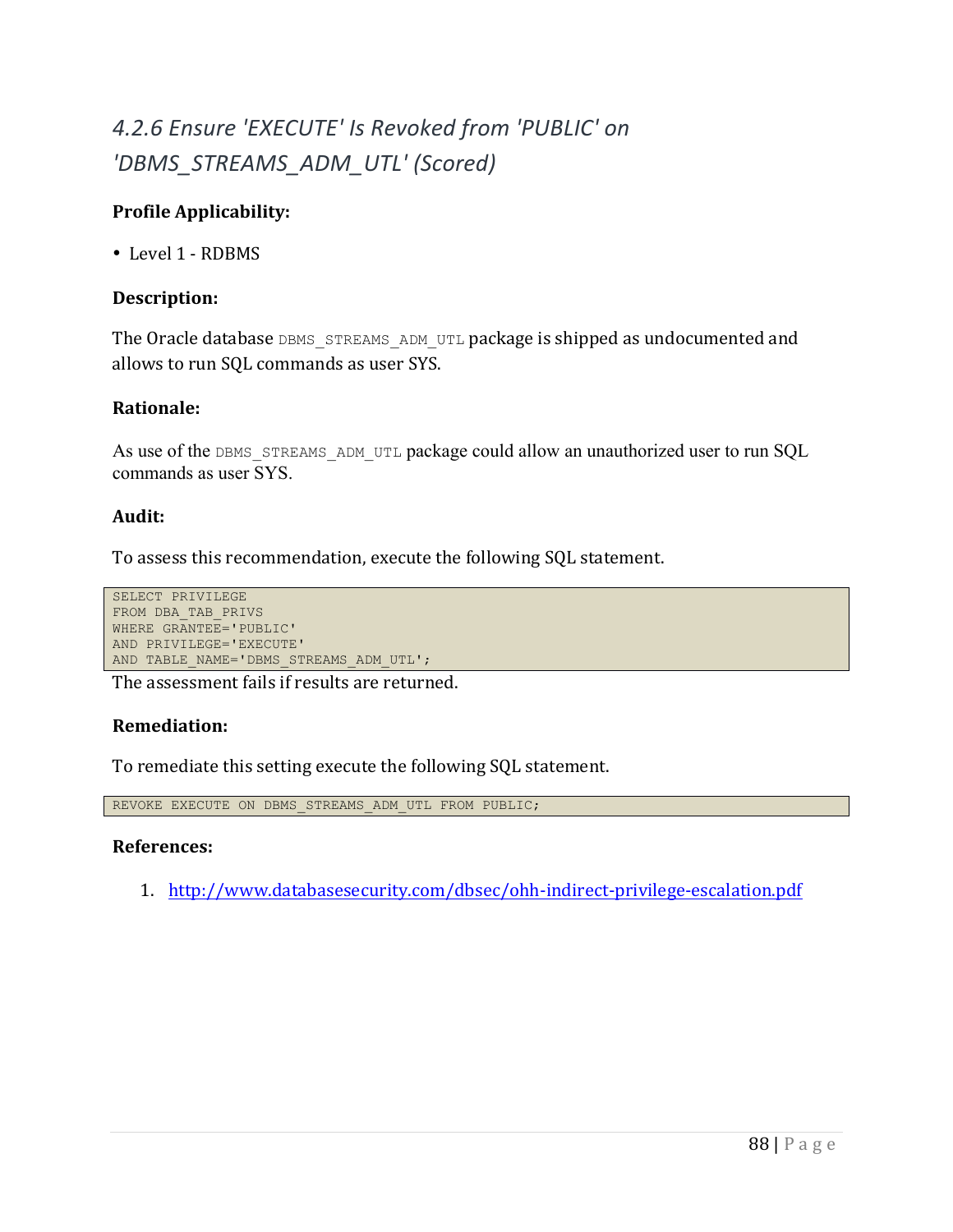### *4.2.6 Ensure 'EXECUTE' Is Revoked from 'PUBLIC' on 'DBMS_STREAMS_ADM_UTL' (Scored)*

**Profile Applicability:**

- Level 1 - RDBMS

**Description:**

The Oracle database `DBMS_STREAMS_ADM_UTL` package is shipped as undocumented and allows to run SQL commands as user SYS.

**Rationale:**

As use of the `DBMS_STREAMS_ADM_UTL` package could allow an unauthorized user to run SQL commands as user SYS.

**Audit:**

To assess this recommendation, execute the following SQL statement.

```
SELECT PRIVILEGE
FROM DBA_TAB_PRIVS
WHERE GRANTEE='PUBLIC'
AND PRIVILEGE='EXECUTE'
AND TABLE_NAME='DBMS_STREAMS_ADM_UTL';
```

The assessment fails if results are returned.

**Remediation:**

To remediate this setting execute the following SQL statement.

```
REVOKE EXECUTE ON DBMS_STREAMS_ADM_UTL FROM PUBLIC;
```

**References:**

1. http://www.databasesecurity.com/dbsec/ohh-indirect-privilege-escalation.pdf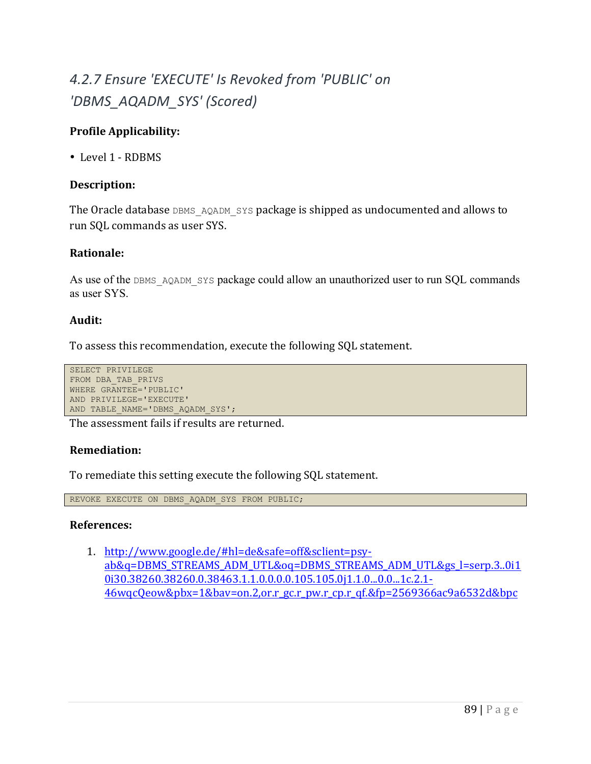### *4.2.7 Ensure 'EXECUTE' Is Revoked from 'PUBLIC' on 'DBMS_AQADM_SYS' (Scored)*

**Profile Applicability:**

- Level 1 - RDBMS

**Description:**

The Oracle database `DBMS_AQADM_SYS` package is shipped as undocumented and allows to run SQL commands as user SYS.

**Rationale:**

As use of the `DBMS_AQADM_SYS` package could allow an unauthorized user to run SQL commands as user SYS.

**Audit:**

To assess this recommendation, execute the following SQL statement.

```
SELECT PRIVILEGE
FROM DBA_TAB_PRIVS
WHERE GRANTEE='PUBLIC'
AND PRIVILEGE='EXECUTE'
AND TABLE_NAME='DBMS_AQADM_SYS';
```

The assessment fails if results are returned.

**Remediation:**

To remediate this setting execute the following SQL statement.

```
REVOKE EXECUTE ON DBMS_AQADM_SYS FROM PUBLIC;
```

**References:**

1. http://www.google.de/#hl=de&safe=off&sclient=psy-ab&q=DBMS_STREAMS_ADM_UTL&oq=DBMS_STREAMS_ADM_UTL&gs_l=serp.3..0i10i30.38260.38260.0.38463.1.1.0.0.0.0.105.105.0j1.1.0...0.0...1c.2.1-46wqcQeow&pbx=1&bav=on.2,or.r_gc.r_pw.r_cp.r_qf.&fp=2569366ac9a6532d&bpc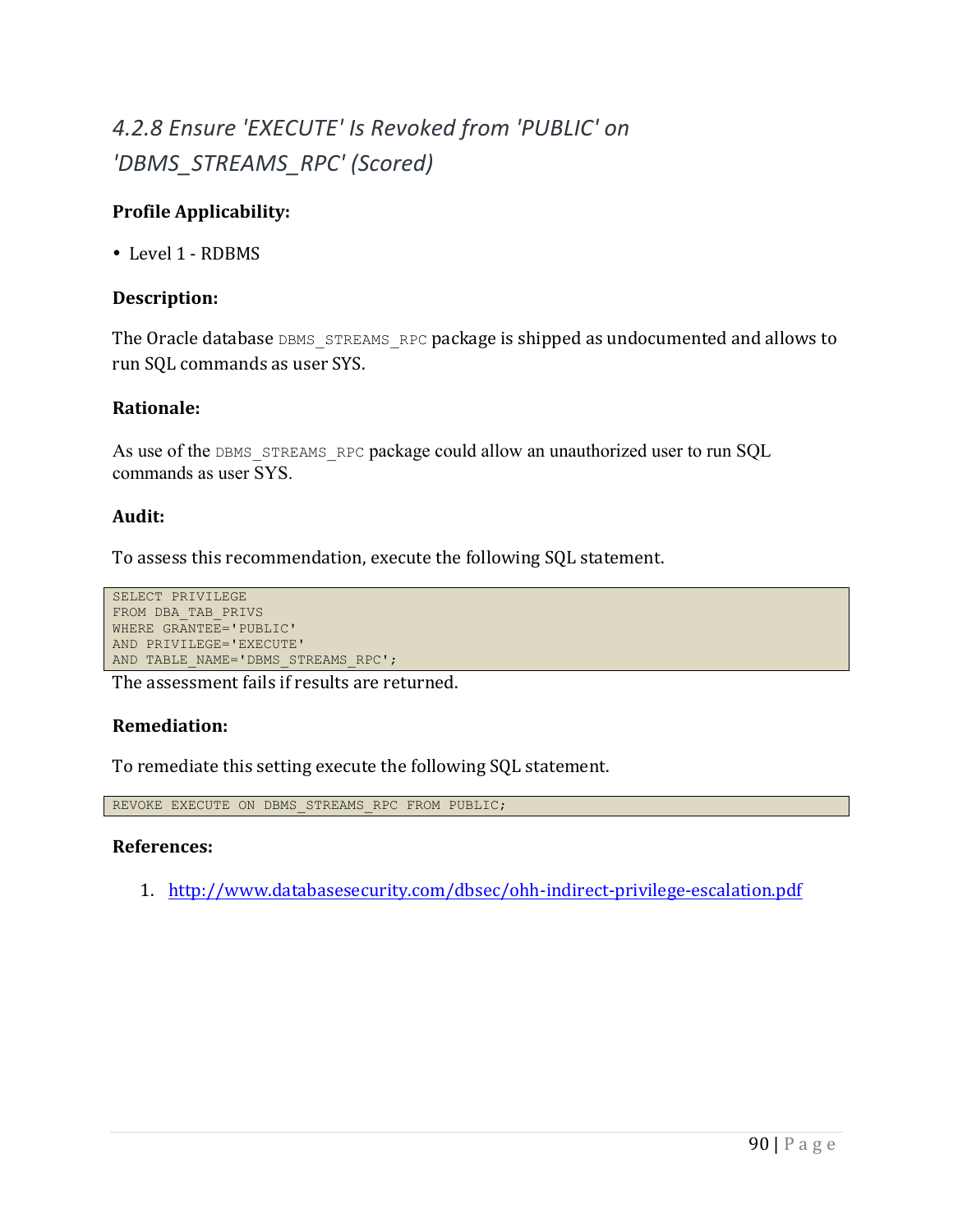### 4.2.8 Ensure 'EXECUTE' Is Revoked from 'PUBLIC' on 'DBMS_STREAMS_RPC' (Scored)

**Profile Applicability:**

- Level 1 - RDBMS

**Description:**

The Oracle database `DBMS_STREAMS_RPC` package is shipped as undocumented and allows to run SQL commands as user SYS.

**Rationale:**

As use of the `DBMS_STREAMS_RPC` package could allow an unauthorized user to run SQL commands as user SYS.

**Audit:**

To assess this recommendation, execute the following SQL statement.

```
SELECT PRIVILEGE
FROM DBA_TAB_PRIVS
WHERE GRANTEE='PUBLIC'
AND PRIVILEGE='EXECUTE'
AND TABLE_NAME='DBMS_STREAMS_RPC';
```

The assessment fails if results are returned.

**Remediation:**

To remediate this setting execute the following SQL statement.

```
REVOKE EXECUTE ON DBMS_STREAMS_RPC FROM PUBLIC;
```

**References:**

1. http://www.databasesecurity.com/dbsec/ohh-indirect-privilege-escalation.pdf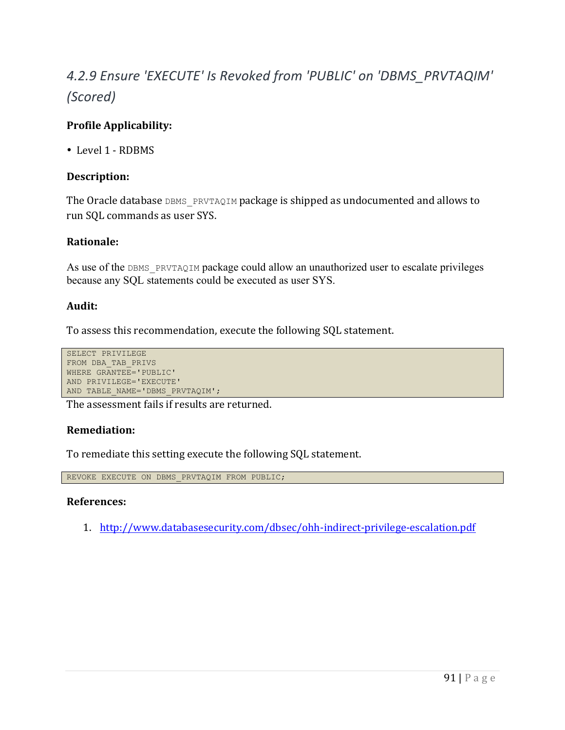## *4.2.9 Ensure 'EXECUTE' Is Revoked from 'PUBLIC' on 'DBMS_PRVTAQIM' (Scored)*

**Profile Applicability:**

- Level 1 - RDBMS

**Description:**

The Oracle database `DBMS_PRVTAQIM` package is shipped as undocumented and allows to run SQL commands as user SYS.

**Rationale:**

As use of the `DBMS_PRVTAQIM` package could allow an unauthorized user to escalate privileges because any SQL statements could be executed as user SYS.

**Audit:**

To assess this recommendation, execute the following SQL statement.

```
SELECT PRIVILEGE
FROM DBA_TAB_PRIVS
WHERE GRANTEE='PUBLIC'
AND PRIVILEGE='EXECUTE'
AND TABLE_NAME='DBMS_PRVTAQIM';
```

The assessment fails if results are returned.

**Remediation:**

To remediate this setting execute the following SQL statement.

```
REVOKE EXECUTE ON DBMS_PRVTAQIM FROM PUBLIC;
```

**References:**

1. http://www.databasesecurity.com/dbsec/ohh-indirect-privilege-escalation.pdf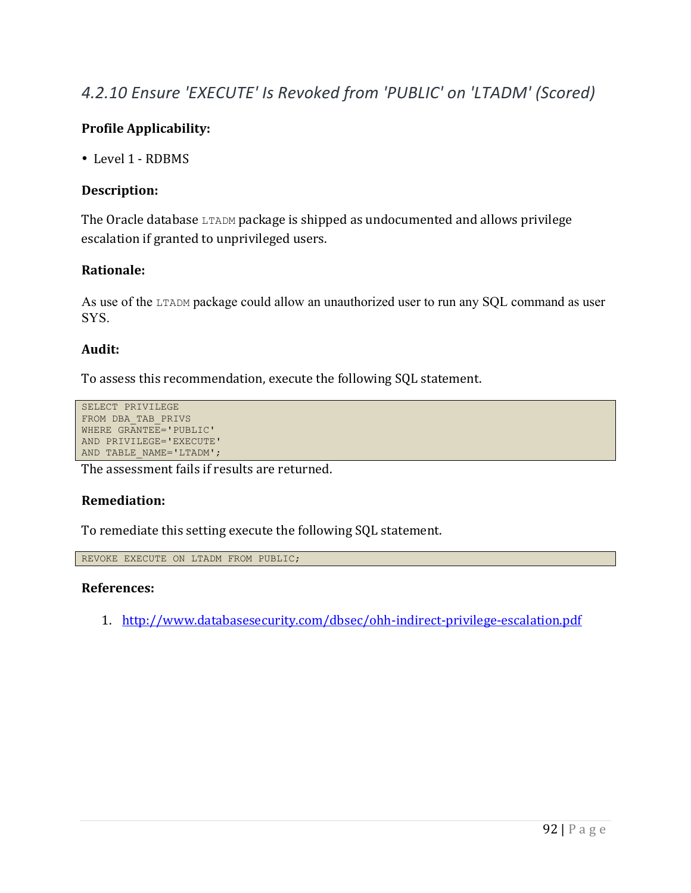### *4.2.10 Ensure 'EXECUTE' Is Revoked from 'PUBLIC' on 'LTADM' (Scored)*

**Profile Applicability:**

- Level 1 - RDBMS

**Description:**

The Oracle database `LTADM` package is shipped as undocumented and allows privilege escalation if granted to unprivileged users.

**Rationale:**

As use of the `LTADM` package could allow an unauthorized user to run any SQL command as user SYS.

**Audit:**

To assess this recommendation, execute the following SQL statement.

```
SELECT PRIVILEGE
FROM DBA_TAB_PRIVS
WHERE GRANTEE='PUBLIC'
AND PRIVILEGE='EXECUTE'
AND TABLE_NAME='LTADM';
```

The assessment fails if results are returned.

**Remediation:**

To remediate this setting execute the following SQL statement.

```
REVOKE EXECUTE ON LTADM FROM PUBLIC;
```

**References:**

1. http://www.databasesecurity.com/dbsec/ohh-indirect-privilege-escalation.pdf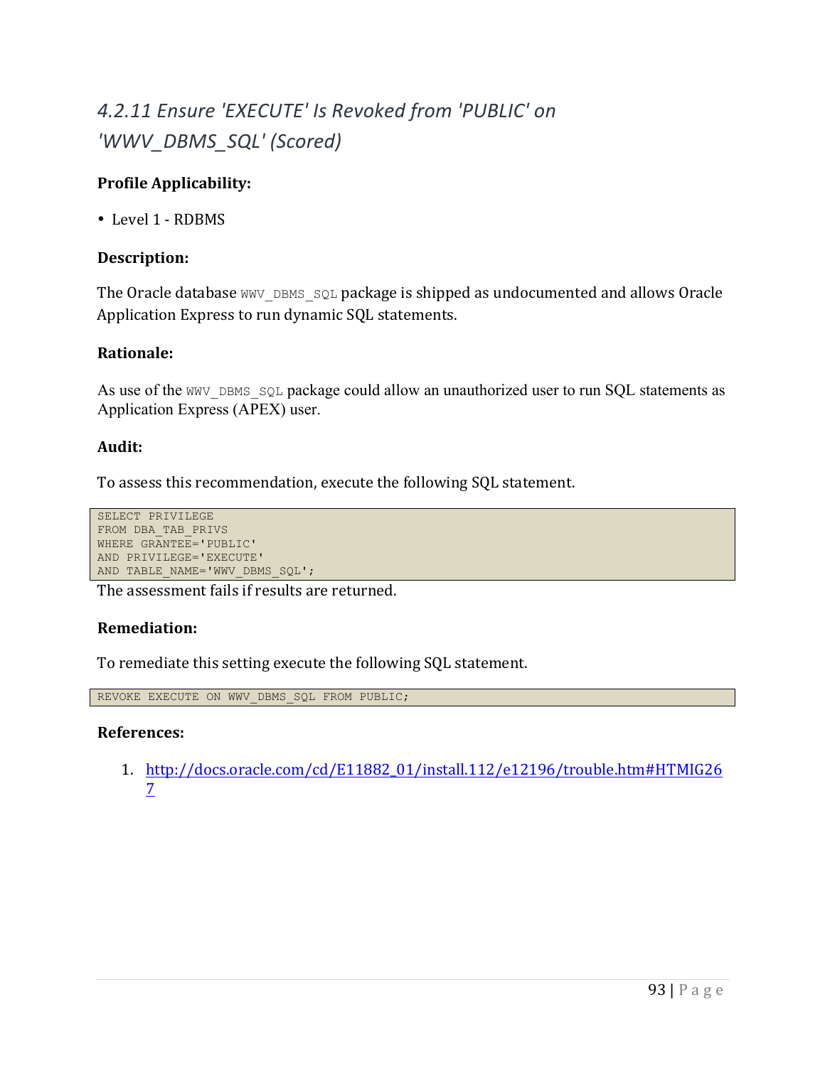### 4.2.11 Ensure 'EXECUTE' Is Revoked from 'PUBLIC' on 'WWV_DBMS_SQL' (Scored)

**Profile Applicability:**

- Level 1 - RDBMS

**Description:**

The Oracle database `WWV_DBMS_SQL` package is shipped as undocumented and allows Oracle Application Express to run dynamic SQL statements.

**Rationale:**

As use of the `WWV_DBMS_SQL` package could allow an unauthorized user to run SQL statements as Application Express (APEX) user.

**Audit:**

To assess this recommendation, execute the following SQL statement.

```
SELECT PRIVILEGE
FROM DBA_TAB_PRIVS
WHERE GRANTEE='PUBLIC'
AND PRIVILEGE='EXECUTE'
AND TABLE_NAME='WWV_DBMS_SQL';
```

The assessment fails if results are returned.

**Remediation:**

To remediate this setting execute the following SQL statement.

```
REVOKE EXECUTE ON WWV_DBMS_SQL FROM PUBLIC;
```

**References:**

1. http://docs.oracle.com/cd/E11882_01/install.112/e12196/trouble.htm#HTMIG267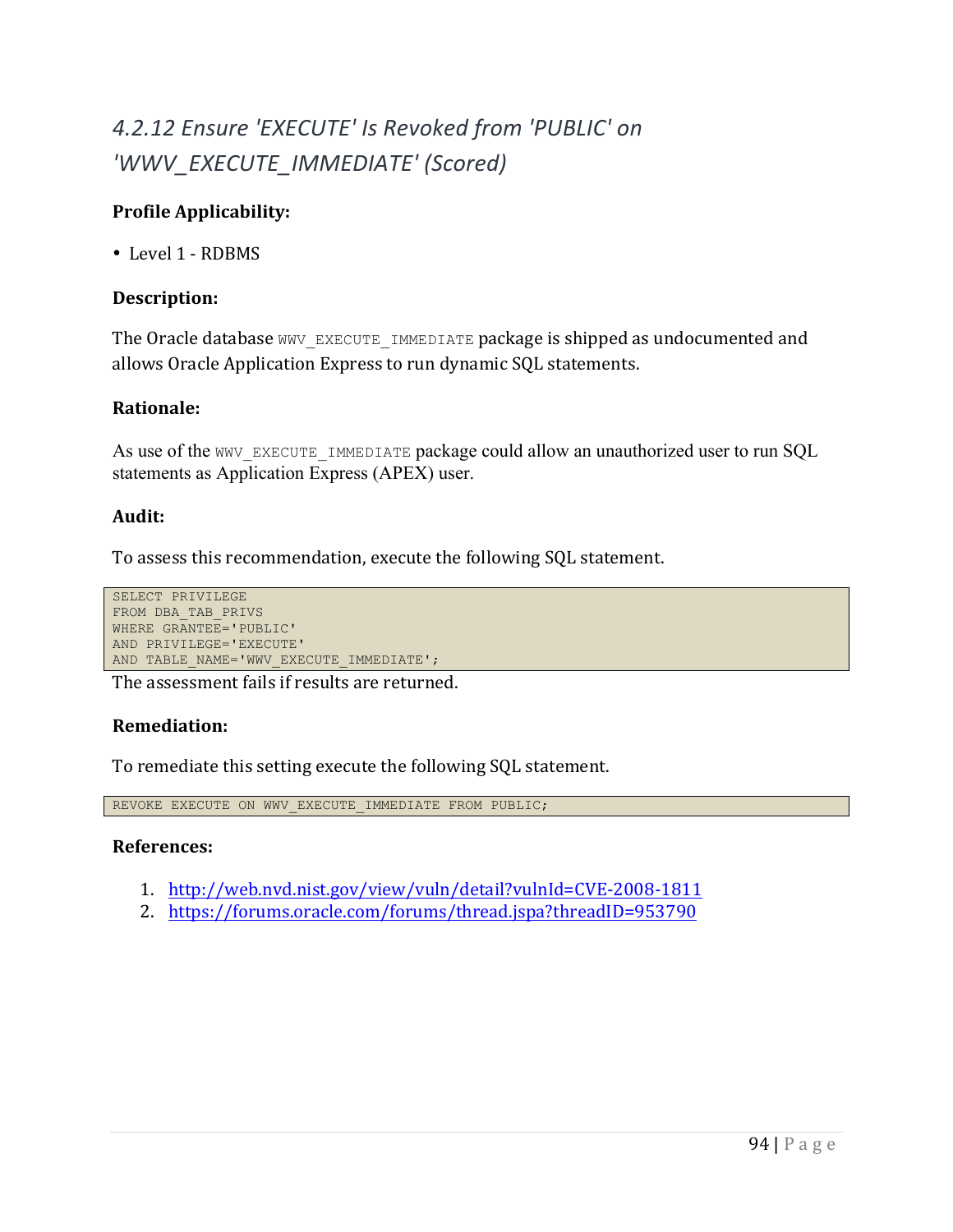## *4.2.12 Ensure 'EXECUTE' Is Revoked from 'PUBLIC' on 'WWV_EXECUTE_IMMEDIATE' (Scored)*

**Profile Applicability:**

- Level 1 - RDBMS

**Description:**

The Oracle database `WWV_EXECUTE_IMMEDIATE` package is shipped as undocumented and allows Oracle Application Express to run dynamic SQL statements.

**Rationale:**

As use of the `WWV_EXECUTE_IMMEDIATE` package could allow an unauthorized user to run SQL statements as Application Express (APEX) user.

**Audit:**

To assess this recommendation, execute the following SQL statement.

```
SELECT PRIVILEGE
FROM DBA_TAB_PRIVS
WHERE GRANTEE='PUBLIC'
AND PRIVILEGE='EXECUTE'
AND TABLE_NAME='WWV_EXECUTE_IMMEDIATE';
```

The assessment fails if results are returned.

**Remediation:**

To remediate this setting execute the following SQL statement.

```
REVOKE EXECUTE ON WWV_EXECUTE_IMMEDIATE FROM PUBLIC;
```

**References:**

1. http://web.nvd.nist.gov/view/vuln/detail?vulnId=CVE-2008-1811
2. https://forums.oracle.com/forums/thread.jspa?threadID=953790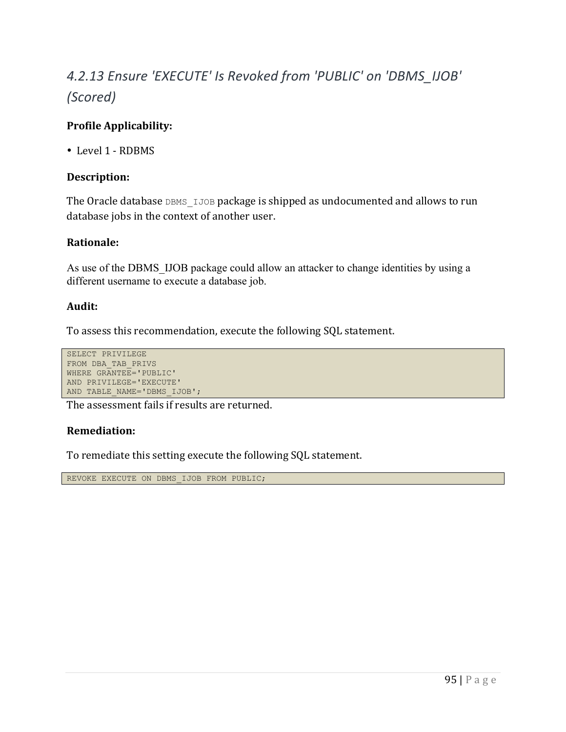### *4.2.13 Ensure 'EXECUTE' Is Revoked from 'PUBLIC' on 'DBMS_IJOB' (Scored)*

**Profile Applicability:**

- Level 1 - RDBMS

**Description:**

The Oracle database `DBMS_IJOB` package is shipped as undocumented and allows to run database jobs in the context of another user.

**Rationale:**

As use of the DBMS_IJOB package could allow an attacker to change identities by using a different username to execute a database job.

**Audit:**

To assess this recommendation, execute the following SQL statement.

```
SELECT PRIVILEGE
FROM DBA_TAB_PRIVS
WHERE GRANTEE='PUBLIC'
AND PRIVILEGE='EXECUTE'
AND TABLE_NAME='DBMS_IJOB';
```

The assessment fails if results are returned.

**Remediation:**

To remediate this setting execute the following SQL statement.

```
REVOKE EXECUTE ON DBMS_IJOB FROM PUBLIC;
```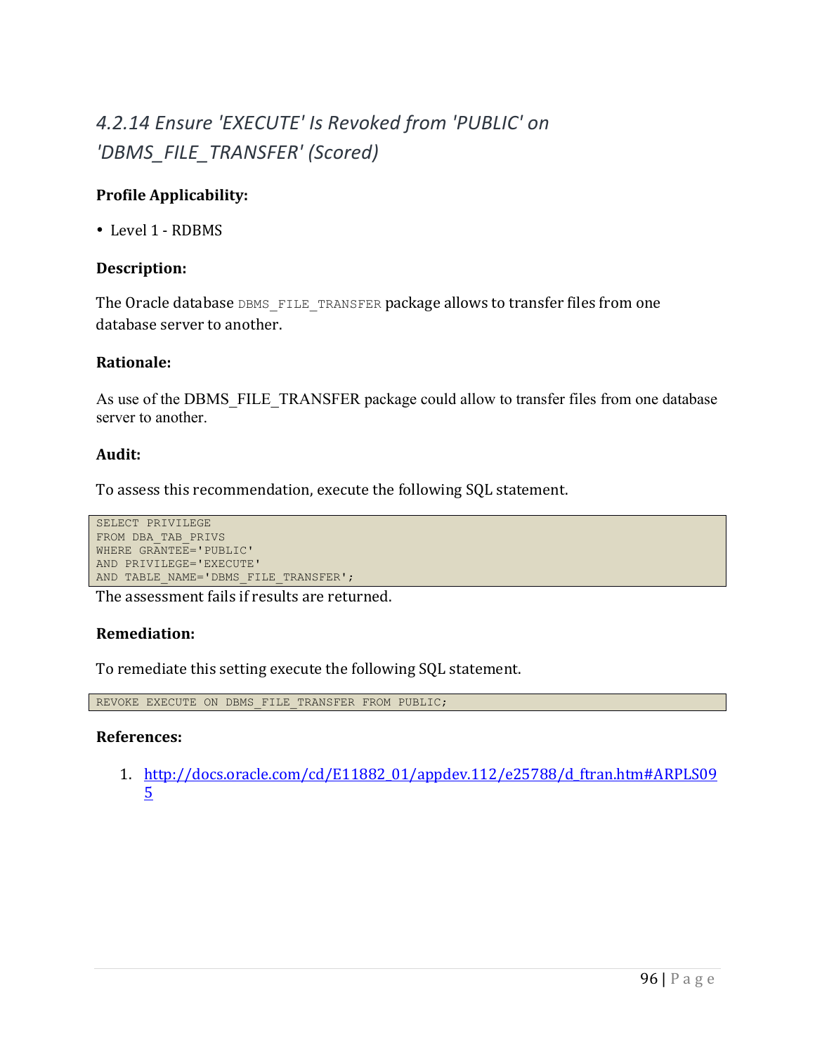## 4.2.14 Ensure 'EXECUTE' Is Revoked from 'PUBLIC' on 'DBMS_FILE_TRANSFER' (Scored)

**Profile Applicability:**

- Level 1 - RDBMS

**Description:**

The Oracle database DBMS_FILE_TRANSFER package allows to transfer files from one database server to another.

**Rationale:**

As use of the DBMS_FILE_TRANSFER package could allow to transfer files from one database server to another.

**Audit:**

To assess this recommendation, execute the following SQL statement.

```
SELECT PRIVILEGE
FROM DBA_TAB_PRIVS
WHERE GRANTEE='PUBLIC'
AND PRIVILEGE='EXECUTE'
AND TABLE_NAME='DBMS_FILE_TRANSFER';
```

The assessment fails if results are returned.

**Remediation:**

To remediate this setting execute the following SQL statement.

```
REVOKE EXECUTE ON DBMS_FILE_TRANSFER FROM PUBLIC;
```

**References:**

1. http://docs.oracle.com/cd/E11882_01/appdev.112/e25788/d_ftran.htm#ARPLS095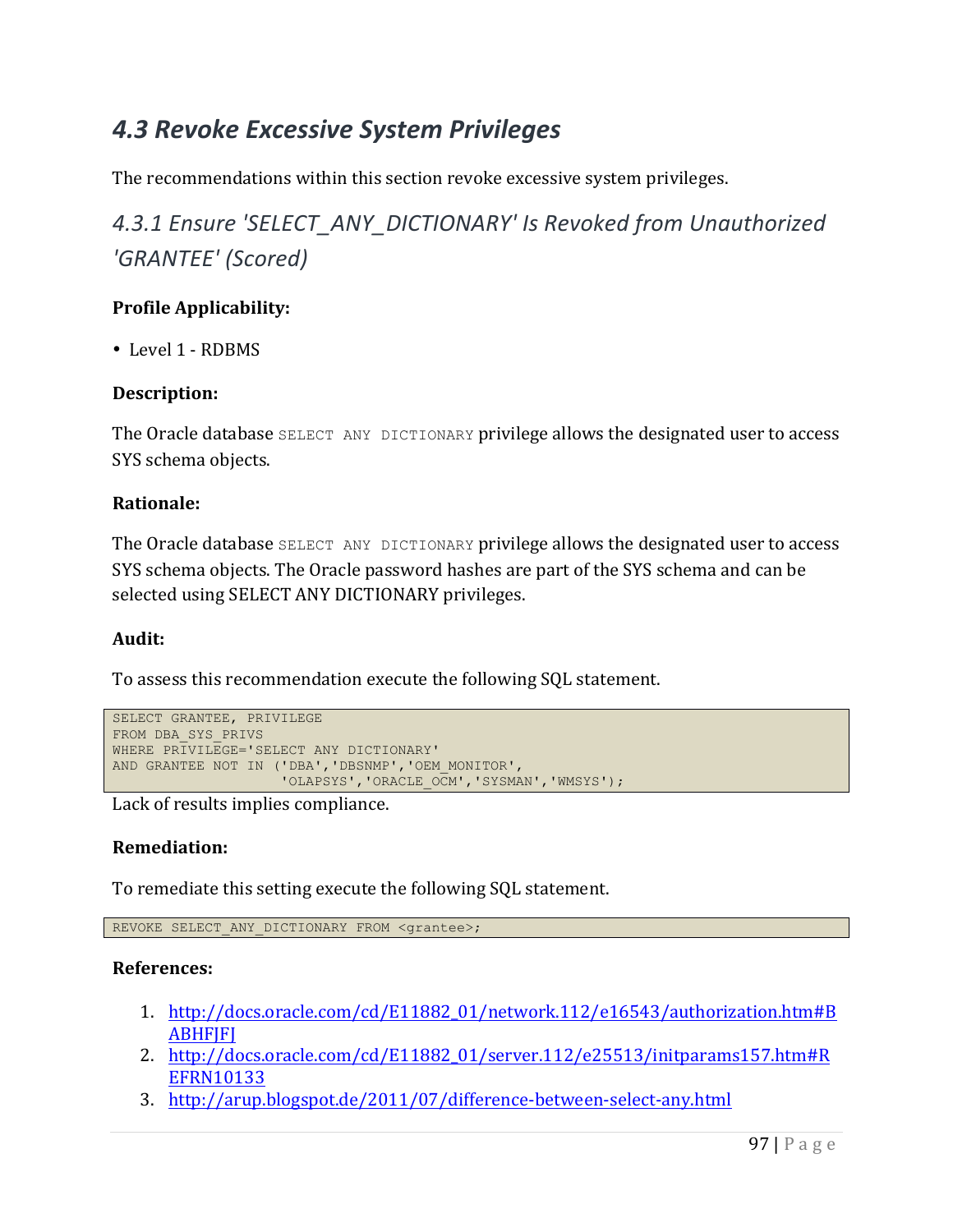## 4.3 Revoke Excessive System Privileges

The recommendations within this section revoke excessive system privileges.

### 4.3.1 Ensure 'SELECT_ANY_DICTIONARY' Is Revoked from Unauthorized 'GRANTEE' (Scored)

**Profile Applicability:**

- Level 1 - RDBMS

**Description:**

The Oracle database `SELECT ANY DICTIONARY` privilege allows the designated user to access SYS schema objects.

**Rationale:**

The Oracle database `SELECT ANY DICTIONARY` privilege allows the designated user to access SYS schema objects. The Oracle password hashes are part of the SYS schema and can be selected using SELECT ANY DICTIONARY privileges.

**Audit:**

To assess this recommendation execute the following SQL statement.

```
SELECT GRANTEE, PRIVILEGE
FROM DBA_SYS_PRIVS
WHERE PRIVILEGE='SELECT ANY DICTIONARY'
AND GRANTEE NOT IN ('DBA','DBSNMP','OEM_MONITOR',
                    'OLAPSYS','ORACLE_OCM','SYSMAN','WMSYS');
```

Lack of results implies compliance.

**Remediation:**

To remediate this setting execute the following SQL statement.

```
REVOKE SELECT_ANY_DICTIONARY FROM <grantee>;
```

**References:**

1. http://docs.oracle.com/cd/E11882_01/network.112/e16543/authorization.htm#BABHFJFJ
2. http://docs.oracle.com/cd/E11882_01/server.112/e25513/initparams157.htm#REFRN10133
3. http://arup.blogspot.de/2011/07/difference-between-select-any.html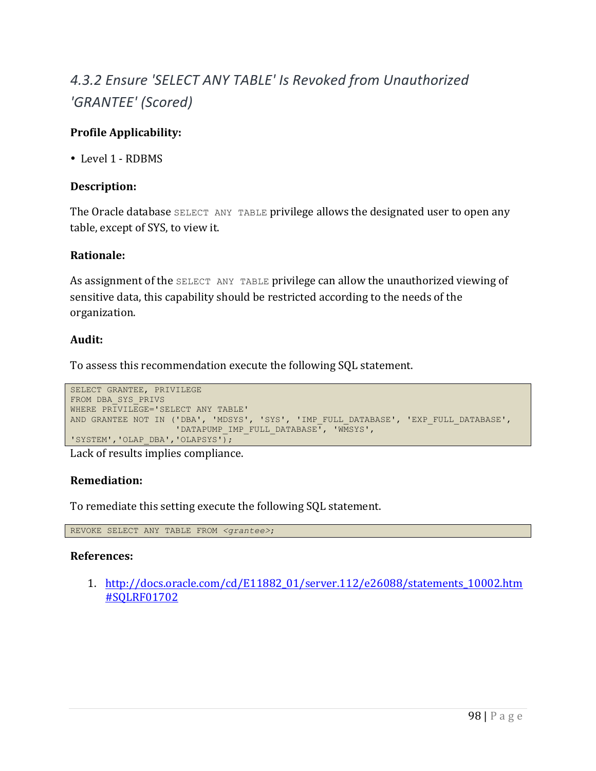# *4.3.2 Ensure 'SELECT ANY TABLE' Is Revoked from Unauthorized 'GRANTEE' (Scored)*

**Profile Applicability:**

- Level 1 - RDBMS

**Description:**

The Oracle database `SELECT ANY TABLE` privilege allows the designated user to open any table, except of SYS, to view it.

**Rationale:**

As assignment of the `SELECT ANY TABLE` privilege can allow the unauthorized viewing of sensitive data, this capability should be restricted according to the needs of the organization.

**Audit:**

To assess this recommendation execute the following SQL statement.

```
SELECT GRANTEE, PRIVILEGE
FROM DBA_SYS_PRIVS
WHERE PRIVILEGE='SELECT ANY TABLE'
AND GRANTEE NOT IN ('DBA', 'MDSYS', 'SYS', 'IMP_FULL_DATABASE', 'EXP_FULL_DATABASE',
                    'DATAPUMP_IMP_FULL_DATABASE', 'WMSYS',
'SYSTEM','OLAP_DBA','OLAPSYS');
```

Lack of results implies compliance.

**Remediation:**

To remediate this setting execute the following SQL statement.

```
REVOKE SELECT ANY TABLE FROM <grantee>;
```

**References:**

1. http://docs.oracle.com/cd/E11882_01/server.112/e26088/statements_10002.htm#SQLRF01702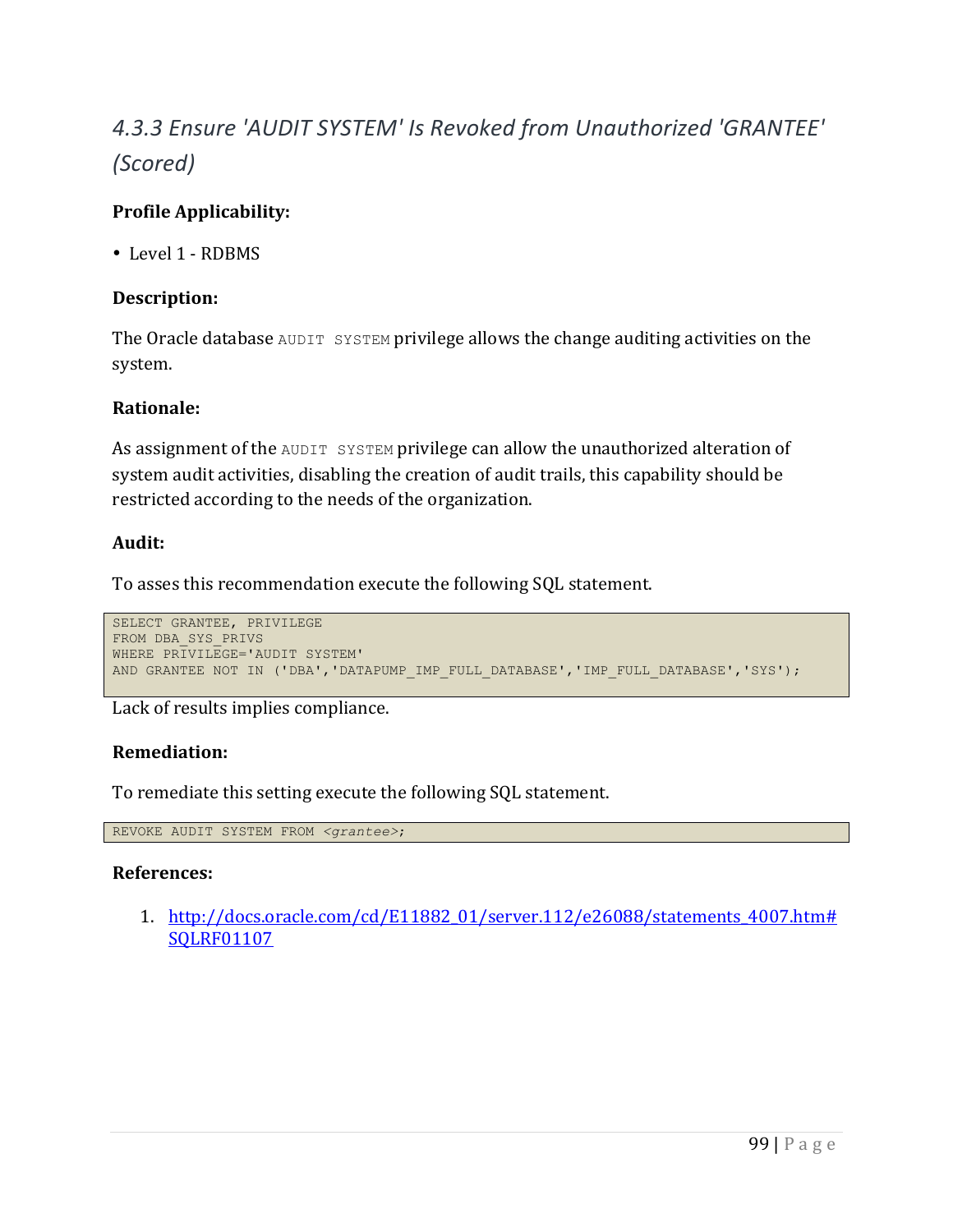### *4.3.3 Ensure 'AUDIT SYSTEM' Is Revoked from Unauthorized 'GRANTEE' (Scored)*

**Profile Applicability:**

- Level 1 - RDBMS

**Description:**

The Oracle database `AUDIT SYSTEM` privilege allows the change auditing activities on the system.

**Rationale:**

As assignment of the `AUDIT SYSTEM` privilege can allow the unauthorized alteration of system audit activities, disabling the creation of audit trails, this capability should be restricted according to the needs of the organization.

**Audit:**

To asses this recommendation execute the following SQL statement.

```
SELECT GRANTEE, PRIVILEGE
FROM DBA_SYS_PRIVS
WHERE PRIVILEGE='AUDIT SYSTEM'
AND GRANTEE NOT IN ('DBA','DATAPUMP_IMP_FULL_DATABASE','IMP_FULL_DATABASE','SYS');
```

Lack of results implies compliance.

**Remediation:**

To remediate this setting execute the following SQL statement.

```
REVOKE AUDIT SYSTEM FROM <grantee>;
```

**References:**

1. http://docs.oracle.com/cd/E11882_01/server.112/e26088/statements_4007.htm#SQLRF01107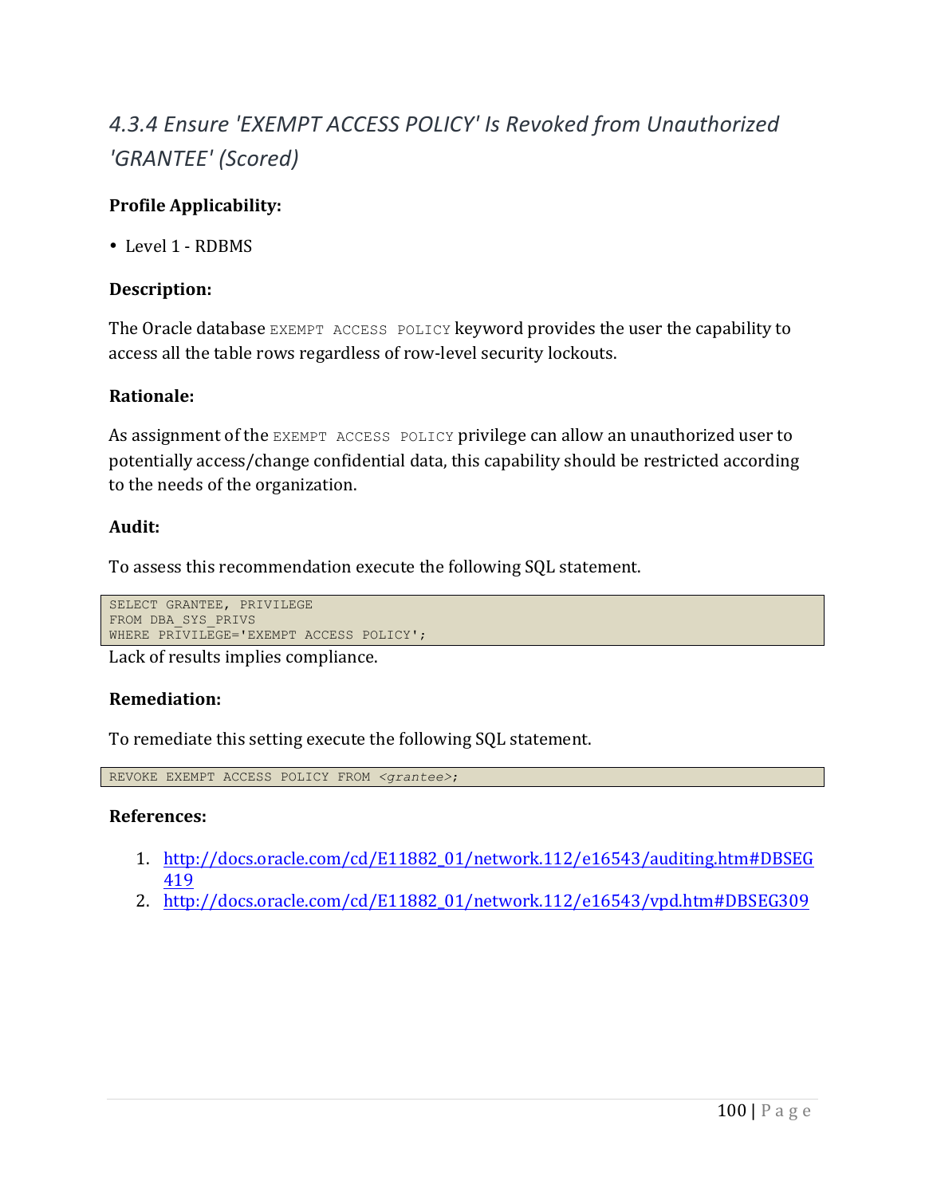# *4.3.4 Ensure 'EXEMPT ACCESS POLICY' Is Revoked from Unauthorized 'GRANTEE' (Scored)*

**Profile Applicability:**

- Level 1 - RDBMS

**Description:**

The Oracle database `EXEMPT ACCESS POLICY` keyword provides the user the capability to access all the table rows regardless of row-level security lockouts.

**Rationale:**

As assignment of the `EXEMPT ACCESS POLICY` privilege can allow an unauthorized user to potentially access/change confidential data, this capability should be restricted according to the needs of the organization.

**Audit:**

To assess this recommendation execute the following SQL statement.

```
SELECT GRANTEE, PRIVILEGE
FROM DBA_SYS_PRIVS
WHERE PRIVILEGE='EXEMPT ACCESS POLICY';
```

Lack of results implies compliance.

**Remediation:**

To remediate this setting execute the following SQL statement.

```
REVOKE EXEMPT ACCESS POLICY FROM <grantee>;
```

**References:**

1. http://docs.oracle.com/cd/E11882_01/network.112/e16543/auditing.htm#DBSEG419
2. http://docs.oracle.com/cd/E11882_01/network.112/e16543/vpd.htm#DBSEG309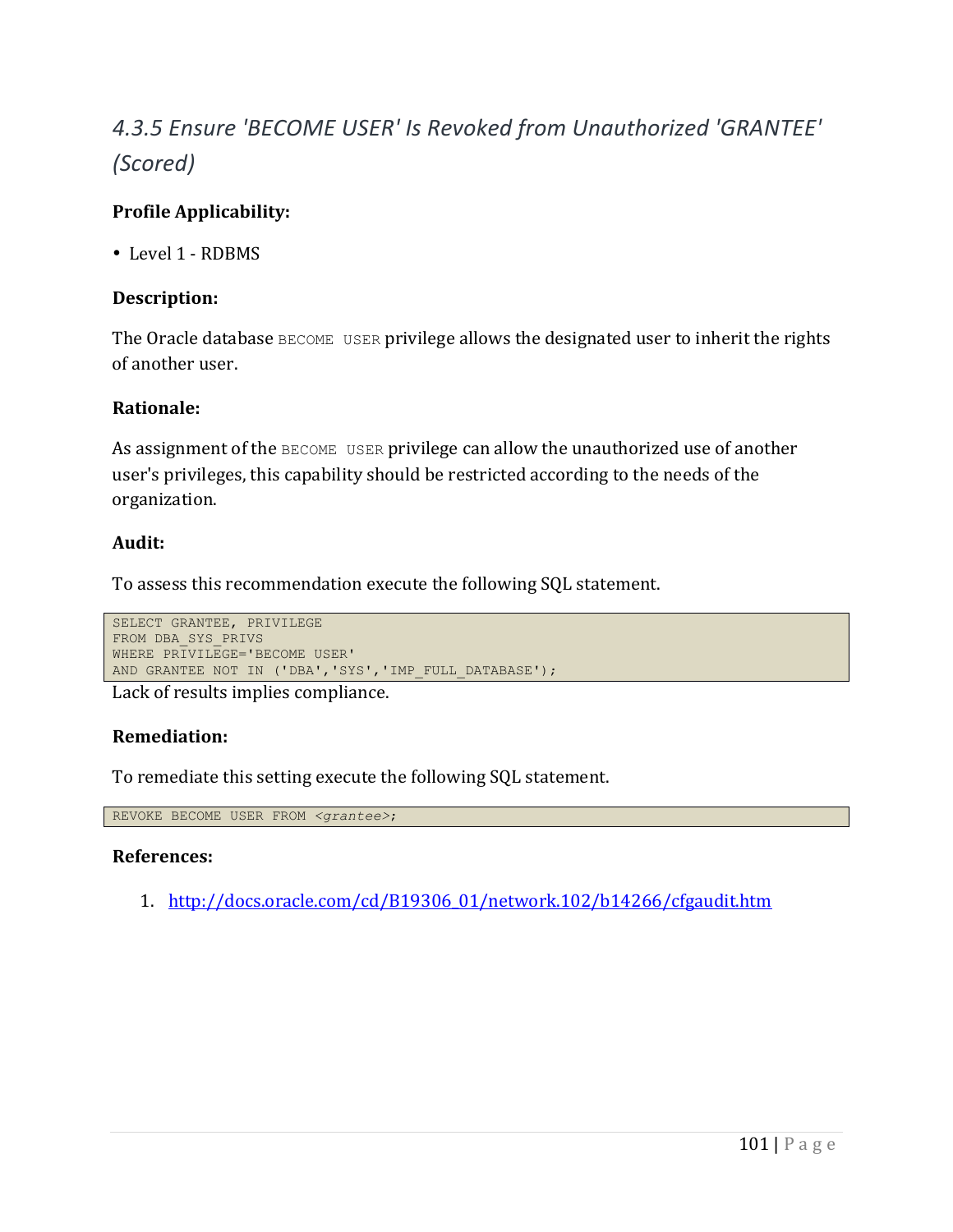### *4.3.5 Ensure 'BECOME USER' Is Revoked from Unauthorized 'GRANTEE' (Scored)*

**Profile Applicability:**

- Level 1 - RDBMS

**Description:**

The Oracle database `BECOME USER` privilege allows the designated user to inherit the rights of another user.

**Rationale:**

As assignment of the `BECOME USER` privilege can allow the unauthorized use of another user's privileges, this capability should be restricted according to the needs of the organization.

**Audit:**

To assess this recommendation execute the following SQL statement.

```
SELECT GRANTEE, PRIVILEGE
FROM DBA_SYS_PRIVS
WHERE PRIVILEGE='BECOME USER'
AND GRANTEE NOT IN ('DBA','SYS','IMP_FULL_DATABASE');
```

Lack of results implies compliance.

**Remediation:**

To remediate this setting execute the following SQL statement.

```
REVOKE BECOME USER FROM <grantee>;
```

**References:**

1. http://docs.oracle.com/cd/B19306_01/network.102/b14266/cfgaudit.htm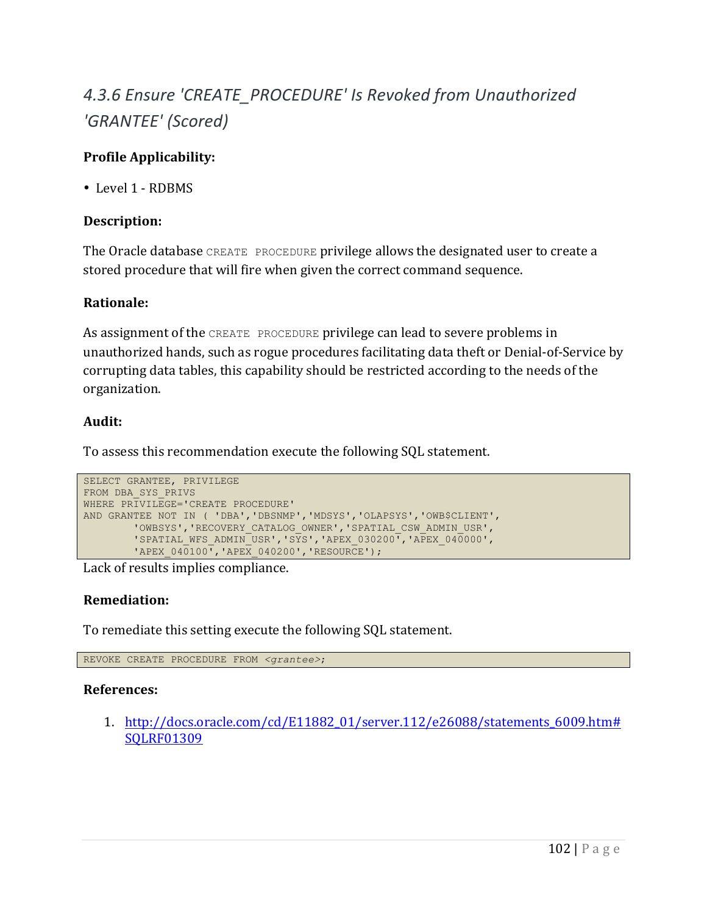## *4.3.6 Ensure 'CREATE_PROCEDURE' Is Revoked from Unauthorized 'GRANTEE' (Scored)*

**Profile Applicability:**

- Level 1 - RDBMS

**Description:**

The Oracle database `CREATE PROCEDURE` privilege allows the designated user to create a stored procedure that will fire when given the correct command sequence.

**Rationale:**

As assignment of the `CREATE PROCEDURE` privilege can lead to severe problems in unauthorized hands, such as rogue procedures facilitating data theft or Denial-of-Service by corrupting data tables, this capability should be restricted according to the needs of the organization.

**Audit:**

To assess this recommendation execute the following SQL statement.

```
SELECT GRANTEE, PRIVILEGE
FROM DBA_SYS_PRIVS
WHERE PRIVILEGE='CREATE PROCEDURE'
AND GRANTEE NOT IN ( 'DBA','DBSNMP','MDSYS','OLAPSYS','OWB$CLIENT',
        'OWBSYS','RECOVERY_CATALOG_OWNER','SPATIAL_CSW_ADMIN_USR',
        'SPATIAL_WFS_ADMIN_USR','SYS','APEX_030200','APEX_040000',
        'APEX_040100','APEX_040200','RESOURCE');
```

Lack of results implies compliance.

**Remediation:**

To remediate this setting execute the following SQL statement.

```
REVOKE CREATE PROCEDURE FROM <grantee>;
```

**References:**

1. http://docs.oracle.com/cd/E11882_01/server.112/e26088/statements_6009.htm#SQLRF01309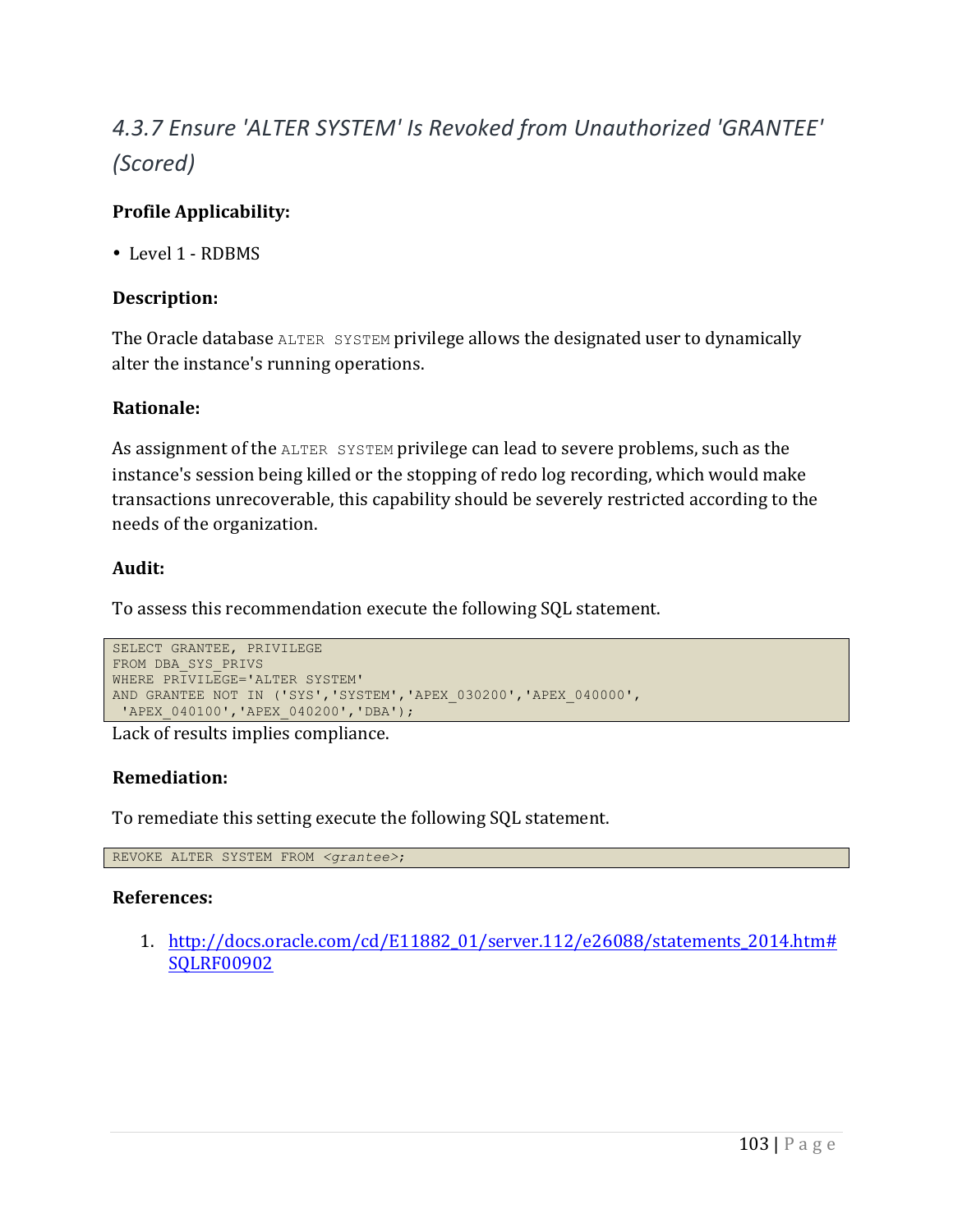## *4.3.7 Ensure 'ALTER SYSTEM' Is Revoked from Unauthorized 'GRANTEE' (Scored)*

**Profile Applicability:**

- Level 1 - RDBMS

**Description:**

The Oracle database `ALTER SYSTEM` privilege allows the designated user to dynamically alter the instance's running operations.

**Rationale:**

As assignment of the `ALTER SYSTEM` privilege can lead to severe problems, such as the instance's session being killed or the stopping of redo log recording, which would make transactions unrecoverable, this capability should be severely restricted according to the needs of the organization.

**Audit:**

To assess this recommendation execute the following SQL statement.

```
SELECT GRANTEE, PRIVILEGE
FROM DBA_SYS_PRIVS
WHERE PRIVILEGE='ALTER SYSTEM'
AND GRANTEE NOT IN ('SYS','SYSTEM','APEX_030200','APEX_040000',
 'APEX_040100','APEX_040200','DBA');
```

Lack of results implies compliance.

**Remediation:**

To remediate this setting execute the following SQL statement.

```
REVOKE ALTER SYSTEM FROM <grantee>;
```

**References:**

1. http://docs.oracle.com/cd/E11882_01/server.112/e26088/statements_2014.htm#SQLRF00902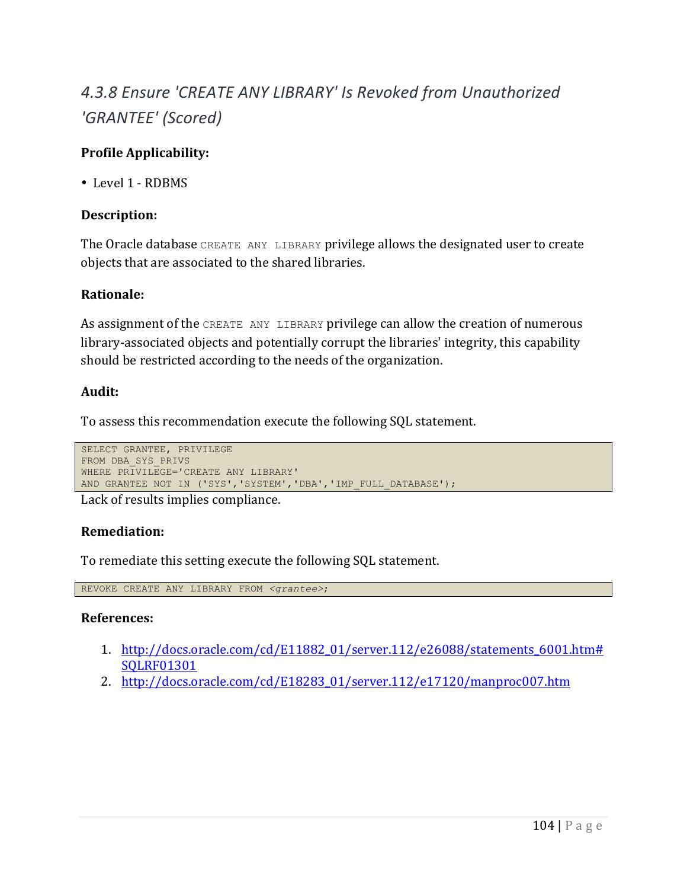# *4.3.8 Ensure 'CREATE ANY LIBRARY' Is Revoked from Unauthorized 'GRANTEE' (Scored)*

**Profile Applicability:**

- Level 1 - RDBMS

**Description:**

The Oracle database `CREATE ANY LIBRARY` privilege allows the designated user to create objects that are associated to the shared libraries.

**Rationale:**

As assignment of the `CREATE ANY LIBRARY` privilege can allow the creation of numerous library-associated objects and potentially corrupt the libraries' integrity, this capability should be restricted according to the needs of the organization.

**Audit:**

To assess this recommendation execute the following SQL statement.

```
SELECT GRANTEE, PRIVILEGE
FROM DBA_SYS_PRIVS
WHERE PRIVILEGE='CREATE ANY LIBRARY'
AND GRANTEE NOT IN ('SYS','SYSTEM','DBA','IMP_FULL_DATABASE');
```

Lack of results implies compliance.

**Remediation:**

To remediate this setting execute the following SQL statement.

```
REVOKE CREATE ANY LIBRARY FROM <grantee>;
```

**References:**

1. http://docs.oracle.com/cd/E11882_01/server.112/e26088/statements_6001.htm#SQLRF01301
2. http://docs.oracle.com/cd/E18283_01/server.112/e17120/manproc007.htm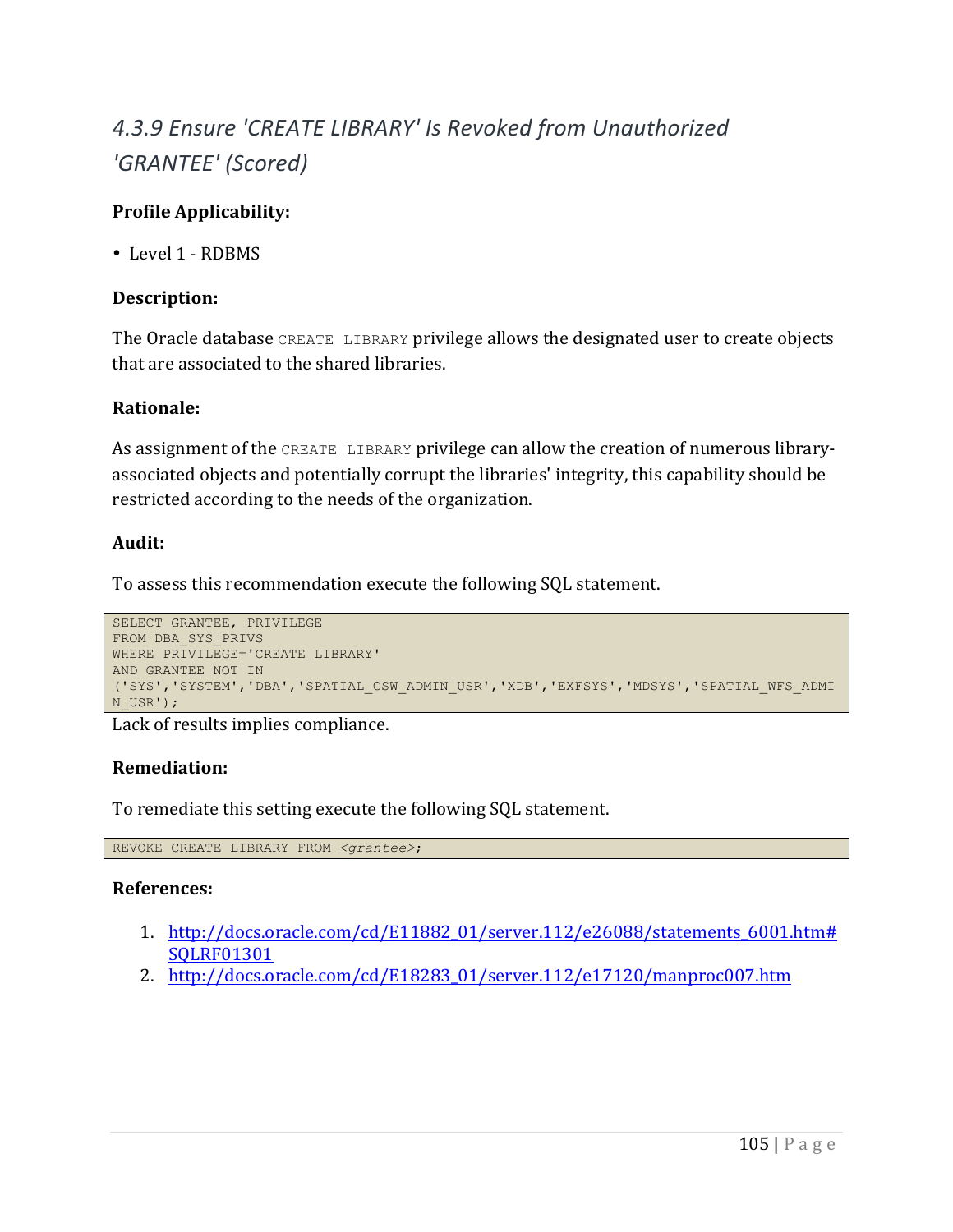## 4.3.9 Ensure 'CREATE LIBRARY' Is Revoked from Unauthorized 'GRANTEE' (Scored)

**Profile Applicability:**

- Level 1 - RDBMS

**Description:**

The Oracle database `CREATE LIBRARY` privilege allows the designated user to create objects that are associated to the shared libraries.

**Rationale:**

As assignment of the `CREATE LIBRARY` privilege can allow the creation of numerous library-associated objects and potentially corrupt the libraries' integrity, this capability should be restricted according to the needs of the organization.

**Audit:**

To assess this recommendation execute the following SQL statement.

```
SELECT GRANTEE, PRIVILEGE
FROM DBA_SYS_PRIVS
WHERE PRIVILEGE='CREATE LIBRARY'
AND GRANTEE NOT IN
('SYS','SYSTEM','DBA','SPATIAL_CSW_ADMIN_USR','XDB','EXFSYS','MDSYS','SPATIAL_WFS_ADMI
N_USR');
```

Lack of results implies compliance.

**Remediation:**

To remediate this setting execute the following SQL statement.

```
REVOKE CREATE LIBRARY FROM <grantee>;
```

**References:**

1. http://docs.oracle.com/cd/E11882_01/server.112/e26088/statements_6001.htm#SQLRF01301
2. http://docs.oracle.com/cd/E18283_01/server.112/e17120/manproc007.htm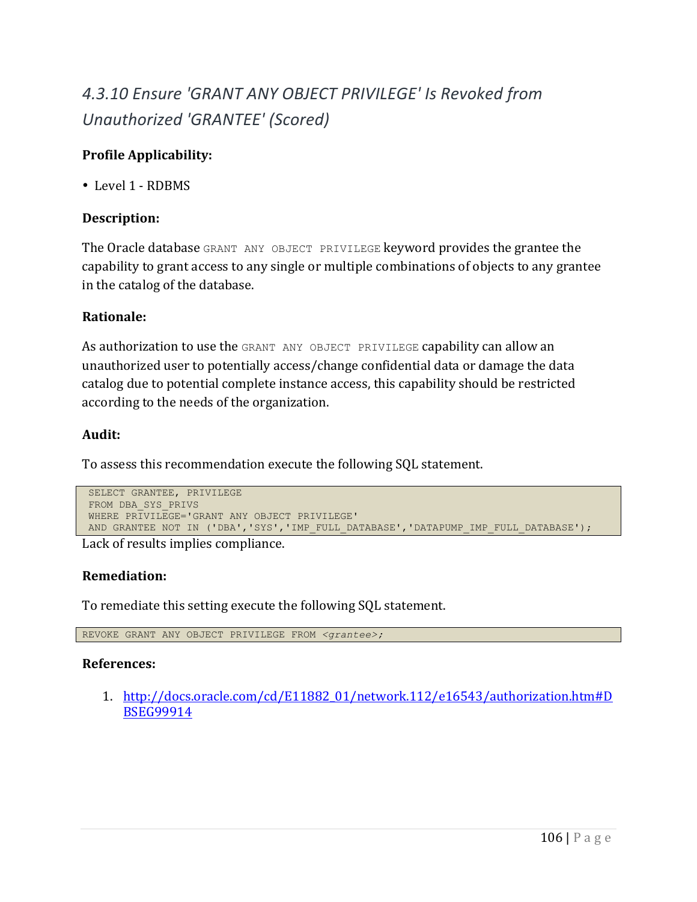### *4.3.10 Ensure 'GRANT ANY OBJECT PRIVILEGE' Is Revoked from Unauthorized 'GRANTEE' (Scored)*

**Profile Applicability:**

- Level 1 - RDBMS

**Description:**

The Oracle database `GRANT ANY OBJECT PRIVILEGE` keyword provides the grantee the capability to grant access to any single or multiple combinations of objects to any grantee in the catalog of the database.

**Rationale:**

As authorization to use the `GRANT ANY OBJECT PRIVILEGE` capability can allow an unauthorized user to potentially access/change confidential data or damage the data catalog due to potential complete instance access, this capability should be restricted according to the needs of the organization.

**Audit:**

To assess this recommendation execute the following SQL statement.

```
SELECT GRANTEE, PRIVILEGE
FROM DBA_SYS_PRIVS
WHERE PRIVILEGE='GRANT ANY OBJECT PRIVILEGE'
AND GRANTEE NOT IN ('DBA','SYS','IMP_FULL_DATABASE','DATAPUMP_IMP_FULL_DATABASE');
```

Lack of results implies compliance.

**Remediation:**

To remediate this setting execute the following SQL statement.

```
REVOKE GRANT ANY OBJECT PRIVILEGE FROM <grantee>;
```

**References:**

1. http://docs.oracle.com/cd/E11882_01/network.112/e16543/authorization.htm#DBSEG99914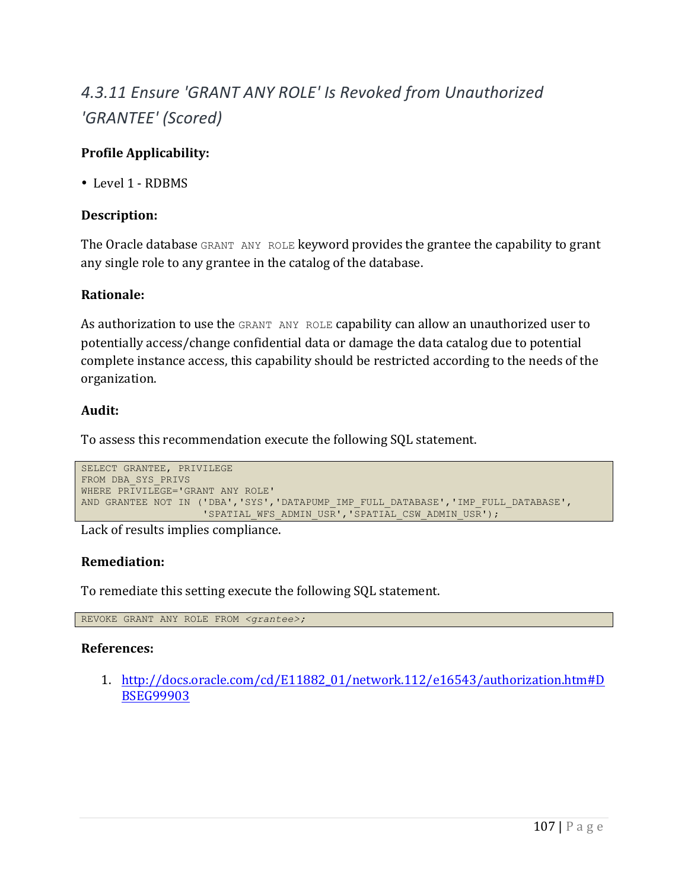### *4.3.11 Ensure 'GRANT ANY ROLE' Is Revoked from Unauthorized 'GRANTEE' (Scored)*

**Profile Applicability:**

- Level 1 - RDBMS

**Description:**

The Oracle database `GRANT ANY ROLE` keyword provides the grantee the capability to grant any single role to any grantee in the catalog of the database.

**Rationale:**

As authorization to use the `GRANT ANY ROLE` capability can allow an unauthorized user to potentially access/change confidential data or damage the data catalog due to potential complete instance access, this capability should be restricted according to the needs of the organization.

**Audit:**

To assess this recommendation execute the following SQL statement.

```
SELECT GRANTEE, PRIVILEGE
FROM DBA_SYS_PRIVS
WHERE PRIVILEGE='GRANT ANY ROLE'
AND GRANTEE NOT IN ('DBA','SYS','DATAPUMP_IMP_FULL_DATABASE','IMP_FULL_DATABASE',
                    'SPATIAL_WFS_ADMIN_USR','SPATIAL_CSW_ADMIN_USR');
```

Lack of results implies compliance.

**Remediation:**

To remediate this setting execute the following SQL statement.

```
REVOKE GRANT ANY ROLE FROM <grantee>;
```

**References:**

1. http://docs.oracle.com/cd/E11882_01/network.112/e16543/authorization.htm#DBSEG99903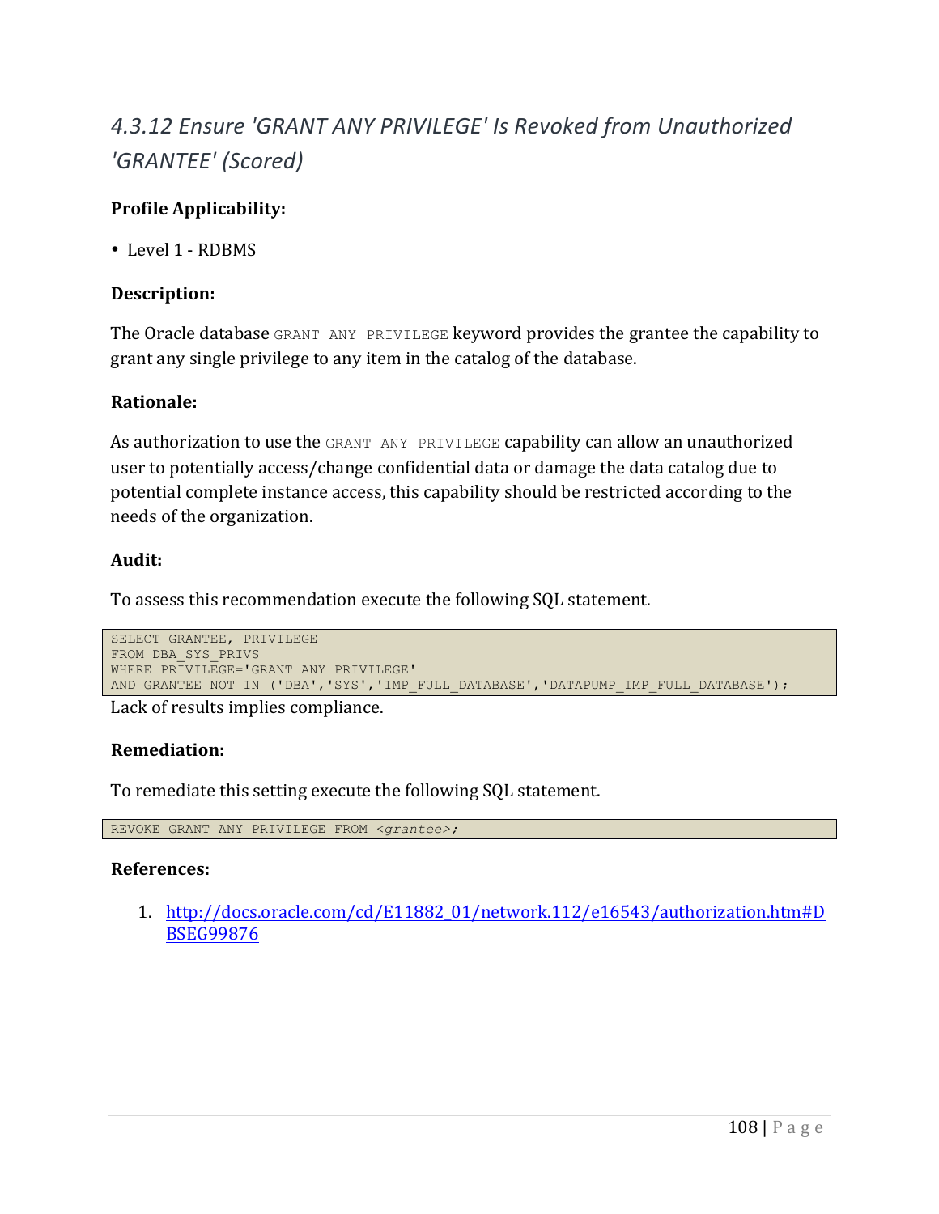## *4.3.12 Ensure 'GRANT ANY PRIVILEGE' Is Revoked from Unauthorized 'GRANTEE' (Scored)*

**Profile Applicability:**

- Level 1 - RDBMS

**Description:**

The Oracle database `GRANT ANY PRIVILEGE` keyword provides the grantee the capability to grant any single privilege to any item in the catalog of the database.

**Rationale:**

As authorization to use the `GRANT ANY PRIVILEGE` capability can allow an unauthorized user to potentially access/change confidential data or damage the data catalog due to potential complete instance access, this capability should be restricted according to the needs of the organization.

**Audit:**

To assess this recommendation execute the following SQL statement.

```
SELECT GRANTEE, PRIVILEGE
FROM DBA_SYS_PRIVS
WHERE PRIVILEGE='GRANT ANY PRIVILEGE'
AND GRANTEE NOT IN ('DBA','SYS','IMP_FULL_DATABASE','DATAPUMP_IMP_FULL_DATABASE');
```

Lack of results implies compliance.

**Remediation:**

To remediate this setting execute the following SQL statement.

```
REVOKE GRANT ANY PRIVILEGE FROM <grantee>;
```

**References:**

1. http://docs.oracle.com/cd/E11882_01/network.112/e16543/authorization.htm#DBSEG99876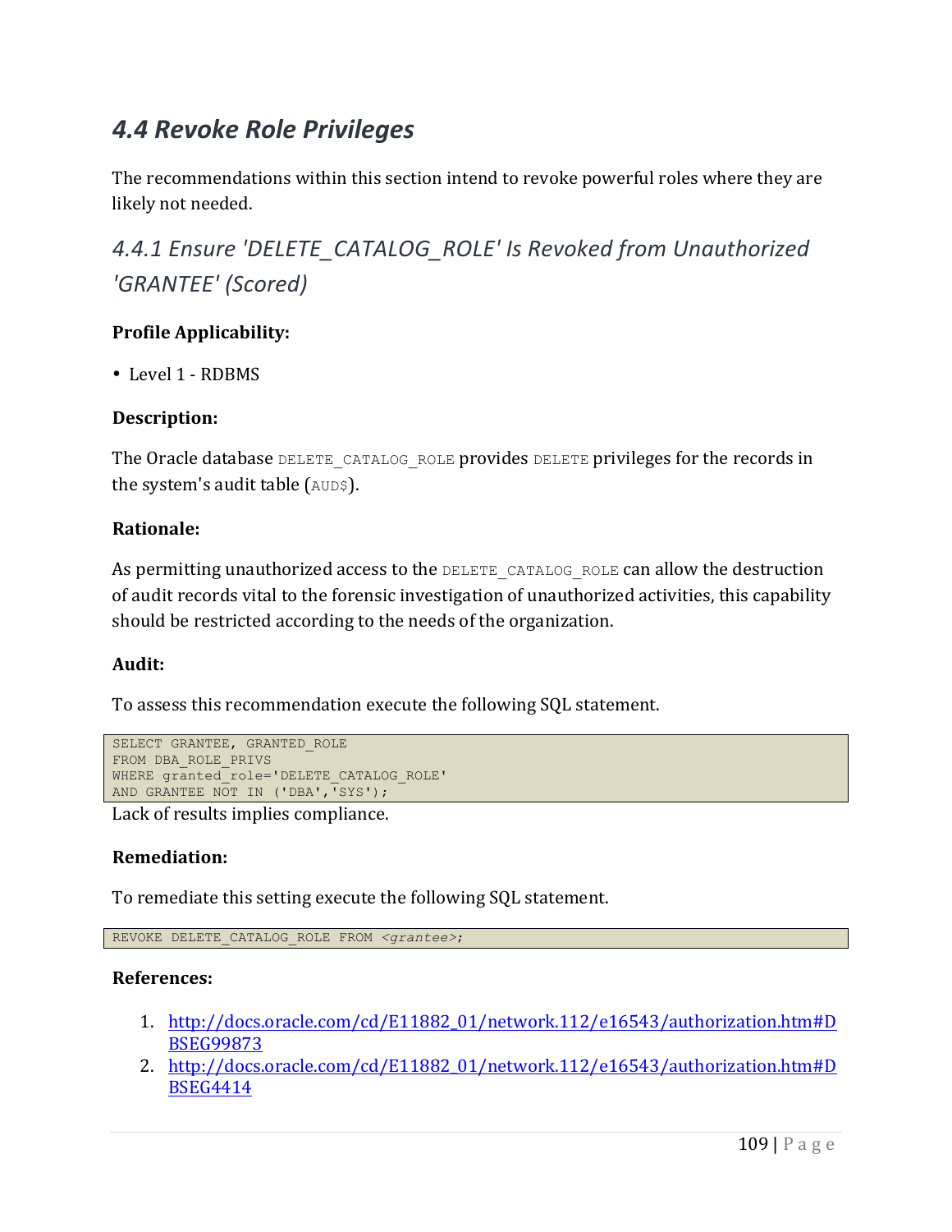## 4.4 Revoke Role Privileges

The recommendations within this section intend to revoke powerful roles where they are likely not needed.

### 4.4.1 Ensure 'DELETE_CATALOG_ROLE' Is Revoked from Unauthorized 'GRANTEE' (Scored)

**Profile Applicability:**

- Level 1 - RDBMS

**Description:**

The Oracle database `DELETE_CATALOG_ROLE` provides `DELETE` privileges for the records in the system's audit table (`AUD$`).

**Rationale:**

As permitting unauthorized access to the `DELETE_CATALOG_ROLE` can allow the destruction of audit records vital to the forensic investigation of unauthorized activities, this capability should be restricted according to the needs of the organization.

**Audit:**

To assess this recommendation execute the following SQL statement.

```
SELECT GRANTEE, GRANTED_ROLE
FROM DBA_ROLE_PRIVS
WHERE granted_role='DELETE_CATALOG_ROLE'
AND GRANTEE NOT IN ('DBA','SYS');
```

Lack of results implies compliance.

**Remediation:**

To remediate this setting execute the following SQL statement.

```
REVOKE DELETE_CATALOG_ROLE FROM <grantee>;
```

**References:**

1. http://docs.oracle.com/cd/E11882_01/network.112/e16543/authorization.htm#DBSEG99873
2. http://docs.oracle.com/cd/E11882_01/network.112/e16543/authorization.htm#DBSEG4414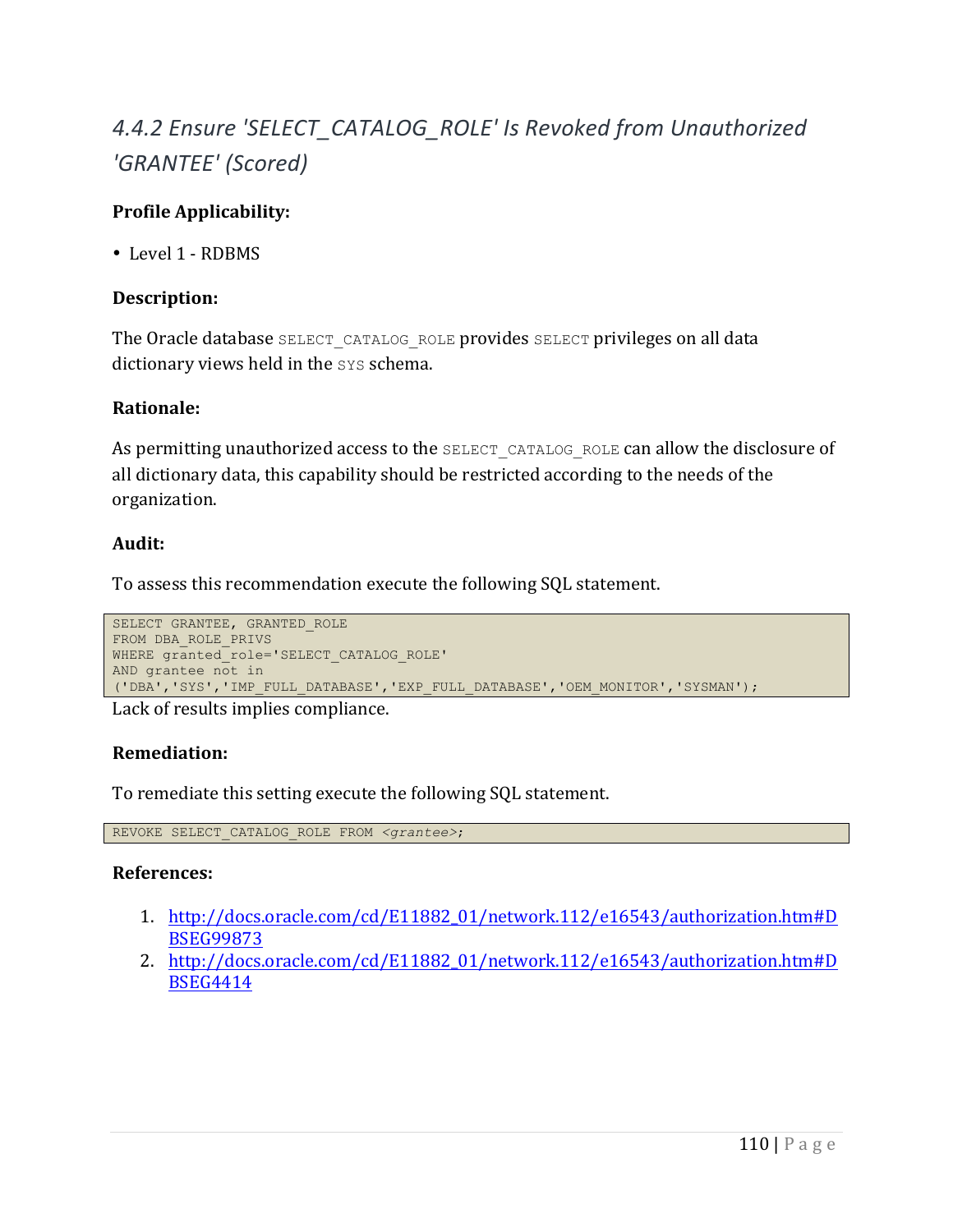## *4.4.2 Ensure 'SELECT_CATALOG_ROLE' Is Revoked from Unauthorized 'GRANTEE' (Scored)*

**Profile Applicability:**

- Level 1 - RDBMS

**Description:**

The Oracle database `SELECT_CATALOG_ROLE` provides `SELECT` privileges on all data dictionary views held in the `SYS` schema.

**Rationale:**

As permitting unauthorized access to the `SELECT_CATALOG_ROLE` can allow the disclosure of all dictionary data, this capability should be restricted according to the needs of the organization.

**Audit:**

To assess this recommendation execute the following SQL statement.

```
SELECT GRANTEE, GRANTED_ROLE
FROM DBA_ROLE_PRIVS
WHERE granted_role='SELECT_CATALOG_ROLE'
AND grantee not in
('DBA','SYS','IMP_FULL_DATABASE','EXP_FULL_DATABASE','OEM_MONITOR','SYSMAN');
```

Lack of results implies compliance.

**Remediation:**

To remediate this setting execute the following SQL statement.

```
REVOKE SELECT_CATALOG_ROLE FROM <grantee>;
```

**References:**

1. http://docs.oracle.com/cd/E11882_01/network.112/e16543/authorization.htm#DBSEG99873
2. http://docs.oracle.com/cd/E11882_01/network.112/e16543/authorization.htm#DBSEG4414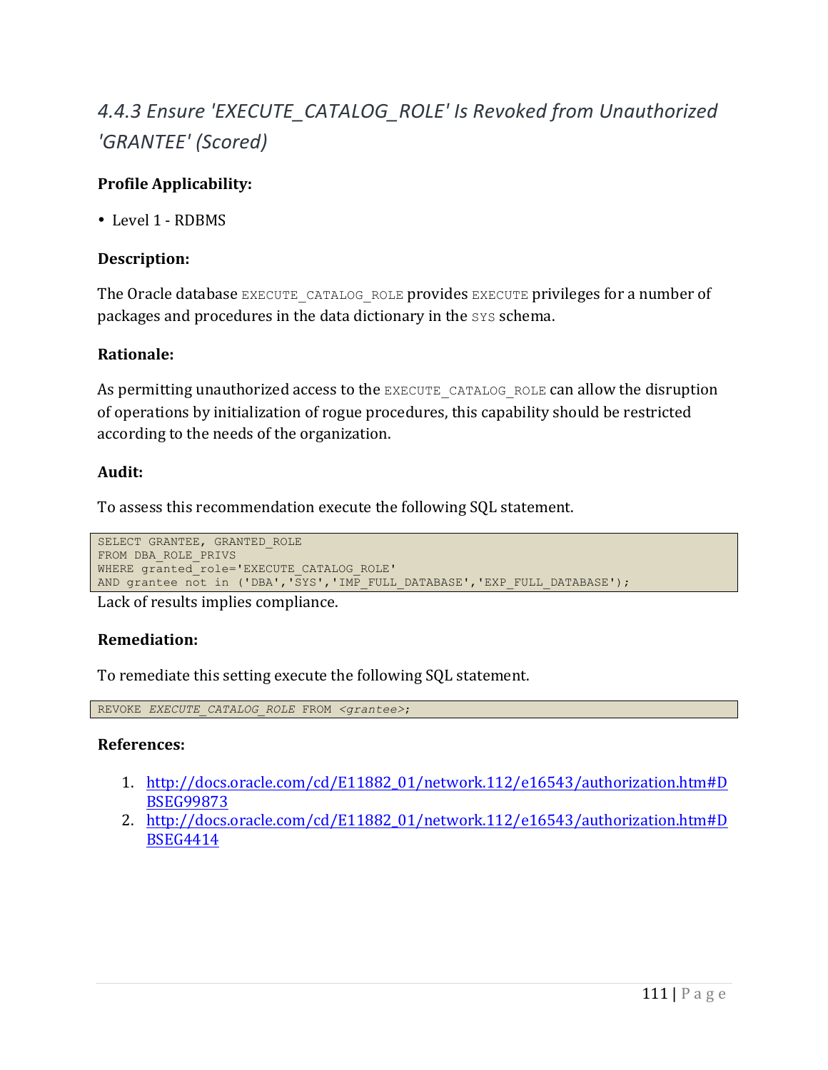## *4.4.3 Ensure 'EXECUTE_CATALOG_ROLE' Is Revoked from Unauthorized 'GRANTEE' (Scored)*

**Profile Applicability:**

- Level 1 - RDBMS

**Description:**

The Oracle database `EXECUTE_CATALOG_ROLE` provides `EXECUTE` privileges for a number of packages and procedures in the data dictionary in the `SYS` schema.

**Rationale:**

As permitting unauthorized access to the `EXECUTE_CATALOG_ROLE` can allow the disruption of operations by initialization of rogue procedures, this capability should be restricted according to the needs of the organization.

**Audit:**

To assess this recommendation execute the following SQL statement.

```
SELECT GRANTEE, GRANTED_ROLE
FROM DBA_ROLE_PRIVS
WHERE granted_role='EXECUTE_CATALOG_ROLE'
AND grantee not in ('DBA','SYS','IMP_FULL_DATABASE','EXP_FULL_DATABASE');
```

Lack of results implies compliance.

**Remediation:**

To remediate this setting execute the following SQL statement.

```
REVOKE EXECUTE_CATALOG_ROLE FROM <grantee>;
```

**References:**

1. http://docs.oracle.com/cd/E11882_01/network.112/e16543/authorization.htm#DBSEG99873
2. http://docs.oracle.com/cd/E11882_01/network.112/e16543/authorization.htm#DBSEG4414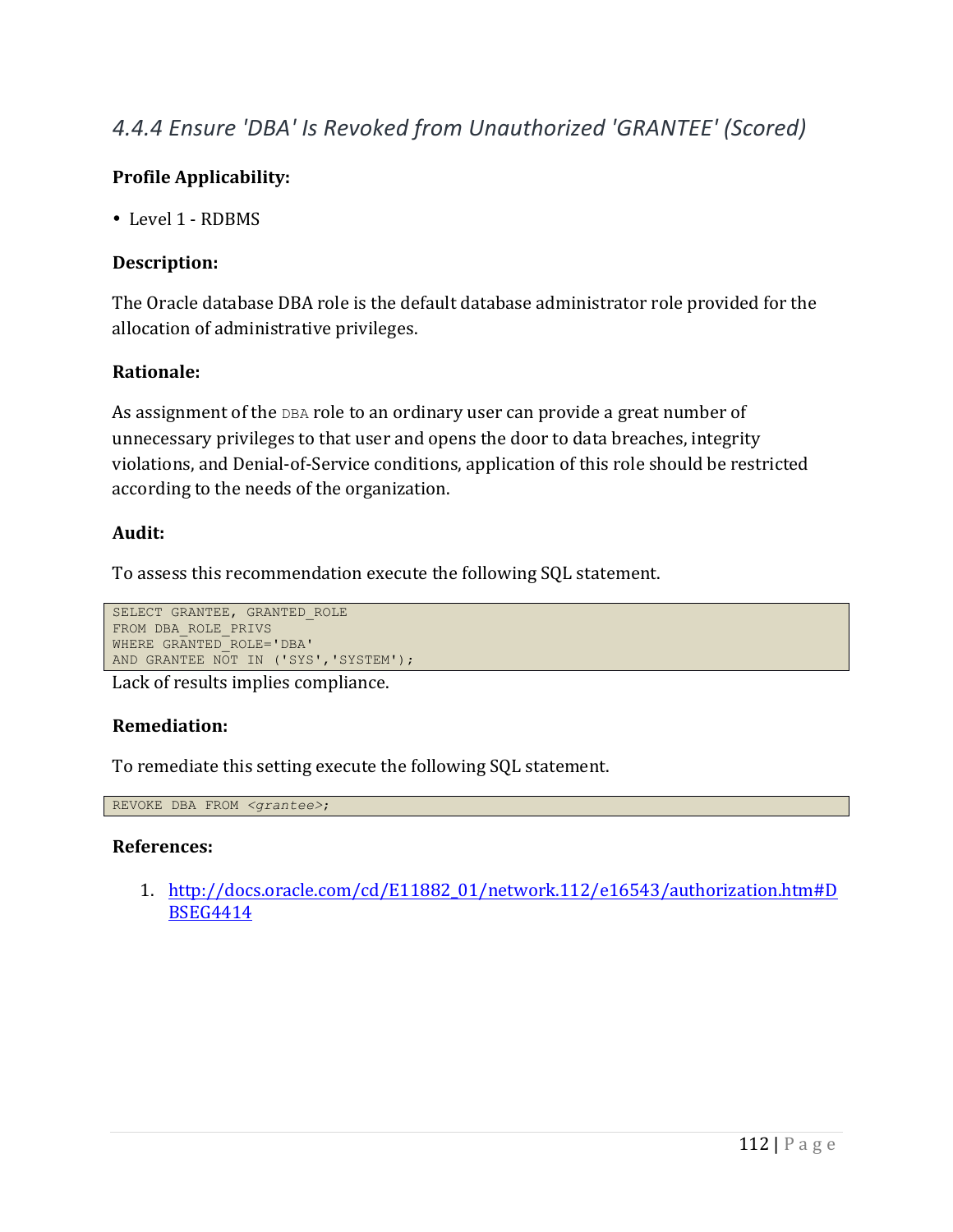### *4.4.4 Ensure 'DBA' Is Revoked from Unauthorized 'GRANTEE' (Scored)*

**Profile Applicability:**

- Level 1 - RDBMS

**Description:**

The Oracle database DBA role is the default database administrator role provided for the allocation of administrative privileges.

**Rationale:**

As assignment of the `DBA` role to an ordinary user can provide a great number of unnecessary privileges to that user and opens the door to data breaches, integrity violations, and Denial-of-Service conditions, application of this role should be restricted according to the needs of the organization.

**Audit:**

To assess this recommendation execute the following SQL statement.

```
SELECT GRANTEE, GRANTED_ROLE
FROM DBA_ROLE_PRIVS
WHERE GRANTED_ROLE='DBA'
AND GRANTEE NOT IN ('SYS','SYSTEM');
```

Lack of results implies compliance.

**Remediation:**

To remediate this setting execute the following SQL statement.

```
REVOKE DBA FROM <grantee>;
```

**References:**

1. http://docs.oracle.com/cd/E11882_01/network.112/e16543/authorization.htm#DBSEG4414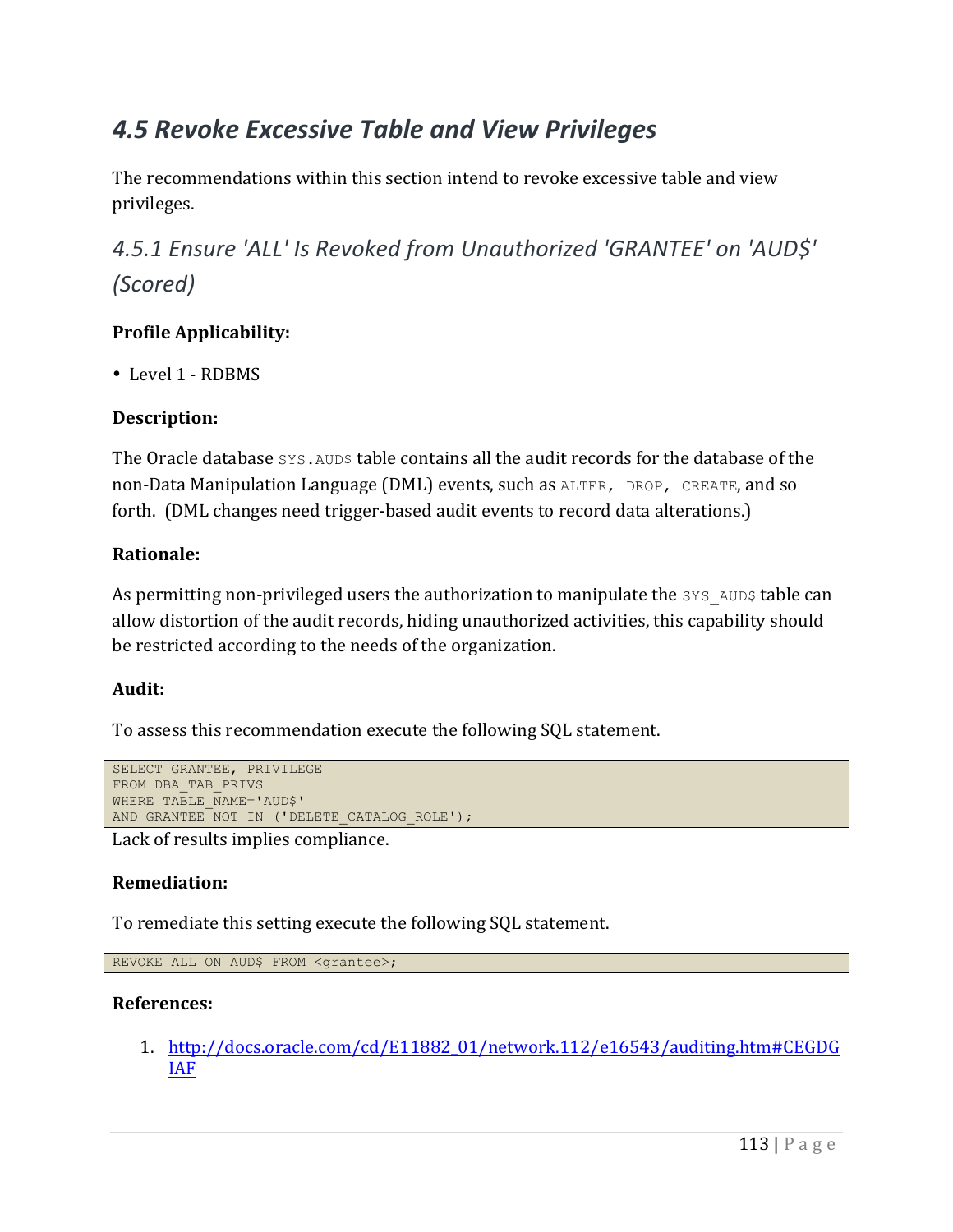## 4.5 Revoke Excessive Table and View Privileges

The recommendations within this section intend to revoke excessive table and view privileges.

### 4.5.1 Ensure 'ALL' Is Revoked from Unauthorized 'GRANTEE' on 'AUD$' (Scored)

**Profile Applicability:**

- Level 1 - RDBMS

**Description:**

The Oracle database `SYS.AUD$` table contains all the audit records for the database of the non-Data Manipulation Language (DML) events, such as `ALTER`, `DROP`, `CREATE`, and so forth. (DML changes need trigger-based audit events to record data alterations.)

**Rationale:**

As permitting non-privileged users the authorization to manipulate the `SYS_AUD$` table can allow distortion of the audit records, hiding unauthorized activities, this capability should be restricted according to the needs of the organization.

**Audit:**

To assess this recommendation execute the following SQL statement.

```
SELECT GRANTEE, PRIVILEGE
FROM DBA_TAB_PRIVS
WHERE TABLE_NAME='AUD$'
AND GRANTEE NOT IN ('DELETE_CATALOG_ROLE');
```

Lack of results implies compliance.

**Remediation:**

To remediate this setting execute the following SQL statement.

```
REVOKE ALL ON AUD$ FROM <grantee>;
```

**References:**

1. http://docs.oracle.com/cd/E11882_01/network.112/e16543/auditing.htm#CEGDGIAF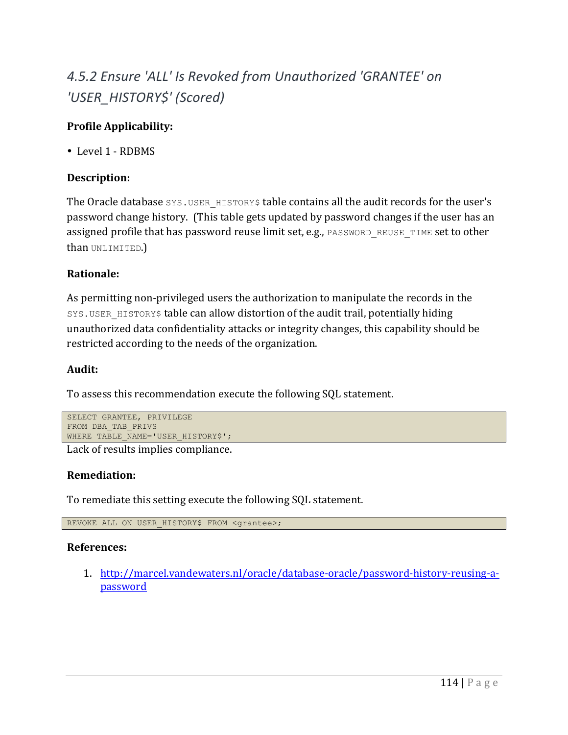### *4.5.2 Ensure 'ALL' Is Revoked from Unauthorized 'GRANTEE' on 'USER_HISTORY$' (Scored)*

**Profile Applicability:**

- Level 1 - RDBMS

**Description:**

The Oracle database `SYS.USER_HISTORY$` table contains all the audit records for the user's password change history. (This table gets updated by password changes if the user has an assigned profile that has password reuse limit set, e.g., `PASSWORD_REUSE_TIME` set to other than `UNLIMITED`.)

**Rationale:**

As permitting non-privileged users the authorization to manipulate the records in the `SYS.USER_HISTORY$` table can allow distortion of the audit trail, potentially hiding unauthorized data confidentiality attacks or integrity changes, this capability should be restricted according to the needs of the organization.

**Audit:**

To assess this recommendation execute the following SQL statement.

```
SELECT GRANTEE, PRIVILEGE
FROM DBA_TAB_PRIVS
WHERE TABLE_NAME='USER_HISTORY$';
```

Lack of results implies compliance.

**Remediation:**

To remediate this setting execute the following SQL statement.

```
REVOKE ALL ON USER_HISTORY$ FROM <grantee>;
```

**References:**

1. http://marcel.vandewaters.nl/oracle/database-oracle/password-history-reusing-a-password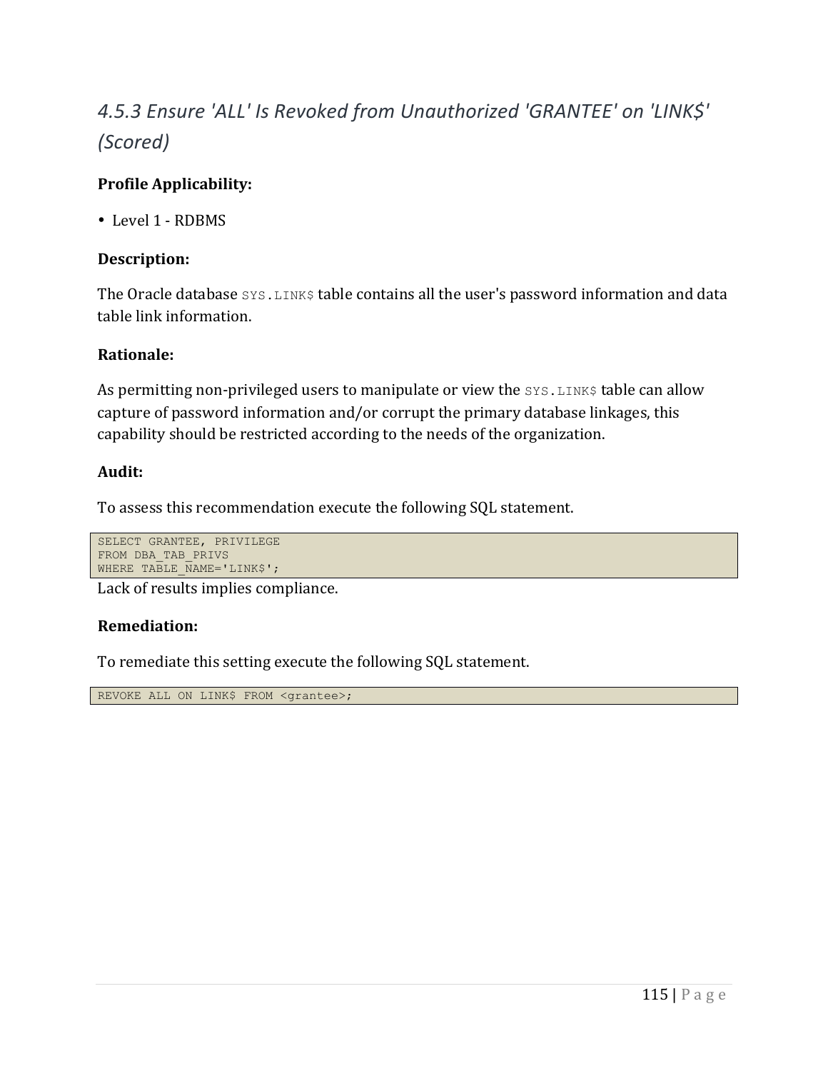## *4.5.3 Ensure 'ALL' Is Revoked from Unauthorized 'GRANTEE' on 'LINK$' (Scored)*

**Profile Applicability:**

- Level 1 - RDBMS

**Description:**

The Oracle database `SYS.LINK$` table contains all the user's password information and data table link information.

**Rationale:**

As permitting non-privileged users to manipulate or view the `SYS.LINK$` table can allow capture of password information and/or corrupt the primary database linkages, this capability should be restricted according to the needs of the organization.

**Audit:**

To assess this recommendation execute the following SQL statement.

```
SELECT GRANTEE, PRIVILEGE
FROM DBA_TAB_PRIVS
WHERE TABLE_NAME='LINK$';
```

Lack of results implies compliance.

**Remediation:**

To remediate this setting execute the following SQL statement.

```
REVOKE ALL ON LINK$ FROM <grantee>;
```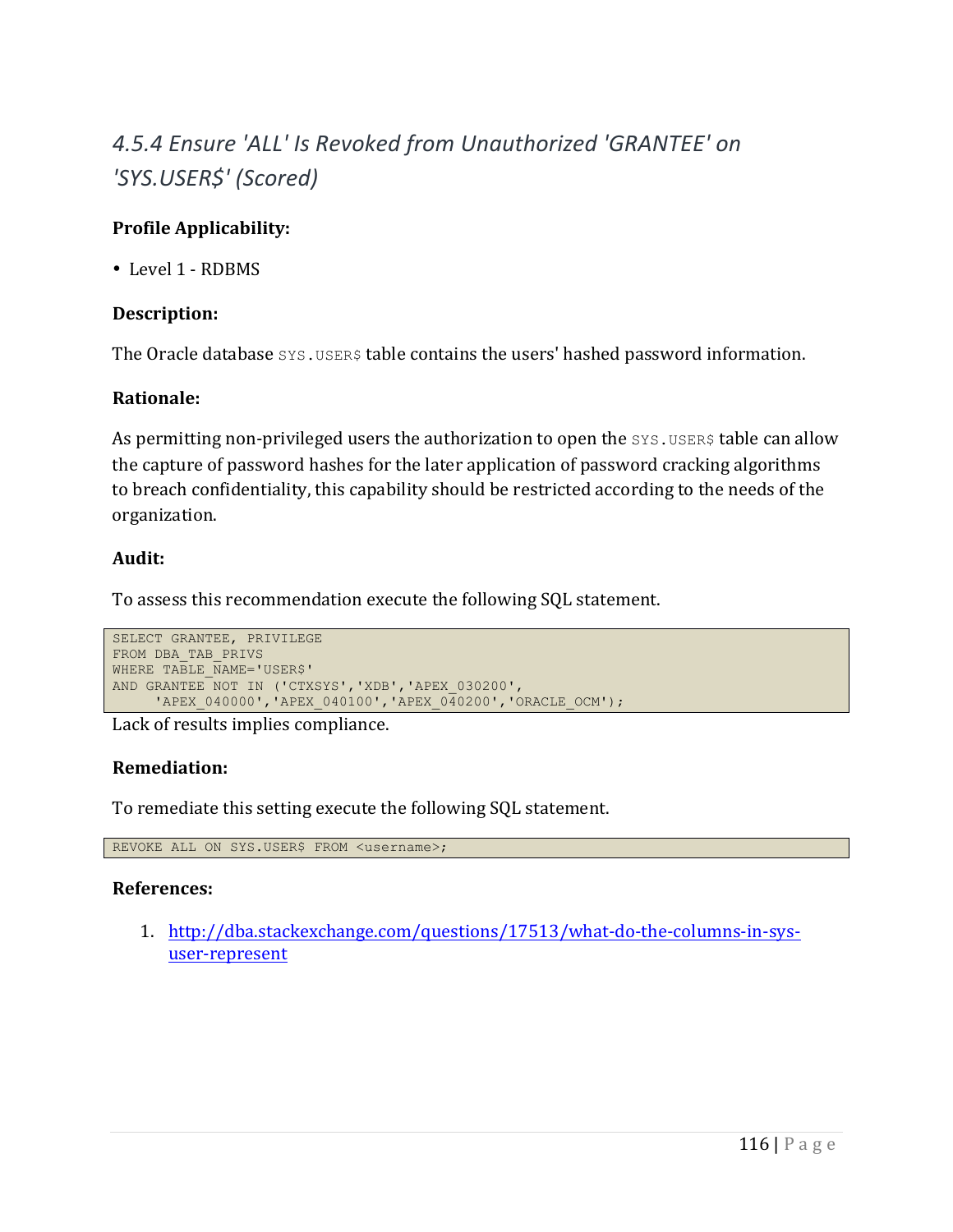### *4.5.4 Ensure 'ALL' Is Revoked from Unauthorized 'GRANTEE' on 'SYS.USER$' (Scored)*

**Profile Applicability:**

- Level 1 - RDBMS

**Description:**

The Oracle database `SYS.USER$` table contains the users' hashed password information.

**Rationale:**

As permitting non-privileged users the authorization to open the `SYS.USER$` table can allow the capture of password hashes for the later application of password cracking algorithms to breach confidentiality, this capability should be restricted according to the needs of the organization.

**Audit:**

To assess this recommendation execute the following SQL statement.

```
SELECT GRANTEE, PRIVILEGE
FROM DBA_TAB_PRIVS
WHERE TABLE_NAME='USER$'
AND GRANTEE NOT IN ('CTXSYS','XDB','APEX_030200',
     'APEX_040000','APEX_040100','APEX_040200','ORACLE_OCM');
```

Lack of results implies compliance.

**Remediation:**

To remediate this setting execute the following SQL statement.

```
REVOKE ALL ON SYS.USER$ FROM <username>;
```

**References:**

1. http://dba.stackexchange.com/questions/17513/what-do-the-columns-in-sys-user-represent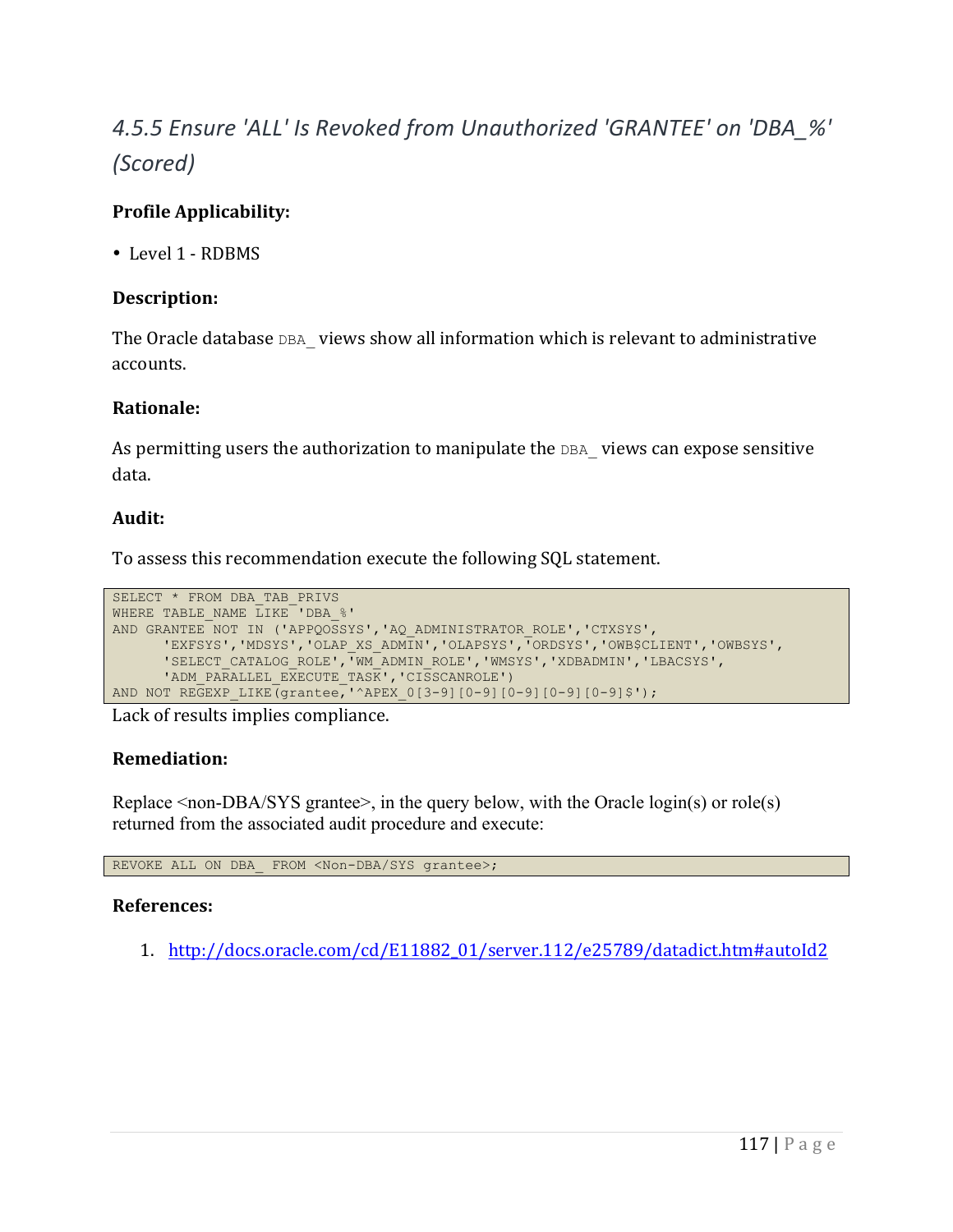# 4.5.5 Ensure 'ALL' Is Revoked from Unauthorized 'GRANTEE' on 'DBA_%' (Scored)

**Profile Applicability:**

- Level 1 - RDBMS

**Description:**

The Oracle database DBA_ views show all information which is relevant to administrative accounts.

**Rationale:**

As permitting users the authorization to manipulate the DBA_ views can expose sensitive data.

**Audit:**

To assess this recommendation execute the following SQL statement.

```
SELECT * FROM DBA_TAB_PRIVS
WHERE TABLE_NAME LIKE 'DBA_%'
AND GRANTEE NOT IN ('APPQOSSYS','AQ_ADMINISTRATOR_ROLE','CTXSYS',
      'EXFSYS','MDSYS','OLAP_XS_ADMIN','OLAPSYS','ORDSYS','OWB$CLIENT','OWBSYS',
      'SELECT_CATALOG_ROLE','WM_ADMIN_ROLE','WMSYS','XDBADMIN','LBACSYS',
      'ADM_PARALLEL_EXECUTE_TASK','CISSCANROLE')
AND NOT REGEXP_LIKE(grantee,'^APEX_0[3-9][0-9][0-9][0-9][0-9]$');
```

Lack of results implies compliance.

**Remediation:**

Replace <non-DBA/SYS grantee>, in the query below, with the Oracle login(s) or role(s) returned from the associated audit procedure and execute:

```
REVOKE ALL ON DBA_ FROM <Non-DBA/SYS grantee>;
```

**References:**

1. http://docs.oracle.com/cd/E11882_01/server.112/e25789/datadict.htm#autoId2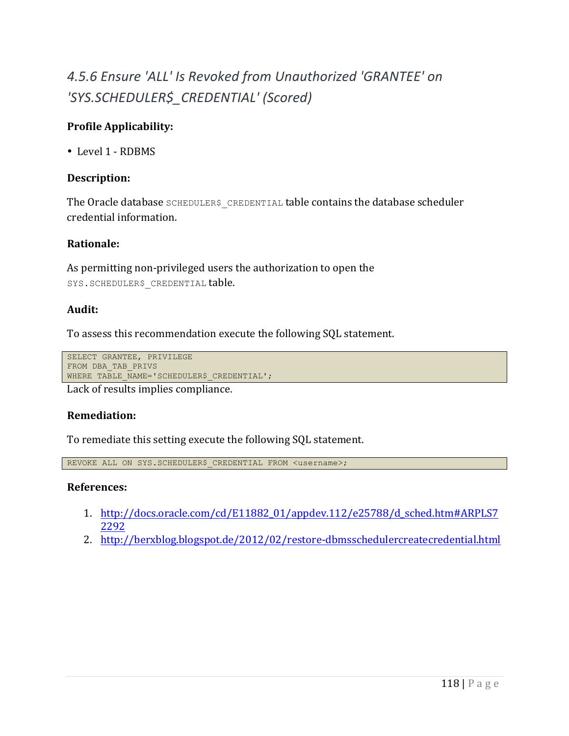### *4.5.6 Ensure 'ALL' Is Revoked from Unauthorized 'GRANTEE' on 'SYS.SCHEDULER$_CREDENTIAL' (Scored)*

**Profile Applicability:**

- Level 1 - RDBMS

**Description:**

The Oracle database `SCHEDULER$_CREDENTIAL` table contains the database scheduler credential information.

**Rationale:**

As permitting non-privileged users the authorization to open the `SYS.SCHEDULER$_CREDENTIAL` table.

**Audit:**

To assess this recommendation execute the following SQL statement.

```
SELECT GRANTEE, PRIVILEGE
FROM DBA_TAB_PRIVS
WHERE TABLE_NAME='SCHEDULER$_CREDENTIAL';
```

Lack of results implies compliance.

**Remediation:**

To remediate this setting execute the following SQL statement.

```
REVOKE ALL ON SYS.SCHEDULER$_CREDENTIAL FROM <username>;
```

**References:**

1. http://docs.oracle.com/cd/E11882_01/appdev.112/e25788/d_sched.htm#ARPLS72292
2. http://berxblog.blogspot.de/2012/02/restore-dbmsschedulercreatecredential.html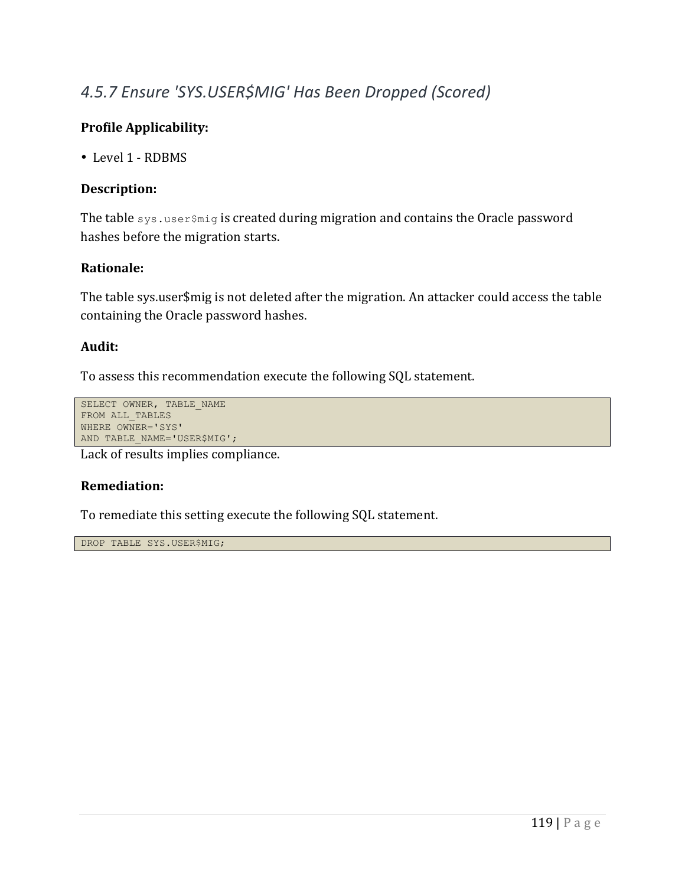### *4.5.7 Ensure 'SYS.USER$MIG' Has Been Dropped (Scored)*

**Profile Applicability:**

- Level 1 - RDBMS

**Description:**

The table `sys.user$mig` is created during migration and contains the Oracle password hashes before the migration starts.

**Rationale:**

The table sys.user$mig is not deleted after the migration. An attacker could access the table containing the Oracle password hashes.

**Audit:**

To assess this recommendation execute the following SQL statement.

```
SELECT OWNER, TABLE_NAME
FROM ALL_TABLES
WHERE OWNER='SYS'
AND TABLE_NAME='USER$MIG';
```

Lack of results implies compliance.

**Remediation:**

To remediate this setting execute the following SQL statement.

```
DROP TABLE SYS.USER$MIG;
```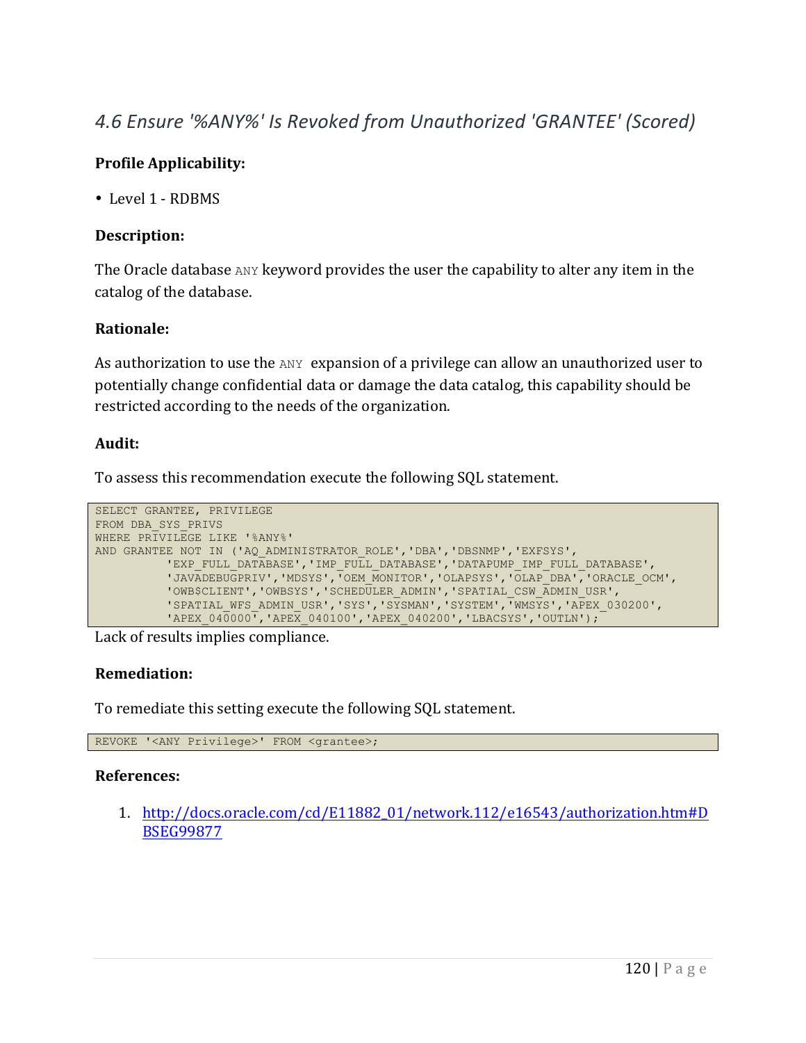## *4.6 Ensure '%ANY%' Is Revoked from Unauthorized 'GRANTEE' (Scored)*

**Profile Applicability:**

- Level 1 - RDBMS

**Description:**

The Oracle database `ANY` keyword provides the user the capability to alter any item in the catalog of the database.

**Rationale:**

As authorization to use the `ANY` expansion of a privilege can allow an unauthorized user to potentially change confidential data or damage the data catalog, this capability should be restricted according to the needs of the organization.

**Audit:**

To assess this recommendation execute the following SQL statement.

```
SELECT GRANTEE, PRIVILEGE
FROM DBA_SYS_PRIVS
WHERE PRIVILEGE LIKE '%ANY%'
AND GRANTEE NOT IN ('AQ_ADMINISTRATOR_ROLE','DBA','DBSNMP','EXFSYS',
          'EXP_FULL_DATABASE','IMP_FULL_DATABASE','DATAPUMP_IMP_FULL_DATABASE',
          'JAVADEBUGPRIV','MDSYS','OEM_MONITOR','OLAPSYS','OLAP_DBA','ORACLE_OCM',
          'OWB$CLIENT','OWBSYS','SCHEDULER_ADMIN','SPATIAL_CSW_ADMIN_USR',
          'SPATIAL_WFS_ADMIN_USR','SYS','SYSMAN','SYSTEM','WMSYS','APEX_030200',
          'APEX_040000','APEX_040100','APEX_040200','LBACSYS','OUTLN');
```

Lack of results implies compliance.

**Remediation:**

To remediate this setting execute the following SQL statement.

```
REVOKE '<ANY Privilege>' FROM <grantee>;
```

**References:**

1. http://docs.oracle.com/cd/E11882_01/network.112/e16543/authorization.htm#DBSEG99877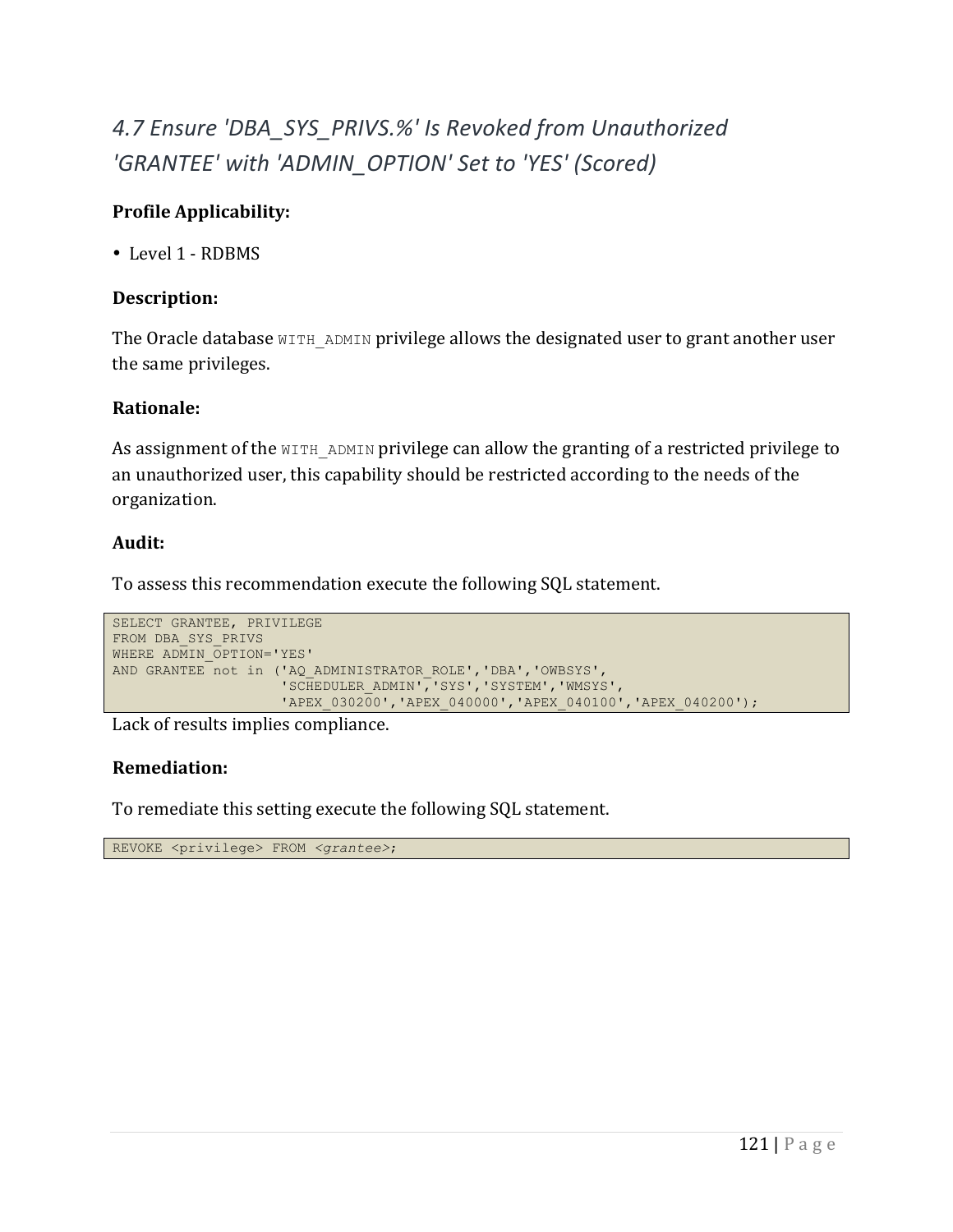## *4.7 Ensure 'DBA_SYS_PRIVS.%' Is Revoked from Unauthorized 'GRANTEE' with 'ADMIN_OPTION' Set to 'YES' (Scored)*

**Profile Applicability:**

- Level 1 - RDBMS

**Description:**

The Oracle database `WITH_ADMIN` privilege allows the designated user to grant another user the same privileges.

**Rationale:**

As assignment of the `WITH_ADMIN` privilege can allow the granting of a restricted privilege to an unauthorized user, this capability should be restricted according to the needs of the organization.

**Audit:**

To assess this recommendation execute the following SQL statement.

```
SELECT GRANTEE, PRIVILEGE
FROM DBA_SYS_PRIVS
WHERE ADMIN_OPTION='YES'
AND GRANTEE not in ('AQ_ADMINISTRATOR_ROLE','DBA','OWBSYS',
                    'SCHEDULER_ADMIN','SYS','SYSTEM','WMSYS',
                    'APEX_030200','APEX_040000','APEX_040100','APEX_040200');
```

Lack of results implies compliance.

**Remediation:**

To remediate this setting execute the following SQL statement.

```
REVOKE <privilege> FROM <grantee>;
```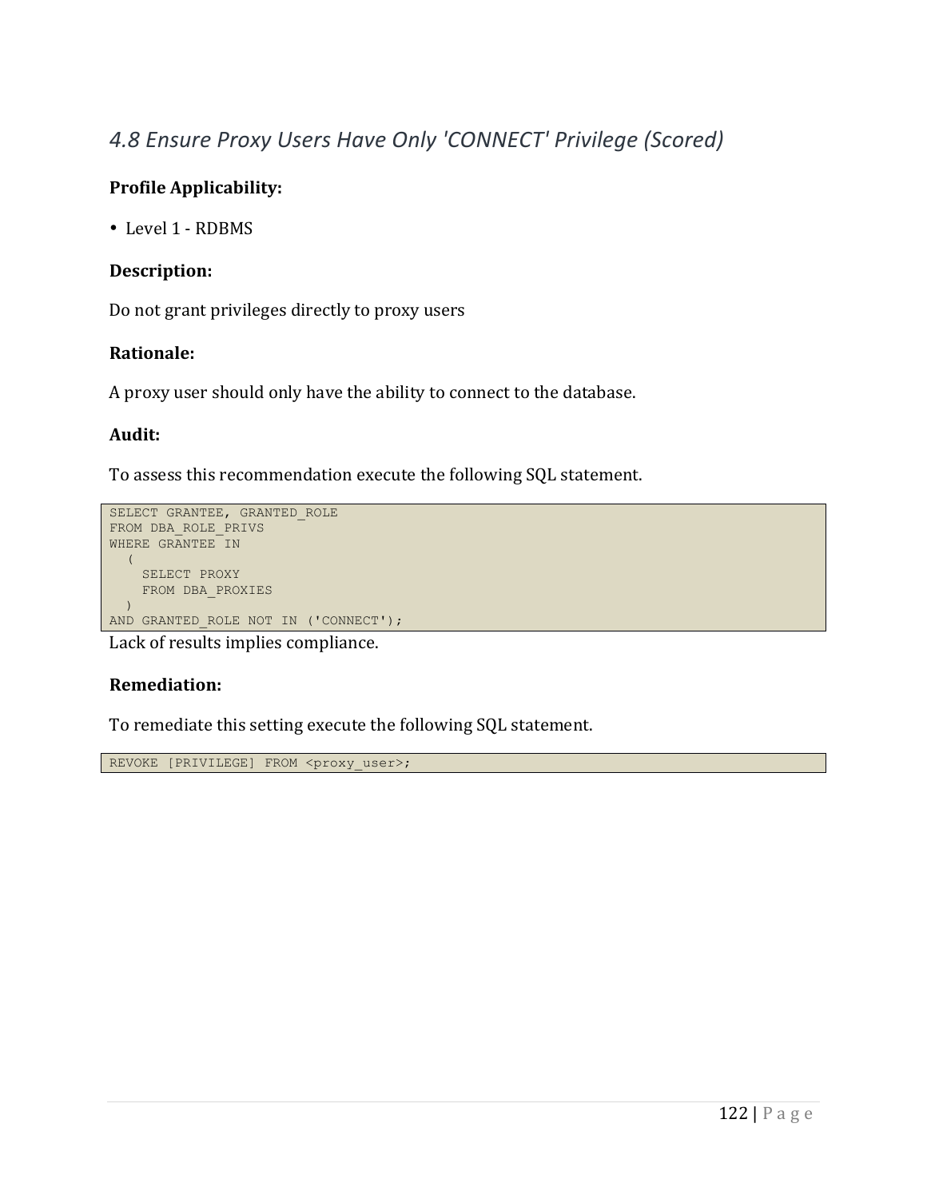## *4.8 Ensure Proxy Users Have Only 'CONNECT' Privilege (Scored)*

**Profile Applicability:**

- Level 1 - RDBMS

**Description:**

Do not grant privileges directly to proxy users

**Rationale:**

A proxy user should only have the ability to connect to the database.

**Audit:**

To assess this recommendation execute the following SQL statement.

```
SELECT GRANTEE, GRANTED_ROLE
FROM DBA_ROLE_PRIVS
WHERE GRANTEE IN
  (
    SELECT PROXY
    FROM DBA_PROXIES
  )
AND GRANTED_ROLE NOT IN ('CONNECT');
```

Lack of results implies compliance.

**Remediation:**

To remediate this setting execute the following SQL statement.

```
REVOKE [PRIVILEGE] FROM <proxy_user>;
```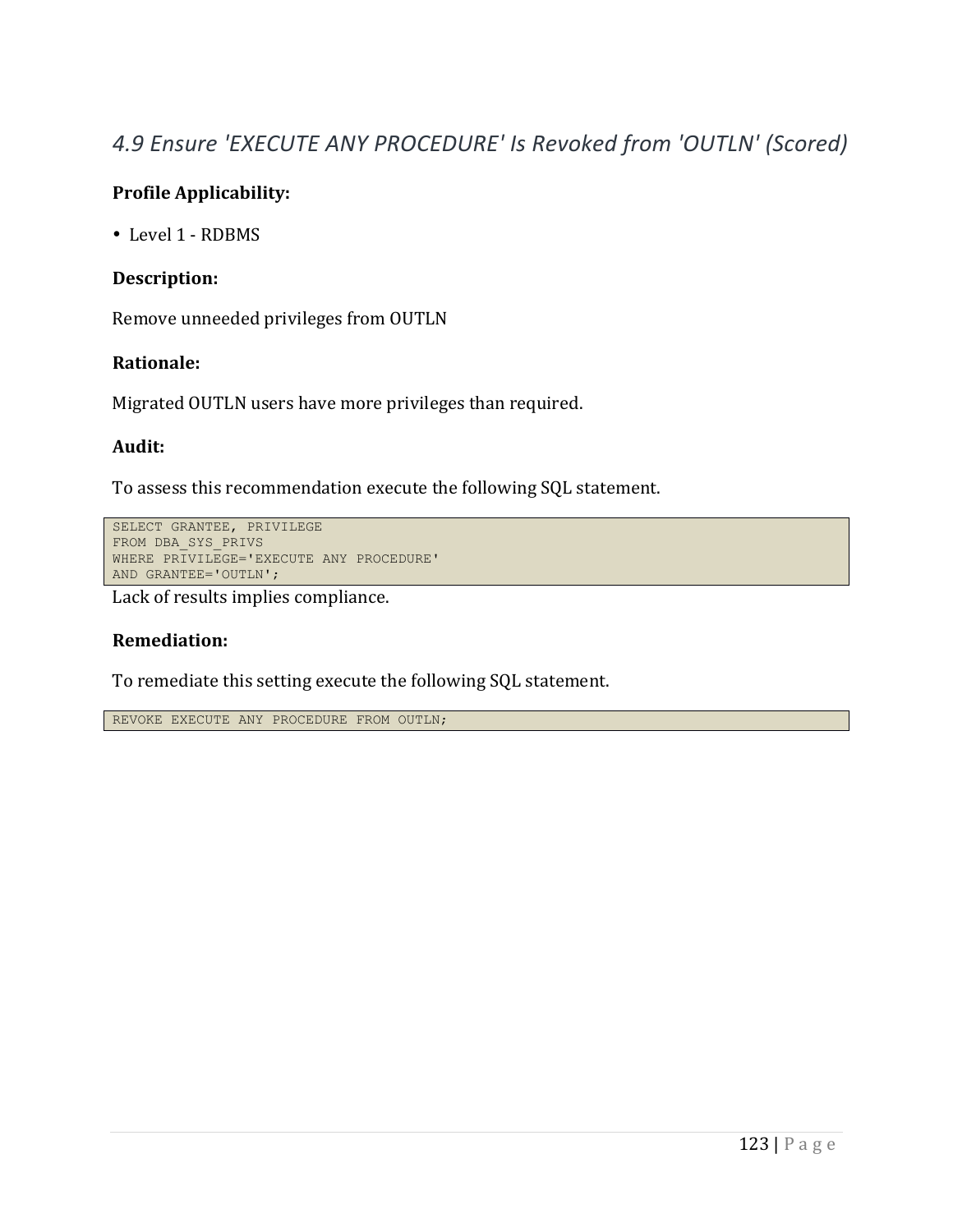## *4.9 Ensure 'EXECUTE ANY PROCEDURE' Is Revoked from 'OUTLN' (Scored)*

**Profile Applicability:**

- Level 1 - RDBMS

**Description:**

Remove unneeded privileges from OUTLN

**Rationale:**

Migrated OUTLN users have more privileges than required.

**Audit:**

To assess this recommendation execute the following SQL statement.

```
SELECT GRANTEE, PRIVILEGE
FROM DBA_SYS_PRIVS
WHERE PRIVILEGE='EXECUTE ANY PROCEDURE'
AND GRANTEE='OUTLN';
```

Lack of results implies compliance.

**Remediation:**

To remediate this setting execute the following SQL statement.

```
REVOKE EXECUTE ANY PROCEDURE FROM OUTLN;
```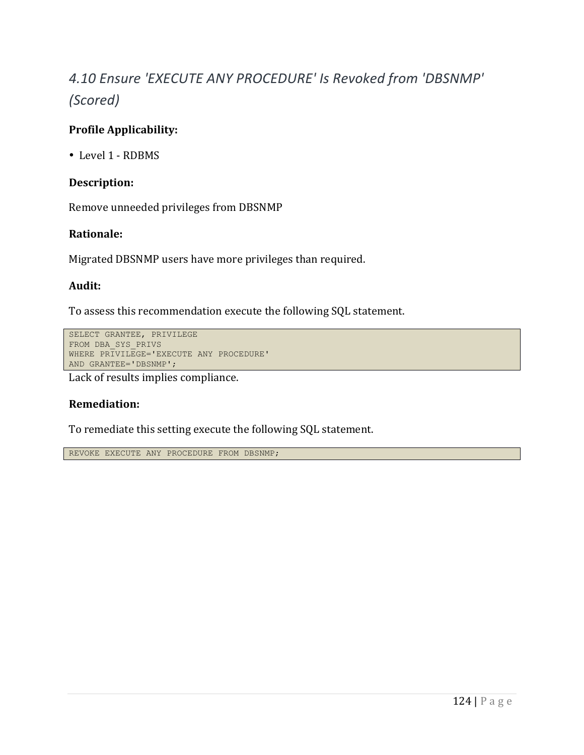## *4.10 Ensure 'EXECUTE ANY PROCEDURE' Is Revoked from 'DBSNMP' (Scored)*

**Profile Applicability:**

- Level 1 - RDBMS

**Description:**

Remove unneeded privileges from DBSNMP

**Rationale:**

Migrated DBSNMP users have more privileges than required.

**Audit:**

To assess this recommendation execute the following SQL statement.

```
SELECT GRANTEE, PRIVILEGE
FROM DBA_SYS_PRIVS
WHERE PRIVILEGE='EXECUTE ANY PROCEDURE'
AND GRANTEE='DBSNMP';
```

Lack of results implies compliance.

**Remediation:**

To remediate this setting execute the following SQL statement.

```
REVOKE EXECUTE ANY PROCEDURE FROM DBSNMP;
```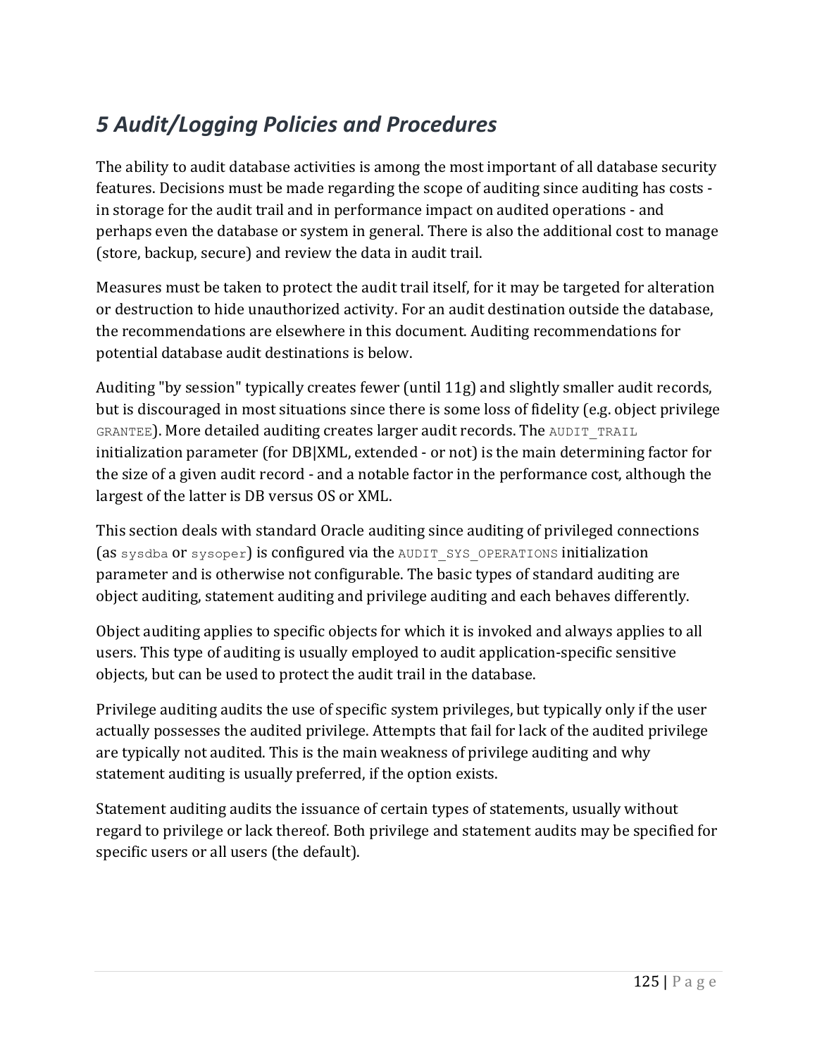# *5 Audit/Logging Policies and Procedures*

The ability to audit database activities is among the most important of all database security features. Decisions must be made regarding the scope of auditing since auditing has costs - in storage for the audit trail and in performance impact on audited operations - and perhaps even the database or system in general. There is also the additional cost to manage (store, backup, secure) and review the data in audit trail.

Measures must be taken to protect the audit trail itself, for it may be targeted for alteration or destruction to hide unauthorized activity. For an audit destination outside the database, the recommendations are elsewhere in this document. Auditing recommendations for potential database audit destinations is below.

Auditing "by session" typically creates fewer (until 11g) and slightly smaller audit records, but is discouraged in most situations since there is some loss of fidelity (e.g. object privilege `GRANTEE`). More detailed auditing creates larger audit records. The `AUDIT_TRAIL` initialization parameter (for DB|XML, extended - or not) is the main determining factor for the size of a given audit record - and a notable factor in the performance cost, although the largest of the latter is DB versus OS or XML.

This section deals with standard Oracle auditing since auditing of privileged connections (as `sysdba` or `sysoper`) is configured via the `AUDIT_SYS_OPERATIONS` initialization parameter and is otherwise not configurable. The basic types of standard auditing are object auditing, statement auditing and privilege auditing and each behaves differently.

Object auditing applies to specific objects for which it is invoked and always applies to all users. This type of auditing is usually employed to audit application-specific sensitive objects, but can be used to protect the audit trail in the database.

Privilege auditing audits the use of specific system privileges, but typically only if the user actually possesses the audited privilege. Attempts that fail for lack of the audited privilege are typically not audited. This is the main weakness of privilege auditing and why statement auditing is usually preferred, if the option exists.

Statement auditing audits the issuance of certain types of statements, usually without regard to privilege or lack thereof. Both privilege and statement audits may be specified for specific users or all users (the default).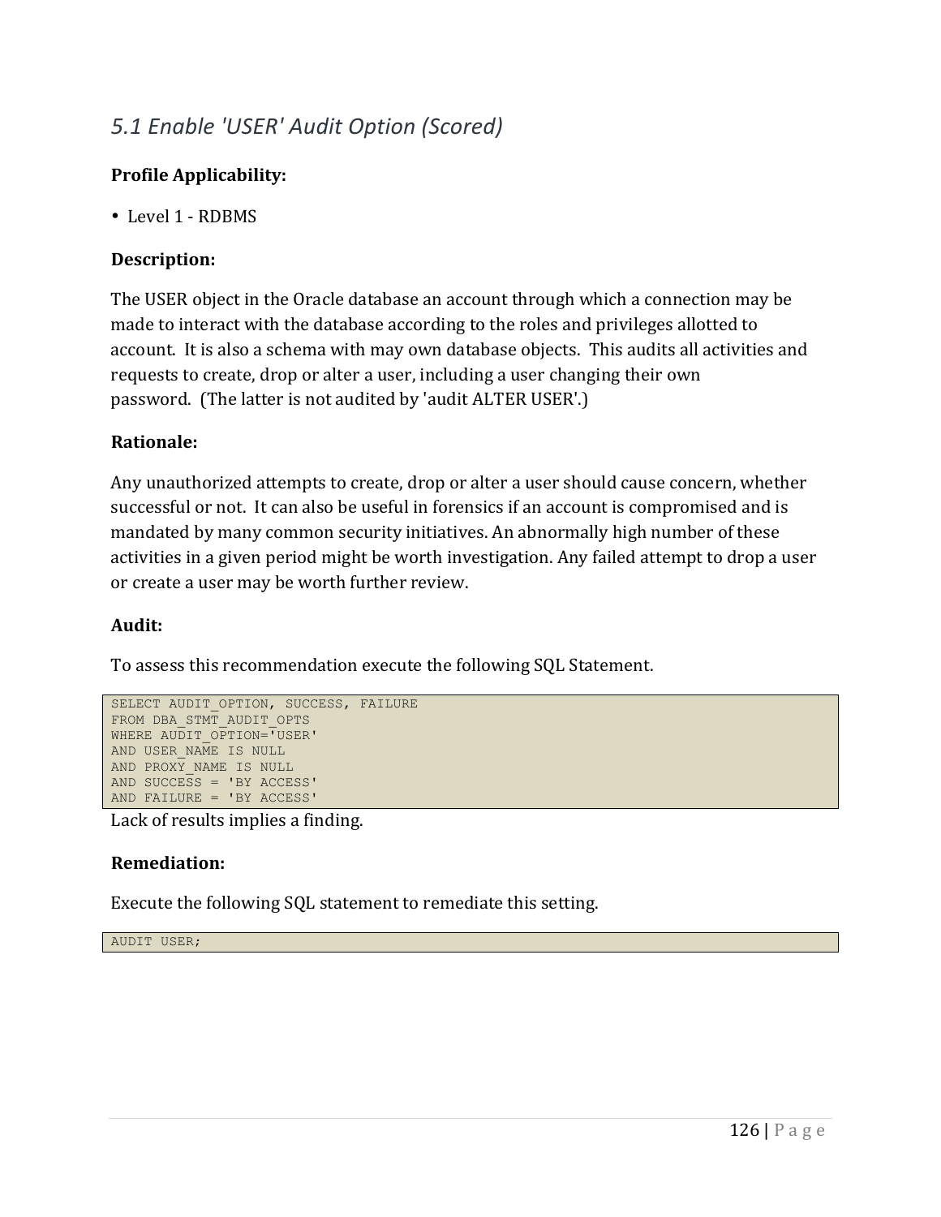## *5.1 Enable 'USER' Audit Option (Scored)*

**Profile Applicability:**

- Level 1 - RDBMS

**Description:**

The USER object in the Oracle database an account through which a connection may be made to interact with the database according to the roles and privileges allotted to account. It is also a schema with may own database objects. This audits all activities and requests to create, drop or alter a user, including a user changing their own password. (The latter is not audited by 'audit ALTER USER'.)

**Rationale:**

Any unauthorized attempts to create, drop or alter a user should cause concern, whether successful or not. It can also be useful in forensics if an account is compromised and is mandated by many common security initiatives. An abnormally high number of these activities in a given period might be worth investigation. Any failed attempt to drop a user or create a user may be worth further review.

**Audit:**

To assess this recommendation execute the following SQL Statement.

```
SELECT AUDIT_OPTION, SUCCESS, FAILURE
FROM DBA_STMT_AUDIT_OPTS
WHERE AUDIT_OPTION='USER'
AND USER_NAME IS NULL
AND PROXY_NAME IS NULL
AND SUCCESS = 'BY ACCESS'
AND FAILURE = 'BY ACCESS'
```

Lack of results implies a finding.

**Remediation:**

Execute the following SQL statement to remediate this setting.

```
AUDIT USER;
```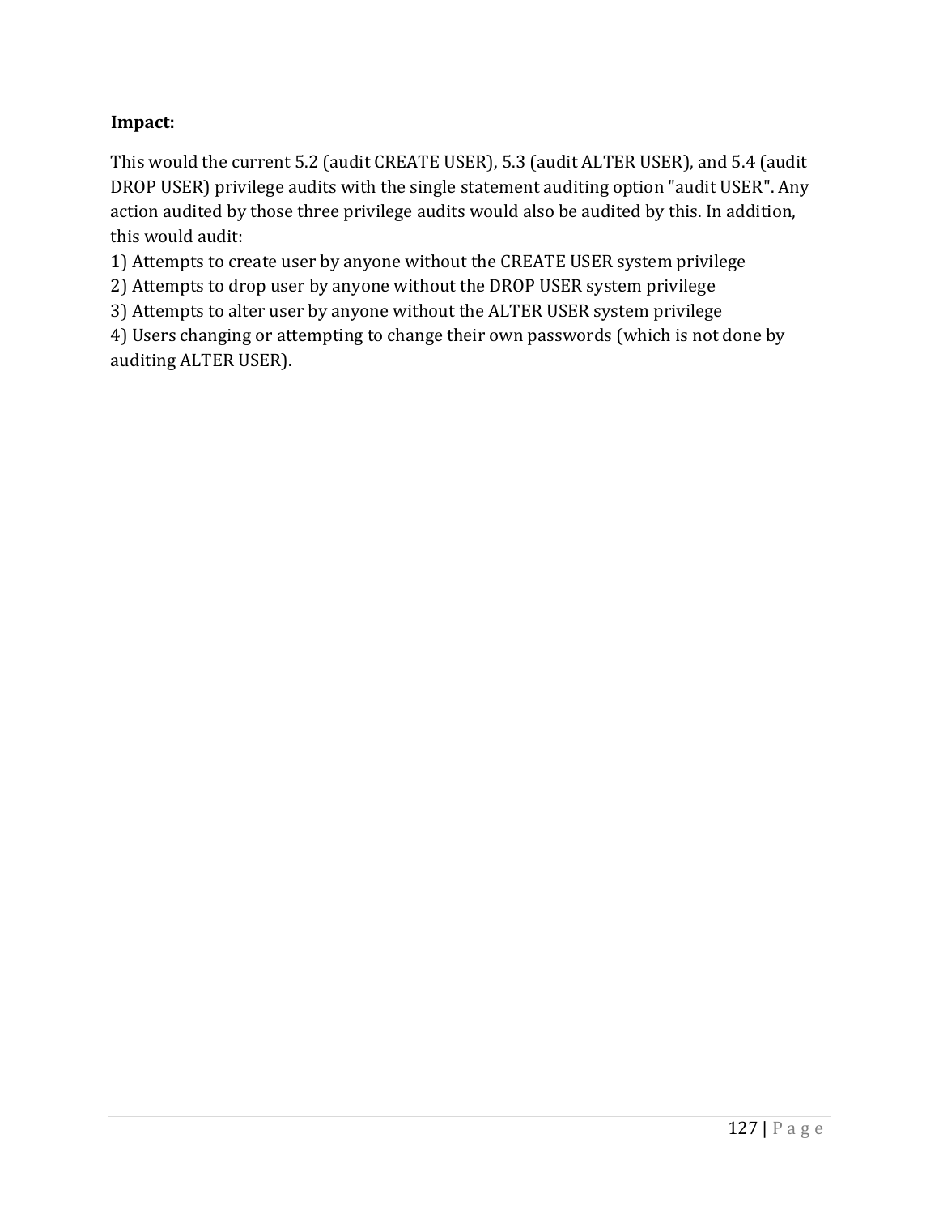**Impact:**

This would the current 5.2 (audit CREATE USER), 5.3 (audit ALTER USER), and 5.4 (audit DROP USER) privilege audits with the single statement auditing option "audit USER". Any action audited by those three privilege audits would also be audited by this. In addition, this would audit:

1) Attempts to create user by anyone without the CREATE USER system privilege
2) Attempts to drop user by anyone without the DROP USER system privilege
3) Attempts to alter user by anyone without the ALTER USER system privilege
4) Users changing or attempting to change their own passwords (which is not done by auditing ALTER USER).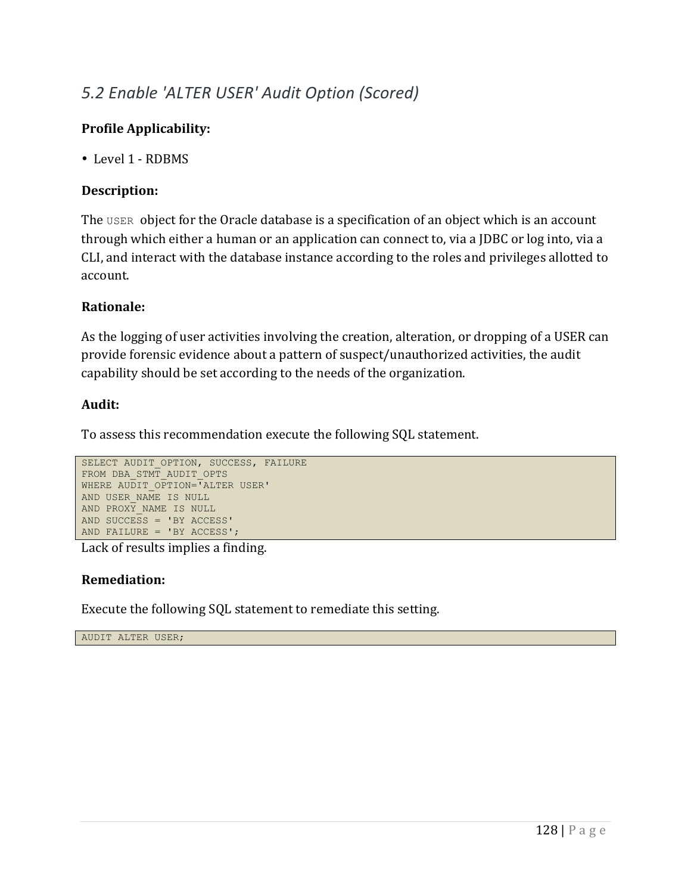## *5.2 Enable 'ALTER USER' Audit Option (Scored)*

**Profile Applicability:**

- Level 1 - RDBMS

**Description:**

The `USER` object for the Oracle database is a specification of an object which is an account through which either a human or an application can connect to, via a JDBC or log into, via a CLI, and interact with the database instance according to the roles and privileges allotted to account.

**Rationale:**

As the logging of user activities involving the creation, alteration, or dropping of a USER can provide forensic evidence about a pattern of suspect/unauthorized activities, the audit capability should be set according to the needs of the organization.

**Audit:**

To assess this recommendation execute the following SQL statement.

```
SELECT AUDIT_OPTION, SUCCESS, FAILURE
FROM DBA_STMT_AUDIT_OPTS
WHERE AUDIT_OPTION='ALTER USER'
AND USER_NAME IS NULL
AND PROXY_NAME IS NULL
AND SUCCESS = 'BY ACCESS'
AND FAILURE = 'BY ACCESS';
```

Lack of results implies a finding.

**Remediation:**

Execute the following SQL statement to remediate this setting.

```
AUDIT ALTER USER;
```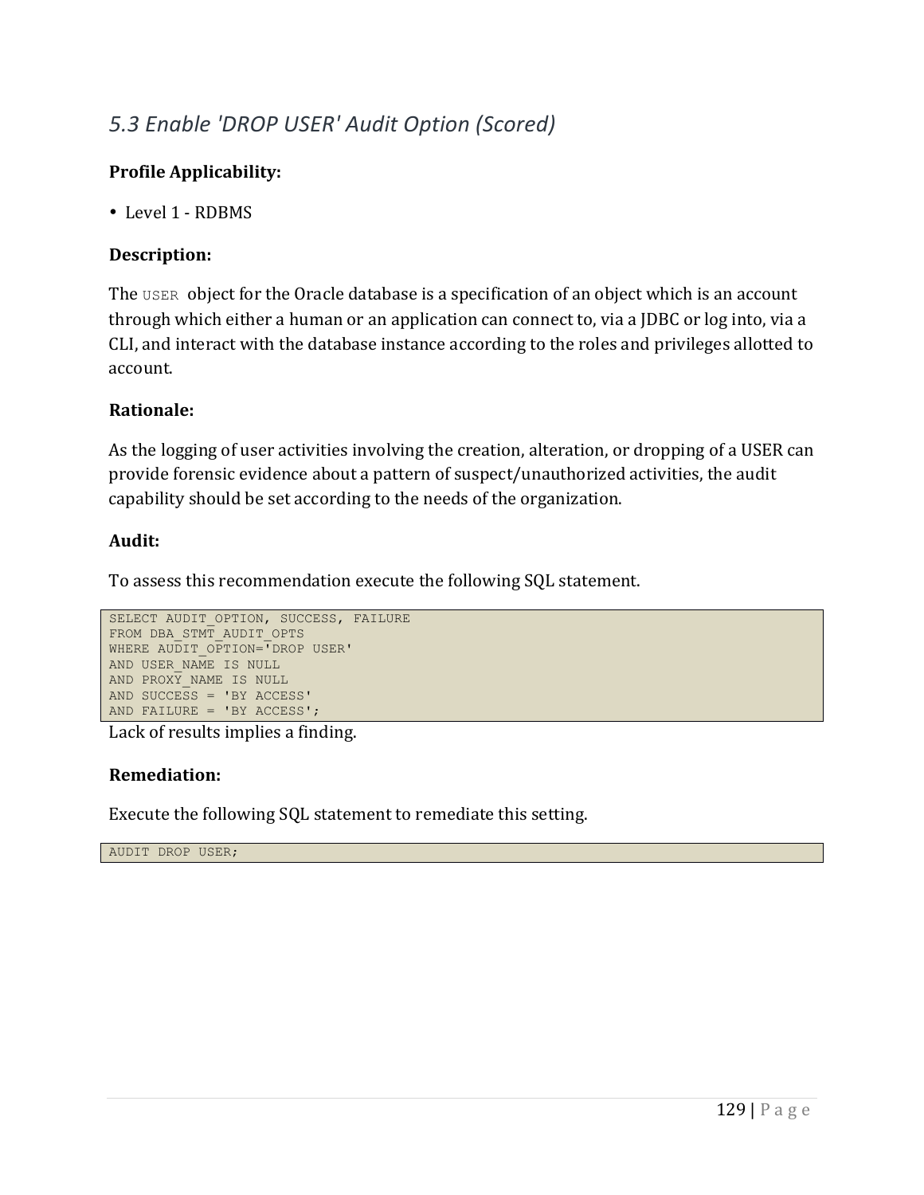## *5.3 Enable 'DROP USER' Audit Option (Scored)*

**Profile Applicability:**

- Level 1 - RDBMS

**Description:**

The `USER` object for the Oracle database is a specification of an object which is an account through which either a human or an application can connect to, via a JDBC or log into, via a CLI, and interact with the database instance according to the roles and privileges allotted to account.

**Rationale:**

As the logging of user activities involving the creation, alteration, or dropping of a USER can provide forensic evidence about a pattern of suspect/unauthorized activities, the audit capability should be set according to the needs of the organization.

**Audit:**

To assess this recommendation execute the following SQL statement.

```
SELECT AUDIT_OPTION, SUCCESS, FAILURE
FROM DBA_STMT_AUDIT_OPTS
WHERE AUDIT_OPTION='DROP USER'
AND USER_NAME IS NULL
AND PROXY_NAME IS NULL
AND SUCCESS = 'BY ACCESS'
AND FAILURE = 'BY ACCESS';
```

Lack of results implies a finding.

**Remediation:**

Execute the following SQL statement to remediate this setting.

```
AUDIT DROP USER;
```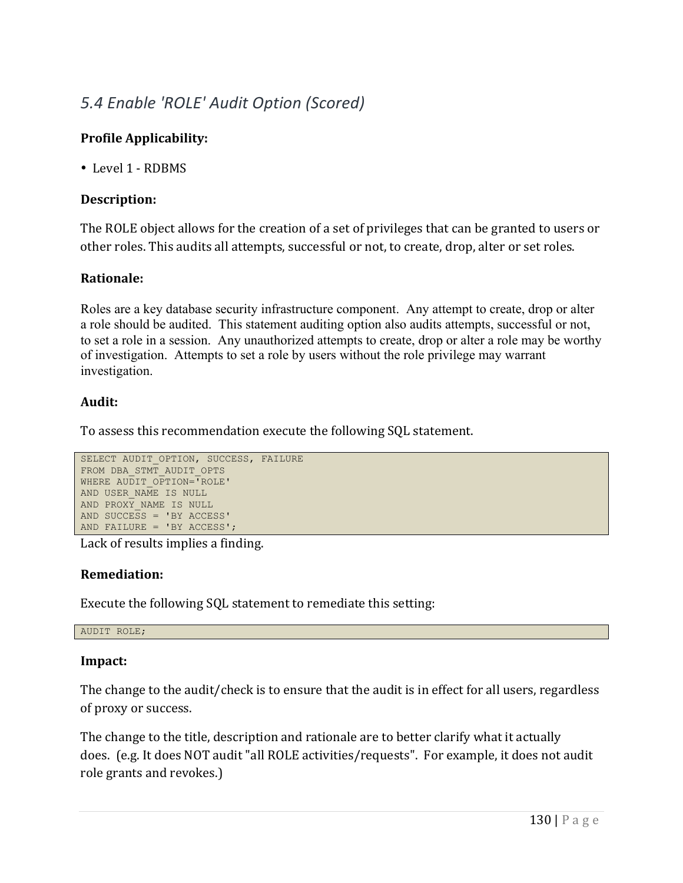## *5.4 Enable 'ROLE' Audit Option (Scored)*

**Profile Applicability:**

- Level 1 - RDBMS

**Description:**

The ROLE object allows for the creation of a set of privileges that can be granted to users or other roles. This audits all attempts, successful or not, to create, drop, alter or set roles.

**Rationale:**

Roles are a key database security infrastructure component. Any attempt to create, drop or alter a role should be audited. This statement auditing option also audits attempts, successful or not, to set a role in a session. Any unauthorized attempts to create, drop or alter a role may be worthy of investigation. Attempts to set a role by users without the role privilege may warrant investigation.

**Audit:**

To assess this recommendation execute the following SQL statement.

```
SELECT AUDIT_OPTION, SUCCESS, FAILURE
FROM DBA_STMT_AUDIT_OPTS
WHERE AUDIT_OPTION='ROLE'
AND USER_NAME IS NULL
AND PROXY_NAME IS NULL
AND SUCCESS = 'BY ACCESS'
AND FAILURE = 'BY ACCESS';
```

Lack of results implies a finding.

**Remediation:**

Execute the following SQL statement to remediate this setting:

```
AUDIT ROLE;
```

**Impact:**

The change to the audit/check is to ensure that the audit is in effect for all users, regardless of proxy or success.

The change to the title, description and rationale are to better clarify what it actually does. (e.g. It does NOT audit "all ROLE activities/requests". For example, it does not audit role grants and revokes.)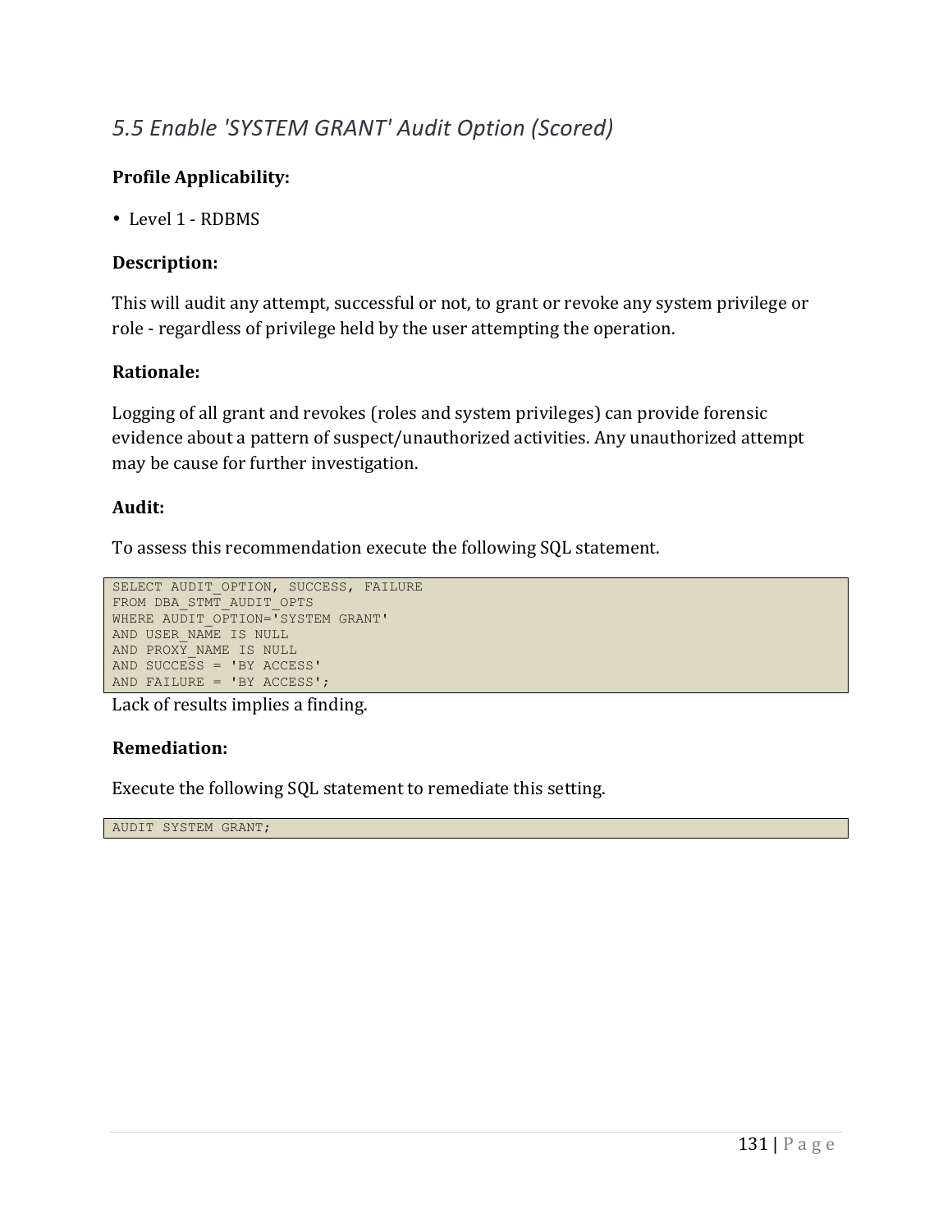## *5.5 Enable 'SYSTEM GRANT' Audit Option (Scored)*

**Profile Applicability:**

- Level 1 - RDBMS

**Description:**

This will audit any attempt, successful or not, to grant or revoke any system privilege or role - regardless of privilege held by the user attempting the operation.

**Rationale:**

Logging of all grant and revokes (roles and system privileges) can provide forensic evidence about a pattern of suspect/unauthorized activities. Any unauthorized attempt may be cause for further investigation.

**Audit:**

To assess this recommendation execute the following SQL statement.

```
SELECT AUDIT_OPTION, SUCCESS, FAILURE
FROM DBA_STMT_AUDIT_OPTS
WHERE AUDIT_OPTION='SYSTEM GRANT'
AND USER_NAME IS NULL
AND PROXY_NAME IS NULL
AND SUCCESS = 'BY ACCESS'
AND FAILURE = 'BY ACCESS';
```

Lack of results implies a finding.

**Remediation:**

Execute the following SQL statement to remediate this setting.

```
AUDIT SYSTEM GRANT;
```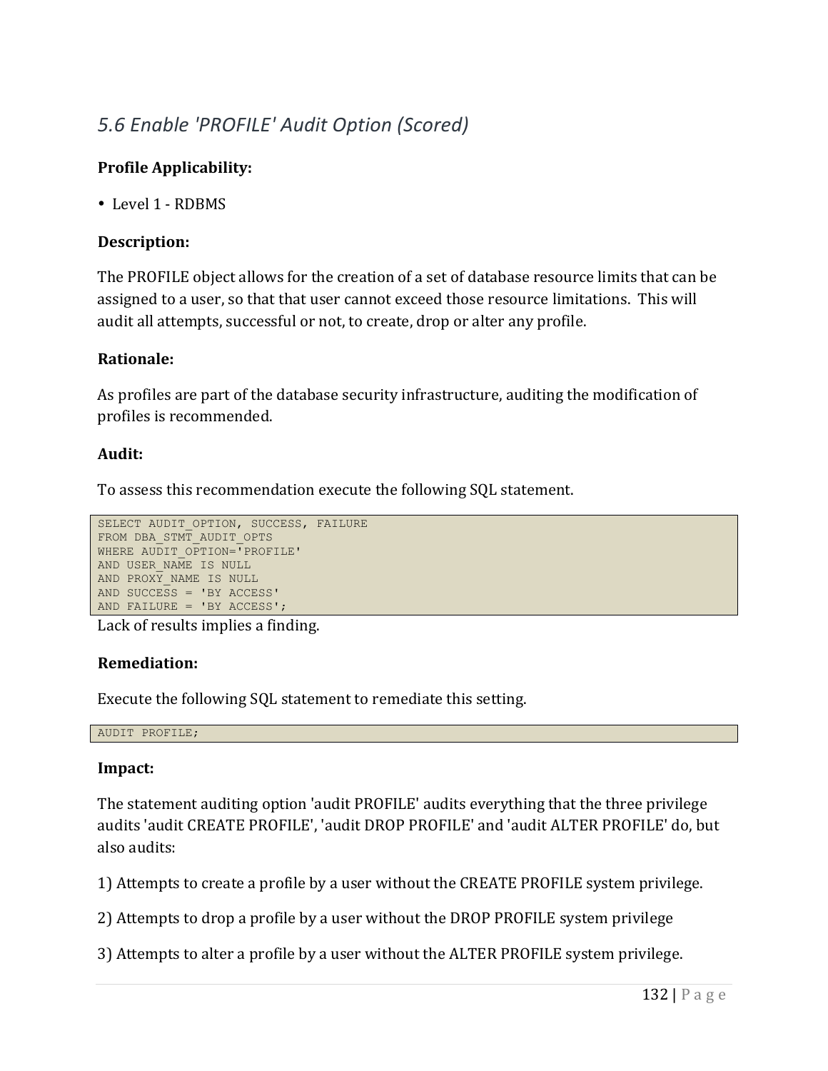## *5.6 Enable 'PROFILE' Audit Option (Scored)*

**Profile Applicability:**

- Level 1 - RDBMS

**Description:**

The PROFILE object allows for the creation of a set of database resource limits that can be assigned to a user, so that that user cannot exceed those resource limitations. This will audit all attempts, successful or not, to create, drop or alter any profile.

**Rationale:**

As profiles are part of the database security infrastructure, auditing the modification of profiles is recommended.

**Audit:**

To assess this recommendation execute the following SQL statement.

```
SELECT AUDIT_OPTION, SUCCESS, FAILURE
FROM DBA_STMT_AUDIT_OPTS
WHERE AUDIT_OPTION='PROFILE'
AND USER_NAME IS NULL
AND PROXY_NAME IS NULL
AND SUCCESS = 'BY ACCESS'
AND FAILURE = 'BY ACCESS';
```

Lack of results implies a finding.

**Remediation:**

Execute the following SQL statement to remediate this setting.

```
AUDIT PROFILE;
```

**Impact:**

The statement auditing option 'audit PROFILE' audits everything that the three privilege audits 'audit CREATE PROFILE', 'audit DROP PROFILE' and 'audit ALTER PROFILE' do, but also audits:

1) Attempts to create a profile by a user without the CREATE PROFILE system privilege.

2) Attempts to drop a profile by a user without the DROP PROFILE system privilege

3) Attempts to alter a profile by a user without the ALTER PROFILE system privilege.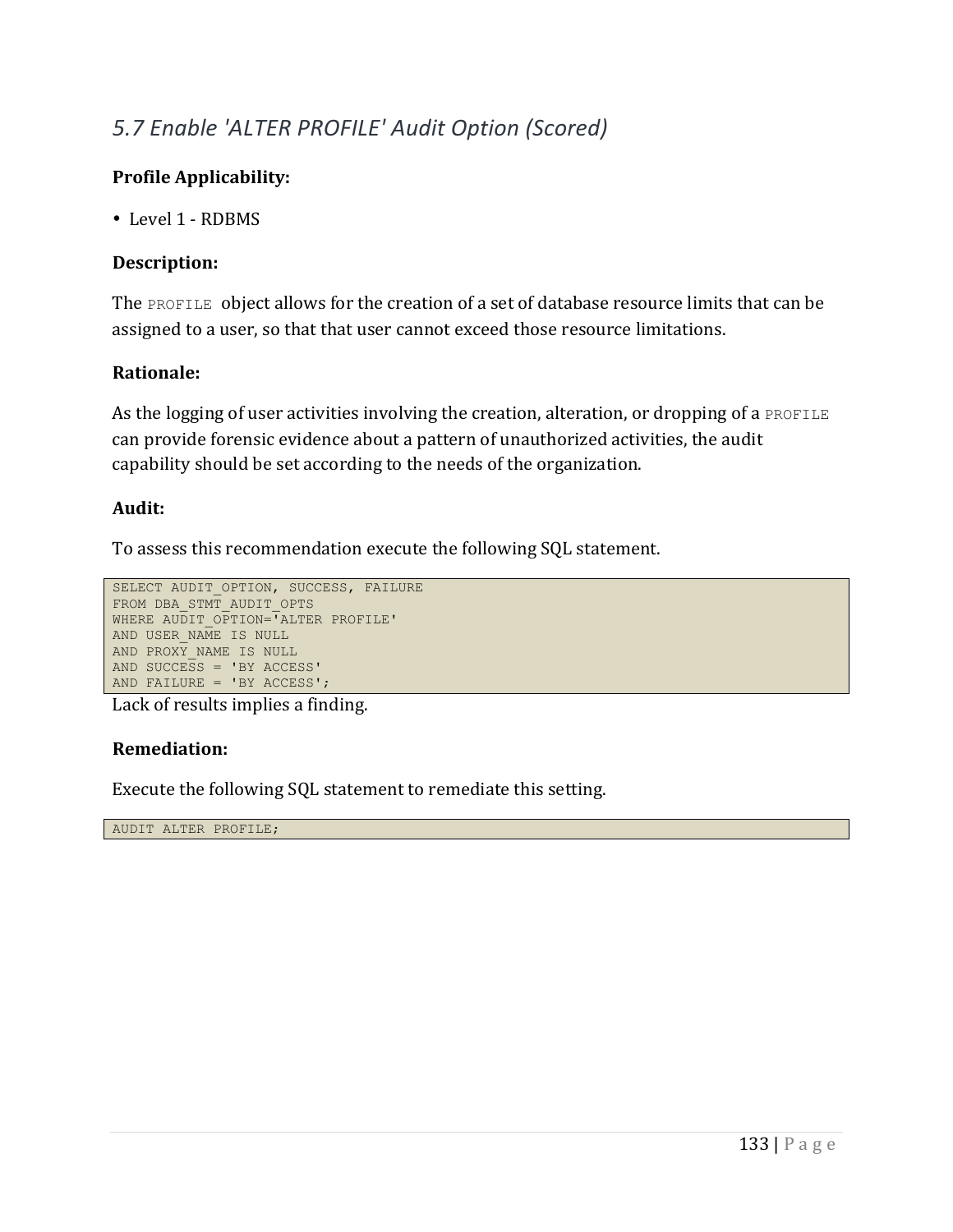## *5.7 Enable 'ALTER PROFILE' Audit Option (Scored)*

**Profile Applicability:**

- Level 1 - RDBMS

**Description:**

The `PROFILE` object allows for the creation of a set of database resource limits that can be assigned to a user, so that that user cannot exceed those resource limitations.

**Rationale:**

As the logging of user activities involving the creation, alteration, or dropping of a `PROFILE` can provide forensic evidence about a pattern of unauthorized activities, the audit capability should be set according to the needs of the organization.

**Audit:**

To assess this recommendation execute the following SQL statement.

```
SELECT AUDIT_OPTION, SUCCESS, FAILURE
FROM DBA_STMT_AUDIT_OPTS
WHERE AUDIT_OPTION='ALTER PROFILE'
AND USER_NAME IS NULL
AND PROXY_NAME IS NULL
AND SUCCESS = 'BY ACCESS'
AND FAILURE = 'BY ACCESS';
```

Lack of results implies a finding.

**Remediation:**

Execute the following SQL statement to remediate this setting.

```
AUDIT ALTER PROFILE;
```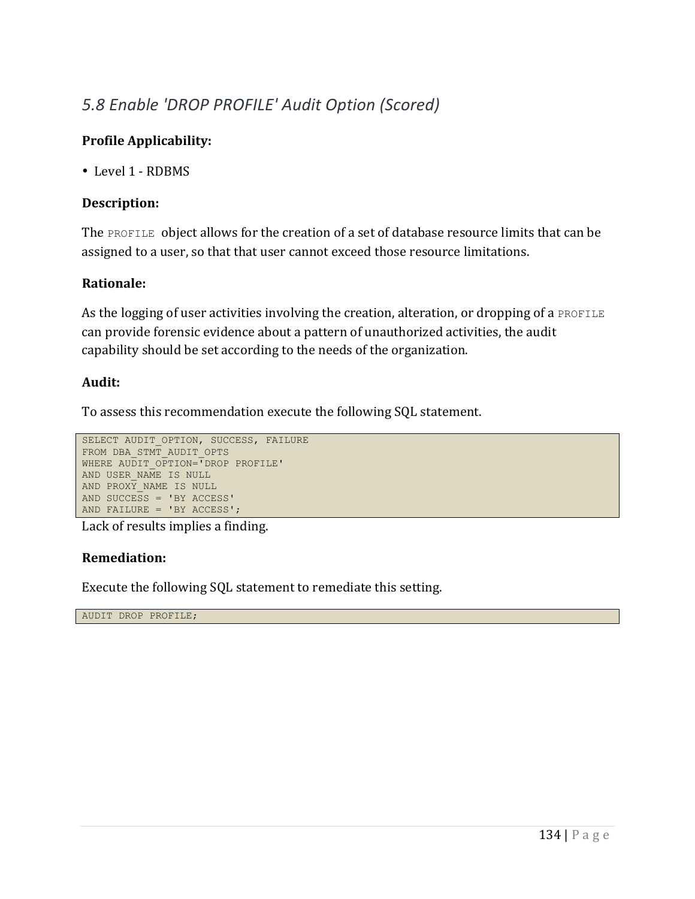## *5.8 Enable 'DROP PROFILE' Audit Option (Scored)*

**Profile Applicability:**

- Level 1 - RDBMS

**Description:**

The `PROFILE` object allows for the creation of a set of database resource limits that can be assigned to a user, so that that user cannot exceed those resource limitations.

**Rationale:**

As the logging of user activities involving the creation, alteration, or dropping of a `PROFILE` can provide forensic evidence about a pattern of unauthorized activities, the audit capability should be set according to the needs of the organization.

**Audit:**

To assess this recommendation execute the following SQL statement.

```
SELECT AUDIT_OPTION, SUCCESS, FAILURE
FROM DBA_STMT_AUDIT_OPTS
WHERE AUDIT_OPTION='DROP PROFILE'
AND USER_NAME IS NULL
AND PROXY_NAME IS NULL
AND SUCCESS = 'BY ACCESS'
AND FAILURE = 'BY ACCESS';
```

Lack of results implies a finding.

**Remediation:**

Execute the following SQL statement to remediate this setting.

```
AUDIT DROP PROFILE;
```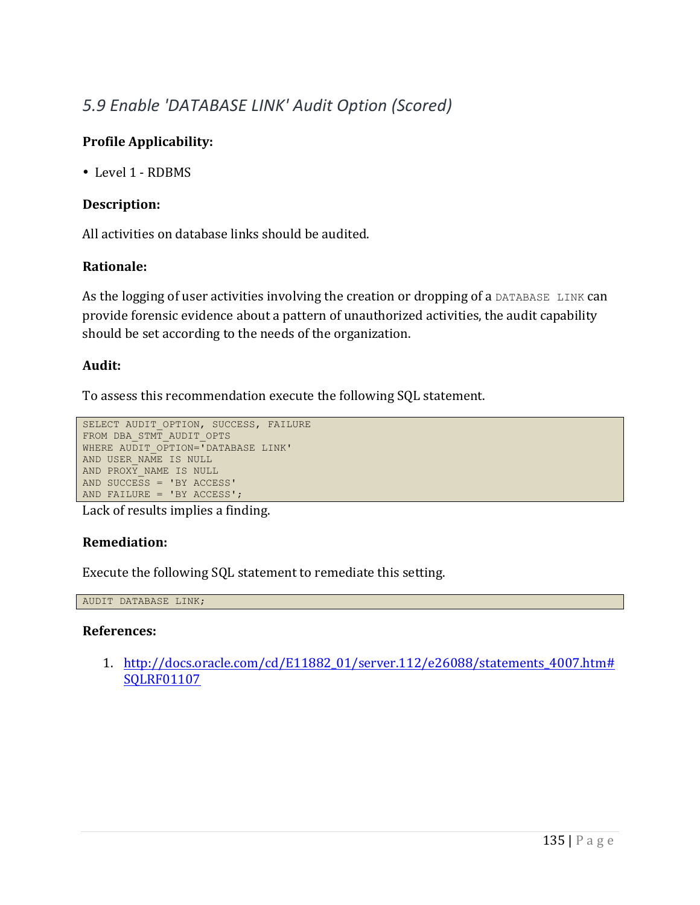## *5.9 Enable 'DATABASE LINK' Audit Option (Scored)*

**Profile Applicability:**

- Level 1 - RDBMS

**Description:**

All activities on database links should be audited.

**Rationale:**

As the logging of user activities involving the creation or dropping of a `DATABASE LINK` can provide forensic evidence about a pattern of unauthorized activities, the audit capability should be set according to the needs of the organization.

**Audit:**

To assess this recommendation execute the following SQL statement.

```
SELECT AUDIT_OPTION, SUCCESS, FAILURE
FROM DBA_STMT_AUDIT_OPTS
WHERE AUDIT_OPTION='DATABASE LINK'
AND USER_NAME IS NULL
AND PROXY_NAME IS NULL
AND SUCCESS = 'BY ACCESS'
AND FAILURE = 'BY ACCESS';
```

Lack of results implies a finding.

**Remediation:**

Execute the following SQL statement to remediate this setting.

```
AUDIT DATABASE LINK;
```

**References:**

1. http://docs.oracle.com/cd/E11882_01/server.112/e26088/statements_4007.htm#SQLRF01107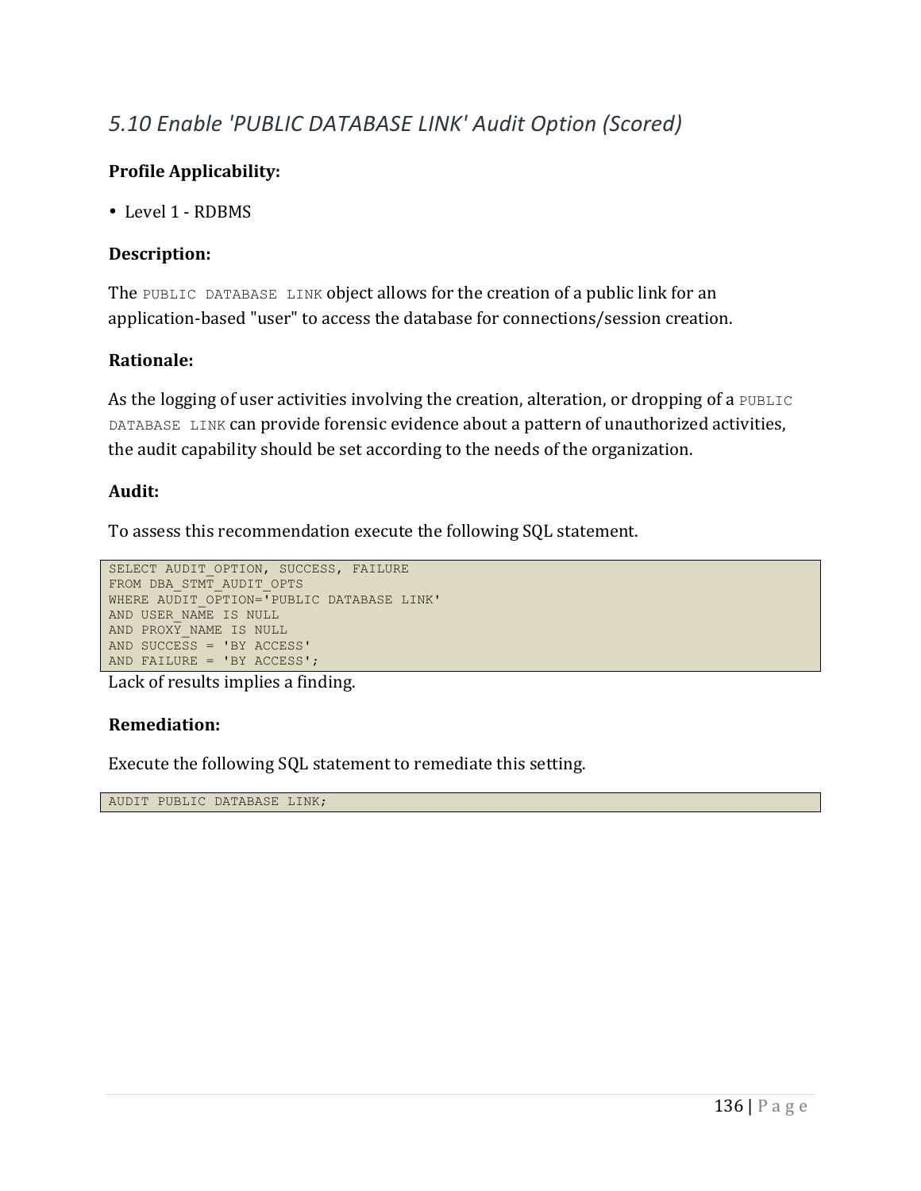## *5.10 Enable 'PUBLIC DATABASE LINK' Audit Option (Scored)*

**Profile Applicability:**

- Level 1 - RDBMS

**Description:**

The `PUBLIC DATABASE LINK` object allows for the creation of a public link for an application-based "user" to access the database for connections/session creation.

**Rationale:**

As the logging of user activities involving the creation, alteration, or dropping of a `PUBLIC DATABASE LINK` can provide forensic evidence about a pattern of unauthorized activities, the audit capability should be set according to the needs of the organization.

**Audit:**

To assess this recommendation execute the following SQL statement.

```
SELECT AUDIT_OPTION, SUCCESS, FAILURE
FROM DBA_STMT_AUDIT_OPTS
WHERE AUDIT_OPTION='PUBLIC DATABASE LINK'
AND USER_NAME IS NULL
AND PROXY_NAME IS NULL
AND SUCCESS = 'BY ACCESS'
AND FAILURE = 'BY ACCESS';
```

Lack of results implies a finding.

**Remediation:**

Execute the following SQL statement to remediate this setting.

```
AUDIT PUBLIC DATABASE LINK;
```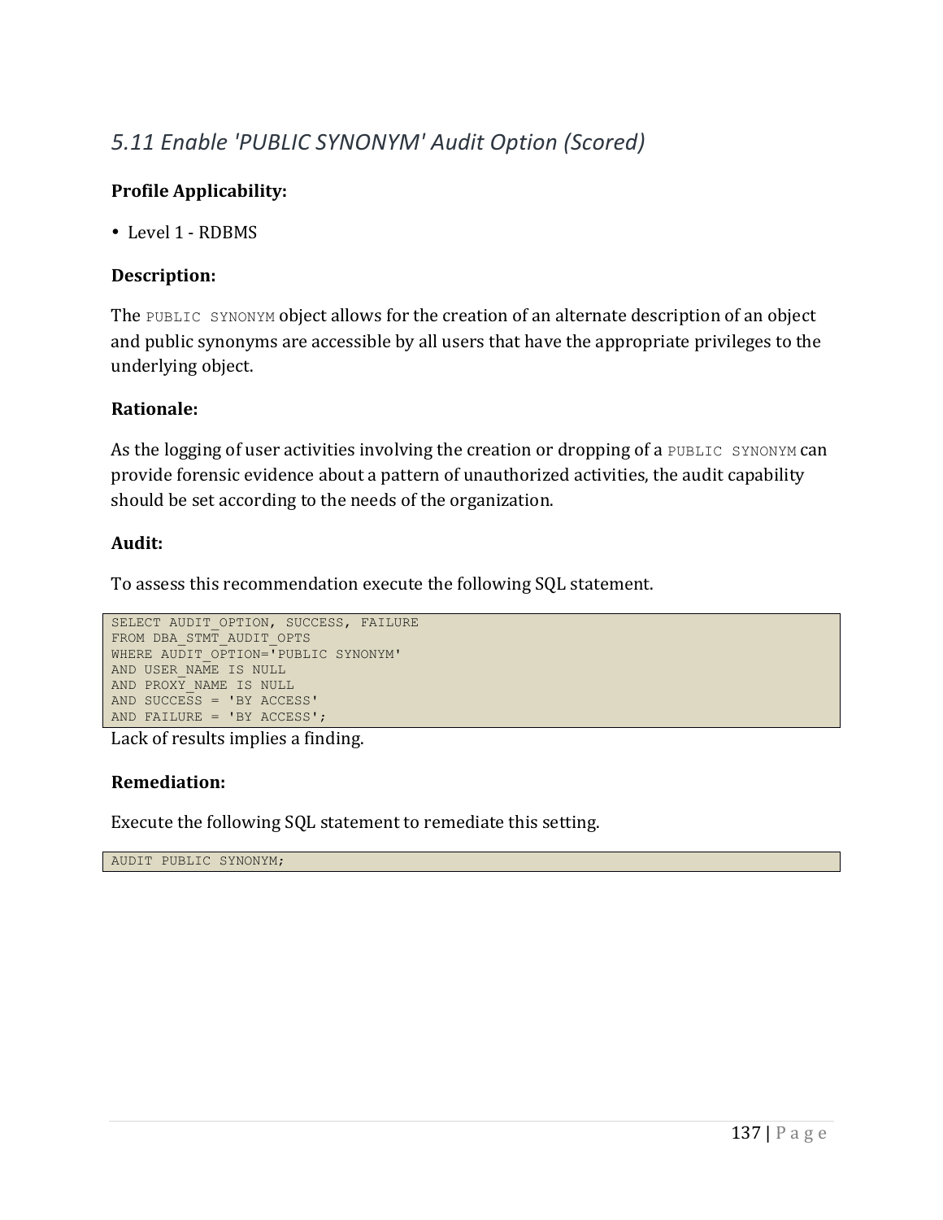## *5.11 Enable 'PUBLIC SYNONYM' Audit Option (Scored)*

**Profile Applicability:**

- Level 1 - RDBMS

**Description:**

The `PUBLIC SYNONYM` object allows for the creation of an alternate description of an object and public synonyms are accessible by all users that have the appropriate privileges to the underlying object.

**Rationale:**

As the logging of user activities involving the creation or dropping of a `PUBLIC SYNONYM` can provide forensic evidence about a pattern of unauthorized activities, the audit capability should be set according to the needs of the organization.

**Audit:**

To assess this recommendation execute the following SQL statement.

```
SELECT AUDIT_OPTION, SUCCESS, FAILURE
FROM DBA_STMT_AUDIT_OPTS
WHERE AUDIT_OPTION='PUBLIC SYNONYM'
AND USER_NAME IS NULL
AND PROXY_NAME IS NULL
AND SUCCESS = 'BY ACCESS'
AND FAILURE = 'BY ACCESS';
```

Lack of results implies a finding.

**Remediation:**

Execute the following SQL statement to remediate this setting.

```
AUDIT PUBLIC SYNONYM;
```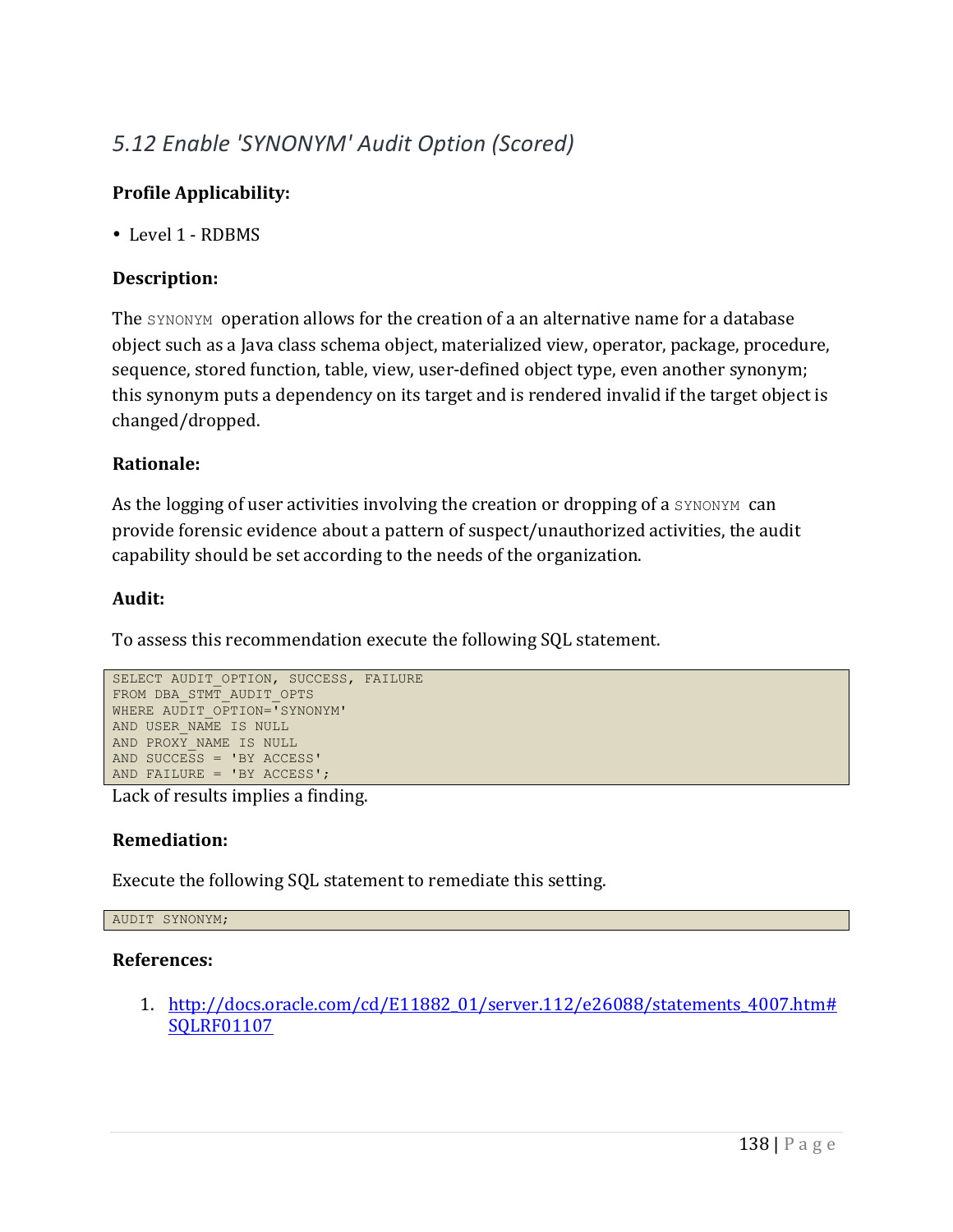## *5.12 Enable 'SYNONYM' Audit Option (Scored)*

**Profile Applicability:**

- Level 1 - RDBMS

**Description:**

The `SYNONYM` operation allows for the creation of a an alternative name for a database object such as a Java class schema object, materialized view, operator, package, procedure, sequence, stored function, table, view, user-defined object type, even another synonym; this synonym puts a dependency on its target and is rendered invalid if the target object is changed/dropped.

**Rationale:**

As the logging of user activities involving the creation or dropping of a `SYNONYM` can provide forensic evidence about a pattern of suspect/unauthorized activities, the audit capability should be set according to the needs of the organization.

**Audit:**

To assess this recommendation execute the following SQL statement.

```
SELECT AUDIT_OPTION, SUCCESS, FAILURE
FROM DBA_STMT_AUDIT_OPTS
WHERE AUDIT_OPTION='SYNONYM'
AND USER_NAME IS NULL
AND PROXY_NAME IS NULL
AND SUCCESS = 'BY ACCESS'
AND FAILURE = 'BY ACCESS';
```

Lack of results implies a finding.

**Remediation:**

Execute the following SQL statement to remediate this setting.

```
AUDIT SYNONYM;
```

**References:**

1. http://docs.oracle.com/cd/E11882_01/server.112/e26088/statements_4007.htm#SQLRF01107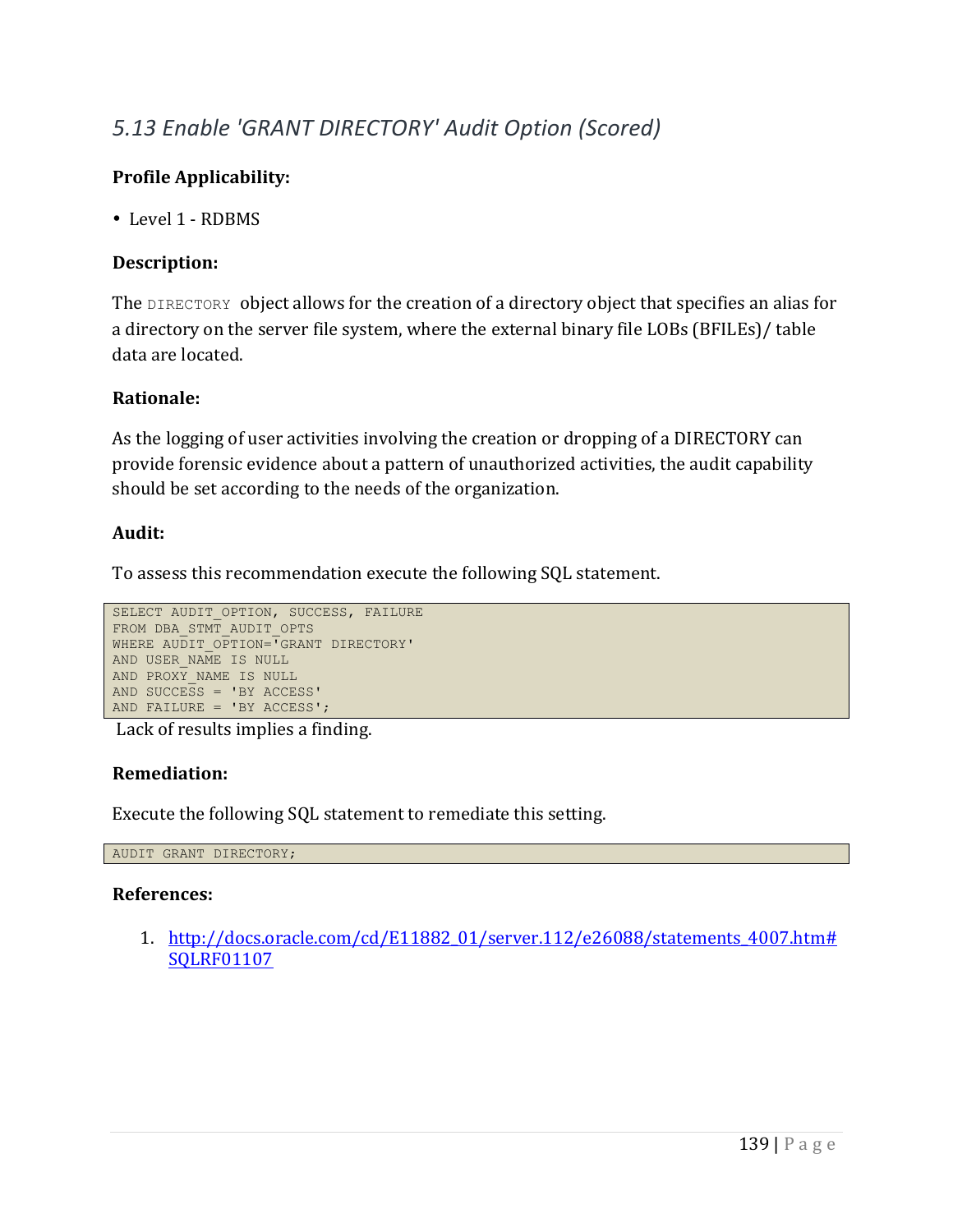## *5.13 Enable 'GRANT DIRECTORY' Audit Option (Scored)*

**Profile Applicability:**

- Level 1 - RDBMS

**Description:**

The `DIRECTORY` object allows for the creation of a directory object that specifies an alias for a directory on the server file system, where the external binary file LOBs (BFILEs)/ table data are located.

**Rationale:**

As the logging of user activities involving the creation or dropping of a DIRECTORY can provide forensic evidence about a pattern of unauthorized activities, the audit capability should be set according to the needs of the organization.

**Audit:**

To assess this recommendation execute the following SQL statement.

```
SELECT AUDIT_OPTION, SUCCESS, FAILURE
FROM DBA_STMT_AUDIT_OPTS
WHERE AUDIT_OPTION='GRANT DIRECTORY'
AND USER_NAME IS NULL
AND PROXY_NAME IS NULL
AND SUCCESS = 'BY ACCESS'
AND FAILURE = 'BY ACCESS';
```

Lack of results implies a finding.

**Remediation:**

Execute the following SQL statement to remediate this setting.

```
AUDIT GRANT DIRECTORY;
```

**References:**

1. [http://docs.oracle.com/cd/E11882_01/server.112/e26088/statements_4007.htm#SQLRF01107](http://docs.oracle.com/cd/E11882_01/server.112/e26088/statements_4007.htm#SQLRF01107)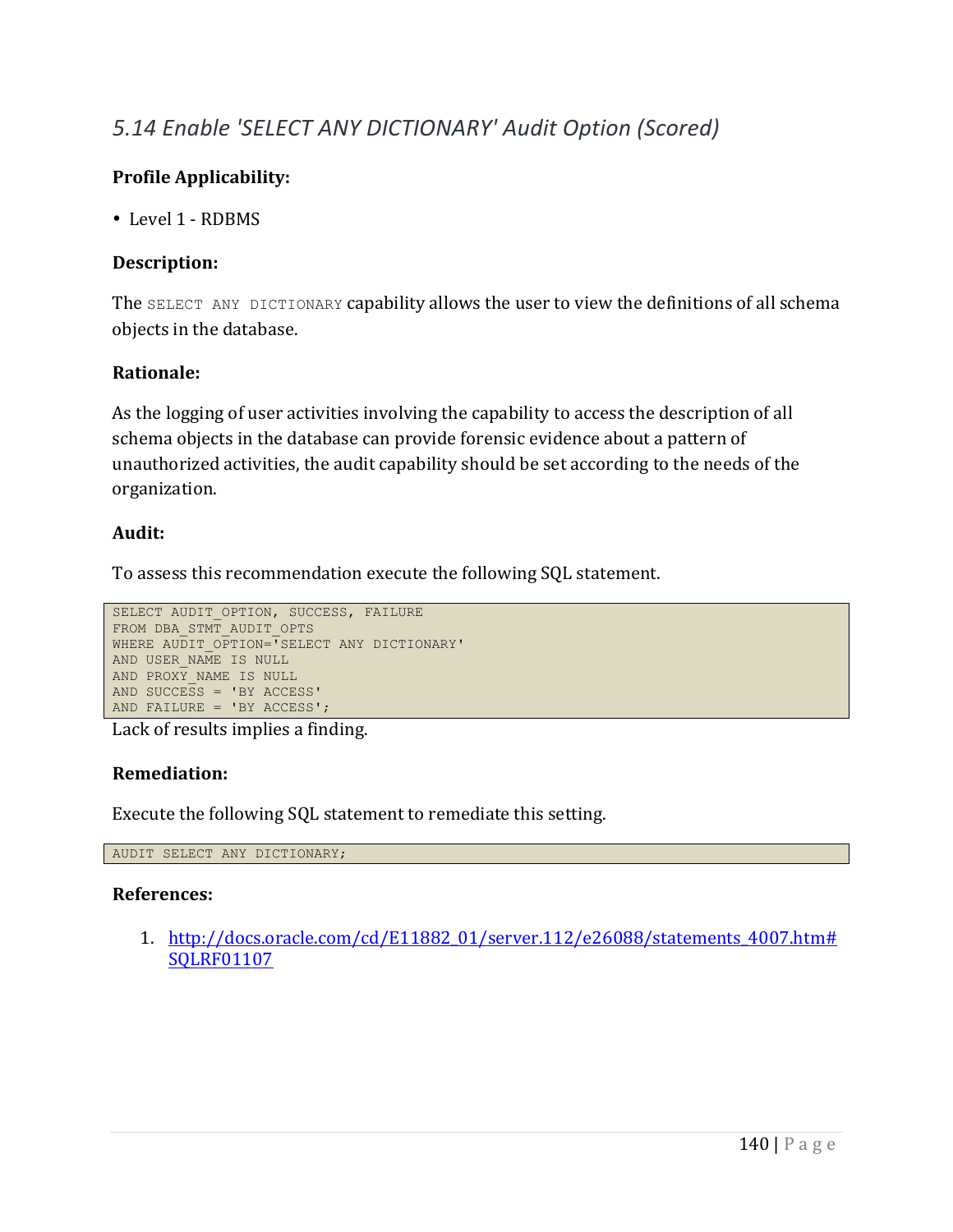## *5.14 Enable 'SELECT ANY DICTIONARY' Audit Option (Scored)*

**Profile Applicability:**

- Level 1 - RDBMS

**Description:**

The `SELECT ANY DICTIONARY` capability allows the user to view the definitions of all schema objects in the database.

**Rationale:**

As the logging of user activities involving the capability to access the description of all schema objects in the database can provide forensic evidence about a pattern of unauthorized activities, the audit capability should be set according to the needs of the organization.

**Audit:**

To assess this recommendation execute the following SQL statement.

```
SELECT AUDIT_OPTION, SUCCESS, FAILURE
FROM DBA_STMT_AUDIT_OPTS
WHERE AUDIT_OPTION='SELECT ANY DICTIONARY'
AND USER_NAME IS NULL
AND PROXY_NAME IS NULL
AND SUCCESS = 'BY ACCESS'
AND FAILURE = 'BY ACCESS';
```

Lack of results implies a finding.

**Remediation:**

Execute the following SQL statement to remediate this setting.

```
AUDIT SELECT ANY DICTIONARY;
```

**References:**

1. http://docs.oracle.com/cd/E11882_01/server.112/e26088/statements_4007.htm#SQLRF01107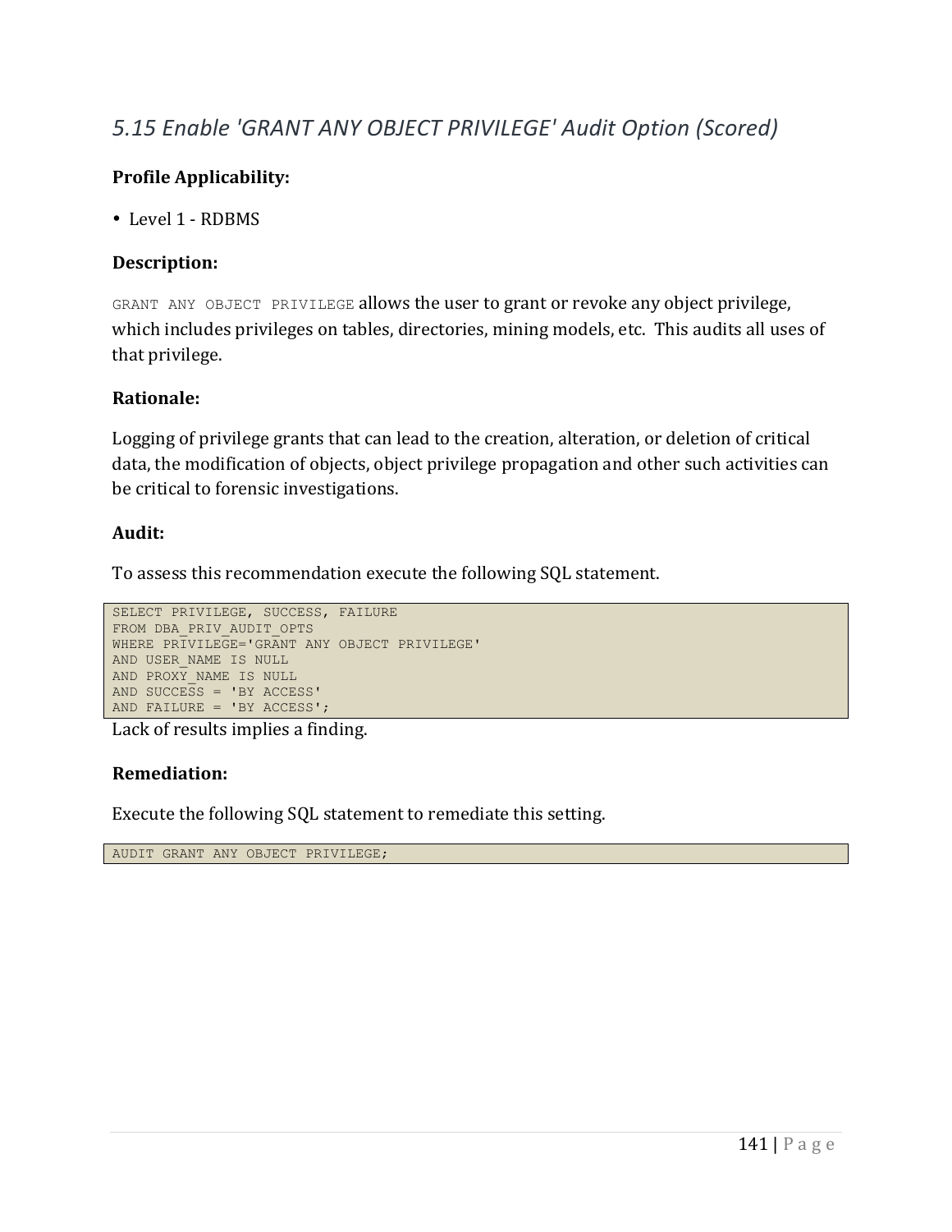## *5.15 Enable 'GRANT ANY OBJECT PRIVILEGE' Audit Option (Scored)*

**Profile Applicability:**

- Level 1 - RDBMS

**Description:**

`GRANT ANY OBJECT PRIVILEGE` allows the user to grant or revoke any object privilege, which includes privileges on tables, directories, mining models, etc. This audits all uses of that privilege.

**Rationale:**

Logging of privilege grants that can lead to the creation, alteration, or deletion of critical data, the modification of objects, object privilege propagation and other such activities can be critical to forensic investigations.

**Audit:**

To assess this recommendation execute the following SQL statement.

```
SELECT PRIVILEGE, SUCCESS, FAILURE
FROM DBA_PRIV_AUDIT_OPTS
WHERE PRIVILEGE='GRANT ANY OBJECT PRIVILEGE'
AND USER_NAME IS NULL
AND PROXY_NAME IS NULL
AND SUCCESS = 'BY ACCESS'
AND FAILURE = 'BY ACCESS';
```

Lack of results implies a finding.

**Remediation:**

Execute the following SQL statement to remediate this setting.

```
AUDIT GRANT ANY OBJECT PRIVILEGE;
```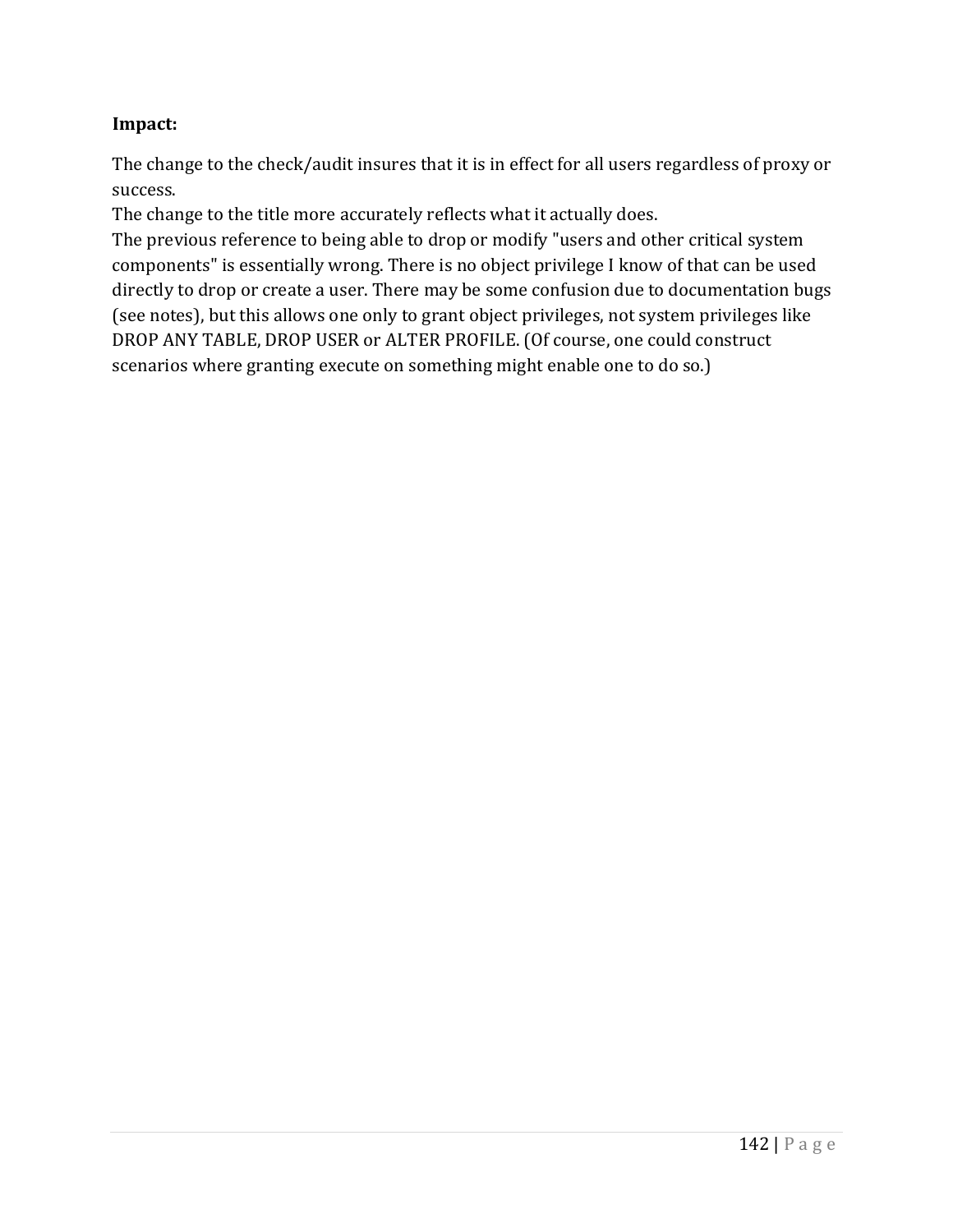**Impact:**

The change to the check/audit insures that it is in effect for all users regardless of proxy or success.
The change to the title more accurately reflects what it actually does.
The previous reference to being able to drop or modify "users and other critical system components" is essentially wrong. There is no object privilege I know of that can be used directly to drop or create a user. There may be some confusion due to documentation bugs (see notes), but this allows one only to grant object privileges, not system privileges like DROP ANY TABLE, DROP USER or ALTER PROFILE. (Of course, one could construct scenarios where granting execute on something might enable one to do so.)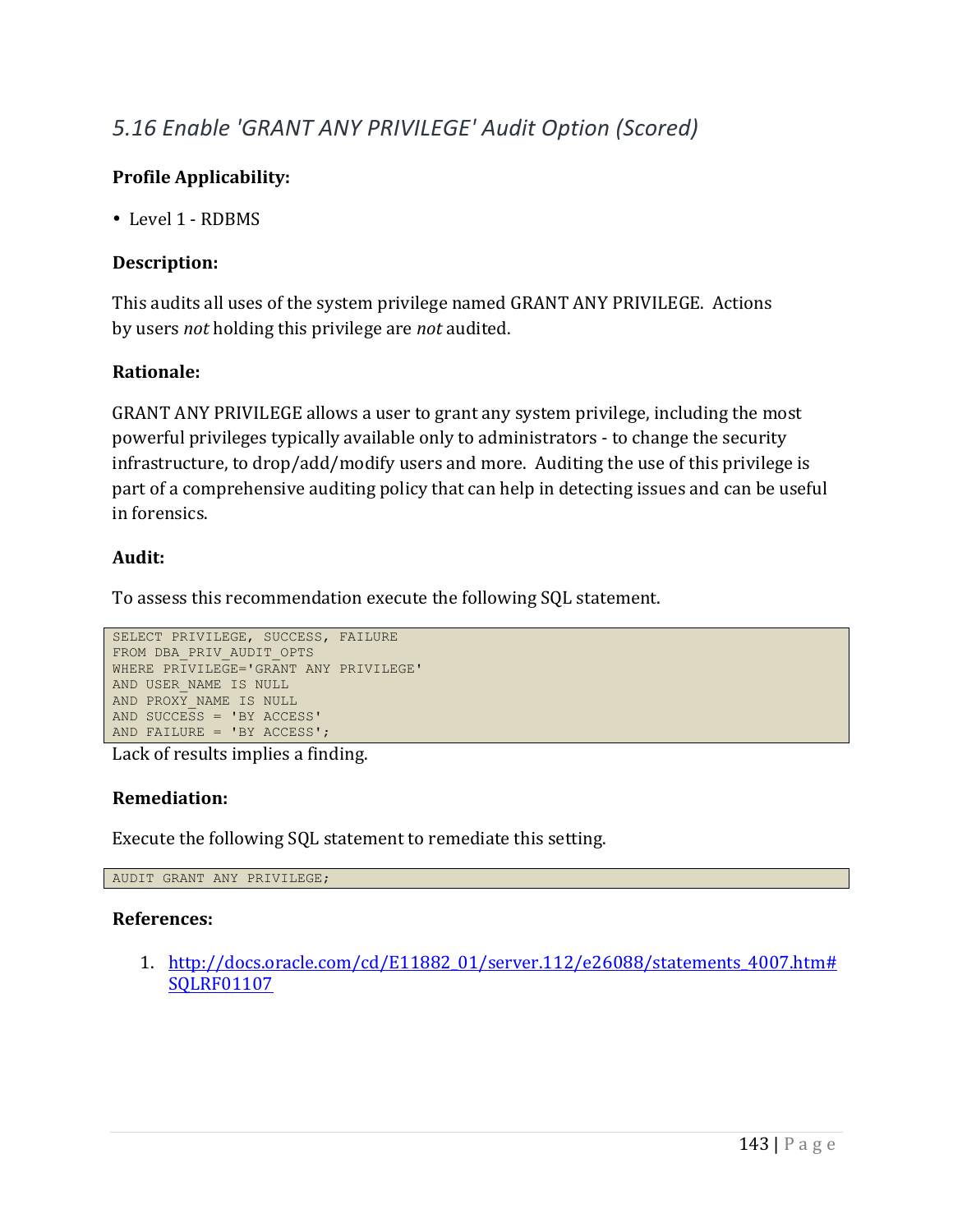## *5.16 Enable 'GRANT ANY PRIVILEGE' Audit Option (Scored)*

**Profile Applicability:**

- Level 1 - RDBMS

**Description:**

This audits all uses of the system privilege named GRANT ANY PRIVILEGE. Actions by users *not* holding this privilege are *not* audited.

**Rationale:**

GRANT ANY PRIVILEGE allows a user to grant any system privilege, including the most powerful privileges typically available only to administrators - to change the security infrastructure, to drop/add/modify users and more. Auditing the use of this privilege is part of a comprehensive auditing policy that can help in detecting issues and can be useful in forensics.

**Audit:**

To assess this recommendation execute the following SQL statement.

```
SELECT PRIVILEGE, SUCCESS, FAILURE
FROM DBA_PRIV_AUDIT_OPTS
WHERE PRIVILEGE='GRANT ANY PRIVILEGE'
AND USER_NAME IS NULL
AND PROXY_NAME IS NULL
AND SUCCESS = 'BY ACCESS'
AND FAILURE = 'BY ACCESS';
```

Lack of results implies a finding.

**Remediation:**

Execute the following SQL statement to remediate this setting.

```
AUDIT GRANT ANY PRIVILEGE;
```

**References:**

1. http://docs.oracle.com/cd/E11882_01/server.112/e26088/statements_4007.htm#SQLRF01107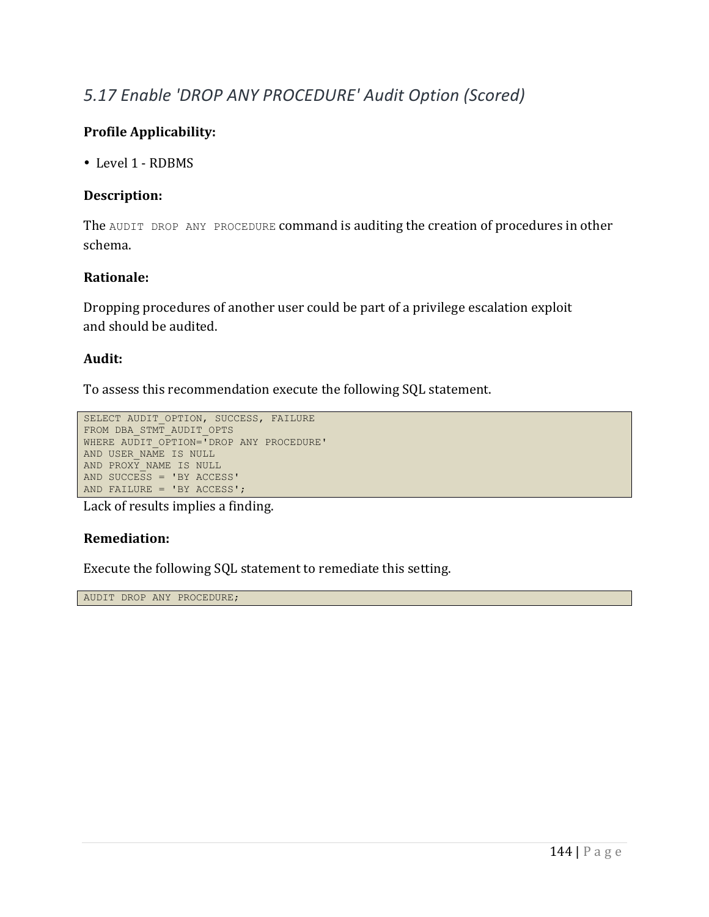## *5.17 Enable 'DROP ANY PROCEDURE' Audit Option (Scored)*

**Profile Applicability:**

- Level 1 - RDBMS

**Description:**

The `AUDIT DROP ANY PROCEDURE` command is auditing the creation of procedures in other schema.

**Rationale:**

Dropping procedures of another user could be part of a privilege escalation exploit and should be audited.

**Audit:**

To assess this recommendation execute the following SQL statement.

```
SELECT AUDIT_OPTION, SUCCESS, FAILURE
FROM DBA_STMT_AUDIT_OPTS
WHERE AUDIT_OPTION='DROP ANY PROCEDURE'
AND USER_NAME IS NULL
AND PROXY_NAME IS NULL
AND SUCCESS = 'BY ACCESS'
AND FAILURE = 'BY ACCESS';
```

Lack of results implies a finding.

**Remediation:**

Execute the following SQL statement to remediate this setting.

```
AUDIT DROP ANY PROCEDURE;
```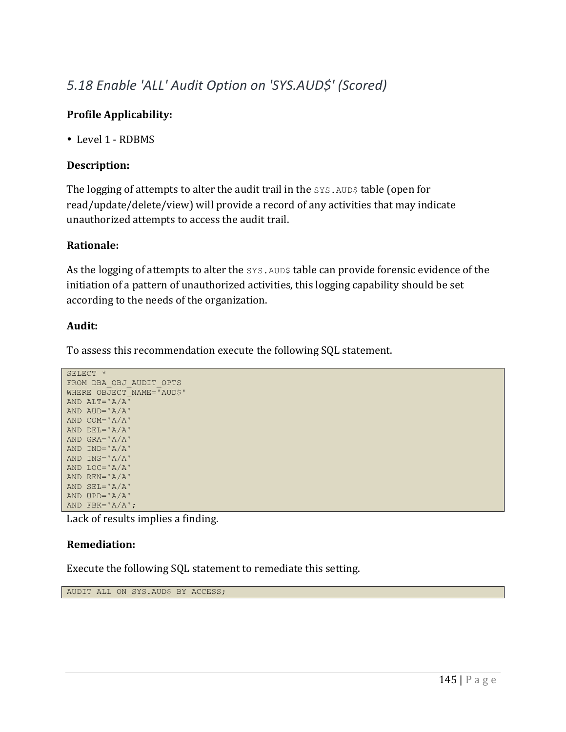## *5.18 Enable 'ALL' Audit Option on 'SYS.AUD$' (Scored)*

**Profile Applicability:**

- Level 1 - RDBMS

**Description:**

The logging of attempts to alter the audit trail in the `SYS.AUD$` table (open for read/update/delete/view) will provide a record of any activities that may indicate unauthorized attempts to access the audit trail.

**Rationale:**

As the logging of attempts to alter the `SYS.AUD$` table can provide forensic evidence of the initiation of a pattern of unauthorized activities, this logging capability should be set according to the needs of the organization.

**Audit:**

To assess this recommendation execute the following SQL statement.

```
SELECT *
FROM DBA_OBJ_AUDIT_OPTS
WHERE OBJECT_NAME='AUD$'
AND ALT='A/A'
AND AUD='A/A'
AND COM='A/A'
AND DEL='A/A'
AND GRA='A/A'
AND IND='A/A'
AND INS='A/A'
AND LOC='A/A'
AND REN='A/A'
AND SEL='A/A'
AND UPD='A/A'
AND FBK='A/A';
```

Lack of results implies a finding.

**Remediation:**

Execute the following SQL statement to remediate this setting.

```
AUDIT ALL ON SYS.AUD$ BY ACCESS;
```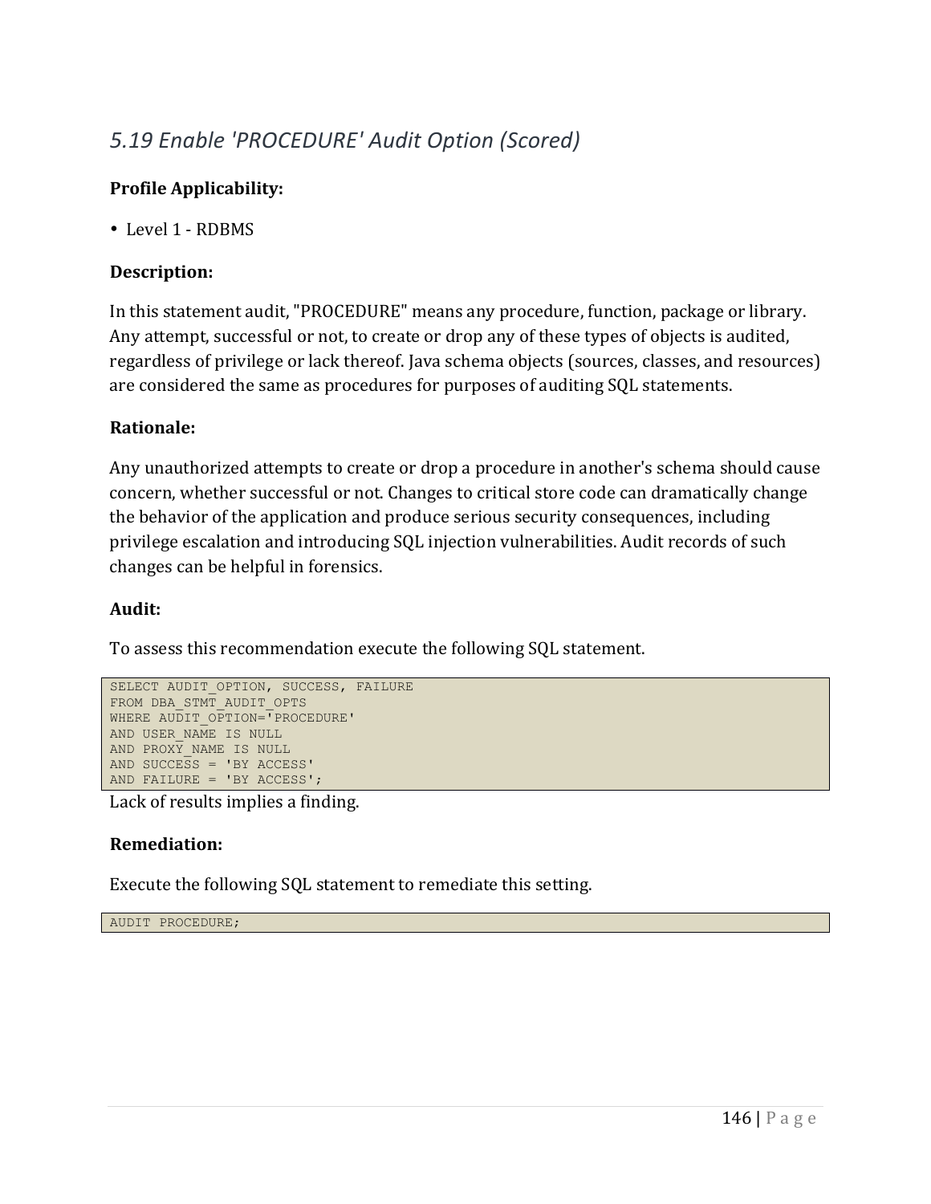## *5.19 Enable 'PROCEDURE' Audit Option (Scored)*

**Profile Applicability:**

- Level 1 - RDBMS

**Description:**

In this statement audit, "PROCEDURE" means any procedure, function, package or library. Any attempt, successful or not, to create or drop any of these types of objects is audited, regardless of privilege or lack thereof. Java schema objects (sources, classes, and resources) are considered the same as procedures for purposes of auditing SQL statements.

**Rationale:**

Any unauthorized attempts to create or drop a procedure in another's schema should cause concern, whether successful or not. Changes to critical store code can dramatically change the behavior of the application and produce serious security consequences, including privilege escalation and introducing SQL injection vulnerabilities. Audit records of such changes can be helpful in forensics.

**Audit:**

To assess this recommendation execute the following SQL statement.

```
SELECT AUDIT_OPTION, SUCCESS, FAILURE
FROM DBA_STMT_AUDIT_OPTS
WHERE AUDIT_OPTION='PROCEDURE'
AND USER_NAME IS NULL
AND PROXY_NAME IS NULL
AND SUCCESS = 'BY ACCESS'
AND FAILURE = 'BY ACCESS';
```

Lack of results implies a finding.

**Remediation:**

Execute the following SQL statement to remediate this setting.

```
AUDIT PROCEDURE;
```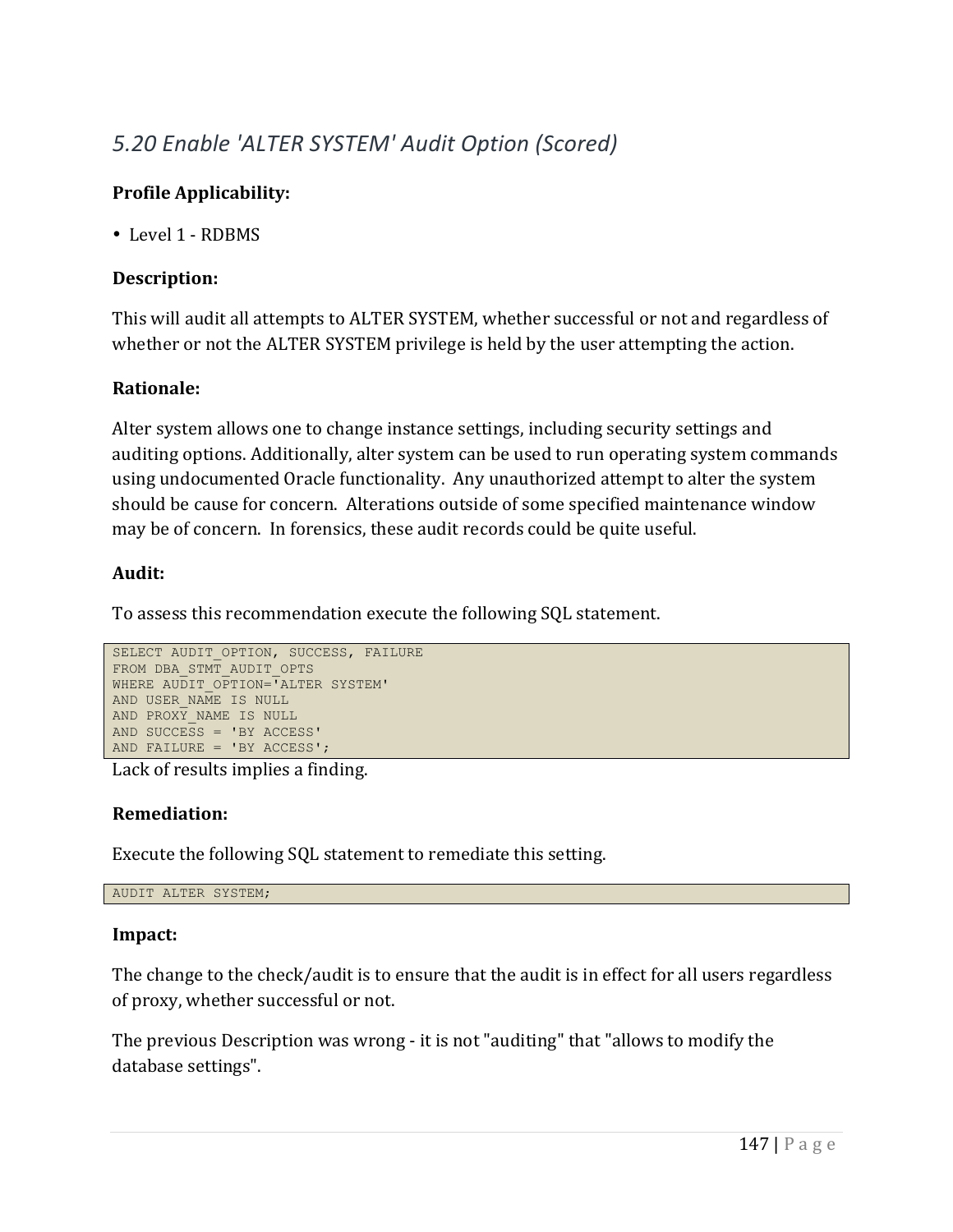## *5.20 Enable 'ALTER SYSTEM' Audit Option (Scored)*

**Profile Applicability:**

- Level 1 - RDBMS

**Description:**

This will audit all attempts to ALTER SYSTEM, whether successful or not and regardless of whether or not the ALTER SYSTEM privilege is held by the user attempting the action.

**Rationale:**

Alter system allows one to change instance settings, including security settings and auditing options. Additionally, alter system can be used to run operating system commands using undocumented Oracle functionality. Any unauthorized attempt to alter the system should be cause for concern. Alterations outside of some specified maintenance window may be of concern. In forensics, these audit records could be quite useful.

**Audit:**

To assess this recommendation execute the following SQL statement.

```
SELECT AUDIT_OPTION, SUCCESS, FAILURE
FROM DBA_STMT_AUDIT_OPTS
WHERE AUDIT_OPTION='ALTER SYSTEM'
AND USER_NAME IS NULL
AND PROXY_NAME IS NULL
AND SUCCESS = 'BY ACCESS'
AND FAILURE = 'BY ACCESS';
```

Lack of results implies a finding.

**Remediation:**

Execute the following SQL statement to remediate this setting.

```
AUDIT ALTER SYSTEM;
```

**Impact:**

The change to the check/audit is to ensure that the audit is in effect for all users regardless of proxy, whether successful or not.

The previous Description was wrong - it is not "auditing" that "allows to modify the database settings".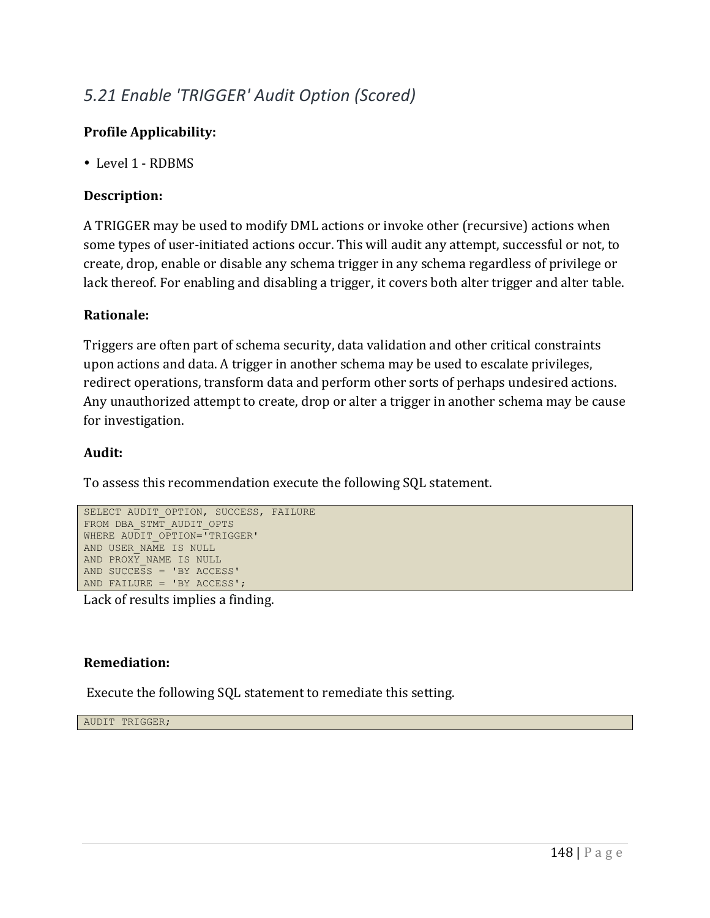## *5.21 Enable 'TRIGGER' Audit Option (Scored)*

**Profile Applicability:**

- Level 1 - RDBMS

**Description:**

A TRIGGER may be used to modify DML actions or invoke other (recursive) actions when some types of user-initiated actions occur. This will audit any attempt, successful or not, to create, drop, enable or disable any schema trigger in any schema regardless of privilege or lack thereof. For enabling and disabling a trigger, it covers both alter trigger and alter table.

**Rationale:**

Triggers are often part of schema security, data validation and other critical constraints upon actions and data. A trigger in another schema may be used to escalate privileges, redirect operations, transform data and perform other sorts of perhaps undesired actions. Any unauthorized attempt to create, drop or alter a trigger in another schema may be cause for investigation.

**Audit:**

To assess this recommendation execute the following SQL statement.

```
SELECT AUDIT_OPTION, SUCCESS, FAILURE
FROM DBA_STMT_AUDIT_OPTS
WHERE AUDIT_OPTION='TRIGGER'
AND USER_NAME IS NULL
AND PROXY_NAME IS NULL
AND SUCCESS = 'BY ACCESS'
AND FAILURE = 'BY ACCESS';
```

Lack of results implies a finding.

**Remediation:**

Execute the following SQL statement to remediate this setting.

```
AUDIT TRIGGER;
```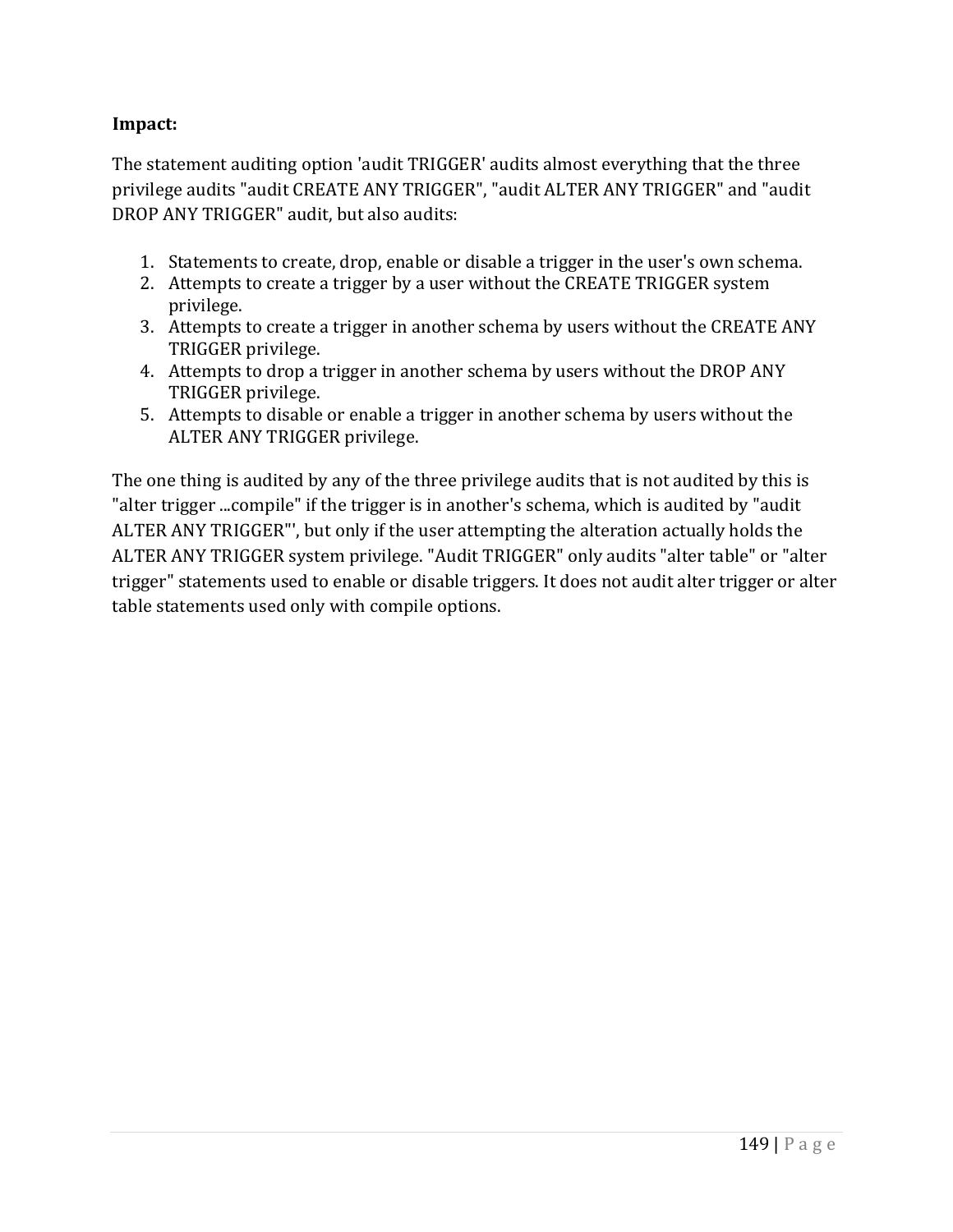**Impact:**

The statement auditing option 'audit TRIGGER' audits almost everything that the three privilege audits "audit CREATE ANY TRIGGER", "audit ALTER ANY TRIGGER" and "audit DROP ANY TRIGGER" audit, but also audits:

1. Statements to create, drop, enable or disable a trigger in the user's own schema.
2. Attempts to create a trigger by a user without the CREATE TRIGGER system privilege.
3. Attempts to create a trigger in another schema by users without the CREATE ANY TRIGGER privilege.
4. Attempts to drop a trigger in another schema by users without the DROP ANY TRIGGER privilege.
5. Attempts to disable or enable a trigger in another schema by users without the ALTER ANY TRIGGER privilege.

The one thing is audited by any of the three privilege audits that is not audited by this is "alter trigger ...compile" if the trigger is in another's schema, which is audited by "audit ALTER ANY TRIGGER"', but only if the user attempting the alteration actually holds the ALTER ANY TRIGGER system privilege. "Audit TRIGGER" only audits "alter table" or "alter trigger" statements used to enable or disable triggers. It does not audit alter trigger or alter table statements used only with compile options.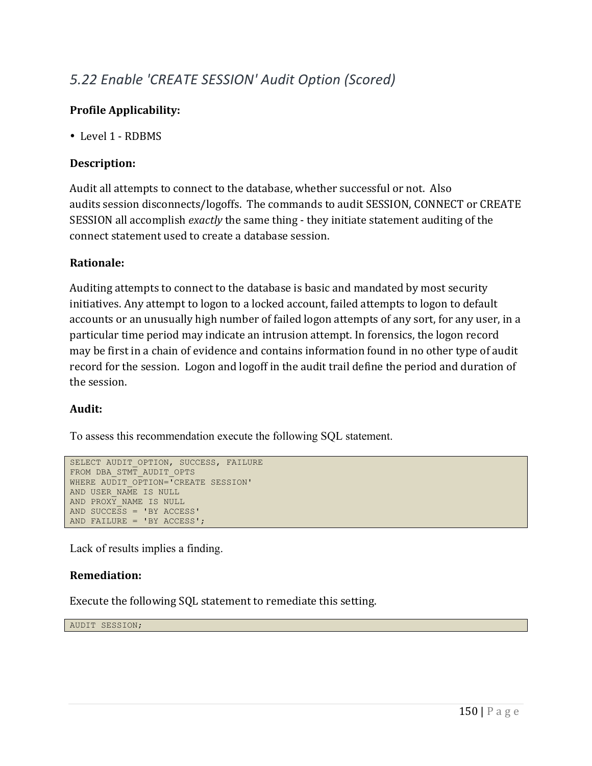## *5.22 Enable 'CREATE SESSION' Audit Option (Scored)*

**Profile Applicability:**

- Level 1 - RDBMS

**Description:**

Audit all attempts to connect to the database, whether successful or not. Also audits session disconnects/logoffs. The commands to audit SESSION, CONNECT or CREATE SESSION all accomplish *exactly* the same thing - they initiate statement auditing of the connect statement used to create a database session.

**Rationale:**

Auditing attempts to connect to the database is basic and mandated by most security initiatives. Any attempt to logon to a locked account, failed attempts to logon to default accounts or an unusually high number of failed logon attempts of any sort, for any user, in a particular time period may indicate an intrusion attempt. In forensics, the logon record may be first in a chain of evidence and contains information found in no other type of audit record for the session. Logon and logoff in the audit trail define the period and duration of the session.

**Audit:**

To assess this recommendation execute the following SQL statement.

```
SELECT AUDIT_OPTION, SUCCESS, FAILURE
FROM DBA_STMT_AUDIT_OPTS
WHERE AUDIT_OPTION='CREATE SESSION'
AND USER_NAME IS NULL
AND PROXY_NAME IS NULL
AND SUCCESS = 'BY ACCESS'
AND FAILURE = 'BY ACCESS';
```

Lack of results implies a finding.

**Remediation:**

Execute the following SQL statement to remediate this setting.

```
AUDIT SESSION;
```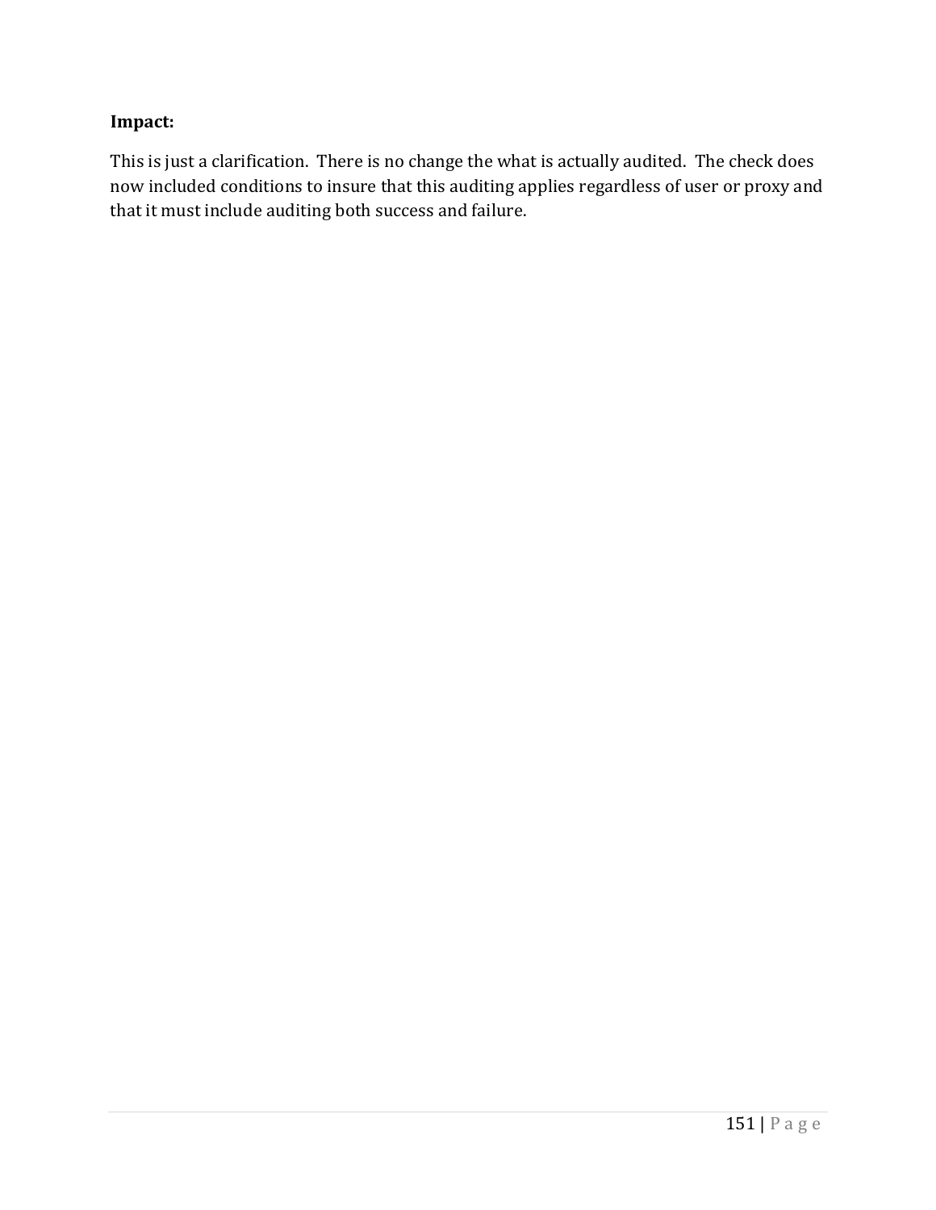**Impact:**

This is just a clarification. There is no change the what is actually audited. The check does now included conditions to insure that this auditing applies regardless of user or proxy and that it must include auditing both success and failure.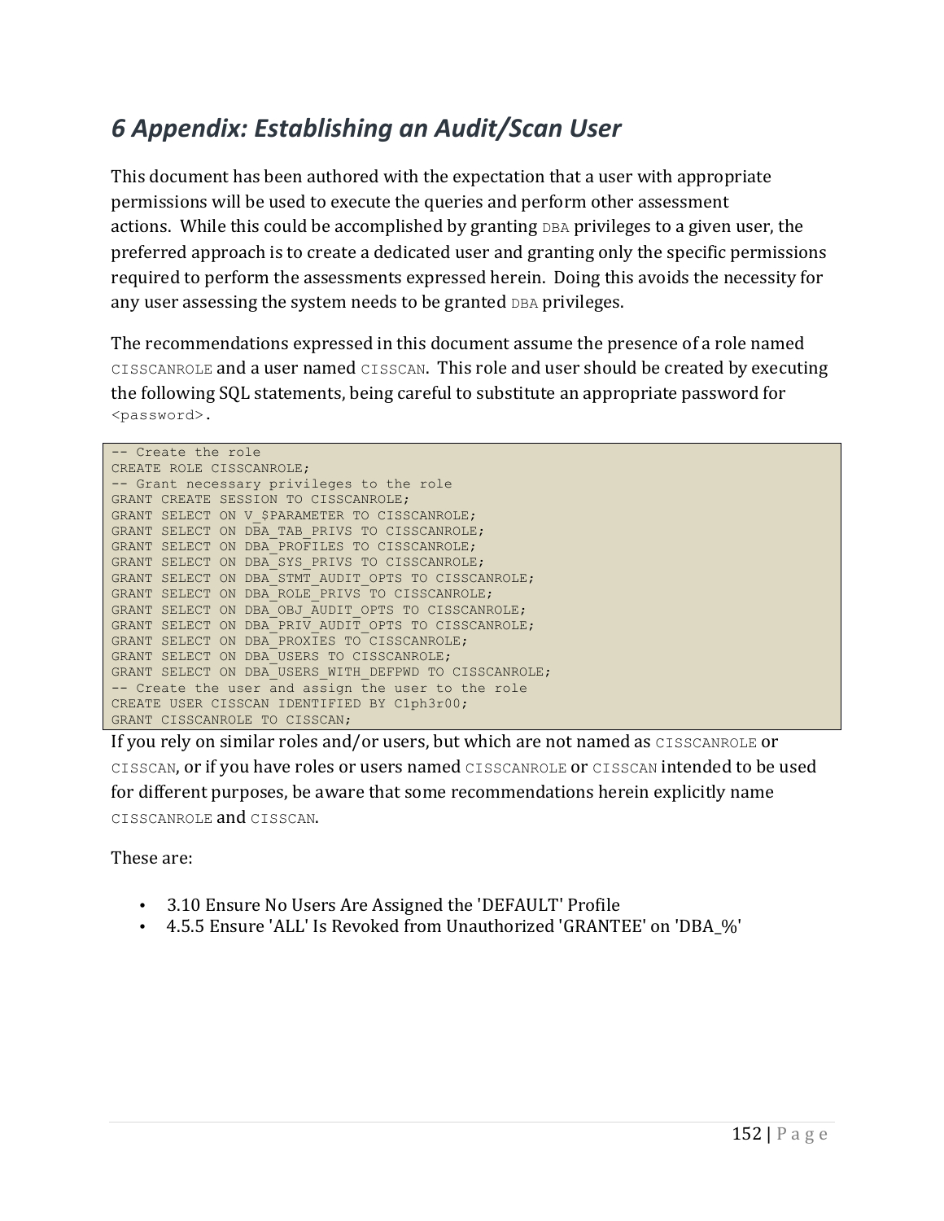# 6 Appendix: Establishing an Audit/Scan User

This document has been authored with the expectation that a user with appropriate permissions will be used to execute the queries and perform other assessment actions. While this could be accomplished by granting `DBA` privileges to a given user, the preferred approach is to create a dedicated user and granting only the specific permissions required to perform the assessments expressed herein. Doing this avoids the necessity for any user assessing the system needs to be granted `DBA` privileges.

The recommendations expressed in this document assume the presence of a role named `CISSCANROLE` and a user named `CISSCAN`. This role and user should be created by executing the following SQL statements, being careful to substitute an appropriate password for `<password>`.

```
-- Create the role
CREATE ROLE CISSCANROLE;
-- Grant necessary privileges to the role
GRANT CREATE SESSION TO CISSCANROLE;
GRANT SELECT ON V_$PARAMETER TO CISSCANROLE;
GRANT SELECT ON DBA_TAB_PRIVS TO CISSCANROLE;
GRANT SELECT ON DBA_PROFILES TO CISSCANROLE;
GRANT SELECT ON DBA_SYS_PRIVS TO CISSCANROLE;
GRANT SELECT ON DBA_STMT_AUDIT_OPTS TO CISSCANROLE;
GRANT SELECT ON DBA_ROLE_PRIVS TO CISSCANROLE;
GRANT SELECT ON DBA_OBJ_AUDIT_OPTS TO CISSCANROLE;
GRANT SELECT ON DBA_PRIV_AUDIT_OPTS TO CISSCANROLE;
GRANT SELECT ON DBA_PROXIES TO CISSCANROLE;
GRANT SELECT ON DBA_USERS TO CISSCANROLE;
GRANT SELECT ON DBA_USERS_WITH_DEFPWD TO CISSCANROLE;
-- Create the user and assign the user to the role
CREATE USER CISSCAN IDENTIFIED BY C1ph3r00;
GRANT CISSCANROLE TO CISSCAN;
```

If you rely on similar roles and/or users, but which are not named as `CISSCANROLE` or `CISSCAN`, or if you have roles or users named `CISSCANROLE` or `CISSCAN` intended to be used for different purposes, be aware that some recommendations herein explicitly name `CISSCANROLE` and `CISSCAN`.

These are:

- 3.10 Ensure No Users Are Assigned the 'DEFAULT' Profile
- 4.5.5 Ensure 'ALL' Is Revoked from Unauthorized 'GRANTEE' on 'DBA_%'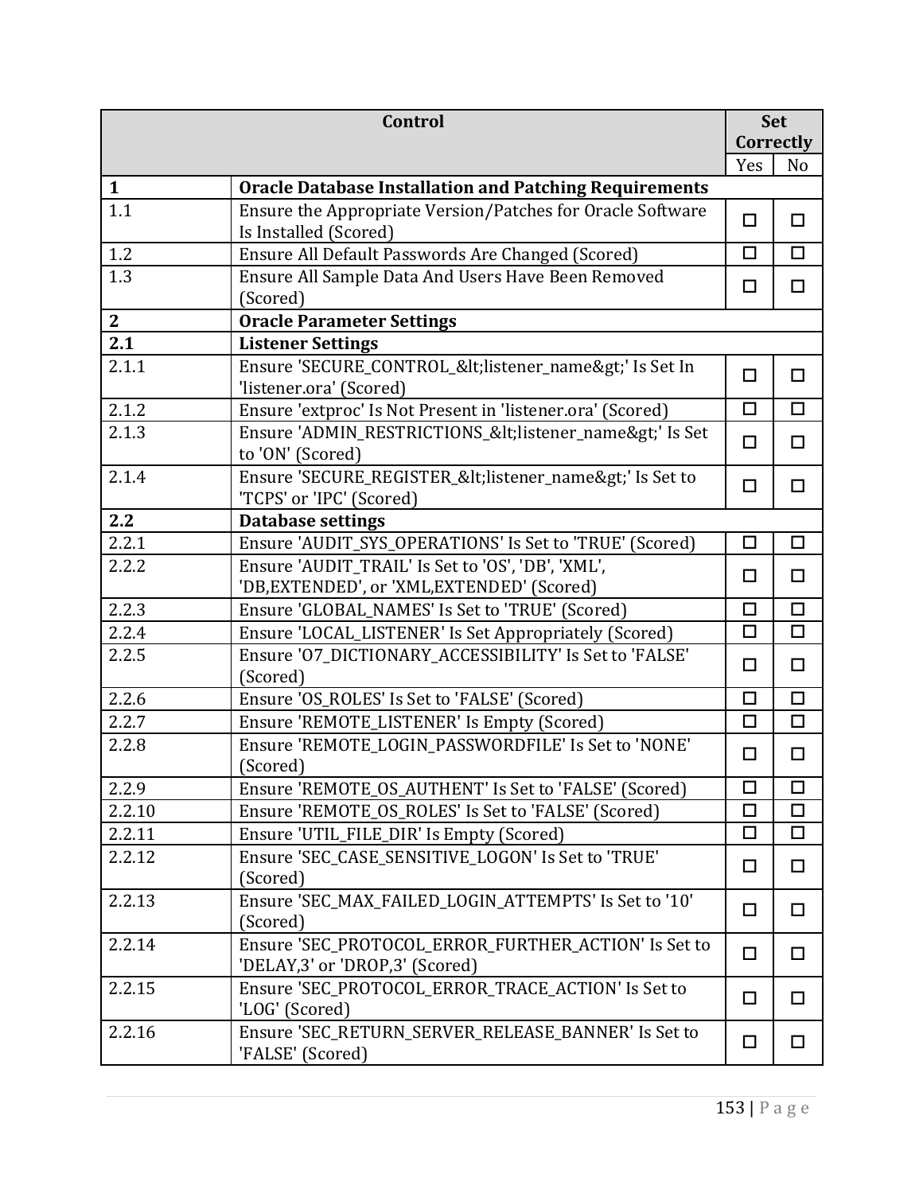| Control | | Set Correctly | |
|---|---|---|---|
| | | Yes | No |
| **1** | **Oracle Database Installation and Patching Requirements** | | |
| 1.1 | Ensure the Appropriate Version/Patches for Oracle Software Is Installed (Scored) | ☐ | ☐ |
| 1.2 | Ensure All Default Passwords Are Changed (Scored) | ☐ | ☐ |
| 1.3 | Ensure All Sample Data And Users Have Been Removed (Scored) | ☐ | ☐ |
| **2** | **Oracle Parameter Settings** | | |
| **2.1** | **Listener Settings** | | |
| 2.1.1 | Ensure 'SECURE_CONTROL_&lt;listener_name&gt;' Is Set In 'listener.ora' (Scored) | ☐ | ☐ |
| 2.1.2 | Ensure 'extproc' Is Not Present in 'listener.ora' (Scored) | ☐ | ☐ |
| 2.1.3 | Ensure 'ADMIN_RESTRICTIONS_&lt;listener_name&gt;' Is Set to 'ON' (Scored) | ☐ | ☐ |
| 2.1.4 | Ensure 'SECURE_REGISTER_&lt;listener_name&gt;' Is Set to 'TCPS' or 'IPC' (Scored) | ☐ | ☐ |
| **2.2** | **Database settings** | | |
| 2.2.1 | Ensure 'AUDIT_SYS_OPERATIONS' Is Set to 'TRUE' (Scored) | ☐ | ☐ |
| 2.2.2 | Ensure 'AUDIT_TRAIL' Is Set to 'OS', 'DB', 'XML', 'DB,EXTENDED', or 'XML,EXTENDED' (Scored) | ☐ | ☐ |
| 2.2.3 | Ensure 'GLOBAL_NAMES' Is Set to 'TRUE' (Scored) | ☐ | ☐ |
| 2.2.4 | Ensure 'LOCAL_LISTENER' Is Set Appropriately (Scored) | ☐ | ☐ |
| 2.2.5 | Ensure 'O7_DICTIONARY_ACCESSIBILITY' Is Set to 'FALSE' (Scored) | ☐ | ☐ |
| 2.2.6 | Ensure 'OS_ROLES' Is Set to 'FALSE' (Scored) | ☐ | ☐ |
| 2.2.7 | Ensure 'REMOTE_LISTENER' Is Empty (Scored) | ☐ | ☐ |
| 2.2.8 | Ensure 'REMOTE_LOGIN_PASSWORDFILE' Is Set to 'NONE' (Scored) | ☐ | ☐ |
| 2.2.9 | Ensure 'REMOTE_OS_AUTHENT' Is Set to 'FALSE' (Scored) | ☐ | ☐ |
| 2.2.10 | Ensure 'REMOTE_OS_ROLES' Is Set to 'FALSE' (Scored) | ☐ | ☐ |
| 2.2.11 | Ensure 'UTIL_FILE_DIR' Is Empty (Scored) | ☐ | ☐ |
| 2.2.12 | Ensure 'SEC_CASE_SENSITIVE_LOGON' Is Set to 'TRUE' (Scored) | ☐ | ☐ |
| 2.2.13 | Ensure 'SEC_MAX_FAILED_LOGIN_ATTEMPTS' Is Set to '10' (Scored) | ☐ | ☐ |
| 2.2.14 | Ensure 'SEC_PROTOCOL_ERROR_FURTHER_ACTION' Is Set to 'DELAY,3' or 'DROP,3' (Scored) | ☐ | ☐ |
| 2.2.15 | Ensure 'SEC_PROTOCOL_ERROR_TRACE_ACTION' Is Set to 'LOG' (Scored) | ☐ | ☐ |
| 2.2.16 | Ensure 'SEC_RETURN_SERVER_RELEASE_BANNER' Is Set to 'FALSE' (Scored) | ☐ | ☐ |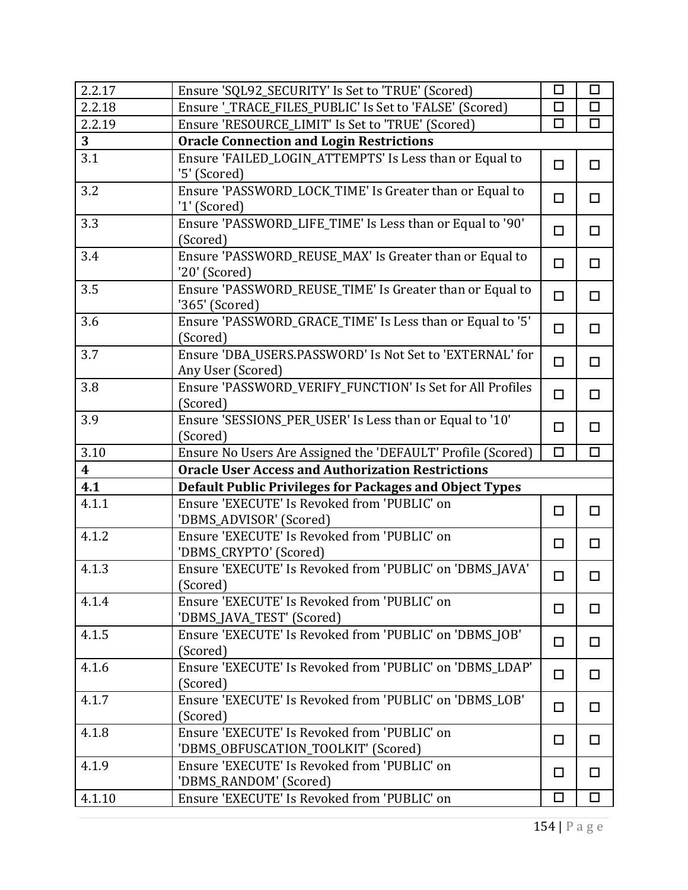| | | | |
|---|---|---|---|
| 2.2.17 | Ensure 'SQL92_SECURITY' Is Set to 'TRUE' (Scored) | ☐ | ☐ |
| 2.2.18 | Ensure '_TRACE_FILES_PUBLIC' Is Set to 'FALSE' (Scored) | ☐ | ☐ |
| 2.2.19 | Ensure 'RESOURCE_LIMIT' Is Set to 'TRUE' (Scored) | ☐ | ☐ |
| **3** | **Oracle Connection and Login Restrictions** | | |
| 3.1 | Ensure 'FAILED_LOGIN_ATTEMPTS' Is Less than or Equal to '5' (Scored) | ☐ | ☐ |
| 3.2 | Ensure 'PASSWORD_LOCK_TIME' Is Greater than or Equal to '1' (Scored) | ☐ | ☐ |
| 3.3 | Ensure 'PASSWORD_LIFE_TIME' Is Less than or Equal to '90' (Scored) | ☐ | ☐ |
| 3.4 | Ensure 'PASSWORD_REUSE_MAX' Is Greater than or Equal to '20' (Scored) | ☐ | ☐ |
| 3.5 | Ensure 'PASSWORD_REUSE_TIME' Is Greater than or Equal to '365' (Scored) | ☐ | ☐ |
| 3.6 | Ensure 'PASSWORD_GRACE_TIME' Is Less than or Equal to '5' (Scored) | ☐ | ☐ |
| 3.7 | Ensure 'DBA_USERS.PASSWORD' Is Not Set to 'EXTERNAL' for Any User (Scored) | ☐ | ☐ |
| 3.8 | Ensure 'PASSWORD_VERIFY_FUNCTION' Is Set for All Profiles (Scored) | ☐ | ☐ |
| 3.9 | Ensure 'SESSIONS_PER_USER' Is Less than or Equal to '10' (Scored) | ☐ | ☐ |
| 3.10 | Ensure No Users Are Assigned the 'DEFAULT' Profile (Scored) | ☐ | ☐ |
| **4** | **Oracle User Access and Authorization Restrictions** | | |
| **4.1** | **Default Public Privileges for Packages and Object Types** | | |
| 4.1.1 | Ensure 'EXECUTE' Is Revoked from 'PUBLIC' on 'DBMS_ADVISOR' (Scored) | ☐ | ☐ |
| 4.1.2 | Ensure 'EXECUTE' Is Revoked from 'PUBLIC' on 'DBMS_CRYPTO' (Scored) | ☐ | ☐ |
| 4.1.3 | Ensure 'EXECUTE' Is Revoked from 'PUBLIC' on 'DBMS_JAVA' (Scored) | ☐ | ☐ |
| 4.1.4 | Ensure 'EXECUTE' Is Revoked from 'PUBLIC' on 'DBMS_JAVA_TEST' (Scored) | ☐ | ☐ |
| 4.1.5 | Ensure 'EXECUTE' Is Revoked from 'PUBLIC' on 'DBMS_JOB' (Scored) | ☐ | ☐ |
| 4.1.6 | Ensure 'EXECUTE' Is Revoked from 'PUBLIC' on 'DBMS_LDAP' (Scored) | ☐ | ☐ |
| 4.1.7 | Ensure 'EXECUTE' Is Revoked from 'PUBLIC' on 'DBMS_LOB' (Scored) | ☐ | ☐ |
| 4.1.8 | Ensure 'EXECUTE' Is Revoked from 'PUBLIC' on 'DBMS_OBFUSCATION_TOOLKIT' (Scored) | ☐ | ☐ |
| 4.1.9 | Ensure 'EXECUTE' Is Revoked from 'PUBLIC' on 'DBMS_RANDOM' (Scored) | ☐ | ☐ |
| 4.1.10 | Ensure 'EXECUTE' Is Revoked from 'PUBLIC' on | ☐ | ☐ |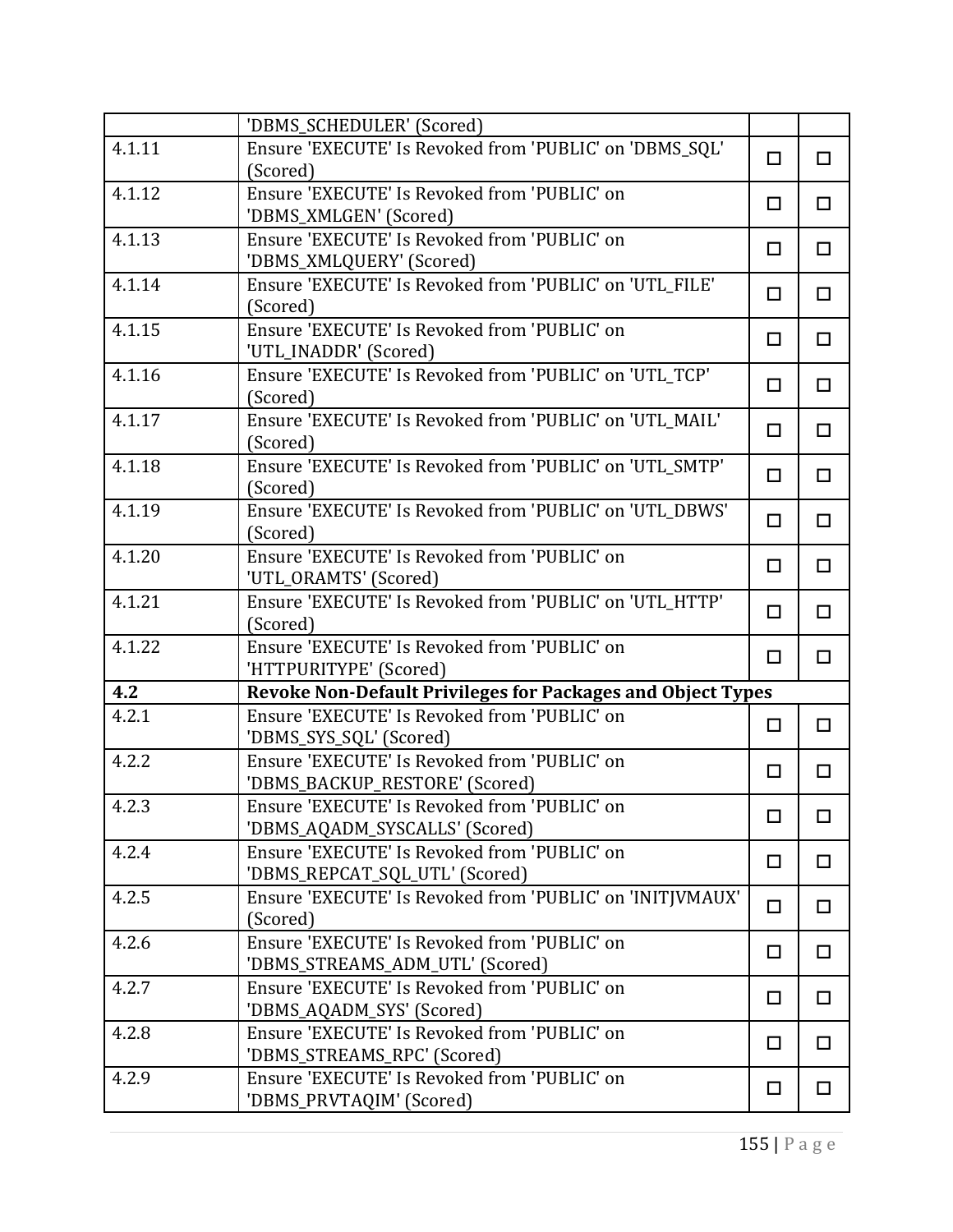| | | | |
|---|---|---|---|
| | 'DBMS_SCHEDULER' (Scored) | | |
| 4.1.11 | Ensure 'EXECUTE' Is Revoked from 'PUBLIC' on 'DBMS_SQL' (Scored) | ☐ | ☐ |
| 4.1.12 | Ensure 'EXECUTE' Is Revoked from 'PUBLIC' on 'DBMS_XMLGEN' (Scored) | ☐ | ☐ |
| 4.1.13 | Ensure 'EXECUTE' Is Revoked from 'PUBLIC' on 'DBMS_XMLQUERY' (Scored) | ☐ | ☐ |
| 4.1.14 | Ensure 'EXECUTE' Is Revoked from 'PUBLIC' on 'UTL_FILE' (Scored) | ☐ | ☐ |
| 4.1.15 | Ensure 'EXECUTE' Is Revoked from 'PUBLIC' on 'UTL_INADDR' (Scored) | ☐ | ☐ |
| 4.1.16 | Ensure 'EXECUTE' Is Revoked from 'PUBLIC' on 'UTL_TCP' (Scored) | ☐ | ☐ |
| 4.1.17 | Ensure 'EXECUTE' Is Revoked from 'PUBLIC' on 'UTL_MAIL' (Scored) | ☐ | ☐ |
| 4.1.18 | Ensure 'EXECUTE' Is Revoked from 'PUBLIC' on 'UTL_SMTP' (Scored) | ☐ | ☐ |
| 4.1.19 | Ensure 'EXECUTE' Is Revoked from 'PUBLIC' on 'UTL_DBWS' (Scored) | ☐ | ☐ |
| 4.1.20 | Ensure 'EXECUTE' Is Revoked from 'PUBLIC' on 'UTL_ORAMTS' (Scored) | ☐ | ☐ |
| 4.1.21 | Ensure 'EXECUTE' Is Revoked from 'PUBLIC' on 'UTL_HTTP' (Scored) | ☐ | ☐ |
| 4.1.22 | Ensure 'EXECUTE' Is Revoked from 'PUBLIC' on 'HTTPURITYPE' (Scored) | ☐ | ☐ |
| **4.2** | **Revoke Non-Default Privileges for Packages and Object Types** | | |
| 4.2.1 | Ensure 'EXECUTE' Is Revoked from 'PUBLIC' on 'DBMS_SYS_SQL' (Scored) | ☐ | ☐ |
| 4.2.2 | Ensure 'EXECUTE' Is Revoked from 'PUBLIC' on 'DBMS_BACKUP_RESTORE' (Scored) | ☐ | ☐ |
| 4.2.3 | Ensure 'EXECUTE' Is Revoked from 'PUBLIC' on 'DBMS_AQADM_SYSCALLS' (Scored) | ☐ | ☐ |
| 4.2.4 | Ensure 'EXECUTE' Is Revoked from 'PUBLIC' on 'DBMS_REPCAT_SQL_UTL' (Scored) | ☐ | ☐ |
| 4.2.5 | Ensure 'EXECUTE' Is Revoked from 'PUBLIC' on 'INITJVMAUX' (Scored) | ☐ | ☐ |
| 4.2.6 | Ensure 'EXECUTE' Is Revoked from 'PUBLIC' on 'DBMS_STREAMS_ADM_UTL' (Scored) | ☐ | ☐ |
| 4.2.7 | Ensure 'EXECUTE' Is Revoked from 'PUBLIC' on 'DBMS_AQADM_SYS' (Scored) | ☐ | ☐ |
| 4.2.8 | Ensure 'EXECUTE' Is Revoked from 'PUBLIC' on 'DBMS_STREAMS_RPC' (Scored) | ☐ | ☐ |
| 4.2.9 | Ensure 'EXECUTE' Is Revoked from 'PUBLIC' on 'DBMS_PRVTAQIM' (Scored) | ☐ | ☐ |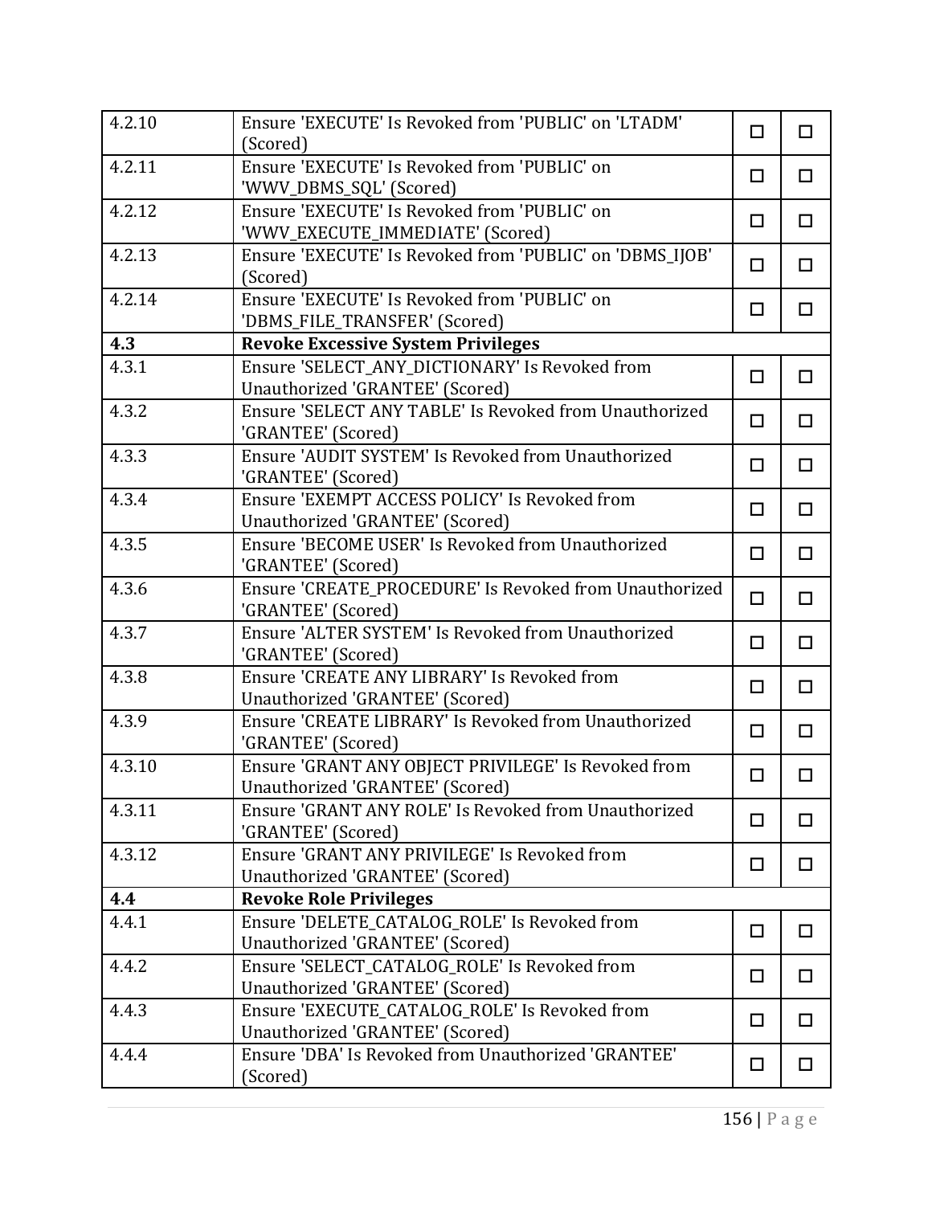| | | | |
|---|---|---|---|
| 4.2.10 | Ensure 'EXECUTE' Is Revoked from 'PUBLIC' on 'LTADM' (Scored) | ☐ | ☐ |
| 4.2.11 | Ensure 'EXECUTE' Is Revoked from 'PUBLIC' on 'WWV_DBMS_SQL' (Scored) | ☐ | ☐ |
| 4.2.12 | Ensure 'EXECUTE' Is Revoked from 'PUBLIC' on 'WWV_EXECUTE_IMMEDIATE' (Scored) | ☐ | ☐ |
| 4.2.13 | Ensure 'EXECUTE' Is Revoked from 'PUBLIC' on 'DBMS_IJOB' (Scored) | ☐ | ☐ |
| 4.2.14 | Ensure 'EXECUTE' Is Revoked from 'PUBLIC' on 'DBMS_FILE_TRANSFER' (Scored) | ☐ | ☐ |
| **4.3** | **Revoke Excessive System Privileges** | | |
| 4.3.1 | Ensure 'SELECT_ANY_DICTIONARY' Is Revoked from Unauthorized 'GRANTEE' (Scored) | ☐ | ☐ |
| 4.3.2 | Ensure 'SELECT ANY TABLE' Is Revoked from Unauthorized 'GRANTEE' (Scored) | ☐ | ☐ |
| 4.3.3 | Ensure 'AUDIT SYSTEM' Is Revoked from Unauthorized 'GRANTEE' (Scored) | ☐ | ☐ |
| 4.3.4 | Ensure 'EXEMPT ACCESS POLICY' Is Revoked from Unauthorized 'GRANTEE' (Scored) | ☐ | ☐ |
| 4.3.5 | Ensure 'BECOME USER' Is Revoked from Unauthorized 'GRANTEE' (Scored) | ☐ | ☐ |
| 4.3.6 | Ensure 'CREATE_PROCEDURE' Is Revoked from Unauthorized 'GRANTEE' (Scored) | ☐ | ☐ |
| 4.3.7 | Ensure 'ALTER SYSTEM' Is Revoked from Unauthorized 'GRANTEE' (Scored) | ☐ | ☐ |
| 4.3.8 | Ensure 'CREATE ANY LIBRARY' Is Revoked from Unauthorized 'GRANTEE' (Scored) | ☐ | ☐ |
| 4.3.9 | Ensure 'CREATE LIBRARY' Is Revoked from Unauthorized 'GRANTEE' (Scored) | ☐ | ☐ |
| 4.3.10 | Ensure 'GRANT ANY OBJECT PRIVILEGE' Is Revoked from Unauthorized 'GRANTEE' (Scored) | ☐ | ☐ |
| 4.3.11 | Ensure 'GRANT ANY ROLE' Is Revoked from Unauthorized 'GRANTEE' (Scored) | ☐ | ☐ |
| 4.3.12 | Ensure 'GRANT ANY PRIVILEGE' Is Revoked from Unauthorized 'GRANTEE' (Scored) | ☐ | ☐ |
| **4.4** | **Revoke Role Privileges** | | |
| 4.4.1 | Ensure 'DELETE_CATALOG_ROLE' Is Revoked from Unauthorized 'GRANTEE' (Scored) | ☐ | ☐ |
| 4.4.2 | Ensure 'SELECT_CATALOG_ROLE' Is Revoked from Unauthorized 'GRANTEE' (Scored) | ☐ | ☐ |
| 4.4.3 | Ensure 'EXECUTE_CATALOG_ROLE' Is Revoked from Unauthorized 'GRANTEE' (Scored) | ☐ | ☐ |
| 4.4.4 | Ensure 'DBA' Is Revoked from Unauthorized 'GRANTEE' (Scored) | ☐ | ☐ |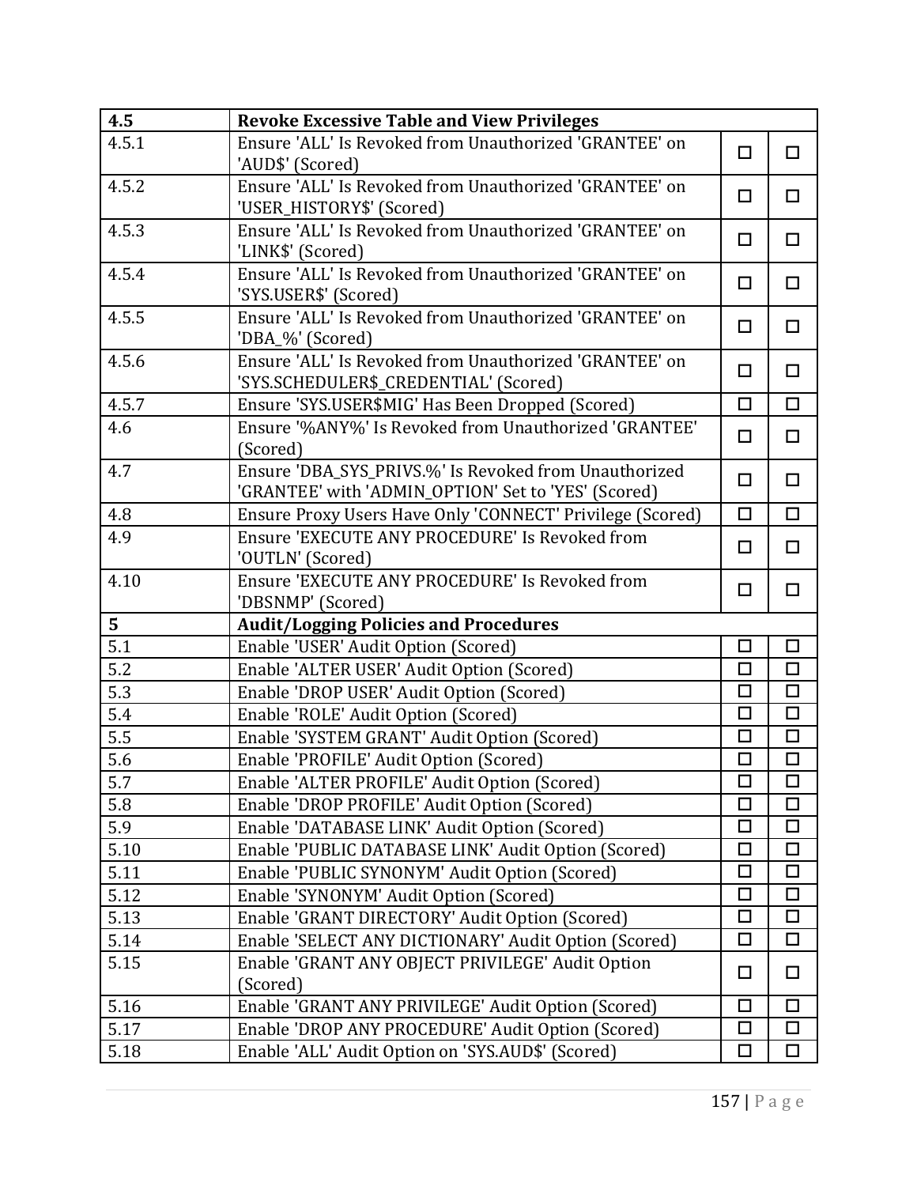| | | | |
|---|---|---|---|
| **4.5** | **Revoke Excessive Table and View Privileges** | | |
| 4.5.1 | Ensure 'ALL' Is Revoked from Unauthorized 'GRANTEE' on 'AUD$' (Scored) | ☐ | ☐ |
| 4.5.2 | Ensure 'ALL' Is Revoked from Unauthorized 'GRANTEE' on 'USER_HISTORY$' (Scored) | ☐ | ☐ |
| 4.5.3 | Ensure 'ALL' Is Revoked from Unauthorized 'GRANTEE' on 'LINK$' (Scored) | ☐ | ☐ |
| 4.5.4 | Ensure 'ALL' Is Revoked from Unauthorized 'GRANTEE' on 'SYS.USER$' (Scored) | ☐ | ☐ |
| 4.5.5 | Ensure 'ALL' Is Revoked from Unauthorized 'GRANTEE' on 'DBA_%' (Scored) | ☐ | ☐ |
| 4.5.6 | Ensure 'ALL' Is Revoked from Unauthorized 'GRANTEE' on 'SYS.SCHEDULER$_CREDENTIAL' (Scored) | ☐ | ☐ |
| 4.5.7 | Ensure 'SYS.USER$MIG' Has Been Dropped (Scored) | ☐ | ☐ |
| 4.6 | Ensure '%ANY%' Is Revoked from Unauthorized 'GRANTEE' (Scored) | ☐ | ☐ |
| 4.7 | Ensure 'DBA_SYS_PRIVS.%' Is Revoked from Unauthorized 'GRANTEE' with 'ADMIN_OPTION' Set to 'YES' (Scored) | ☐ | ☐ |
| 4.8 | Ensure Proxy Users Have Only 'CONNECT' Privilege (Scored) | ☐ | ☐ |
| 4.9 | Ensure 'EXECUTE ANY PROCEDURE' Is Revoked from 'OUTLN' (Scored) | ☐ | ☐ |
| 4.10 | Ensure 'EXECUTE ANY PROCEDURE' Is Revoked from 'DBSNMP' (Scored) | ☐ | ☐ |
| **5** | **Audit/Logging Policies and Procedures** | | |
| 5.1 | Enable 'USER' Audit Option (Scored) | ☐ | ☐ |
| 5.2 | Enable 'ALTER USER' Audit Option (Scored) | ☐ | ☐ |
| 5.3 | Enable 'DROP USER' Audit Option (Scored) | ☐ | ☐ |
| 5.4 | Enable 'ROLE' Audit Option (Scored) | ☐ | ☐ |
| 5.5 | Enable 'SYSTEM GRANT' Audit Option (Scored) | ☐ | ☐ |
| 5.6 | Enable 'PROFILE' Audit Option (Scored) | ☐ | ☐ |
| 5.7 | Enable 'ALTER PROFILE' Audit Option (Scored) | ☐ | ☐ |
| 5.8 | Enable 'DROP PROFILE' Audit Option (Scored) | ☐ | ☐ |
| 5.9 | Enable 'DATABASE LINK' Audit Option (Scored) | ☐ | ☐ |
| 5.10 | Enable 'PUBLIC DATABASE LINK' Audit Option (Scored) | ☐ | ☐ |
| 5.11 | Enable 'PUBLIC SYNONYM' Audit Option (Scored) | ☐ | ☐ |
| 5.12 | Enable 'SYNONYM' Audit Option (Scored) | ☐ | ☐ |
| 5.13 | Enable 'GRANT DIRECTORY' Audit Option (Scored) | ☐ | ☐ |
| 5.14 | Enable 'SELECT ANY DICTIONARY' Audit Option (Scored) | ☐ | ☐ |
| 5.15 | Enable 'GRANT ANY OBJECT PRIVILEGE' Audit Option (Scored) | ☐ | ☐ |
| 5.16 | Enable 'GRANT ANY PRIVILEGE' Audit Option (Scored) | ☐ | ☐ |
| 5.17 | Enable 'DROP ANY PROCEDURE' Audit Option (Scored) | ☐ | ☐ |
| 5.18 | Enable 'ALL' Audit Option on 'SYS.AUD$' (Scored) | ☐ | ☐ |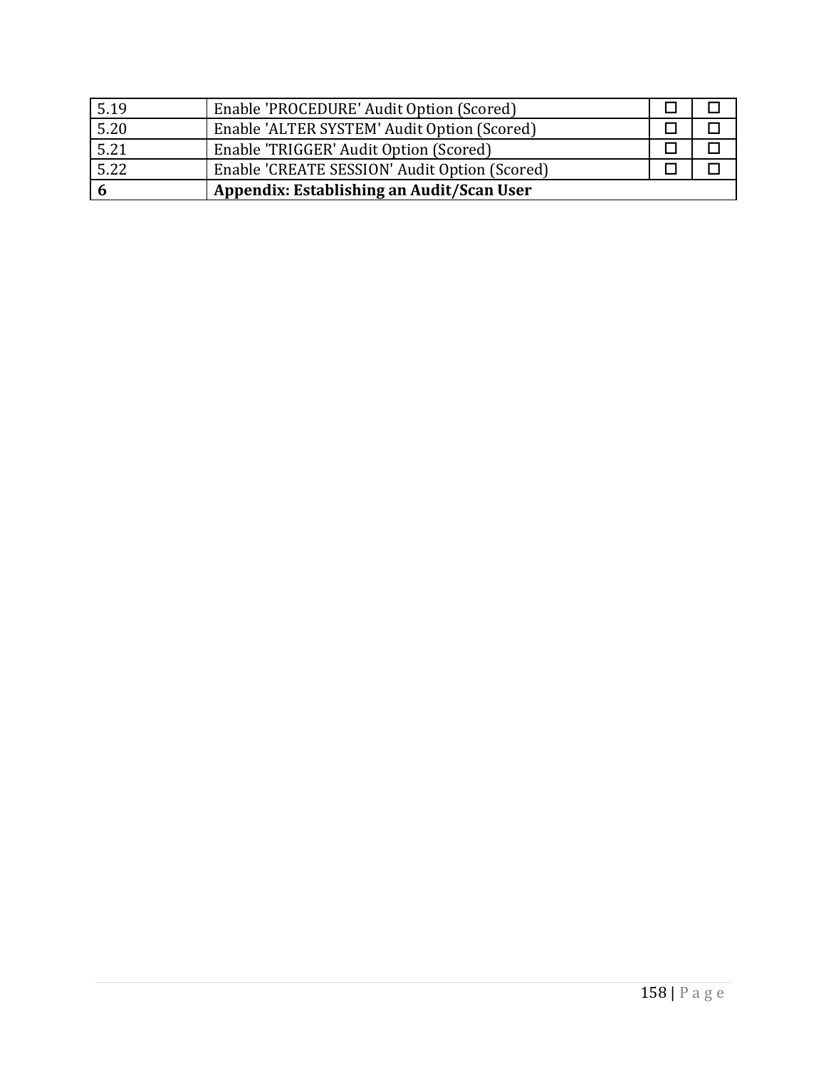| 5.19 | Enable 'PROCEDURE' Audit Option (Scored) | ☐ | ☐ |
|---|---|---|---|
| 5.20 | Enable 'ALTER SYSTEM' Audit Option (Scored) | ☐ | ☐ |
| 5.21 | Enable 'TRIGGER' Audit Option (Scored) | ☐ | ☐ |
| 5.22 | Enable 'CREATE SESSION' Audit Option (Scored) | ☐ | ☐ |
| **6** | **Appendix: Establishing an Audit/Scan User** | | |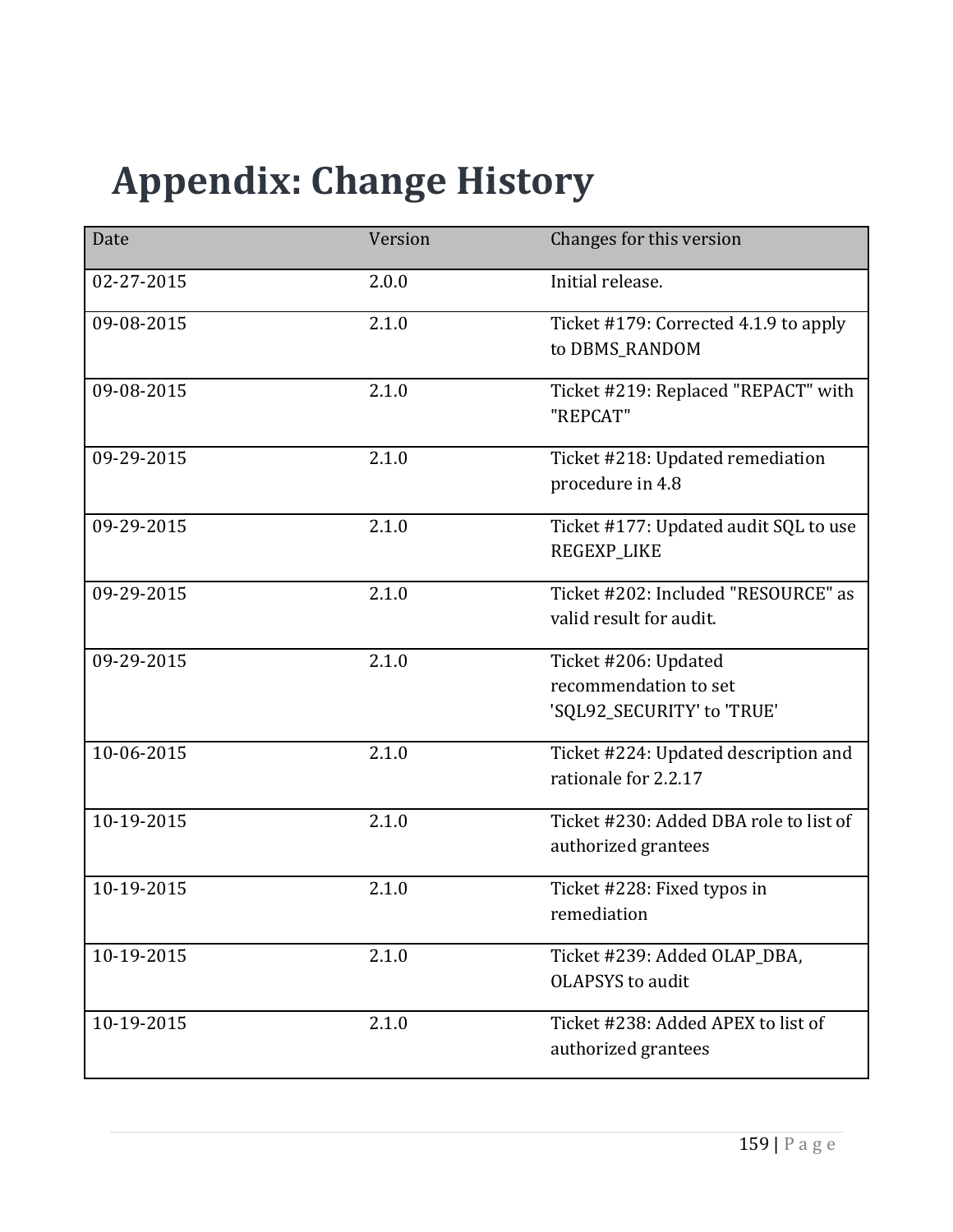# Appendix: Change History

| Date | Version | Changes for this version |
|---|---|---|
| 02-27-2015 | 2.0.0 | Initial release. |
| 09-08-2015 | 2.1.0 | Ticket #179: Corrected 4.1.9 to apply to DBMS_RANDOM |
| 09-08-2015 | 2.1.0 | Ticket #219: Replaced "REPACT" with "REPCAT" |
| 09-29-2015 | 2.1.0 | Ticket #218: Updated remediation procedure in 4.8 |
| 09-29-2015 | 2.1.0 | Ticket #177: Updated audit SQL to use REGEXP_LIKE |
| 09-29-2015 | 2.1.0 | Ticket #202: Included "RESOURCE" as valid result for audit. |
| 09-29-2015 | 2.1.0 | Ticket #206: Updated recommendation to set 'SQL92_SECURITY' to 'TRUE' |
| 10-06-2015 | 2.1.0 | Ticket #224: Updated description and rationale for 2.2.17 |
| 10-19-2015 | 2.1.0 | Ticket #230: Added DBA role to list of authorized grantees |
| 10-19-2015 | 2.1.0 | Ticket #228: Fixed typos in remediation |
| 10-19-2015 | 2.1.0 | Ticket #239: Added OLAP_DBA, OLAPSYS to audit |
| 10-19-2015 | 2.1.0 | Ticket #238: Added APEX to list of authorized grantees |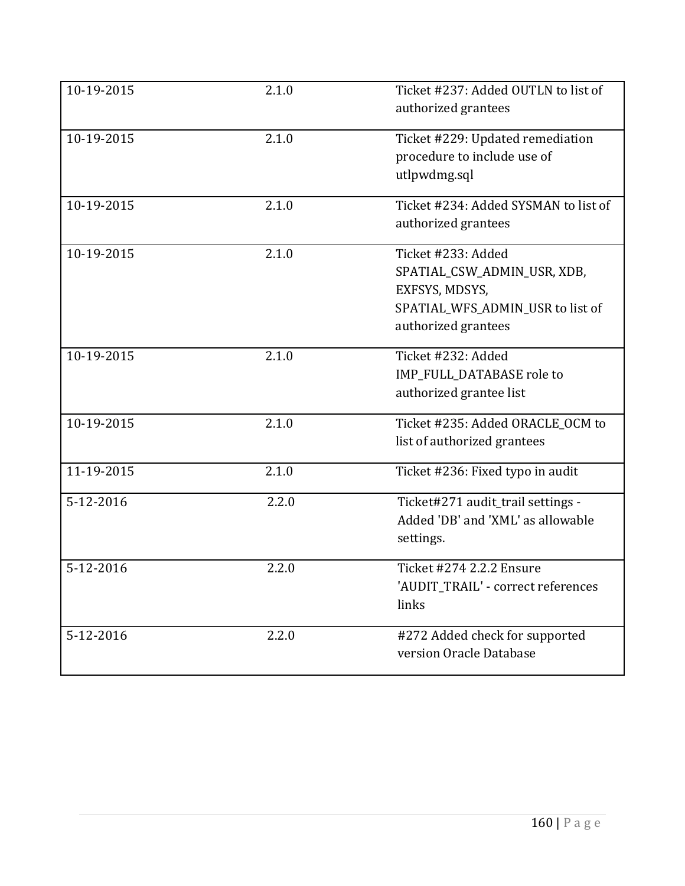| | | |
|---|---|---|
| 10-19-2015 | 2.1.0 | Ticket #237: Added OUTLN to list of authorized grantees |
| 10-19-2015 | 2.1.0 | Ticket #229: Updated remediation procedure to include use of utlpwdmg.sql |
| 10-19-2015 | 2.1.0 | Ticket #234: Added SYSMAN to list of authorized grantees |
| 10-19-2015 | 2.1.0 | Ticket #233: Added SPATIAL_CSW_ADMIN_USR, XDB, EXFSYS, MDSYS, SPATIAL_WFS_ADMIN_USR to list of authorized grantees |
| 10-19-2015 | 2.1.0 | Ticket #232: Added IMP_FULL_DATABASE role to authorized grantee list |
| 10-19-2015 | 2.1.0 | Ticket #235: Added ORACLE_OCM to list of authorized grantees |
| 11-19-2015 | 2.1.0 | Ticket #236: Fixed typo in audit |
| 5-12-2016 | 2.2.0 | Ticket#271 audit_trail settings - Added 'DB' and 'XML' as allowable settings. |
| 5-12-2016 | 2.2.0 | Ticket #274 2.2.2 Ensure 'AUDIT_TRAIL' - correct references links |
| 5-12-2016 | 2.2.0 | #272 Added check for supported version Oracle Database |